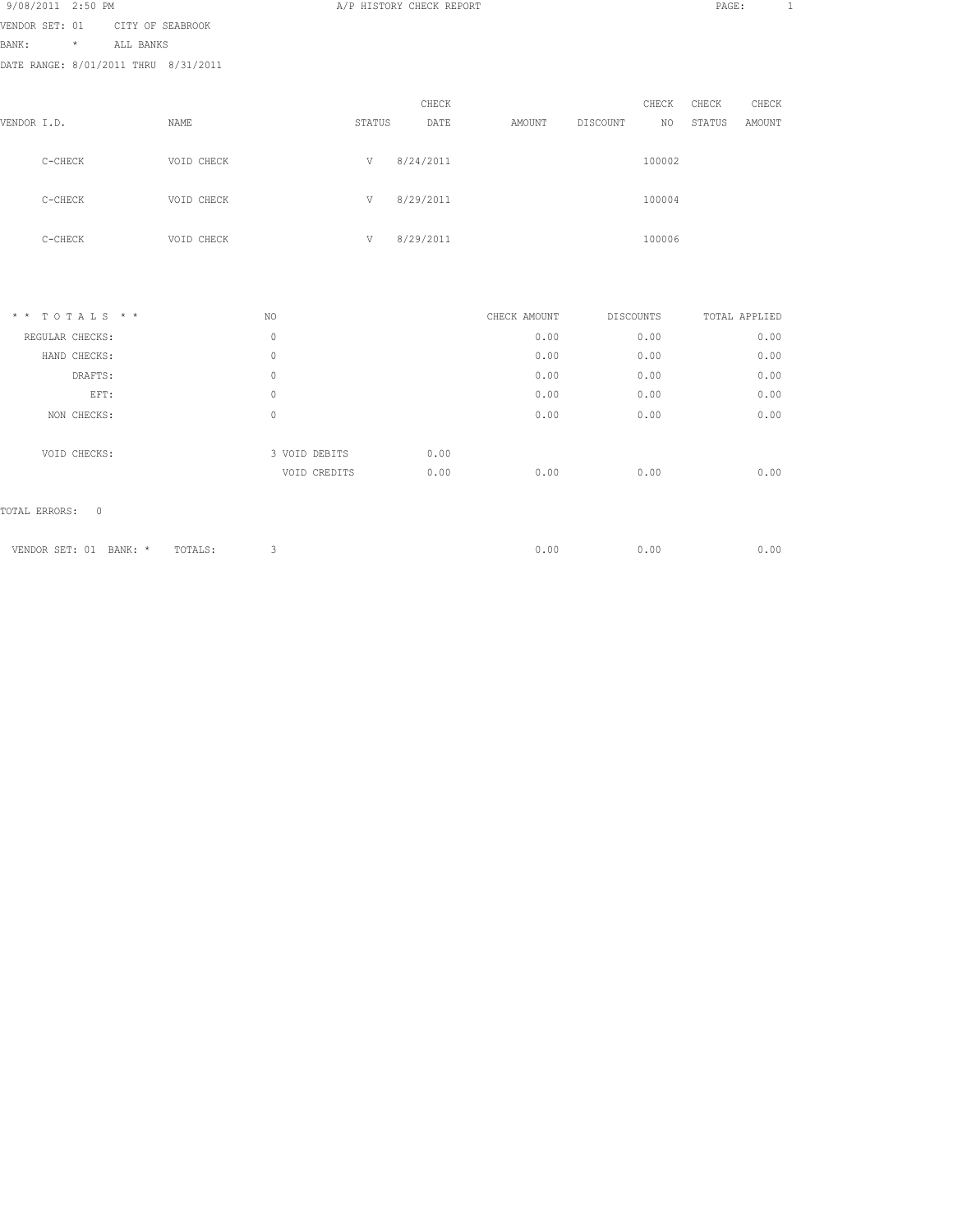9/08/2011 2:50 PM

# A/P HISTORY CHECK REPORT

VENDOR SET: 01 CITY OF SEABROOK
BANK: * ALL BANKS
DATE RANGE: 8/01/2011 THRU 8/31/2011

| VENDOR I.D. | NAME | STATUS | CHECK DATE | AMOUNT | DISCOUNT | CHECK NO | CHECK STATUS | CHECK AMOUNT |
|---|---|---|---|---|---|---|---|---|
| C-CHECK | VOID CHECK | V | 8/24/2011 | | | 100002 | | |
| C-CHECK | VOID CHECK | V | 8/29/2011 | | | 100004 | | |
| C-CHECK | VOID CHECK | V | 8/29/2011 | | | 100006 | | |

| * * T O T A L S * * | NO | | | CHECK AMOUNT | DISCOUNTS | TOTAL APPLIED |
|---|---|---|---|---|---|---|
| REGULAR CHECKS: | 0 | | | 0.00 | 0.00 | 0.00 |
| HAND CHECKS: | 0 | | | 0.00 | 0.00 | 0.00 |
| DRAFTS: | 0 | | | 0.00 | 0.00 | 0.00 |
| EFT: | 0 | | | 0.00 | 0.00 | 0.00 |
| NON CHECKS: | 0 | | | 0.00 | 0.00 | 0.00 |
| VOID CHECKS: | 3 | VOID DEBITS | 0.00 | | | |
| | | VOID CREDITS | 0.00 | 0.00 | 0.00 | 0.00 |

TOTAL ERRORS: 0

| VENDOR SET: 01 BANK: * | TOTALS: | 3 | 0.00 | 0.00 | 0.00 |
|---|---|---|---|---|---|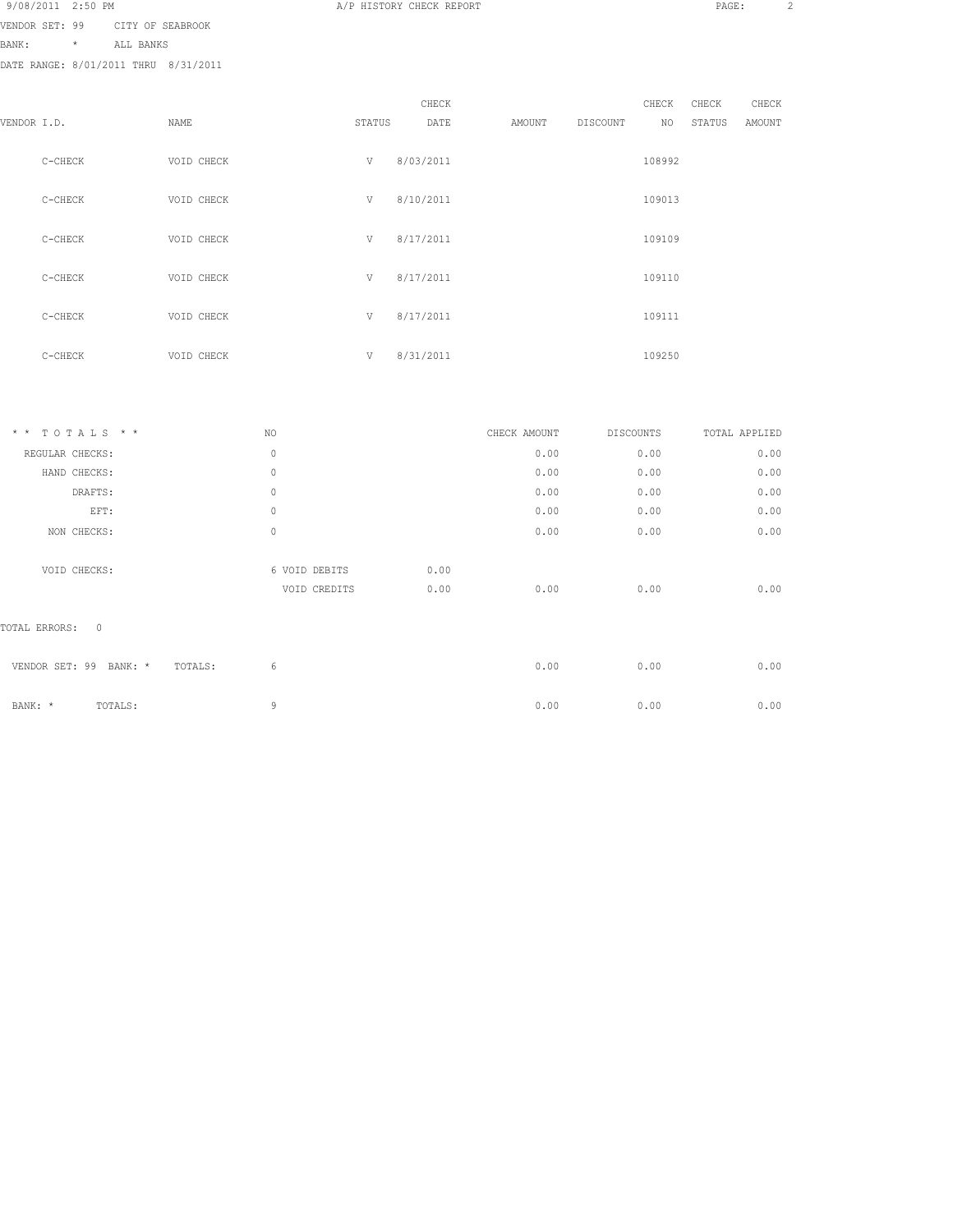A/P HISTORY CHECK REPORT

VENDOR SET: 99 CITY OF SEABROOK
BANK: * ALL BANKS
DATE RANGE: 8/01/2011 THRU 8/31/2011

| VENDOR I.D. | NAME | STATUS | CHECK DATE | AMOUNT | DISCOUNT | CHECK NO | CHECK STATUS | CHECK AMOUNT |
|---|---|---|---|---|---|---|---|---|
| C-CHECK | VOID CHECK | V | 8/03/2011 | | | 108992 | | |
| C-CHECK | VOID CHECK | V | 8/10/2011 | | | 109013 | | |
| C-CHECK | VOID CHECK | V | 8/17/2011 | | | 109109 | | |
| C-CHECK | VOID CHECK | V | 8/17/2011 | | | 109110 | | |
| C-CHECK | VOID CHECK | V | 8/17/2011 | | | 109111 | | |
| C-CHECK | VOID CHECK | V | 8/31/2011 | | | 109250 | | |

| * * T O T A L S * * | NO | | | CHECK AMOUNT | DISCOUNTS | TOTAL APPLIED |
|---|---|---|---|---|---|---|
| REGULAR CHECKS: | 0 | | | 0.00 | 0.00 | 0.00 |
| HAND CHECKS: | 0 | | | 0.00 | 0.00 | 0.00 |
| DRAFTS: | 0 | | | 0.00 | 0.00 | 0.00 |
| EFT: | 0 | | | 0.00 | 0.00 | 0.00 |
| NON CHECKS: | 0 | | | 0.00 | 0.00 | 0.00 |
| VOID CHECKS: | 6 | VOID DEBITS | 0.00 | | | |
| | | VOID CREDITS | 0.00 | 0.00 | 0.00 | 0.00 |

TOTAL ERRORS: 0

| | NO | CHECK AMOUNT | DISCOUNTS | TOTAL APPLIED |
|---|---|---|---|---|
| VENDOR SET: 99 BANK: * TOTALS: | 6 | 0.00 | 0.00 | 0.00 |
| BANK: * TOTALS: | 9 | 0.00 | 0.00 | 0.00 |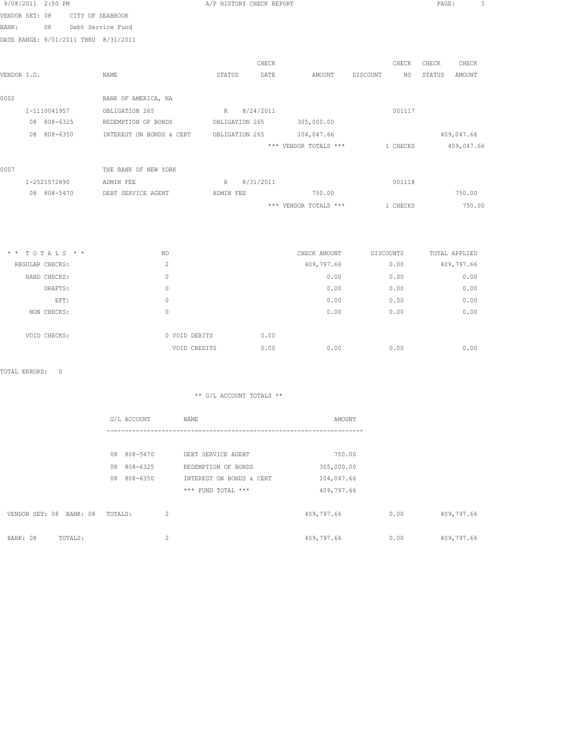A/P HISTORY CHECK REPORT

VENDOR SET: 08 CITY OF SEABROOK
BANK: 08 Debt Service Fund
DATE RANGE: 8/01/2011 THRU 8/31/2011

| VENDOR I.D. | NAME | STATUS | CHECK DATE | AMOUNT | DISCOUNT | CHECK NO | CHECK STATUS | CHECK AMOUNT |
|---|---|---|---|---|---|---|---|---|
| 0002 | BANK OF AMERICA, NA | | | | | | | |
| I-1110041957 | OBLIGATION 265 | R | 8/24/2011 | | | 001117 | | |
| 08 808-6325 | REDEMPTION OF BONDS | OBLIGATION 265 | | 305,000.00 | | | | |
| 08 808-6350 | INTEREST ON BONDS & CERT | OBLIGATION 265 | | 104,047.66 | | | | 409,047.66 |
| | | | | *** VENDOR TOTALS *** | | 1 CHECKS | | 409,047.66 |
| 0007 | THE BANK OF NEW YORK | | | | | | | |
| I-2521572890 | ADMIN FEE | R | 8/31/2011 | | | 001118 | | |
| 08 808-5470 | DEBT SERVICE AGENT | ADMIN FEE | | 750.00 | | | | 750.00 |
| | | | | *** VENDOR TOTALS *** | | 1 CHECKS | | 750.00 |

| * * T O T A L S * * | NO | | CHECK AMOUNT | DISCOUNTS | TOTAL APPLIED |
|---|---|---|---|---|---|
| REGULAR CHECKS: | 2 | | 409,797.66 | 0.00 | 409,797.66 |
| HAND CHECKS: | 0 | | 0.00 | 0.00 | 0.00 |
| DRAFTS: | 0 | | 0.00 | 0.00 | 0.00 |
| EFT: | 0 | | 0.00 | 0.00 | 0.00 |
| NON CHECKS: | 0 | | 0.00 | 0.00 | 0.00 |
| VOID CHECKS: | 0 VOID DEBITS | 0.00 | | | |
| | VOID CREDITS | 0.00 | 0.00 | 0.00 | 0.00 |

TOTAL ERRORS: 0

** G/L ACCOUNT TOTALS **

| G/L ACCOUNT | NAME | AMOUNT |
|---|---|---|
| 08 808-5470 | DEBT SERVICE AGENT | 750.00 |
| 08 808-6325 | REDEMPTION OF BONDS | 305,000.00 |
| 08 808-6350 | INTEREST ON BONDS & CERT | 104,047.66 |
| | *** FUND TOTAL *** | 409,797.66 |

| | NO | CHECK AMOUNT | DISCOUNTS | TOTAL APPLIED |
|---|---|---|---|---|
| VENDOR SET: 08 BANK: 08 TOTALS: | 2 | 409,797.66 | 0.00 | 409,797.66 |
| BANK: 08 TOTALS: | 2 | 409,797.66 | 0.00 | 409,797.66 |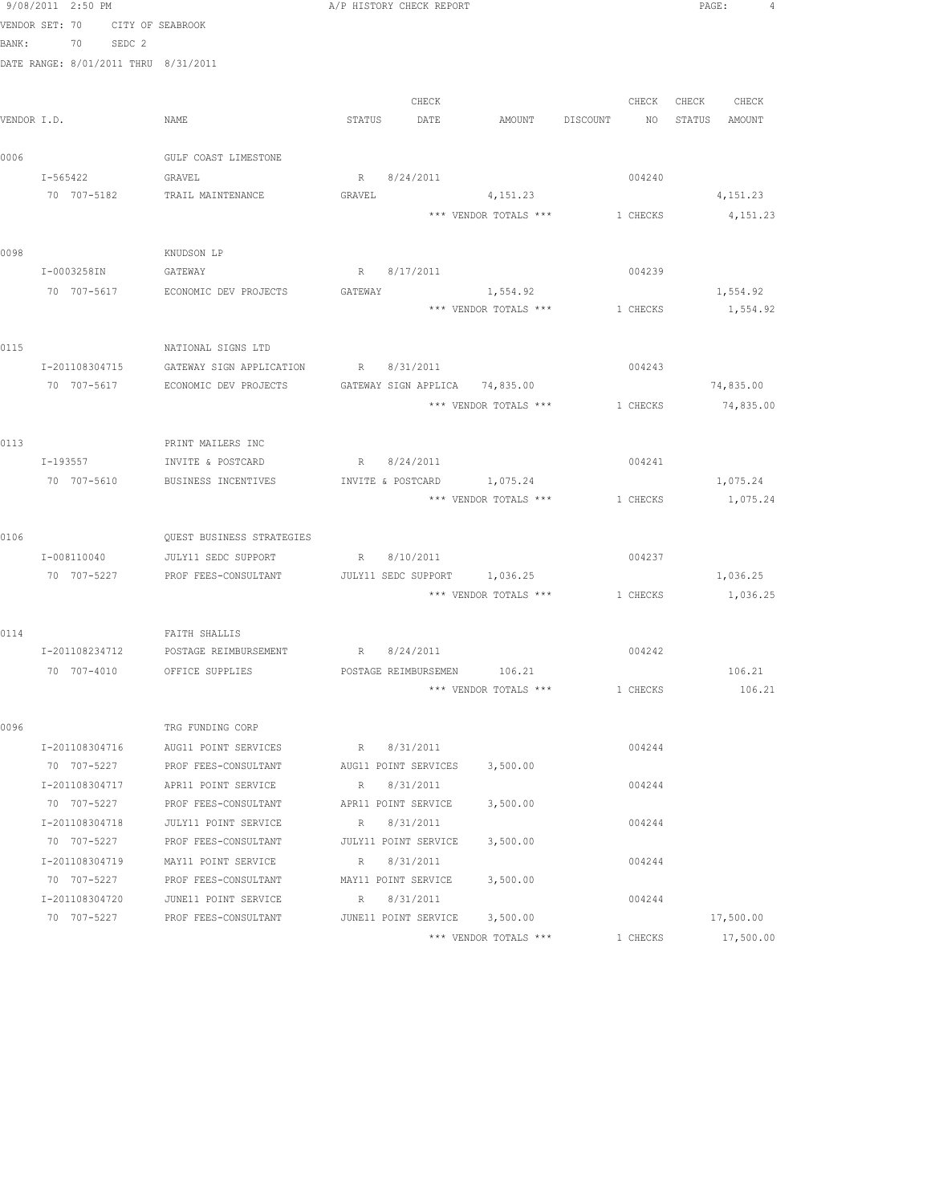9/08/2011 2:50 PM A/P HISTORY CHECK REPORT

VENDOR SET: 70 CITY OF SEABROOK
BANK: 70 SEDC 2
DATE RANGE: 8/01/2011 THRU 8/31/2011

| VENDOR I.D. | NAME | STATUS | CHECK DATE | AMOUNT | DISCOUNT | CHECK NO | CHECK STATUS | CHECK AMOUNT |
|---|---|---|---|---|---|---|---|---|
| 0006 | GULF COAST LIMESTONE | | | | | | | |
| I-565422 | GRAVEL | R | 8/24/2011 | | | 004240 | | |
| 70 707-5182 | TRAIL MAINTENANCE | GRAVEL | | 4,151.23 | | | | 4,151.23 |
| | | | | *** VENDOR TOTALS *** | | 1 CHECKS | | 4,151.23 |
| 0098 | KNUDSON LP | | | | | | | |
| I-0003258IN | GATEWAY | R | 8/17/2011 | | | 004239 | | |
| 70 707-5617 | ECONOMIC DEV PROJECTS | GATEWAY | | 1,554.92 | | | | 1,554.92 |
| | | | | *** VENDOR TOTALS *** | | 1 CHECKS | | 1,554.92 |
| 0115 | NATIONAL SIGNS LTD | | | | | | | |
| I-201108304715 | GATEWAY SIGN APPLICATION | R | 8/31/2011 | | | 004243 | | |
| 70 707-5617 | ECONOMIC DEV PROJECTS | GATEWAY SIGN APPLICA | | 74,835.00 | | | | 74,835.00 |
| | | | | *** VENDOR TOTALS *** | | 1 CHECKS | | 74,835.00 |
| 0113 | PRINT MAILERS INC | | | | | | | |
| I-193557 | INVITE & POSTCARD | R | 8/24/2011 | | | 004241 | | |
| 70 707-5610 | BUSINESS INCENTIVES | INVITE & POSTCARD | | 1,075.24 | | | | 1,075.24 |
| | | | | *** VENDOR TOTALS *** | | 1 CHECKS | | 1,075.24 |
| 0106 | QUEST BUSINESS STRATEGIES | | | | | | | |
| I-008110040 | JULY11 SEDC SUPPORT | R | 8/10/2011 | | | 004237 | | |
| 70 707-5227 | PROF FEES-CONSULTANT | JULY11 SEDC SUPPORT | | 1,036.25 | | | | 1,036.25 |
| | | | | *** VENDOR TOTALS *** | | 1 CHECKS | | 1,036.25 |
| 0114 | FAITH SHALLIS | | | | | | | |
| I-201108234712 | POSTAGE REIMBURSEMENT | R | 8/24/2011 | | | 004242 | | |
| 70 707-4010 | OFFICE SUPPLIES | POSTAGE REIMBURSEMEN | | 106.21 | | | | 106.21 |
| | | | | *** VENDOR TOTALS *** | | 1 CHECKS | | 106.21 |
| 0096 | TRG FUNDING CORP | | | | | | | |
| I-201108304716 | AUG11 POINT SERVICES | R | 8/31/2011 | | | 004244 | | |
| 70 707-5227 | PROF FEES-CONSULTANT | AUG11 POINT SERVICES | | 3,500.00 | | | | |
| I-201108304717 | APR11 POINT SERVICE | R | 8/31/2011 | | | 004244 | | |
| 70 707-5227 | PROF FEES-CONSULTANT | APR11 POINT SERVICE | | 3,500.00 | | | | |
| I-201108304718 | JULY11 POINT SERVICE | R | 8/31/2011 | | | 004244 | | |
| 70 707-5227 | PROF FEES-CONSULTANT | JULY11 POINT SERVICE | | 3,500.00 | | | | |
| I-201108304719 | MAY11 POINT SERVICE | R | 8/31/2011 | | | 004244 | | |
| 70 707-5227 | PROF FEES-CONSULTANT | MAY11 POINT SERVICE | | 3,500.00 | | | | |
| I-201108304720 | JUNE11 POINT SERVICE | R | 8/31/2011 | | | 004244 | | |
| 70 707-5227 | PROF FEES-CONSULTANT | JUNE11 POINT SERVICE | | 3,500.00 | | | | 17,500.00 |
| | | | | *** VENDOR TOTALS *** | | 1 CHECKS | | 17,500.00 |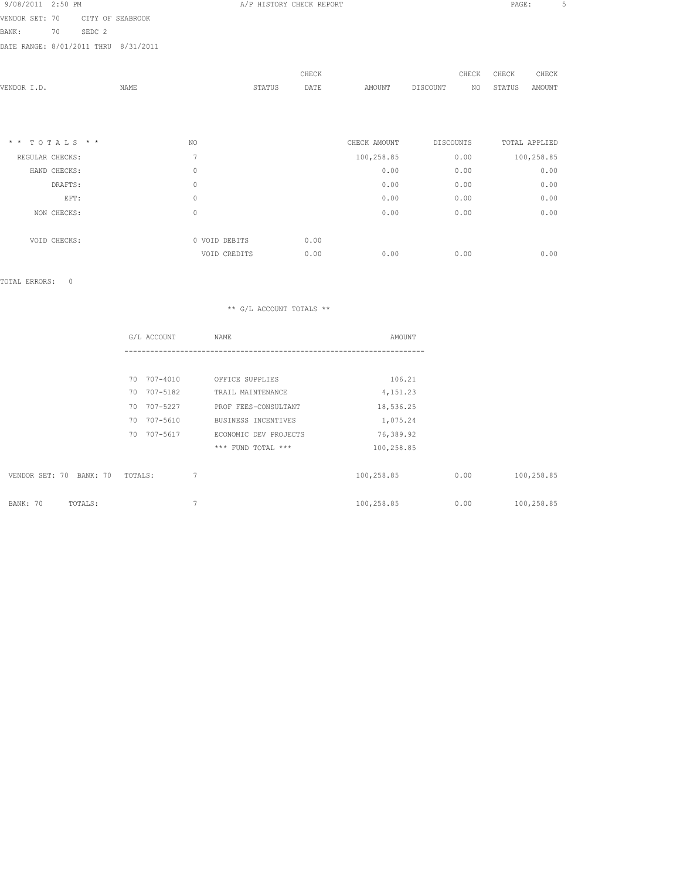A/P HISTORY CHECK REPORT

VENDOR SET: 70 CITY OF SEABROOK
BANK: 70 SEDC 2
DATE RANGE: 8/01/2011 THRU 8/31/2011

| VENDOR I.D. | NAME | STATUS | CHECK DATE | AMOUNT | DISCOUNT | CHECK NO | CHECK STATUS | CHECK AMOUNT |
|---|---|---|---|---|---|---|---|---|

| * * T O T A L S * * | NO | | | CHECK AMOUNT | DISCOUNTS | TOTAL APPLIED |
|---|---|---|---|---|---|---|
| REGULAR CHECKS: | 7 | | | 100,258.85 | 0.00 | 100,258.85 |
| HAND CHECKS: | 0 | | | 0.00 | 0.00 | 0.00 |
| DRAFTS: | 0 | | | 0.00 | 0.00 | 0.00 |
| EFT: | 0 | | | 0.00 | 0.00 | 0.00 |
| NON CHECKS: | 0 | | | 0.00 | 0.00 | 0.00 |
| VOID CHECKS: | 0 | VOID DEBITS | 0.00 | | | |
| | | VOID CREDITS | 0.00 | 0.00 | 0.00 | 0.00 |

TOTAL ERRORS: 0

** G/L ACCOUNT TOTALS **

| G/L ACCOUNT | NAME | AMOUNT |
|---|---|---|
| 70 707-4010 | OFFICE SUPPLIES | 106.21 |
| 70 707-5182 | TRAIL MAINTENANCE | 4,151.23 |
| 70 707-5227 | PROF FEES-CONSULTANT | 18,536.25 |
| 70 707-5610 | BUSINESS INCENTIVES | 1,075.24 |
| 70 707-5617 | ECONOMIC DEV PROJECTS | 76,389.92 |
| | *** FUND TOTAL *** | 100,258.85 |

| | NO | CHECK AMOUNT | DISCOUNTS | TOTAL APPLIED |
|---|---|---|---|---|
| VENDOR SET: 70 BANK: 70 TOTALS: | 7 | 100,258.85 | 0.00 | 100,258.85 |
| BANK: 70 TOTALS: | 7 | 100,258.85 | 0.00 | 100,258.85 |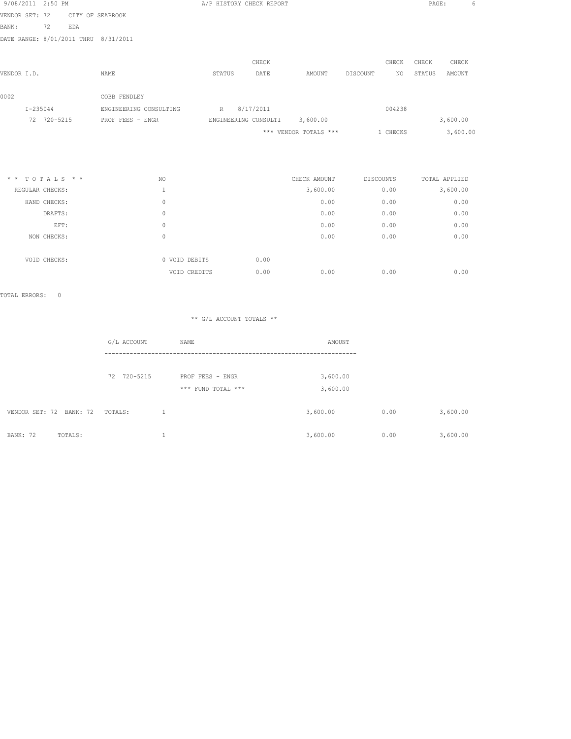9/08/2011 2:50 PM — A/P HISTORY CHECK REPORT

VENDOR SET: 72 CITY OF SEABROOK
BANK: 72 EDA
DATE RANGE: 8/01/2011 THRU 8/31/2011

| VENDOR I.D. | NAME | STATUS | CHECK DATE | AMOUNT | DISCOUNT | CHECK NO | CHECK STATUS | CHECK AMOUNT |
|---|---|---|---|---|---|---|---|---|
| 0002 | COBB FENDLEY | | | | | | | |
| I-235044 | ENGINEERING CONSULTING | R | 8/17/2011 | | | 004238 | | |
| 72 720-5215 | PROF FEES - ENGR | ENGINEERING CONSULTI | | 3,600.00 | | | | 3,600.00 |
| | | | | *** VENDOR TOTALS *** | | 1 CHECKS | | 3,600.00 |

| * * TOTALS * * | NO | | | CHECK AMOUNT | DISCOUNTS | TOTAL APPLIED |
|---|---|---|---|---|---|---|
| REGULAR CHECKS: | 1 | | | 3,600.00 | 0.00 | 3,600.00 |
| HAND CHECKS: | 0 | | | 0.00 | 0.00 | 0.00 |
| DRAFTS: | 0 | | | 0.00 | 0.00 | 0.00 |
| EFT: | 0 | | | 0.00 | 0.00 | 0.00 |
| NON CHECKS: | 0 | | | 0.00 | 0.00 | 0.00 |
| VOID CHECKS: | 0 | VOID DEBITS | 0.00 | | | |
| | | VOID CREDITS | 0.00 | 0.00 | 0.00 | 0.00 |

TOTAL ERRORS: 0

** G/L ACCOUNT TOTALS **

| G/L ACCOUNT | NAME | AMOUNT |
|---|---|---|
| 72 720-5215 | PROF FEES - ENGR | 3,600.00 |
| | *** FUND TOTAL *** | 3,600.00 |

| | NO | CHECK AMOUNT | DISCOUNTS | TOTAL APPLIED |
|---|---|---|---|---|
| VENDOR SET: 72 BANK: 72 TOTALS: | 1 | 3,600.00 | 0.00 | 3,600.00 |
| BANK: 72 TOTALS: | 1 | 3,600.00 | 0.00 | 3,600.00 |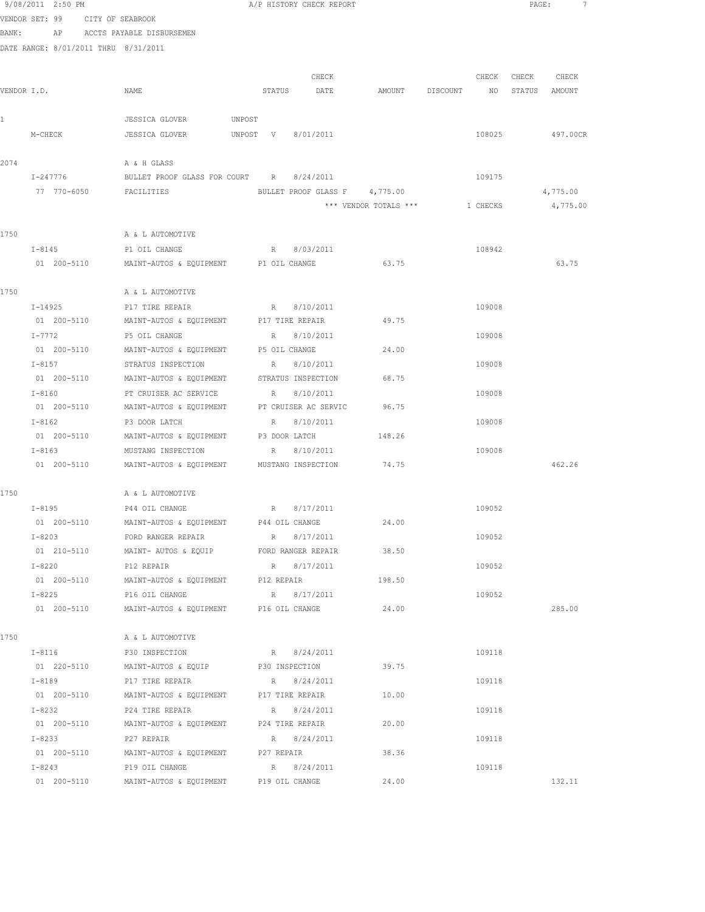9/08/2011 2:50 PM A/P HISTORY CHECK REPORT

VENDOR SET: 99 CITY OF SEABROOK
BANK: AP ACCTS PAYABLE DISBURSEMEN
DATE RANGE: 8/01/2011 THRU 8/31/2011

| VENDOR I.D. | NAME | STATUS | CHECK DATE | AMOUNT | DISCOUNT | CHECK NO | CHECK STATUS | CHECK AMOUNT |
|---|---|---|---|---|---|---|---|---|
| 1 | JESSICA GLOVER | UNPOST | | | | | | |
| M-CHECK | JESSICA GLOVER | UNPOST V | 8/01/2011 | | | 108025 | | 497.00CR |
| 2074 | A & H GLASS | | | | | | | |
| I-247776 | BULLET PROOF GLASS FOR COURT | R | 8/24/2011 | | | 109175 | | |
| 77 770-6050 | FACILITIES | BULLET PROOF GLASS F | | 4,775.00 | | | | 4,775.00 |
| | | | *** VENDOR TOTALS *** | | | 1 CHECKS | | 4,775.00 |
| 1750 | A & L AUTOMOTIVE | | | | | | | |
| I-8145 | P1 OIL CHANGE | R | 8/03/2011 | | | 108942 | | |
| 01 200-5110 | MAINT-AUTOS & EQUIPMENT | P1 OIL CHANGE | | 63.75 | | | | 63.75 |
| 1750 | A & L AUTOMOTIVE | | | | | | | |
| I-14925 | P17 TIRE REPAIR | R | 8/10/2011 | | | 109008 | | |
| 01 200-5110 | MAINT-AUTOS & EQUIPMENT | P17 TIRE REPAIR | | 49.75 | | | | |
| I-7772 | P5 OIL CHANGE | R | 8/10/2011 | | | 109008 | | |
| 01 200-5110 | MAINT-AUTOS & EQUIPMENT | P5 OIL CHANGE | | 24.00 | | | | |
| I-8157 | STRATUS INSPECTION | R | 8/10/2011 | | | 109008 | | |
| 01 200-5110 | MAINT-AUTOS & EQUIPMENT | STRATUS INSPECTION | | 68.75 | | | | |
| I-8160 | PT CRUISER AC SERVICE | R | 8/10/2011 | | | 109008 | | |
| 01 200-5110 | MAINT-AUTOS & EQUIPMENT | PT CRUISER AC SERVIC | | 96.75 | | | | |
| I-8162 | P3 DOOR LATCH | R | 8/10/2011 | | | 109008 | | |
| 01 200-5110 | MAINT-AUTOS & EQUIPMENT | P3 DOOR LATCH | | 148.26 | | | | |
| I-8163 | MUSTANG INSPECTION | R | 8/10/2011 | | | 109008 | | |
| 01 200-5110 | MAINT-AUTOS & EQUIPMENT | MUSTANG INSPECTION | | 74.75 | | | | 462.26 |
| 1750 | A & L AUTOMOTIVE | | | | | | | |
| I-8195 | P44 OIL CHANGE | R | 8/17/2011 | | | 109052 | | |
| 01 200-5110 | MAINT-AUTOS & EQUIPMENT | P44 OIL CHANGE | | 24.00 | | | | |
| I-8203 | FORD RANGER REPAIR | R | 8/17/2011 | | | 109052 | | |
| 01 210-5110 | MAINT- AUTOS & EQUIP | FORD RANGER REPAIR | | 38.50 | | | | |
| I-8220 | P12 REPAIR | R | 8/17/2011 | | | 109052 | | |
| 01 200-5110 | MAINT-AUTOS & EQUIPMENT | P12 REPAIR | | 198.50 | | | | |
| I-8225 | P16 OIL CHANGE | R | 8/17/2011 | | | 109052 | | |
| 01 200-5110 | MAINT-AUTOS & EQUIPMENT | P16 OIL CHANGE | | 24.00 | | | | 285.00 |
| 1750 | A & L AUTOMOTIVE | | | | | | | |
| I-8116 | P30 INSPECTION | R | 8/24/2011 | | | 109118 | | |
| 01 220-5110 | MAINT-AUTOS & EQUIP | P30 INSPECTION | | 39.75 | | | | |
| I-8189 | P17 TIRE REPAIR | R | 8/24/2011 | | | 109118 | | |
| 01 200-5110 | MAINT-AUTOS & EQUIPMENT | P17 TIRE REPAIR | | 10.00 | | | | |
| I-8232 | P24 TIRE REPAIR | R | 8/24/2011 | | | 109118 | | |
| 01 200-5110 | MAINT-AUTOS & EQUIPMENT | P24 TIRE REPAIR | | 20.00 | | | | |
| I-8233 | P27 REPAIR | R | 8/24/2011 | | | 109118 | | |
| 01 200-5110 | MAINT-AUTOS & EQUIPMENT | P27 REPAIR | | 38.36 | | | | |
| I-8243 | P19 OIL CHANGE | R | 8/24/2011 | | | 109118 | | |
| 01 200-5110 | MAINT-AUTOS & EQUIPMENT | P19 OIL CHANGE | | 24.00 | | | | 132.11 |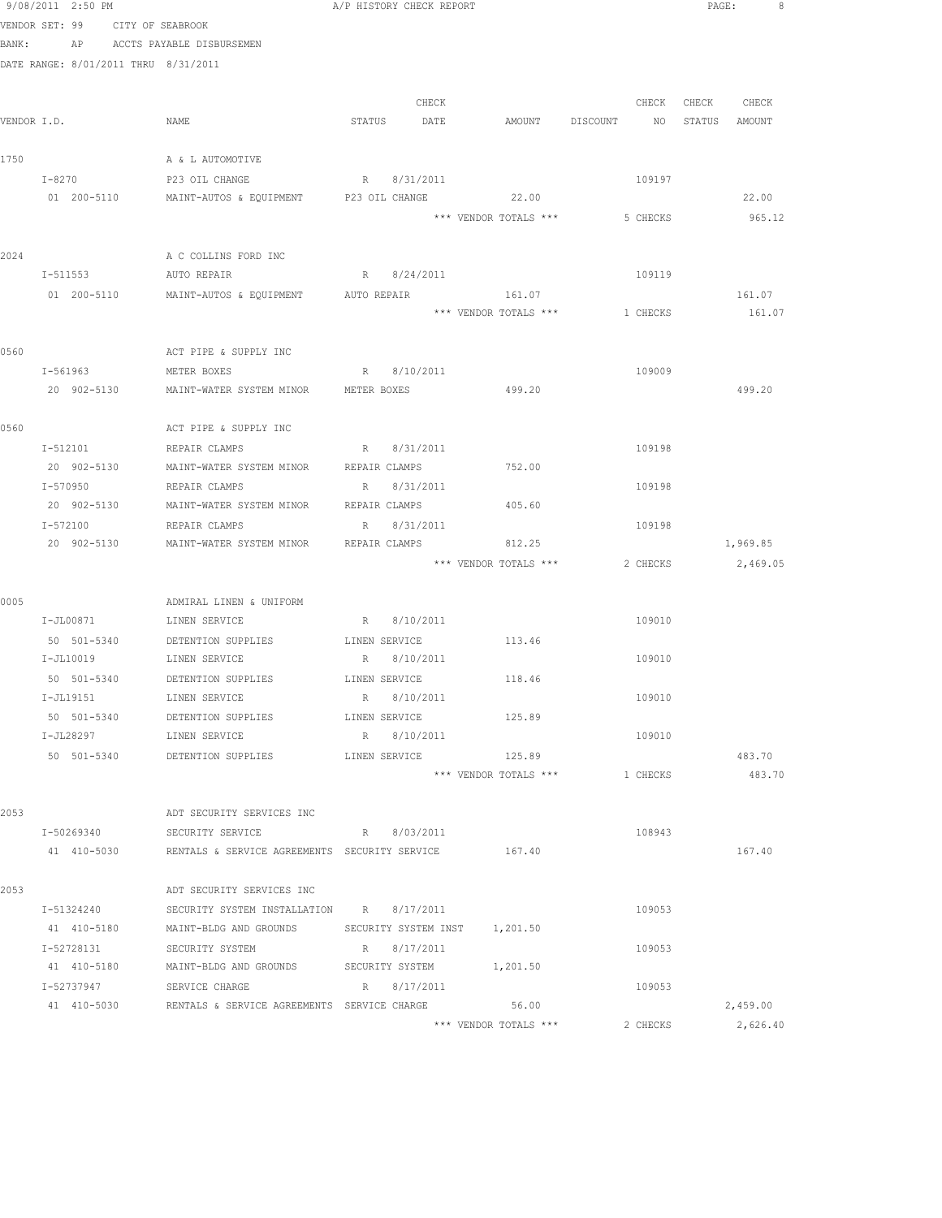9/08/2011 2:50 PM A/P HISTORY CHECK REPORT

VENDOR SET: 99 CITY OF SEABROOK
BANK: AP ACCTS PAYABLE DISBURSEMEN
DATE RANGE: 8/01/2011 THRU 8/31/2011

| VENDOR I.D. | NAME | STATUS | CHECK DATE | AMOUNT | DISCOUNT | CHECK NO | CHECK STATUS | CHECK AMOUNT |
|---|---|---|---|---|---|---|---|---|
| 1750 | A & L AUTOMOTIVE | | | | | | | |
| I-8270 | P23 OIL CHANGE | R | 8/31/2011 | | | 109197 | | |
| 01 200-5110 | MAINT-AUTOS & EQUIPMENT | P23 OIL CHANGE | | 22.00 | | | | 22.00 |
| | | | | *** VENDOR TOTALS *** | | 5 CHECKS | | 965.12 |
| 2024 | A C COLLINS FORD INC | | | | | | | |
| I-511553 | AUTO REPAIR | R | 8/24/2011 | | | 109119 | | |
| 01 200-5110 | MAINT-AUTOS & EQUIPMENT | AUTO REPAIR | | 161.07 | | | | 161.07 |
| | | | | *** VENDOR TOTALS *** | | 1 CHECKS | | 161.07 |
| 0560 | ACT PIPE & SUPPLY INC | | | | | | | |
| I-561963 | METER BOXES | R | 8/10/2011 | | | 109009 | | |
| 20 902-5130 | MAINT-WATER SYSTEM MINOR | METER BOXES | | 499.20 | | | | 499.20 |
| 0560 | ACT PIPE & SUPPLY INC | | | | | | | |
| I-512101 | REPAIR CLAMPS | R | 8/31/2011 | | | 109198 | | |
| 20 902-5130 | MAINT-WATER SYSTEM MINOR | REPAIR CLAMPS | | 752.00 | | | | |
| I-570950 | REPAIR CLAMPS | R | 8/31/2011 | | | 109198 | | |
| 20 902-5130 | MAINT-WATER SYSTEM MINOR | REPAIR CLAMPS | | 405.60 | | | | |
| I-572100 | REPAIR CLAMPS | R | 8/31/2011 | | | 109198 | | |
| 20 902-5130 | MAINT-WATER SYSTEM MINOR | REPAIR CLAMPS | | 812.25 | | | | 1,969.85 |
| | | | | *** VENDOR TOTALS *** | | 2 CHECKS | | 2,469.05 |
| 0005 | ADMIRAL LINEN & UNIFORM | | | | | | | |
| I-JL00871 | LINEN SERVICE | R | 8/10/2011 | | | 109010 | | |
| 50 501-5340 | DETENTION SUPPLIES | LINEN SERVICE | | 113.46 | | | | |
| I-JL10019 | LINEN SERVICE | R | 8/10/2011 | | | 109010 | | |
| 50 501-5340 | DETENTION SUPPLIES | LINEN SERVICE | | 118.46 | | | | |
| I-JL19151 | LINEN SERVICE | R | 8/10/2011 | | | 109010 | | |
| 50 501-5340 | DETENTION SUPPLIES | LINEN SERVICE | | 125.89 | | | | |
| I-JL28297 | LINEN SERVICE | R | 8/10/2011 | | | 109010 | | |
| 50 501-5340 | DETENTION SUPPLIES | LINEN SERVICE | | 125.89 | | | | 483.70 |
| | | | | *** VENDOR TOTALS *** | | 1 CHECKS | | 483.70 |
| 2053 | ADT SECURITY SERVICES INC | | | | | | | |
| I-50269340 | SECURITY SERVICE | R | 8/03/2011 | | | 108943 | | |
| 41 410-5030 | RENTALS & SERVICE AGREEMENTS | SECURITY SERVICE | | 167.40 | | | | 167.40 |
| 2053 | ADT SECURITY SERVICES INC | | | | | | | |
| I-51324240 | SECURITY SYSTEM INSTALLATION | R | 8/17/2011 | | | 109053 | | |
| 41 410-5180 | MAINT-BLDG AND GROUNDS | SECURITY SYSTEM INST | | 1,201.50 | | | | |
| I-52728131 | SECURITY SYSTEM | R | 8/17/2011 | | | 109053 | | |
| 41 410-5180 | MAINT-BLDG AND GROUNDS | SECURITY SYSTEM | | 1,201.50 | | | | |
| I-52737947 | SERVICE CHARGE | R | 8/17/2011 | | | 109053 | | |
| 41 410-5030 | RENTALS & SERVICE AGREEMENTS | SERVICE CHARGE | | 56.00 | | | | 2,459.00 |
| | | | | *** VENDOR TOTALS *** | | 2 CHECKS | | 2,626.40 |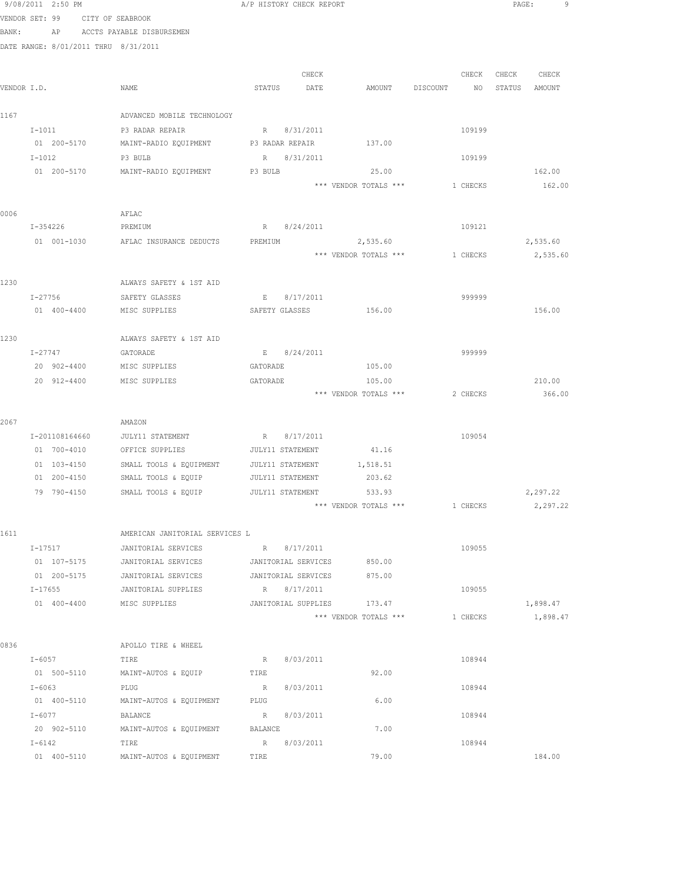9/08/2011 2:50 PM — A/P HISTORY CHECK REPORT

VENDOR SET: 99 CITY OF SEABROOK
BANK: AP ACCTS PAYABLE DISBURSEMEN
DATE RANGE: 8/01/2011 THRU 8/31/2011

| VENDOR I.D. | NAME | STATUS | CHECK DATE | AMOUNT | DISCOUNT | CHECK NO | CHECK STATUS | CHECK AMOUNT |
|---|---|---|---|---|---|---|---|---|
| 1167 | ADVANCED MOBILE TECHNOLOGY | | | | | | | |
| I-1011 | P3 RADAR REPAIR | R | 8/31/2011 | | | 109199 | | |
| 01 200-5170 | MAINT-RADIO EQUIPMENT | P3 RADAR REPAIR | | 137.00 | | | | |
| I-1012 | P3 BULB | R | 8/31/2011 | | | 109199 | | |
| 01 200-5170 | MAINT-RADIO EQUIPMENT | P3 BULB | | 25.00 | | | | 162.00 |
| | | | | *** VENDOR TOTALS *** | | 1 CHECKS | | 162.00 |
| 0006 | AFLAC | | | | | | | |
| I-354226 | PREMIUM | R | 8/24/2011 | | | 109121 | | |
| 01 001-1030 | AFLAC INSURANCE DEDUCTS | PREMIUM | | 2,535.60 | | | | 2,535.60 |
| | | | | *** VENDOR TOTALS *** | | 1 CHECKS | | 2,535.60 |
| 1230 | ALWAYS SAFETY & 1ST AID | | | | | | | |
| I-27756 | SAFETY GLASSES | E | 8/17/2011 | | | 999999 | | |
| 01 400-4400 | MISC SUPPLIES | SAFETY GLASSES | | 156.00 | | | | 156.00 |
| 1230 | ALWAYS SAFETY & 1ST AID | | | | | | | |
| I-27747 | GATORADE | E | 8/24/2011 | | | 999999 | | |
| 20 902-4400 | MISC SUPPLIES | GATORADE | | 105.00 | | | | |
| 20 912-4400 | MISC SUPPLIES | GATORADE | | 105.00 | | | | 210.00 |
| | | | | *** VENDOR TOTALS *** | | 2 CHECKS | | 366.00 |
| 2067 | AMAZON | | | | | | | |
| I-201108164660 | JULY11 STATEMENT | R | 8/17/2011 | | | 109054 | | |
| 01 700-4010 | OFFICE SUPPLIES | JULY11 STATEMENT | | 41.16 | | | | |
| 01 103-4150 | SMALL TOOLS & EQUIPMENT | JULY11 STATEMENT | | 1,518.51 | | | | |
| 01 200-4150 | SMALL TOOLS & EQUIP | JULY11 STATEMENT | | 203.62 | | | | |
| 79 790-4150 | SMALL TOOLS & EQUIP | JULY11 STATEMENT | | 533.93 | | | | 2,297.22 |
| | | | | *** VENDOR TOTALS *** | | 1 CHECKS | | 2,297.22 |
| 1611 | AMERICAN JANITORIAL SERVICES L | | | | | | | |
| I-17517 | JANITORIAL SERVICES | R | 8/17/2011 | | | 109055 | | |
| 01 107-5175 | JANITORIAL SERVICES | JANITORIAL SERVICES | | 850.00 | | | | |
| 01 200-5175 | JANITORIAL SERVICES | JANITORIAL SERVICES | | 875.00 | | | | |
| I-17655 | JANITORIAL SUPPLIES | R | 8/17/2011 | | | 109055 | | |
| 01 400-4400 | MISC SUPPLIES | JANITORIAL SUPPLIES | | 173.47 | | | | 1,898.47 |
| | | | | *** VENDOR TOTALS *** | | 1 CHECKS | | 1,898.47 |
| 0836 | APOLLO TIRE & WHEEL | | | | | | | |
| I-6057 | TIRE | R | 8/03/2011 | | | 108944 | | |
| 01 500-5110 | MAINT-AUTOS & EQUIP | TIRE | | 92.00 | | | | |
| I-6063 | PLUG | R | 8/03/2011 | | | 108944 | | |
| 01 400-5110 | MAINT-AUTOS & EQUIPMENT | PLUG | | 6.00 | | | | |
| I-6077 | BALANCE | R | 8/03/2011 | | | 108944 | | |
| 20 902-5110 | MAINT-AUTOS & EQUIPMENT | BALANCE | | 7.00 | | | | |
| I-6142 | TIRE | R | 8/03/2011 | | | 108944 | | |
| 01 400-5110 | MAINT-AUTOS & EQUIPMENT | TIRE | | 79.00 | | | | 184.00 |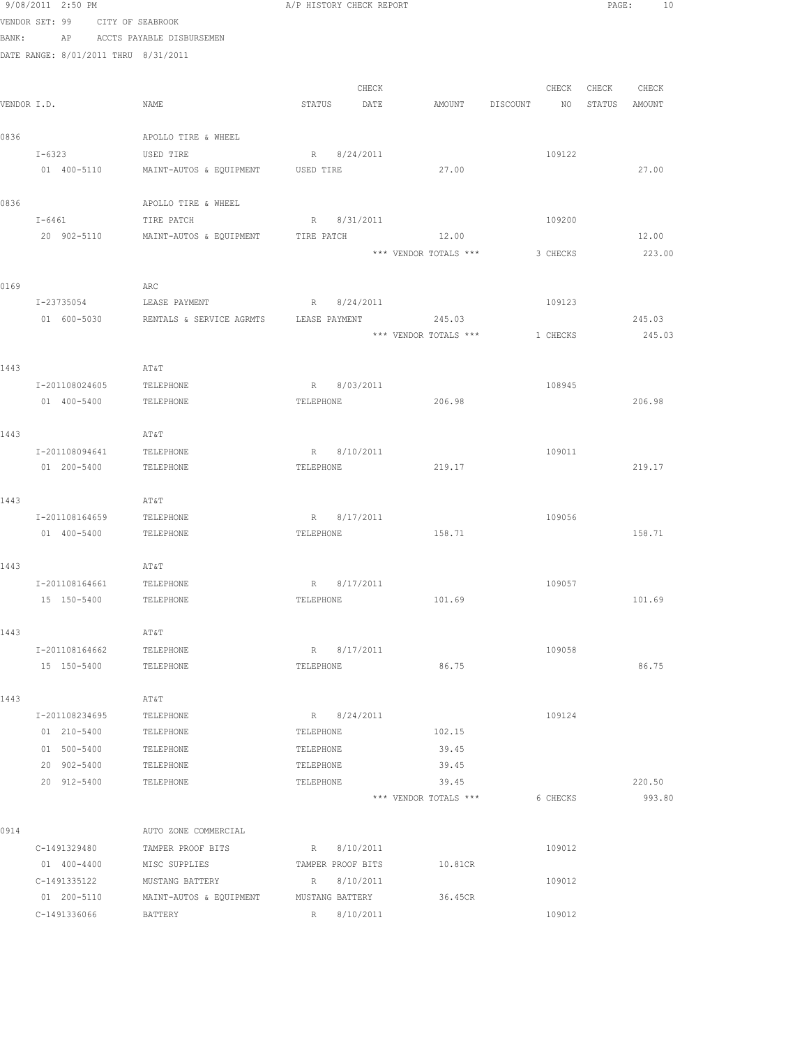9/08/2011 2:50 PM A/P HISTORY CHECK REPORT

VENDOR SET: 99 CITY OF SEABROOK
BANK: AP ACCTS PAYABLE DISBURSEMEN
DATE RANGE: 8/01/2011 THRU 8/31/2011

| VENDOR I.D. | NAME | STATUS | CHECK DATE | AMOUNT | DISCOUNT | CHECK NO | CHECK STATUS | CHECK AMOUNT |
|---|---|---|---|---|---|---|---|---|
| 0836 | APOLLO TIRE & WHEEL | | | | | | | |
| I-6323 | USED TIRE | R | 8/24/2011 | | | 109122 | | |
| 01 400-5110 | MAINT-AUTOS & EQUIPMENT | USED TIRE | | 27.00 | | | | 27.00 |
| 0836 | APOLLO TIRE & WHEEL | | | | | | | |
| I-6461 | TIRE PATCH | R | 8/31/2011 | | | 109200 | | |
| 20 902-5110 | MAINT-AUTOS & EQUIPMENT | TIRE PATCH | | 12.00 | | | | 12.00 |
| | | | | *** VENDOR TOTALS *** | | 3 CHECKS | | 223.00 |
| 0169 | ARC | | | | | | | |
| I-23735054 | LEASE PAYMENT | R | 8/24/2011 | | | 109123 | | |
| 01 600-5030 | RENTALS & SERVICE AGRMTS | LEASE PAYMENT | | 245.03 | | | | 245.03 |
| | | | | *** VENDOR TOTALS *** | | 1 CHECKS | | 245.03 |
| 1443 | AT&T | | | | | | | |
| I-201108024605 | TELEPHONE | R | 8/03/2011 | | | 108945 | | |
| 01 400-5400 | TELEPHONE | TELEPHONE | | 206.98 | | | | 206.98 |
| 1443 | AT&T | | | | | | | |
| I-201108094641 | TELEPHONE | R | 8/10/2011 | | | 109011 | | |
| 01 200-5400 | TELEPHONE | TELEPHONE | | 219.17 | | | | 219.17 |
| 1443 | AT&T | | | | | | | |
| I-201108164659 | TELEPHONE | R | 8/17/2011 | | | 109056 | | |
| 01 400-5400 | TELEPHONE | TELEPHONE | | 158.71 | | | | 158.71 |
| 1443 | AT&T | | | | | | | |
| I-201108164661 | TELEPHONE | R | 8/17/2011 | | | 109057 | | |
| 15 150-5400 | TELEPHONE | TELEPHONE | | 101.69 | | | | 101.69 |
| 1443 | AT&T | | | | | | | |
| I-201108164662 | TELEPHONE | R | 8/17/2011 | | | 109058 | | |
| 15 150-5400 | TELEPHONE | TELEPHONE | | 86.75 | | | | 86.75 |
| 1443 | AT&T | | | | | | | |
| I-201108234695 | TELEPHONE | R | 8/24/2011 | | | 109124 | | |
| 01 210-5400 | TELEPHONE | TELEPHONE | | 102.15 | | | | |
| 01 500-5400 | TELEPHONE | TELEPHONE | | 39.45 | | | | |
| 20 902-5400 | TELEPHONE | TELEPHONE | | 39.45 | | | | |
| 20 912-5400 | TELEPHONE | TELEPHONE | | 39.45 | | | | 220.50 |
| | | | | *** VENDOR TOTALS *** | | 6 CHECKS | | 993.80 |
| 0914 | AUTO ZONE COMMERCIAL | | | | | | | |
| C-1491329480 | TAMPER PROOF BITS | R | 8/10/2011 | | | 109012 | | |
| 01 400-4400 | MISC SUPPLIES | TAMPER PROOF BITS | | 10.81CR | | | | |
| C-1491335122 | MUSTANG BATTERY | R | 8/10/2011 | | | 109012 | | |
| 01 200-5110 | MAINT-AUTOS & EQUIPMENT | MUSTANG BATTERY | | 36.45CR | | | | |
| C-1491336066 | BATTERY | R | 8/10/2011 | | | 109012 | | |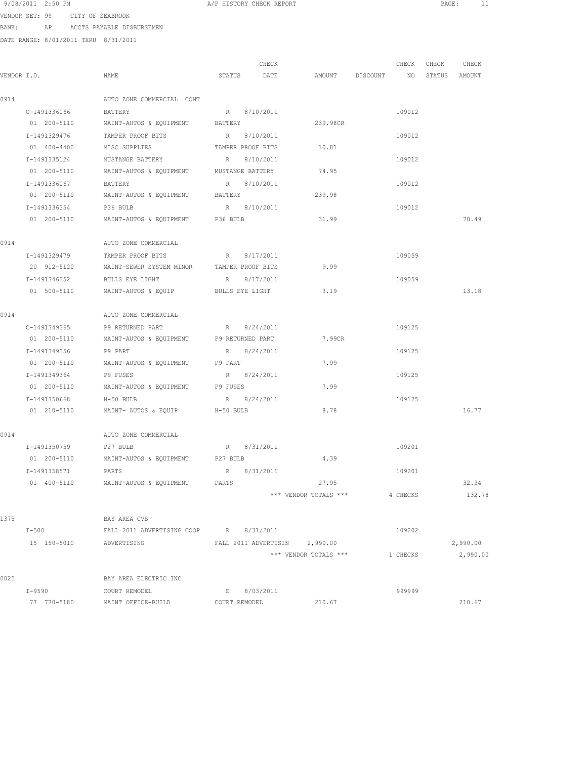9/08/2011 2:50 PM A/P HISTORY CHECK REPORT

VENDOR SET: 99 CITY OF SEABROOK

BANK: AP ACCTS PAYABLE DISBURSEMEN

DATE RANGE: 8/01/2011 THRU 8/31/2011

| VENDOR I.D. | NAME | STATUS | CHECK DATE | AMOUNT | DISCOUNT | CHECK NO | CHECK STATUS | CHECK AMOUNT |
|---|---|---|---|---|---|---|---|---|
| 0914 | AUTO ZONE COMMERCIAL CONT | | | | | | | |
| C-1491336066 | BATTERY | R | 8/10/2011 | | | 109012 | | |
| 01 200-5110 | MAINT-AUTOS & EQUIPMENT | BATTERY | | 239.98CR | | | | |
| I-1491329476 | TAMPER PROOF BITS | R | 8/10/2011 | | | 109012 | | |
| 01 400-4400 | MISC SUPPLIES | TAMPER PROOF BITS | | 10.81 | | | | |
| I-1491335124 | MUSTANGE BATTERY | R | 8/10/2011 | | | 109012 | | |
| 01 200-5110 | MAINT-AUTOS & EQUIPMENT | MUSTANGE BATTERY | | 74.95 | | | | |
| I-1491336067 | BATTERY | R | 8/10/2011 | | | 109012 | | |
| 01 200-5110 | MAINT-AUTOS & EQUIPMENT | BATTERY | | 239.98 | | | | |
| I-1491336354 | P36 BULB | R | 8/10/2011 | | | 109012 | | |
| 01 200-5110 | MAINT-AUTOS & EQUIPMENT | P36 BULB | | 31.99 | | | | 70.49 |
| 0914 | AUTO ZONE COMMERCIAL | | | | | | | |
| I-1491329479 | TAMPER PROOF BITS | R | 8/17/2011 | | | 109059 | | |
| 20 912-5120 | MAINT-SEWER SYSTEM MINOR | TAMPER PROOF BITS | | 9.99 | | | | |
| I-1491346352 | BULLS EYE LIGHT | R | 8/17/2011 | | | 109059 | | |
| 01 500-5110 | MAINT-AUTOS & EQUIP | BULLS EYE LIGHT | | 3.19 | | | | 13.18 |
| 0914 | AUTO ZONE COMMERCIAL | | | | | | | |
| C-1491349365 | P9 RETURNED PART | R | 8/24/2011 | | | 109125 | | |
| 01 200-5110 | MAINT-AUTOS & EQUIPMENT | P9 RETURNED PART | | 7.99CR | | | | |
| I-1491349356 | P9 PART | R | 8/24/2011 | | | 109125 | | |
| 01 200-5110 | MAINT-AUTOS & EQUIPMENT | P9 PART | | 7.99 | | | | |
| I-1491349364 | P9 FUSES | R | 8/24/2011 | | | 109125 | | |
| 01 200-5110 | MAINT-AUTOS & EQUIPMENT | P9 FUSES | | 7.99 | | | | |
| I-1491350668 | H-50 BULB | R | 8/24/2011 | | | 109125 | | |
| 01 210-5110 | MAINT- AUTOS & EQUIP | H-50 BULB | | 8.78 | | | | 16.77 |
| 0914 | AUTO ZONE COMMERCIAL | | | | | | | |
| I-1491350759 | P27 BULB | R | 8/31/2011 | | | 109201 | | |
| 01 200-5110 | MAINT-AUTOS & EQUIPMENT | P27 BULB | | 4.39 | | | | |
| I-1491358571 | PARTS | R | 8/31/2011 | | | 109201 | | |
| 01 400-5110 | MAINT-AUTOS & EQUIPMENT | PARTS | | 27.95 | | | | 32.34 |
| | | | | *** VENDOR TOTALS *** | | 4 CHECKS | | 132.78 |
| 1375 | BAY AREA CVB | | | | | | | |
| I-500 | FALL 2011 ADVERTISING COOP | R | 8/31/2011 | | | 109202 | | |
| 15 150-5010 | ADVERTISING | FALL 2011 ADVERTISIN | | 2,990.00 | | | | 2,990.00 |
| | | | | *** VENDOR TOTALS *** | | 1 CHECKS | | 2,990.00 |
| 0025 | BAY AREA ELECTRIC INC | | | | | | | |
| I-9590 | COURT REMODEL | E | 8/03/2011 | | | 999999 | | |
| 77 770-5180 | MAINT OFFICE-BUILD | COURT REMODEL | | 210.67 | | | | 210.67 |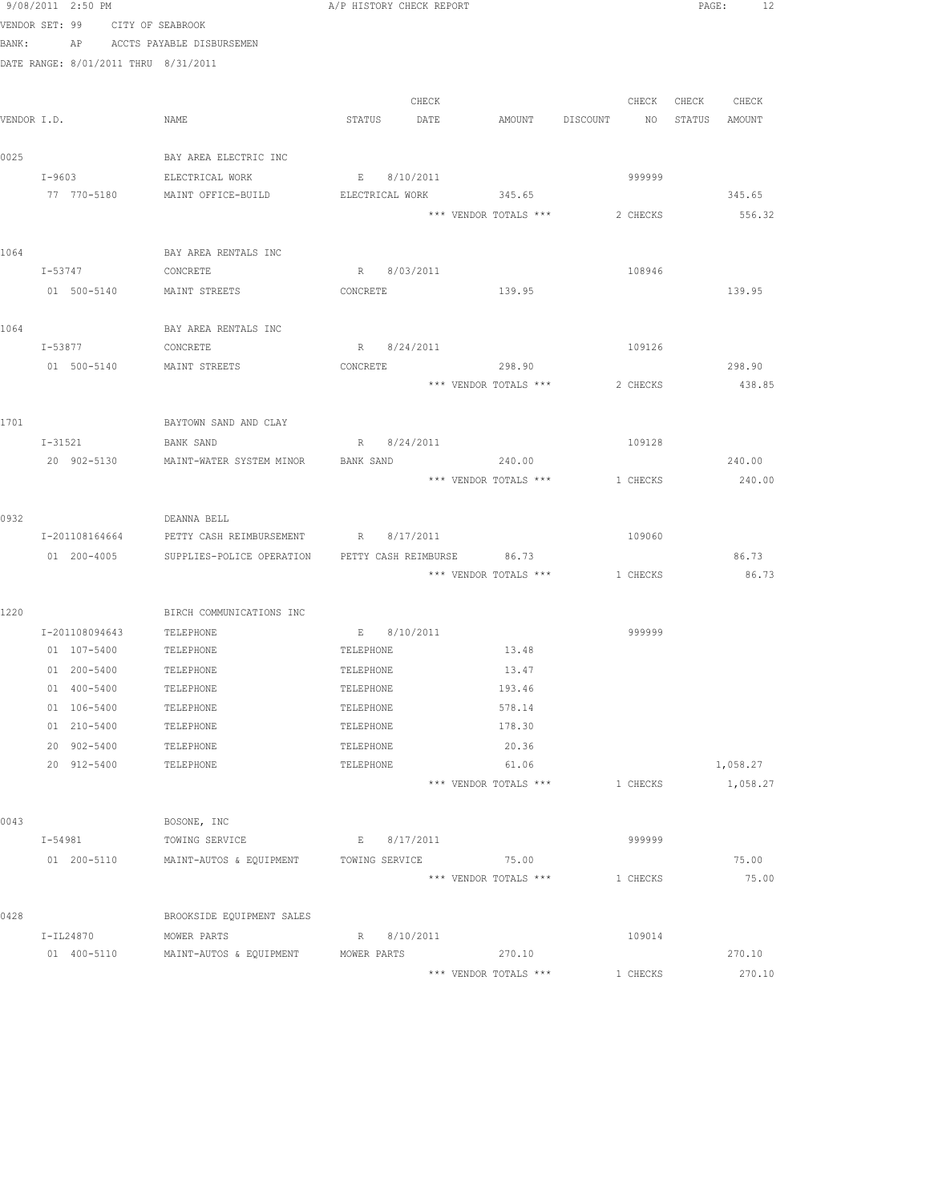9/08/2011 2:50 PM A/P HISTORY CHECK REPORT

VENDOR SET: 99 CITY OF SEABROOK
BANK: AP ACCTS PAYABLE DISBURSEMEN
DATE RANGE: 8/01/2011 THRU 8/31/2011

| VENDOR I.D. | NAME | STATUS | CHECK DATE | AMOUNT | DISCOUNT | CHECK NO | CHECK STATUS | CHECK AMOUNT |
|---|---|---|---|---|---|---|---|---|
| 0025 | BAY AREA ELECTRIC INC | | | | | | | |
| I-9603 | ELECTRICAL WORK | E | 8/10/2011 | | | 999999 | | |
| 77 770-5180 | MAINT OFFICE-BUILD | ELECTRICAL WORK | | 345.65 | | | | 345.65 |
| | | | | *** VENDOR TOTALS *** | | 2 CHECKS | | 556.32 |
| 1064 | BAY AREA RENTALS INC | | | | | | | |
| I-53747 | CONCRETE | R | 8/03/2011 | | | 108946 | | |
| 01 500-5140 | MAINT STREETS | CONCRETE | | 139.95 | | | | 139.95 |
| 1064 | BAY AREA RENTALS INC | | | | | | | |
| I-53877 | CONCRETE | R | 8/24/2011 | | | 109126 | | |
| 01 500-5140 | MAINT STREETS | CONCRETE | | 298.90 | | | | 298.90 |
| | | | | *** VENDOR TOTALS *** | | 2 CHECKS | | 438.85 |
| 1701 | BAYTOWN SAND AND CLAY | | | | | | | |
| I-31521 | BANK SAND | R | 8/24/2011 | | | 109128 | | |
| 20 902-5130 | MAINT-WATER SYSTEM MINOR | BANK SAND | | 240.00 | | | | 240.00 |
| | | | | *** VENDOR TOTALS *** | | 1 CHECKS | | 240.00 |
| 0932 | DEANNA BELL | | | | | | | |
| I-201108164664 | PETTY CASH REIMBURSEMENT | R | 8/17/2011 | | | 109060 | | |
| 01 200-4005 | SUPPLIES-POLICE OPERATION | PETTY CASH REIMBURSE | | 86.73 | | | | 86.73 |
| | | | | *** VENDOR TOTALS *** | | 1 CHECKS | | 86.73 |
| 1220 | BIRCH COMMUNICATIONS INC | | | | | | | |
| I-201108094643 | TELEPHONE | E | 8/10/2011 | | | 999999 | | |
| 01 107-5400 | TELEPHONE | TELEPHONE | | 13.48 | | | | |
| 01 200-5400 | TELEPHONE | TELEPHONE | | 13.47 | | | | |
| 01 400-5400 | TELEPHONE | TELEPHONE | | 193.46 | | | | |
| 01 106-5400 | TELEPHONE | TELEPHONE | | 578.14 | | | | |
| 01 210-5400 | TELEPHONE | TELEPHONE | | 178.30 | | | | |
| 20 902-5400 | TELEPHONE | TELEPHONE | | 20.36 | | | | |
| 20 912-5400 | TELEPHONE | TELEPHONE | | 61.06 | | | | 1,058.27 |
| | | | | *** VENDOR TOTALS *** | | 1 CHECKS | | 1,058.27 |
| 0043 | BOSONE, INC | | | | | | | |
| I-54981 | TOWING SERVICE | E | 8/17/2011 | | | 999999 | | |
| 01 200-5110 | MAINT-AUTOS & EQUIPMENT | TOWING SERVICE | | 75.00 | | | | 75.00 |
| | | | | *** VENDOR TOTALS *** | | 1 CHECKS | | 75.00 |
| 0428 | BROOKSIDE EQUIPMENT SALES | | | | | | | |
| I-IL24870 | MOWER PARTS | R | 8/10/2011 | | | 109014 | | |
| 01 400-5110 | MAINT-AUTOS & EQUIPMENT | MOWER PARTS | | 270.10 | | | | 270.10 |
| | | | | *** VENDOR TOTALS *** | | 1 CHECKS | | 270.10 |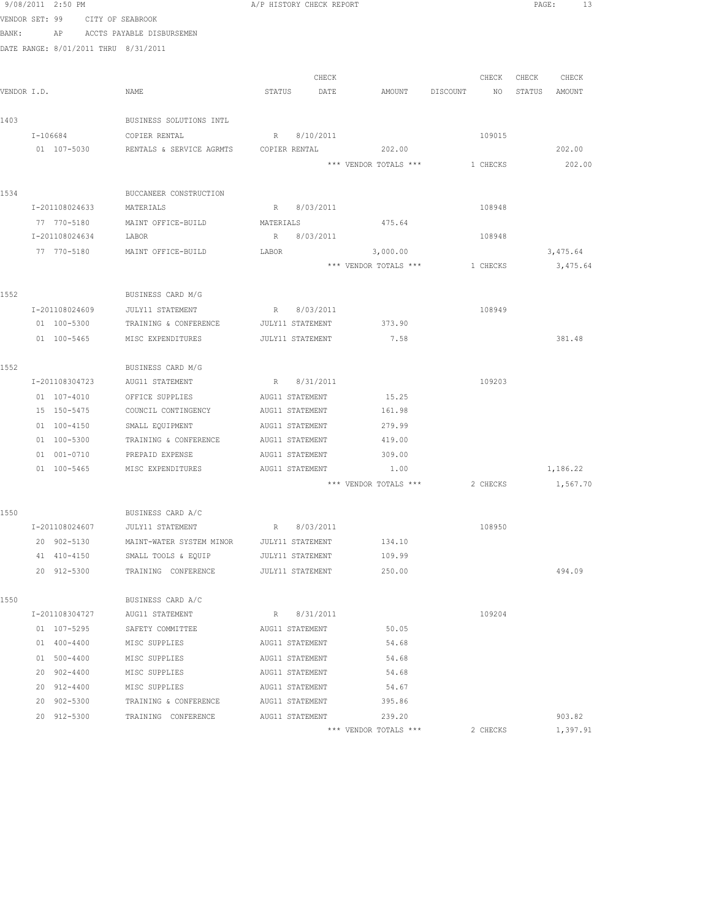9/08/2011 2:50 PM A/P HISTORY CHECK REPORT

VENDOR SET: 99 CITY OF SEABROOK

BANK: AP ACCTS PAYABLE DISBURSEMEN

DATE RANGE: 8/01/2011 THRU 8/31/2011

| VENDOR I.D. | NAME | STATUS | CHECK DATE | AMOUNT | DISCOUNT | CHECK NO | CHECK STATUS | CHECK AMOUNT |
|---|---|---|---|---|---|---|---|---|
| 1403 | BUSINESS SOLUTIONS INTL | | | | | | | |
| I-106684 | COPIER RENTAL | R | 8/10/2011 | | | 109015 | | |
| 01 107-5030 | RENTALS & SERVICE AGRMTS | COPIER RENTAL | | 202.00 | | | | 202.00 |
| | | | | *** VENDOR TOTALS *** | | 1 CHECKS | | 202.00 |
| 1534 | BUCCANEER CONSTRUCTION | | | | | | | |
| I-201108024633 | MATERIALS | R | 8/03/2011 | | | 108948 | | |
| 77 770-5180 | MAINT OFFICE-BUILD | MATERIALS | | 475.64 | | | | |
| I-201108024634 | LABOR | R | 8/03/2011 | | | 108948 | | |
| 77 770-5180 | MAINT OFFICE-BUILD | LABOR | | 3,000.00 | | | | 3,475.64 |
| | | | | *** VENDOR TOTALS *** | | 1 CHECKS | | 3,475.64 |
| 1552 | BUSINESS CARD M/G | | | | | | | |
| I-201108024609 | JULY11 STATEMENT | R | 8/03/2011 | | | 108949 | | |
| 01 100-5300 | TRAINING & CONFERENCE | JULY11 STATEMENT | | 373.90 | | | | |
| 01 100-5465 | MISC EXPENDITURES | JULY11 STATEMENT | | 7.58 | | | | 381.48 |
| 1552 | BUSINESS CARD M/G | | | | | | | |
| I-201108304723 | AUG11 STATEMENT | R | 8/31/2011 | | | 109203 | | |
| 01 107-4010 | OFFICE SUPPLIES | AUG11 STATEMENT | | 15.25 | | | | |
| 15 150-5475 | COUNCIL CONTINGENCY | AUG11 STATEMENT | | 161.98 | | | | |
| 01 100-4150 | SMALL EQUIPMENT | AUG11 STATEMENT | | 279.99 | | | | |
| 01 100-5300 | TRAINING & CONFERENCE | AUG11 STATEMENT | | 419.00 | | | | |
| 01 001-0710 | PREPAID EXPENSE | AUG11 STATEMENT | | 309.00 | | | | |
| 01 100-5465 | MISC EXPENDITURES | AUG11 STATEMENT | | 1.00 | | | | 1,186.22 |
| | | | | *** VENDOR TOTALS *** | | 2 CHECKS | | 1,567.70 |
| 1550 | BUSINESS CARD A/C | | | | | | | |
| I-201108024607 | JULY11 STATEMENT | R | 8/03/2011 | | | 108950 | | |
| 20 902-5130 | MAINT-WATER SYSTEM MINOR | JULY11 STATEMENT | | 134.10 | | | | |
| 41 410-4150 | SMALL TOOLS & EQUIP | JULY11 STATEMENT | | 109.99 | | | | |
| 20 912-5300 | TRAINING CONFERENCE | JULY11 STATEMENT | | 250.00 | | | | 494.09 |
| 1550 | BUSINESS CARD A/C | | | | | | | |
| I-201108304727 | AUG11 STATEMENT | R | 8/31/2011 | | | 109204 | | |
| 01 107-5295 | SAFETY COMMITTEE | AUG11 STATEMENT | | 50.05 | | | | |
| 01 400-4400 | MISC SUPPLIES | AUG11 STATEMENT | | 54.68 | | | | |
| 01 500-4400 | MISC SUPPLIES | AUG11 STATEMENT | | 54.68 | | | | |
| 20 902-4400 | MISC SUPPLIES | AUG11 STATEMENT | | 54.68 | | | | |
| 20 912-4400 | MISC SUPPLIES | AUG11 STATEMENT | | 54.67 | | | | |
| 20 902-5300 | TRAINING & CONFERENCE | AUG11 STATEMENT | | 395.86 | | | | |
| 20 912-5300 | TRAINING CONFERENCE | AUG11 STATEMENT | | 239.20 | | | | 903.82 |
| | | | | *** VENDOR TOTALS *** | | 2 CHECKS | | 1,397.91 |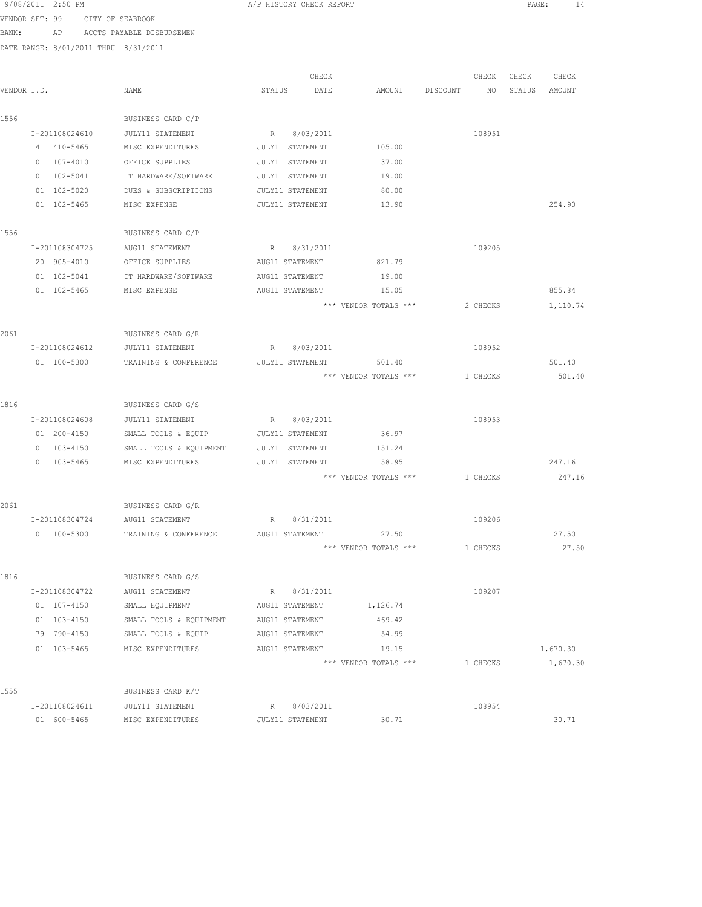9/08/2011 2:50 PM A/P HISTORY CHECK REPORT

VENDOR SET: 99 CITY OF SEABROOK
BANK: AP ACCTS PAYABLE DISBURSEMEN
DATE RANGE: 8/01/2011 THRU 8/31/2011

| VENDOR I.D. | NAME | STATUS | CHECK DATE | AMOUNT | DISCOUNT | CHECK NO | CHECK STATUS | CHECK AMOUNT |
|---|---|---|---|---|---|---|---|---|
| 1556 | BUSINESS CARD C/P | | | | | | | |
| I-201108024610 | JULY11 STATEMENT | R | 8/03/2011 | | | 108951 | | |
| 41 410-5465 | MISC EXPENDITURES | JULY11 STATEMENT | | 105.00 | | | | |
| 01 107-4010 | OFFICE SUPPLIES | JULY11 STATEMENT | | 37.00 | | | | |
| 01 102-5041 | IT HARDWARE/SOFTWARE | JULY11 STATEMENT | | 19.00 | | | | |
| 01 102-5020 | DUES & SUBSCRIPTIONS | JULY11 STATEMENT | | 80.00 | | | | |
| 01 102-5465 | MISC EXPENSE | JULY11 STATEMENT | | 13.90 | | | | 254.90 |
| 1556 | BUSINESS CARD C/P | | | | | | | |
| I-201108304725 | AUG11 STATEMENT | R | 8/31/2011 | | | 109205 | | |
| 20 905-4010 | OFFICE SUPPLIES | AUG11 STATEMENT | | 821.79 | | | | |
| 01 102-5041 | IT HARDWARE/SOFTWARE | AUG11 STATEMENT | | 19.00 | | | | |
| 01 102-5465 | MISC EXPENSE | AUG11 STATEMENT | | 15.05 | | | | 855.84 |
| | | | | *** VENDOR TOTALS *** | | 2 CHECKS | | 1,110.74 |
| 2061 | BUSINESS CARD G/R | | | | | | | |
| I-201108024612 | JULY11 STATEMENT | R | 8/03/2011 | | | 108952 | | |
| 01 100-5300 | TRAINING & CONFERENCE | JULY11 STATEMENT | | 501.40 | | | | 501.40 |
| | | | | *** VENDOR TOTALS *** | | 1 CHECKS | | 501.40 |
| 1816 | BUSINESS CARD G/S | | | | | | | |
| I-201108024608 | JULY11 STATEMENT | R | 8/03/2011 | | | 108953 | | |
| 01 200-4150 | SMALL TOOLS & EQUIP | JULY11 STATEMENT | | 36.97 | | | | |
| 01 103-4150 | SMALL TOOLS & EQUIPMENT | JULY11 STATEMENT | | 151.24 | | | | |
| 01 103-5465 | MISC EXPENDITURES | JULY11 STATEMENT | | 58.95 | | | | 247.16 |
| | | | | *** VENDOR TOTALS *** | | 1 CHECKS | | 247.16 |
| 2061 | BUSINESS CARD G/R | | | | | | | |
| I-201108304724 | AUG11 STATEMENT | R | 8/31/2011 | | | 109206 | | |
| 01 100-5300 | TRAINING & CONFERENCE | AUG11 STATEMENT | | 27.50 | | | | 27.50 |
| | | | | *** VENDOR TOTALS *** | | 1 CHECKS | | 27.50 |
| 1816 | BUSINESS CARD G/S | | | | | | | |
| I-201108304722 | AUG11 STATEMENT | R | 8/31/2011 | | | 109207 | | |
| 01 107-4150 | SMALL EQUIPMENT | AUG11 STATEMENT | | 1,126.74 | | | | |
| 01 103-4150 | SMALL TOOLS & EQUIPMENT | AUG11 STATEMENT | | 469.42 | | | | |
| 79 790-4150 | SMALL TOOLS & EQUIP | AUG11 STATEMENT | | 54.99 | | | | |
| 01 103-5465 | MISC EXPENDITURES | AUG11 STATEMENT | | 19.15 | | | | 1,670.30 |
| | | | | *** VENDOR TOTALS *** | | 1 CHECKS | | 1,670.30 |
| 1555 | BUSINESS CARD K/T | | | | | | | |
| I-201108024611 | JULY11 STATEMENT | R | 8/03/2011 | | | 108954 | | |
| 01 600-5465 | MISC EXPENDITURES | JULY11 STATEMENT | | 30.71 | | | | 30.71 |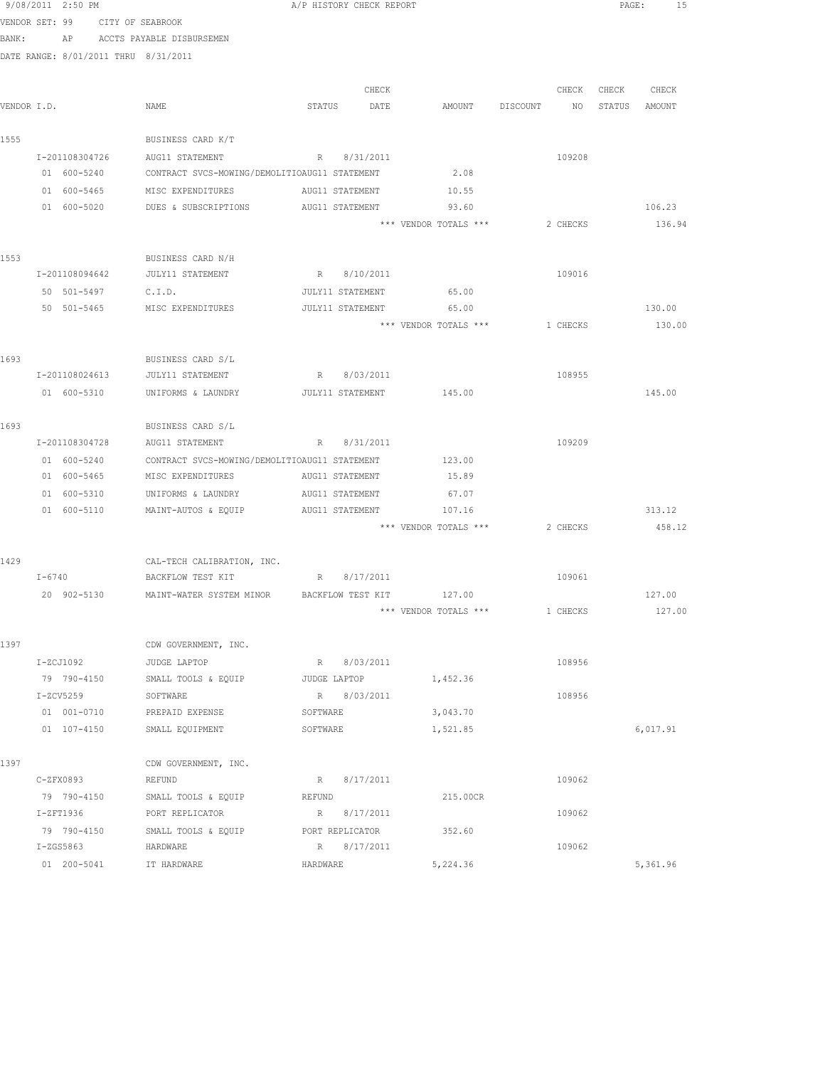9/08/2011 2:50 PM A/P HISTORY CHECK REPORT

VENDOR SET: 99 CITY OF SEABROOK

BANK: AP ACCTS PAYABLE DISBURSEMEN

DATE RANGE: 8/01/2011 THRU 8/31/2011

| VENDOR I.D. | NAME | STATUS | CHECK DATE | AMOUNT | DISCOUNT | CHECK NO | CHECK STATUS | CHECK AMOUNT |
|---|---|---|---|---|---|---|---|---|
| 1555 | BUSINESS CARD K/T | | | | | | | |
| I-201108304726 | AUG11 STATEMENT | R | 8/31/2011 | | | 109208 | | |
| 01 600-5240 | CONTRACT SVCS-MOWING/DEMOLITIOAUG11 STATEMENT | | | 2.08 | | | | |
| 01 600-5465 | MISC EXPENDITURES | AUG11 STATEMENT | | 10.55 | | | | |
| 01 600-5020 | DUES & SUBSCRIPTIONS | AUG11 STATEMENT | | 93.60 | | | | 106.23 |
| | | | | *** VENDOR TOTALS *** | | 2 CHECKS | | 136.94 |
| 1553 | BUSINESS CARD N/H | | | | | | | |
| I-201108094642 | JULY11 STATEMENT | R | 8/10/2011 | | | 109016 | | |
| 50 501-5497 | C.I.D. | JULY11 STATEMENT | | 65.00 | | | | |
| 50 501-5465 | MISC EXPENDITURES | JULY11 STATEMENT | | 65.00 | | | | 130.00 |
| | | | | *** VENDOR TOTALS *** | | 1 CHECKS | | 130.00 |
| 1693 | BUSINESS CARD S/L | | | | | | | |
| I-201108024613 | JULY11 STATEMENT | R | 8/03/2011 | | | 108955 | | |
| 01 600-5310 | UNIFORMS & LAUNDRY | JULY11 STATEMENT | | 145.00 | | | | 145.00 |
| 1693 | BUSINESS CARD S/L | | | | | | | |
| I-201108304728 | AUG11 STATEMENT | R | 8/31/2011 | | | 109209 | | |
| 01 600-5240 | CONTRACT SVCS-MOWING/DEMOLITIOAUG11 STATEMENT | | | 123.00 | | | | |
| 01 600-5465 | MISC EXPENDITURES | AUG11 STATEMENT | | 15.89 | | | | |
| 01 600-5310 | UNIFORMS & LAUNDRY | AUG11 STATEMENT | | 67.07 | | | | |
| 01 600-5110 | MAINT-AUTOS & EQUIP | AUG11 STATEMENT | | 107.16 | | | | 313.12 |
| | | | | *** VENDOR TOTALS *** | | 2 CHECKS | | 458.12 |
| 1429 | CAL-TECH CALIBRATION, INC. | | | | | | | |
| I-6740 | BACKFLOW TEST KIT | R | 8/17/2011 | | | 109061 | | |
| 20 902-5130 | MAINT-WATER SYSTEM MINOR | BACKFLOW TEST KIT | | 127.00 | | | | 127.00 |
| | | | | *** VENDOR TOTALS *** | | 1 CHECKS | | 127.00 |
| 1397 | CDW GOVERNMENT, INC. | | | | | | | |
| I-ZCJ1092 | JUDGE LAPTOP | R | 8/03/2011 | | | 108956 | | |
| 79 790-4150 | SMALL TOOLS & EQUIP | JUDGE LAPTOP | | 1,452.36 | | | | |
| I-ZCV5259 | SOFTWARE | R | 8/03/2011 | | | 108956 | | |
| 01 001-0710 | PREPAID EXPENSE | SOFTWARE | | 3,043.70 | | | | |
| 01 107-4150 | SMALL EQUIPMENT | SOFTWARE | | 1,521.85 | | | | 6,017.91 |
| 1397 | CDW GOVERNMENT, INC. | | | | | | | |
| C-ZFX0893 | REFUND | R | 8/17/2011 | | | 109062 | | |
| 79 790-4150 | SMALL TOOLS & EQUIP | REFUND | | 215.00CR | | | | |
| I-ZFT1936 | PORT REPLICATOR | R | 8/17/2011 | | | 109062 | | |
| 79 790-4150 | SMALL TOOLS & EQUIP | PORT REPLICATOR | | 352.60 | | | | |
| I-ZGS5863 | HARDWARE | R | 8/17/2011 | | | 109062 | | |
| 01 200-5041 | IT HARDWARE | HARDWARE | | 5,224.36 | | | | 5,361.96 |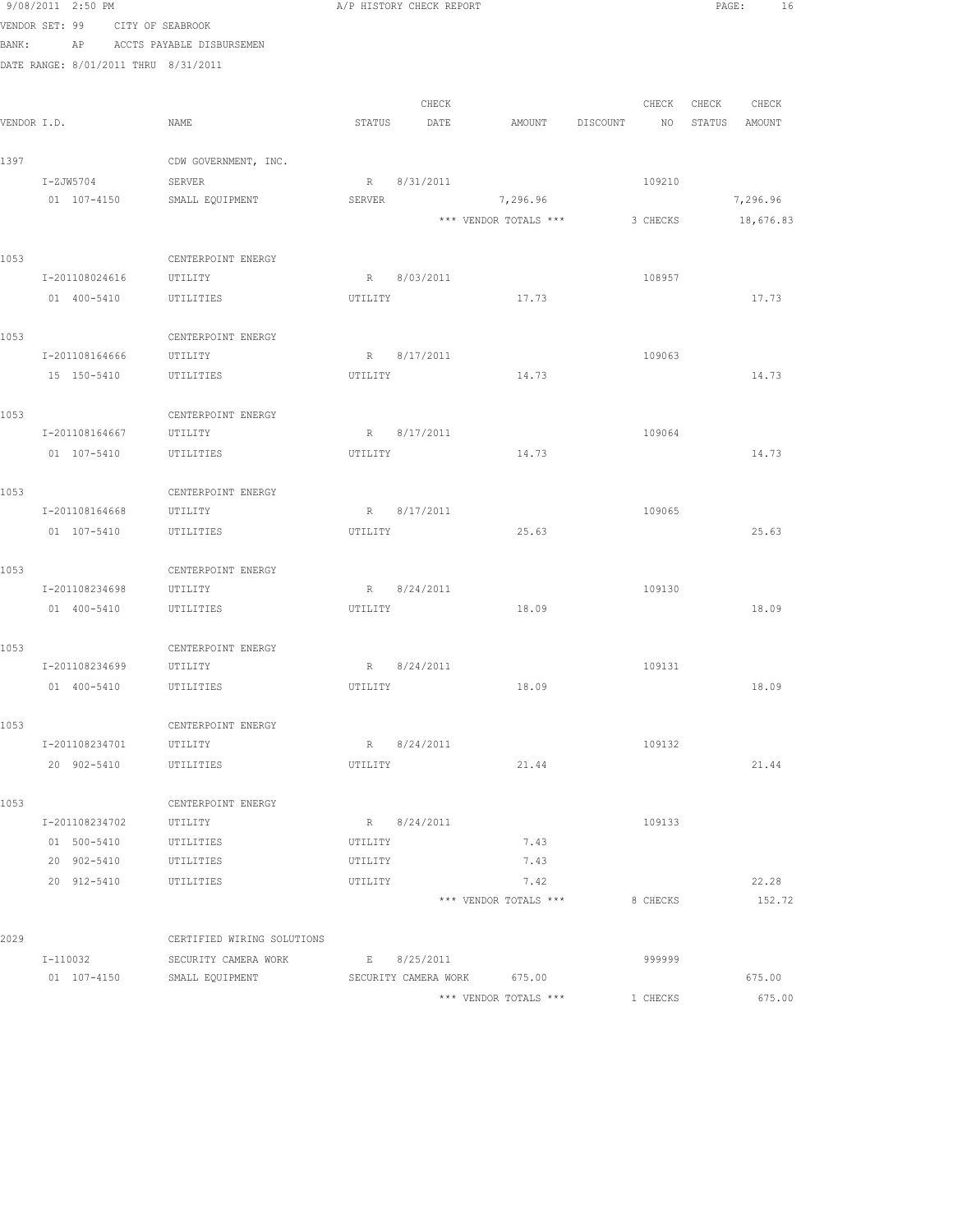9/08/2011 2:50 PM A/P HISTORY CHECK REPORT

VENDOR SET: 99 CITY OF SEABROOK
BANK: AP ACCTS PAYABLE DISBURSEMEN
DATE RANGE: 8/01/2011 THRU 8/31/2011

| VENDOR I.D. | NAME | STATUS | CHECK DATE | AMOUNT | DISCOUNT | CHECK NO | CHECK STATUS | CHECK AMOUNT |
|---|---|---|---|---|---|---|---|---|
| 1397 | CDW GOVERNMENT, INC. | | | | | | | |
| I-ZJW5704 | SERVER | R | 8/31/2011 | | | 109210 | | |
| 01 107-4150 | SMALL EQUIPMENT | SERVER | | 7,296.96 | | | | 7,296.96 |
| | | | | *** VENDOR TOTALS *** | | 3 CHECKS | | 18,676.83 |
| 1053 | CENTERPOINT ENERGY | | | | | | | |
| I-201108024616 | UTILITY | R | 8/03/2011 | | | 108957 | | |
| 01 400-5410 | UTILITIES | UTILITY | | 17.73 | | | | 17.73 |
| 1053 | CENTERPOINT ENERGY | | | | | | | |
| I-201108164666 | UTILITY | R | 8/17/2011 | | | 109063 | | |
| 15 150-5410 | UTILITIES | UTILITY | | 14.73 | | | | 14.73 |
| 1053 | CENTERPOINT ENERGY | | | | | | | |
| I-201108164667 | UTILITY | R | 8/17/2011 | | | 109064 | | |
| 01 107-5410 | UTILITIES | UTILITY | | 14.73 | | | | 14.73 |
| 1053 | CENTERPOINT ENERGY | | | | | | | |
| I-201108164668 | UTILITY | R | 8/17/2011 | | | 109065 | | |
| 01 107-5410 | UTILITIES | UTILITY | | 25.63 | | | | 25.63 |
| 1053 | CENTERPOINT ENERGY | | | | | | | |
| I-201108234698 | UTILITY | R | 8/24/2011 | | | 109130 | | |
| 01 400-5410 | UTILITIES | UTILITY | | 18.09 | | | | 18.09 |
| 1053 | CENTERPOINT ENERGY | | | | | | | |
| I-201108234699 | UTILITY | R | 8/24/2011 | | | 109131 | | |
| 01 400-5410 | UTILITIES | UTILITY | | 18.09 | | | | 18.09 |
| 1053 | CENTERPOINT ENERGY | | | | | | | |
| I-201108234701 | UTILITY | R | 8/24/2011 | | | 109132 | | |
| 20 902-5410 | UTILITIES | UTILITY | | 21.44 | | | | 21.44 |
| 1053 | CENTERPOINT ENERGY | | | | | | | |
| I-201108234702 | UTILITY | R | 8/24/2011 | | | 109133 | | |
| 01 500-5410 | UTILITIES | UTILITY | | 7.43 | | | | |
| 20 902-5410 | UTILITIES | UTILITY | | 7.43 | | | | |
| 20 912-5410 | UTILITIES | UTILITY | | 7.42 | | | | 22.28 |
| | | | | *** VENDOR TOTALS *** | | 8 CHECKS | | 152.72 |
| 2029 | CERTIFIED WIRING SOLUTIONS | | | | | | | |
| I-110032 | SECURITY CAMERA WORK | E | 8/25/2011 | | | 999999 | | |
| 01 107-4150 | SMALL EQUIPMENT | SECURITY CAMERA WORK | | 675.00 | | | | 675.00 |
| | | | | *** VENDOR TOTALS *** | | 1 CHECKS | | 675.00 |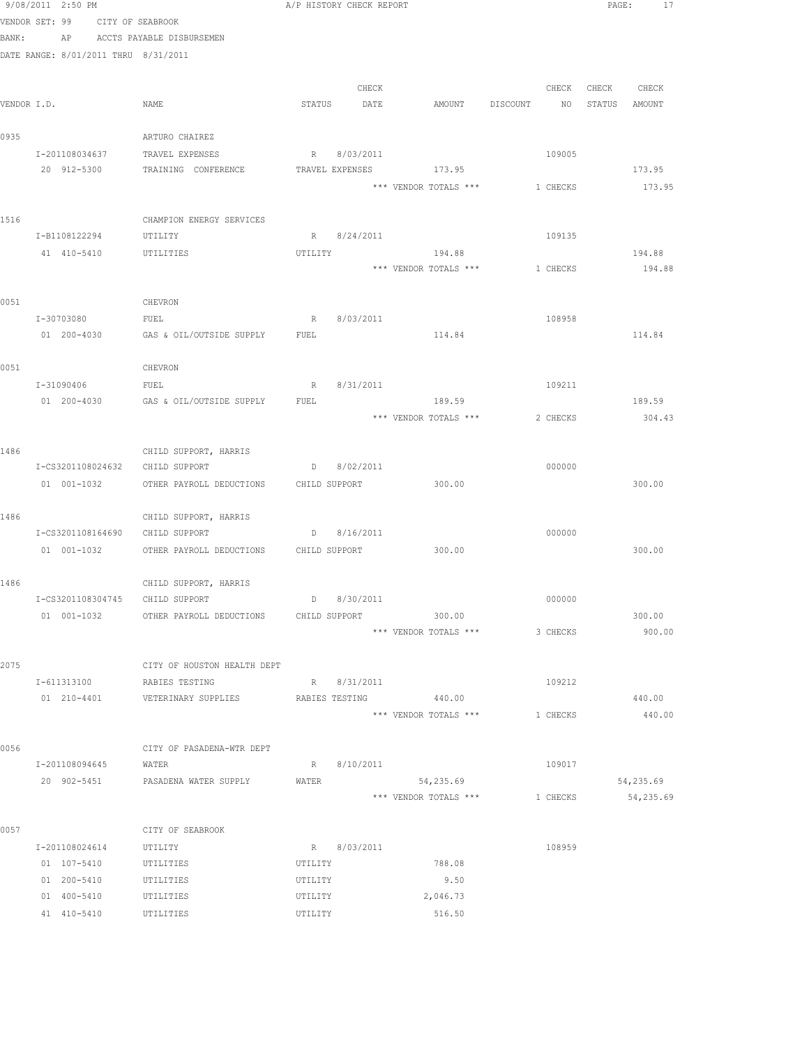9/08/2011 2:50 PM A/P HISTORY CHECK REPORT

VENDOR SET: 99 CITY OF SEABROOK

BANK: AP ACCTS PAYABLE DISBURSEMEN

DATE RANGE: 8/01/2011 THRU 8/31/2011

| VENDOR I.D. | NAME | STATUS | CHECK DATE | AMOUNT | DISCOUNT | CHECK NO | CHECK STATUS | CHECK AMOUNT |
|---|---|---|---|---|---|---|---|---|
| 0935 | ARTURO CHAIREZ | | | | | | | |
| I-201108034637 | TRAVEL EXPENSES | R | 8/03/2011 | | | 109005 | | |
| 20 912-5300 | TRAINING CONFERENCE | TRAVEL EXPENSES | | 173.95 | | | | 173.95 |
| | | | | *** VENDOR TOTALS *** | | 1 CHECKS | | 173.95 |
| 1516 | CHAMPION ENERGY SERVICES | | | | | | | |
| I-B1108122294 | UTILITY | R | 8/24/2011 | | | 109135 | | |
| 41 410-5410 | UTILITIES | UTILITY | | 194.88 | | | | 194.88 |
| | | | | *** VENDOR TOTALS *** | | 1 CHECKS | | 194.88 |
| 0051 | CHEVRON | | | | | | | |
| I-30703080 | FUEL | R | 8/03/2011 | | | 108958 | | |
| 01 200-4030 | GAS & OIL/OUTSIDE SUPPLY | FUEL | | 114.84 | | | | 114.84 |
| 0051 | CHEVRON | | | | | | | |
| I-31090406 | FUEL | R | 8/31/2011 | | | 109211 | | |
| 01 200-4030 | GAS & OIL/OUTSIDE SUPPLY | FUEL | | 189.59 | | | | 189.59 |
| | | | | *** VENDOR TOTALS *** | | 2 CHECKS | | 304.43 |
| 1486 | CHILD SUPPORT, HARRIS | | | | | | | |
| I-CS3201108024632 | CHILD SUPPORT | D | 8/02/2011 | | | 000000 | | |
| 01 001-1032 | OTHER PAYROLL DEDUCTIONS | CHILD SUPPORT | | 300.00 | | | | 300.00 |
| 1486 | CHILD SUPPORT, HARRIS | | | | | | | |
| I-CS3201108164690 | CHILD SUPPORT | D | 8/16/2011 | | | 000000 | | |
| 01 001-1032 | OTHER PAYROLL DEDUCTIONS | CHILD SUPPORT | | 300.00 | | | | 300.00 |
| 1486 | CHILD SUPPORT, HARRIS | | | | | | | |
| I-CS3201108304745 | CHILD SUPPORT | D | 8/30/2011 | | | 000000 | | |
| 01 001-1032 | OTHER PAYROLL DEDUCTIONS | CHILD SUPPORT | | 300.00 | | | | 300.00 |
| | | | | *** VENDOR TOTALS *** | | 3 CHECKS | | 900.00 |
| 2075 | CITY OF HOUSTON HEALTH DEPT | | | | | | | |
| I-611313100 | RABIES TESTING | R | 8/31/2011 | | | 109212 | | |
| 01 210-4401 | VETERINARY SUPPLIES | RABIES TESTING | | 440.00 | | | | 440.00 |
| | | | | *** VENDOR TOTALS *** | | 1 CHECKS | | 440.00 |
| 0056 | CITY OF PASADENA-WTR DEPT | | | | | | | |
| I-201108094645 | WATER | R | 8/10/2011 | | | 109017 | | |
| 20 902-5451 | PASADENA WATER SUPPLY | WATER | | 54,235.69 | | | | 54,235.69 |
| | | | | *** VENDOR TOTALS *** | | 1 CHECKS | | 54,235.69 |
| 0057 | CITY OF SEABROOK | | | | | | | |
| I-201108024614 | UTILITY | R | 8/03/2011 | | | 108959 | | |
| 01 107-5410 | UTILITIES | UTILITY | | 788.08 | | | | |
| 01 200-5410 | UTILITIES | UTILITY | | 9.50 | | | | |
| 01 400-5410 | UTILITIES | UTILITY | | 2,046.73 | | | | |
| 41 410-5410 | UTILITIES | UTILITY | | 516.50 | | | | |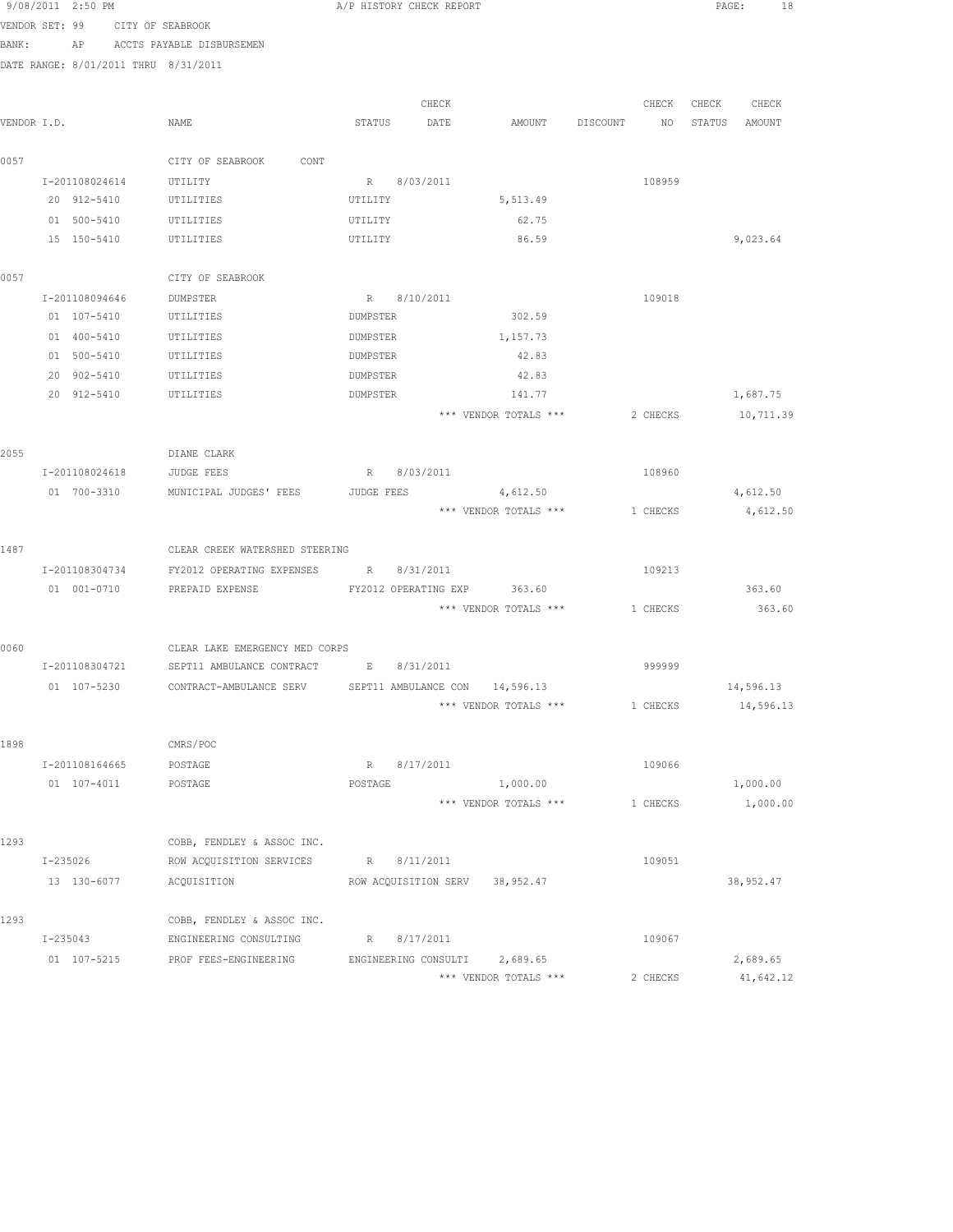9/08/2011 2:50 PM A/P HISTORY CHECK REPORT

VENDOR SET: 99 CITY OF SEABROOK

BANK: AP ACCTS PAYABLE DISBURSEMEN

DATE RANGE: 8/01/2011 THRU 8/31/2011

| VENDOR I.D. | NAME | STATUS | CHECK DATE | AMOUNT | DISCOUNT | CHECK NO | CHECK STATUS | CHECK AMOUNT |
|---|---|---|---|---|---|---|---|---|
| 0057 | CITY OF SEABROOK CONT | | | | | | | |
| I-201108024614 | UTILITY | R | 8/03/2011 | | | 108959 | | |
| 20 912-5410 | UTILITIES | UTILITY | | 5,513.49 | | | | |
| 01 500-5410 | UTILITIES | UTILITY | | 62.75 | | | | |
| 15 150-5410 | UTILITIES | UTILITY | | 86.59 | | | | 9,023.64 |
| 0057 | CITY OF SEABROOK | | | | | | | |
| I-201108094646 | DUMPSTER | R | 8/10/2011 | | | 109018 | | |
| 01 107-5410 | UTILITIES | DUMPSTER | | 302.59 | | | | |
| 01 400-5410 | UTILITIES | DUMPSTER | | 1,157.73 | | | | |
| 01 500-5410 | UTILITIES | DUMPSTER | | 42.83 | | | | |
| 20 902-5410 | UTILITIES | DUMPSTER | | 42.83 | | | | |
| 20 912-5410 | UTILITIES | DUMPSTER | | 141.77 | | | | 1,687.75 |
| | | | | *** VENDOR TOTALS *** | | 2 CHECKS | | 10,711.39 |
| 2055 | DIANE CLARK | | | | | | | |
| I-201108024618 | JUDGE FEES | R | 8/03/2011 | | | 108960 | | |
| 01 700-3310 | MUNICIPAL JUDGES' FEES | JUDGE FEES | | 4,612.50 | | | | 4,612.50 |
| | | | | *** VENDOR TOTALS *** | | 1 CHECKS | | 4,612.50 |
| 1487 | CLEAR CREEK WATERSHED STEERING | | | | | | | |
| I-201108304734 | FY2012 OPERATING EXPENSES | R | 8/31/2011 | | | 109213 | | |
| 01 001-0710 | PREPAID EXPENSE | FY2012 OPERATING EXP | | 363.60 | | | | 363.60 |
| | | | | *** VENDOR TOTALS *** | | 1 CHECKS | | 363.60 |
| 0060 | CLEAR LAKE EMERGENCY MED CORPS | | | | | | | |
| I-201108304721 | SEPT11 AMBULANCE CONTRACT | E | 8/31/2011 | | | 999999 | | |
| 01 107-5230 | CONTRACT-AMBULANCE SERV | SEPT11 AMBULANCE CON | | 14,596.13 | | | | 14,596.13 |
| | | | | *** VENDOR TOTALS *** | | 1 CHECKS | | 14,596.13 |
| 1898 | CMRS/POC | | | | | | | |
| I-201108164665 | POSTAGE | R | 8/17/2011 | | | 109066 | | |
| 01 107-4011 | POSTAGE | POSTAGE | | 1,000.00 | | | | 1,000.00 |
| | | | | *** VENDOR TOTALS *** | | 1 CHECKS | | 1,000.00 |
| 1293 | COBB, FENDLEY & ASSOC INC. | | | | | | | |
| I-235026 | ROW ACQUISITION SERVICES | R | 8/11/2011 | | | 109051 | | |
| 13 130-6077 | ACQUISITION | ROW ACQUISITION SERV | | 38,952.47 | | | | 38,952.47 |
| 1293 | COBB, FENDLEY & ASSOC INC. | | | | | | | |
| I-235043 | ENGINEERING CONSULTING | R | 8/17/2011 | | | 109067 | | |
| 01 107-5215 | PROF FEES-ENGINEERING | ENGINEERING CONSULTI | | 2,689.65 | | | | 2,689.65 |
| | | | | *** VENDOR TOTALS *** | | 2 CHECKS | | 41,642.12 |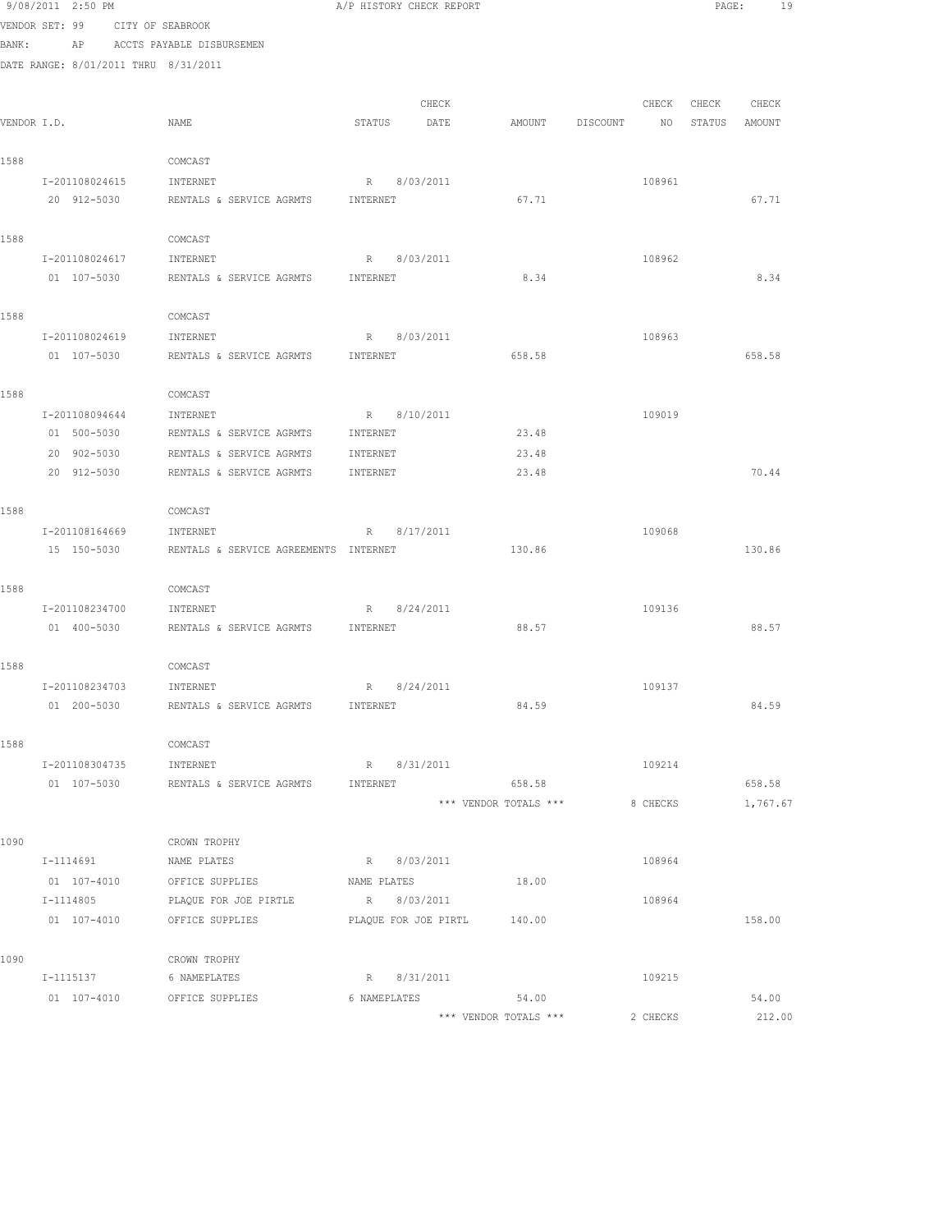9/08/2011 2:50 PM A/P HISTORY CHECK REPORT

VENDOR SET: 99 CITY OF SEABROOK

BANK: AP ACCTS PAYABLE DISBURSEMEN

DATE RANGE: 8/01/2011 THRU 8/31/2011

| VENDOR I.D. | NAME | STATUS | CHECK DATE | AMOUNT | DISCOUNT | CHECK NO | CHECK STATUS | CHECK AMOUNT |
|---|---|---|---|---|---|---|---|---|
| 1588 | COMCAST | | | | | | | |
| I-201108024615 | INTERNET | R | 8/03/2011 | | | 108961 | | |
| 20 912-5030 | RENTALS & SERVICE AGRMTS | INTERNET | | 67.71 | | | | 67.71 |
| 1588 | COMCAST | | | | | | | |
| I-201108024617 | INTERNET | R | 8/03/2011 | | | 108962 | | |
| 01 107-5030 | RENTALS & SERVICE AGRMTS | INTERNET | | 8.34 | | | | 8.34 |
| 1588 | COMCAST | | | | | | | |
| I-201108024619 | INTERNET | R | 8/03/2011 | | | 108963 | | |
| 01 107-5030 | RENTALS & SERVICE AGRMTS | INTERNET | | 658.58 | | | | 658.58 |
| 1588 | COMCAST | | | | | | | |
| I-201108094644 | INTERNET | R | 8/10/2011 | | | 109019 | | |
| 01 500-5030 | RENTALS & SERVICE AGRMTS | INTERNET | | 23.48 | | | | |
| 20 902-5030 | RENTALS & SERVICE AGRMTS | INTERNET | | 23.48 | | | | |
| 20 912-5030 | RENTALS & SERVICE AGRMTS | INTERNET | | 23.48 | | | | 70.44 |
| 1588 | COMCAST | | | | | | | |
| I-201108164669 | INTERNET | R | 8/17/2011 | | | 109068 | | |
| 15 150-5030 | RENTALS & SERVICE AGREEMENTS | INTERNET | | 130.86 | | | | 130.86 |
| 1588 | COMCAST | | | | | | | |
| I-201108234700 | INTERNET | R | 8/24/2011 | | | 109136 | | |
| 01 400-5030 | RENTALS & SERVICE AGRMTS | INTERNET | | 88.57 | | | | 88.57 |
| 1588 | COMCAST | | | | | | | |
| I-201108234703 | INTERNET | R | 8/24/2011 | | | 109137 | | |
| 01 200-5030 | RENTALS & SERVICE AGRMTS | INTERNET | | 84.59 | | | | 84.59 |
| 1588 | COMCAST | | | | | | | |
| I-201108304735 | INTERNET | R | 8/31/2011 | | | 109214 | | |
| 01 107-5030 | RENTALS & SERVICE AGRMTS | INTERNET | | 658.58 | | | | 658.58 |
| | | | | *** VENDOR TOTALS *** | | 8 CHECKS | | 1,767.67 |
| 1090 | CROWN TROPHY | | | | | | | |
| I-1114691 | NAME PLATES | R | 8/03/2011 | | | 108964 | | |
| 01 107-4010 | OFFICE SUPPLIES | NAME PLATES | | 18.00 | | | | |
| I-1114805 | PLAQUE FOR JOE PIRTLE | R | 8/03/2011 | | | 108964 | | |
| 01 107-4010 | OFFICE SUPPLIES | PLAQUE FOR JOE PIRTL | | 140.00 | | | | 158.00 |
| 1090 | CROWN TROPHY | | | | | | | |
| I-1115137 | 6 NAMEPLATES | R | 8/31/2011 | | | 109215 | | |
| 01 107-4010 | OFFICE SUPPLIES | 6 NAMEPLATES | | 54.00 | | | | 54.00 |
| | | | | *** VENDOR TOTALS *** | | 2 CHECKS | | 212.00 |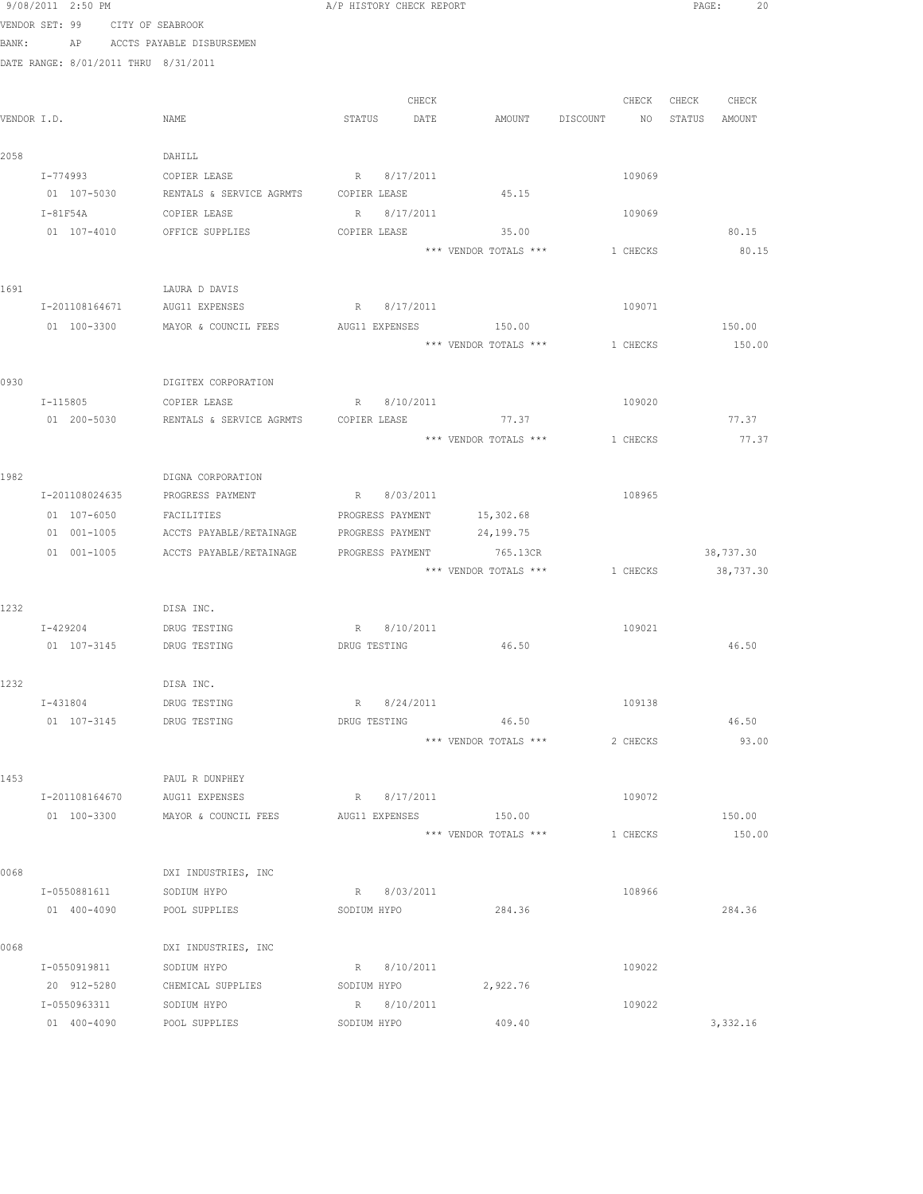9/08/2011 2:50 PM A/P HISTORY CHECK REPORT

VENDOR SET: 99 CITY OF SEABROOK
BANK: AP ACCTS PAYABLE DISBURSEMEN
DATE RANGE: 8/01/2011 THRU 8/31/2011

| VENDOR I.D. | NAME | STATUS | CHECK DATE | AMOUNT | DISCOUNT | CHECK NO | CHECK STATUS | CHECK AMOUNT |
|---|---|---|---|---|---|---|---|---|
| 2058 | DAHILL | | | | | | | |
| I-774993 | COPIER LEASE | R | 8/17/2011 | | | 109069 | | |
| 01 107-5030 | RENTALS & SERVICE AGRMTS | COPIER LEASE | | 45.15 | | | | |
| I-81F54A | COPIER LEASE | R | 8/17/2011 | | | 109069 | | |
| 01 107-4010 | OFFICE SUPPLIES | COPIER LEASE | | 35.00 | | | | 80.15 |
| | | | | *** VENDOR TOTALS *** | | 1 CHECKS | | 80.15 |
| 1691 | LAURA D DAVIS | | | | | | | |
| I-201108164671 | AUG11 EXPENSES | R | 8/17/2011 | | | 109071 | | |
| 01 100-3300 | MAYOR & COUNCIL FEES | AUG11 EXPENSES | | 150.00 | | | | 150.00 |
| | | | | *** VENDOR TOTALS *** | | 1 CHECKS | | 150.00 |
| 0930 | DIGITEX CORPORATION | | | | | | | |
| I-115805 | COPIER LEASE | R | 8/10/2011 | | | 109020 | | |
| 01 200-5030 | RENTALS & SERVICE AGRMTS | COPIER LEASE | | 77.37 | | | | 77.37 |
| | | | | *** VENDOR TOTALS *** | | 1 CHECKS | | 77.37 |
| 1982 | DIGNA CORPORATION | | | | | | | |
| I-201108024635 | PROGRESS PAYMENT | R | 8/03/2011 | | | 108965 | | |
| 01 107-6050 | FACILITIES | PROGRESS PAYMENT | | 15,302.68 | | | | |
| 01 001-1005 | ACCTS PAYABLE/RETAINAGE | PROGRESS PAYMENT | | 24,199.75 | | | | |
| 01 001-1005 | ACCTS PAYABLE/RETAINAGE | PROGRESS PAYMENT | | 765.13CR | | | | 38,737.30 |
| | | | | *** VENDOR TOTALS *** | | 1 CHECKS | | 38,737.30 |
| 1232 | DISA INC. | | | | | | | |
| I-429204 | DRUG TESTING | R | 8/10/2011 | | | 109021 | | |
| 01 107-3145 | DRUG TESTING | DRUG TESTING | | 46.50 | | | | 46.50 |
| 1232 | DISA INC. | | | | | | | |
| I-431804 | DRUG TESTING | R | 8/24/2011 | | | 109138 | | |
| 01 107-3145 | DRUG TESTING | DRUG TESTING | | 46.50 | | | | 46.50 |
| | | | | *** VENDOR TOTALS *** | | 2 CHECKS | | 93.00 |
| 1453 | PAUL R DUNPHEY | | | | | | | |
| I-201108164670 | AUG11 EXPENSES | R | 8/17/2011 | | | 109072 | | |
| 01 100-3300 | MAYOR & COUNCIL FEES | AUG11 EXPENSES | | 150.00 | | | | 150.00 |
| | | | | *** VENDOR TOTALS *** | | 1 CHECKS | | 150.00 |
| 0068 | DXI INDUSTRIES, INC | | | | | | | |
| I-0550881611 | SODIUM HYPO | R | 8/03/2011 | | | 108966 | | |
| 01 400-4090 | POOL SUPPLIES | SODIUM HYPO | | 284.36 | | | | 284.36 |
| 0068 | DXI INDUSTRIES, INC | | | | | | | |
| I-0550919811 | SODIUM HYPO | R | 8/10/2011 | | | 109022 | | |
| 20 912-5280 | CHEMICAL SUPPLIES | SODIUM HYPO | | 2,922.76 | | | | |
| I-0550963311 | SODIUM HYPO | R | 8/10/2011 | | | 109022 | | |
| 01 400-4090 | POOL SUPPLIES | SODIUM HYPO | | 409.40 | | | | 3,332.16 |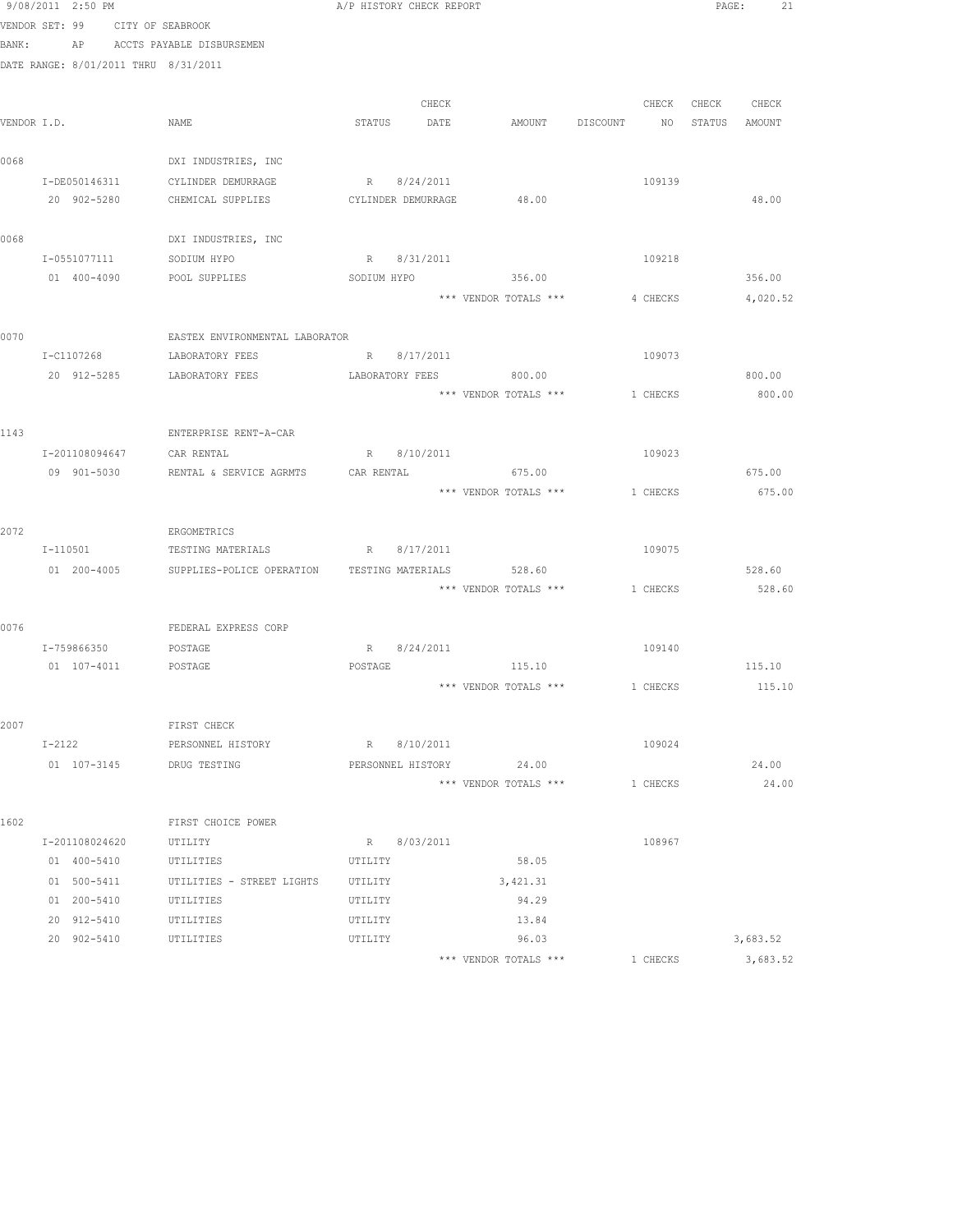9/08/2011 2:50 PM A/P HISTORY CHECK REPORT

VENDOR SET: 99 CITY OF SEABROOK
BANK: AP ACCTS PAYABLE DISBURSEMEN
DATE RANGE: 8/01/2011 THRU 8/31/2011

| VENDOR I.D. | NAME | STATUS | CHECK DATE | AMOUNT | DISCOUNT | CHECK NO | CHECK STATUS | CHECK AMOUNT |
|---|---|---|---|---|---|---|---|---|
| 0068 | DXI INDUSTRIES, INC | | | | | | | |
| I-DE050146311 | CYLINDER DEMURRAGE | R | 8/24/2011 | | | 109139 | | |
| 20 902-5280 | CHEMICAL SUPPLIES | CYLINDER DEMURRAGE | | 48.00 | | | | 48.00 |
| 0068 | DXI INDUSTRIES, INC | | | | | | | |
| I-0551077111 | SODIUM HYPO | R | 8/31/2011 | | | 109218 | | |
| 01 400-4090 | POOL SUPPLIES | SODIUM HYPO | | 356.00 | | | | 356.00 |
| | | | | *** VENDOR TOTALS *** | | 4 CHECKS | | 4,020.52 |
| 0070 | EASTEX ENVIRONMENTAL LABORATOR | | | | | | | |
| I-C1107268 | LABORATORY FEES | R | 8/17/2011 | | | 109073 | | |
| 20 912-5285 | LABORATORY FEES | LABORATORY FEES | | 800.00 | | | | 800.00 |
| | | | | *** VENDOR TOTALS *** | | 1 CHECKS | | 800.00 |
| 1143 | ENTERPRISE RENT-A-CAR | | | | | | | |
| I-201108094647 | CAR RENTAL | R | 8/10/2011 | | | 109023 | | |
| 09 901-5030 | RENTAL & SERVICE AGRMTS | CAR RENTAL | | 675.00 | | | | 675.00 |
| | | | | *** VENDOR TOTALS *** | | 1 CHECKS | | 675.00 |
| 2072 | ERGOMETRICS | | | | | | | |
| I-110501 | TESTING MATERIALS | R | 8/17/2011 | | | 109075 | | |
| 01 200-4005 | SUPPLIES-POLICE OPERATION | TESTING MATERIALS | | 528.60 | | | | 528.60 |
| | | | | *** VENDOR TOTALS *** | | 1 CHECKS | | 528.60 |
| 0076 | FEDERAL EXPRESS CORP | | | | | | | |
| I-759866350 | POSTAGE | R | 8/24/2011 | | | 109140 | | |
| 01 107-4011 | POSTAGE | POSTAGE | | 115.10 | | | | 115.10 |
| | | | | *** VENDOR TOTALS *** | | 1 CHECKS | | 115.10 |
| 2007 | FIRST CHECK | | | | | | | |
| I-2122 | PERSONNEL HISTORY | R | 8/10/2011 | | | 109024 | | |
| 01 107-3145 | DRUG TESTING | PERSONNEL HISTORY | | 24.00 | | | | 24.00 |
| | | | | *** VENDOR TOTALS *** | | 1 CHECKS | | 24.00 |
| 1602 | FIRST CHOICE POWER | | | | | | | |
| I-201108024620 | UTILITY | R | 8/03/2011 | | | 108967 | | |
| 01 400-5410 | UTILITIES | UTILITY | | 58.05 | | | | |
| 01 500-5411 | UTILITIES - STREET LIGHTS | UTILITY | | 3,421.31 | | | | |
| 01 200-5410 | UTILITIES | UTILITY | | 94.29 | | | | |
| 20 912-5410 | UTILITIES | UTILITY | | 13.84 | | | | |
| 20 902-5410 | UTILITIES | UTILITY | | 96.03 | | | | 3,683.52 |
| | | | | *** VENDOR TOTALS *** | | 1 CHECKS | | 3,683.52 |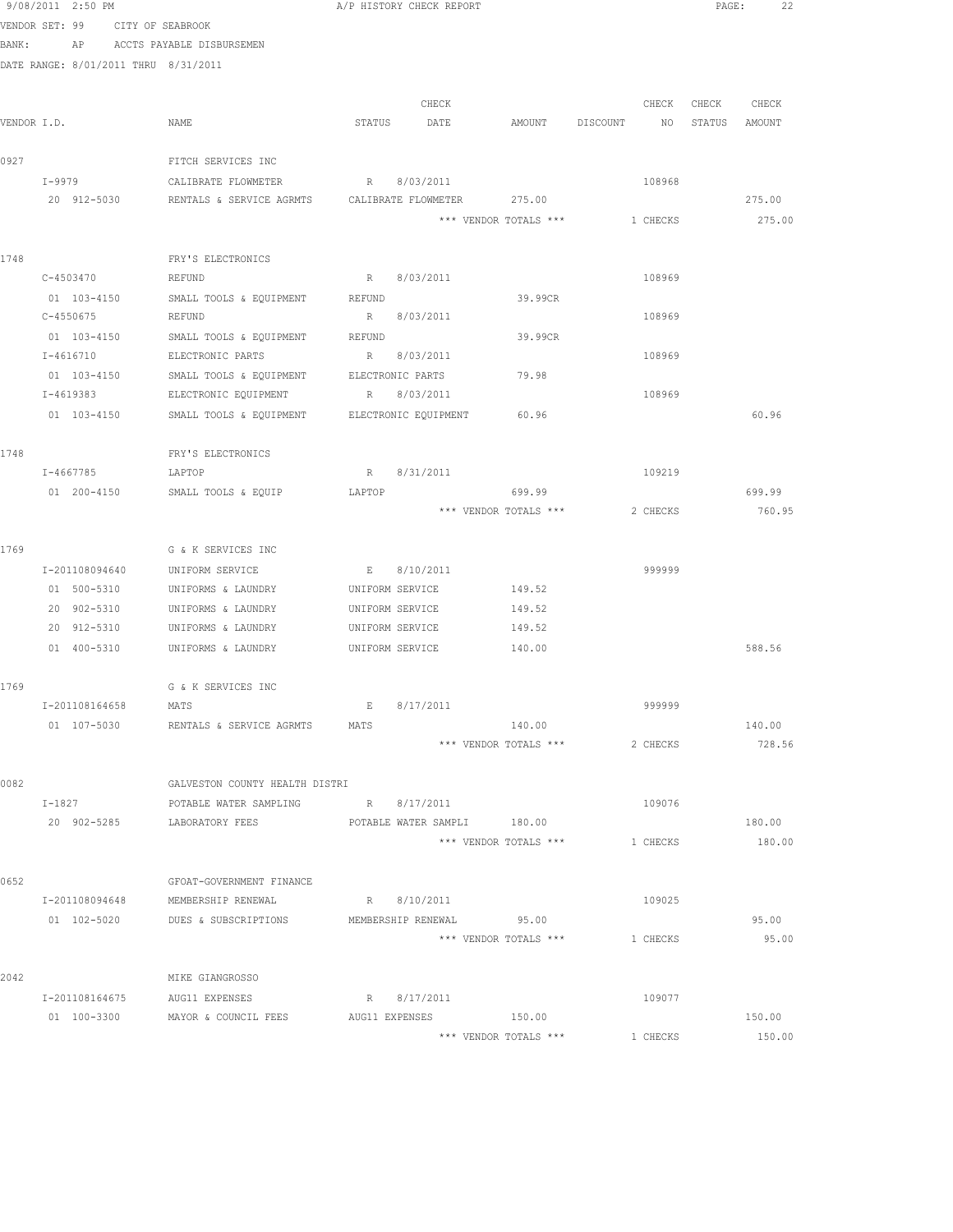9/08/2011 2:50 PM A/P HISTORY CHECK REPORT

VENDOR SET: 99 CITY OF SEABROOK
BANK: AP ACCTS PAYABLE DISBURSEMEN
DATE RANGE: 8/01/2011 THRU 8/31/2011

| VENDOR I.D. | NAME | STATUS | CHECK DATE | AMOUNT | DISCOUNT | CHECK NO | CHECK STATUS | CHECK AMOUNT |
|---|---|---|---|---|---|---|---|---|
| 0927 | FITCH SERVICES INC | | | | | | | |
| I-9979 | CALIBRATE FLOWMETER | R | 8/03/2011 | | | 108968 | | |
| 20 912-5030 | RENTALS & SERVICE AGRMTS | CALIBRATE FLOWMETER | | 275.00 | | | | 275.00 |
| | | | | *** VENDOR TOTALS *** | | 1 CHECKS | | 275.00 |
| 1748 | FRY'S ELECTRONICS | | | | | | | |
| C-4503470 | REFUND | R | 8/03/2011 | | | 108969 | | |
| 01 103-4150 | SMALL TOOLS & EQUIPMENT | REFUND | | 39.99CR | | | | |
| C-4550675 | REFUND | R | 8/03/2011 | | | 108969 | | |
| 01 103-4150 | SMALL TOOLS & EQUIPMENT | REFUND | | 39.99CR | | | | |
| I-4616710 | ELECTRONIC PARTS | R | 8/03/2011 | | | 108969 | | |
| 01 103-4150 | SMALL TOOLS & EQUIPMENT | ELECTRONIC PARTS | | 79.98 | | | | |
| I-4619383 | ELECTRONIC EQUIPMENT | R | 8/03/2011 | | | 108969 | | |
| 01 103-4150 | SMALL TOOLS & EQUIPMENT | ELECTRONIC EQUIPMENT | | 60.96 | | | | 60.96 |
| 1748 | FRY'S ELECTRONICS | | | | | | | |
| I-4667785 | LAPTOP | R | 8/31/2011 | | | 109219 | | |
| 01 200-4150 | SMALL TOOLS & EQUIP | LAPTOP | | 699.99 | | | | 699.99 |
| | | | | *** VENDOR TOTALS *** | | 2 CHECKS | | 760.95 |
| 1769 | G & K SERVICES INC | | | | | | | |
| I-201108094640 | UNIFORM SERVICE | E | 8/10/2011 | | | 999999 | | |
| 01 500-5310 | UNIFORMS & LAUNDRY | UNIFORM SERVICE | | 149.52 | | | | |
| 20 902-5310 | UNIFORMS & LAUNDRY | UNIFORM SERVICE | | 149.52 | | | | |
| 20 912-5310 | UNIFORMS & LAUNDRY | UNIFORM SERVICE | | 149.52 | | | | |
| 01 400-5310 | UNIFORMS & LAUNDRY | UNIFORM SERVICE | | 140.00 | | | | 588.56 |
| 1769 | G & K SERVICES INC | | | | | | | |
| I-201108164658 | MATS | E | 8/17/2011 | | | 999999 | | |
| 01 107-5030 | RENTALS & SERVICE AGRMTS | MATS | | 140.00 | | | | 140.00 |
| | | | | *** VENDOR TOTALS *** | | 2 CHECKS | | 728.56 |
| 0082 | GALVESTON COUNTY HEALTH DISTRI | | | | | | | |
| I-1827 | POTABLE WATER SAMPLING | R | 8/17/2011 | | | 109076 | | |
| 20 902-5285 | LABORATORY FEES | POTABLE WATER SAMPLI | | 180.00 | | | | 180.00 |
| | | | | *** VENDOR TOTALS *** | | 1 CHECKS | | 180.00 |
| 0652 | GFOAT-GOVERNMENT FINANCE | | | | | | | |
| I-201108094648 | MEMBERSHIP RENEWAL | R | 8/10/2011 | | | 109025 | | |
| 01 102-5020 | DUES & SUBSCRIPTIONS | MEMBERSHIP RENEWAL | | 95.00 | | | | 95.00 |
| | | | | *** VENDOR TOTALS *** | | 1 CHECKS | | 95.00 |
| 2042 | MIKE GIANGROSSO | | | | | | | |
| I-201108164675 | AUG11 EXPENSES | R | 8/17/2011 | | | 109077 | | |
| 01 100-3300 | MAYOR & COUNCIL FEES | AUG11 EXPENSES | | 150.00 | | | | 150.00 |
| | | | | *** VENDOR TOTALS *** | | 1 CHECKS | | 150.00 |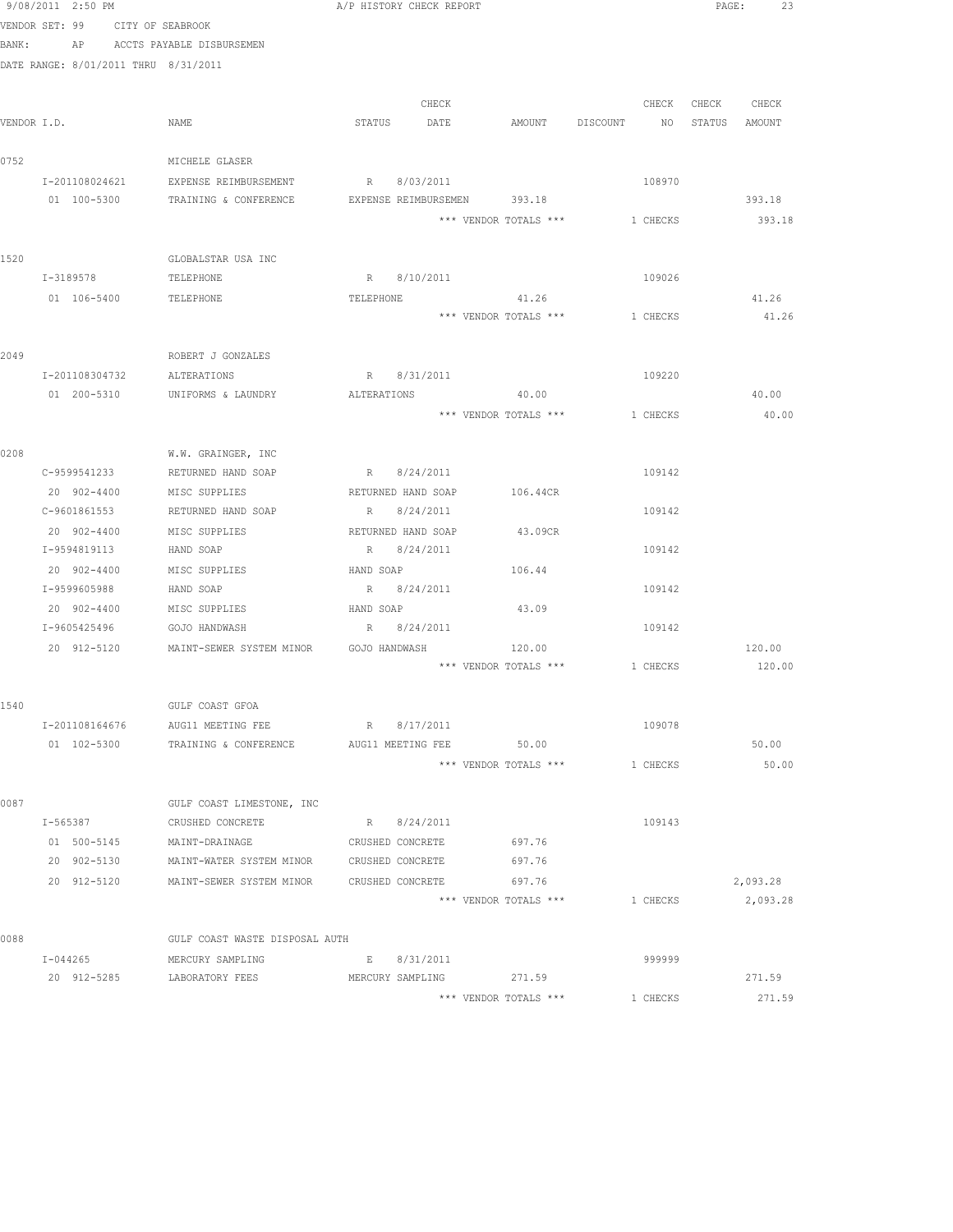9/08/2011 2:50 PM A/P HISTORY CHECK REPORT

VENDOR SET: 99 CITY OF SEABROOK

BANK: AP ACCTS PAYABLE DISBURSEMEN

DATE RANGE: 8/01/2011 THRU 8/31/2011

| VENDOR I.D. | NAME | STATUS | CHECK DATE | AMOUNT | DISCOUNT | CHECK NO | CHECK STATUS | CHECK AMOUNT |
|---|---|---|---|---|---|---|---|---|
| 0752 | MICHELE GLASER | | | | | | | |
| I-201108024621 | EXPENSE REIMBURSEMENT | R | 8/03/2011 | | | 108970 | | |
| 01 100-5300 | TRAINING & CONFERENCE | EXPENSE REIMBURSEMEN | | 393.18 | | | | 393.18 |
| | | | | *** VENDOR TOTALS *** | | 1 CHECKS | | 393.18 |
| 1520 | GLOBALSTAR USA INC | | | | | | | |
| I-3189578 | TELEPHONE | R | 8/10/2011 | | | 109026 | | |
| 01 106-5400 | TELEPHONE | TELEPHONE | | 41.26 | | | | 41.26 |
| | | | | *** VENDOR TOTALS *** | | 1 CHECKS | | 41.26 |
| 2049 | ROBERT J GONZALES | | | | | | | |
| I-201108304732 | ALTERATIONS | R | 8/31/2011 | | | 109220 | | |
| 01 200-5310 | UNIFORMS & LAUNDRY | ALTERATIONS | | 40.00 | | | | 40.00 |
| | | | | *** VENDOR TOTALS *** | | 1 CHECKS | | 40.00 |
| 0208 | W.W. GRAINGER, INC | | | | | | | |
| C-9599541233 | RETURNED HAND SOAP | R | 8/24/2011 | | | 109142 | | |
| 20 902-4400 | MISC SUPPLIES | RETURNED HAND SOAP | | 106.44CR | | | | |
| C-9601861553 | RETURNED HAND SOAP | R | 8/24/2011 | | | 109142 | | |
| 20 902-4400 | MISC SUPPLIES | RETURNED HAND SOAP | | 43.09CR | | | | |
| I-9594819113 | HAND SOAP | R | 8/24/2011 | | | 109142 | | |
| 20 902-4400 | MISC SUPPLIES | HAND SOAP | | 106.44 | | | | |
| I-9599605988 | HAND SOAP | R | 8/24/2011 | | | 109142 | | |
| 20 902-4400 | MISC SUPPLIES | HAND SOAP | | 43.09 | | | | |
| I-9605425496 | GOJO HANDWASH | R | 8/24/2011 | | | 109142 | | |
| 20 912-5120 | MAINT-SEWER SYSTEM MINOR | GOJO HANDWASH | | 120.00 | | | | 120.00 |
| | | | | *** VENDOR TOTALS *** | | 1 CHECKS | | 120.00 |
| 1540 | GULF COAST GFOA | | | | | | | |
| I-201108164676 | AUG11 MEETING FEE | R | 8/17/2011 | | | 109078 | | |
| 01 102-5300 | TRAINING & CONFERENCE | AUG11 MEETING FEE | | 50.00 | | | | 50.00 |
| | | | | *** VENDOR TOTALS *** | | 1 CHECKS | | 50.00 |
| 0087 | GULF COAST LIMESTONE, INC | | | | | | | |
| I-565387 | CRUSHED CONCRETE | R | 8/24/2011 | | | 109143 | | |
| 01 500-5145 | MAINT-DRAINAGE | CRUSHED CONCRETE | | 697.76 | | | | |
| 20 902-5130 | MAINT-WATER SYSTEM MINOR | CRUSHED CONCRETE | | 697.76 | | | | |
| 20 912-5120 | MAINT-SEWER SYSTEM MINOR | CRUSHED CONCRETE | | 697.76 | | | | 2,093.28 |
| | | | | *** VENDOR TOTALS *** | | 1 CHECKS | | 2,093.28 |
| 0088 | GULF COAST WASTE DISPOSAL AUTH | | | | | | | |
| I-044265 | MERCURY SAMPLING | E | 8/31/2011 | | | 999999 | | |
| 20 912-5285 | LABORATORY FEES | MERCURY SAMPLING | | 271.59 | | | | 271.59 |
| | | | | *** VENDOR TOTALS *** | | 1 CHECKS | | 271.59 |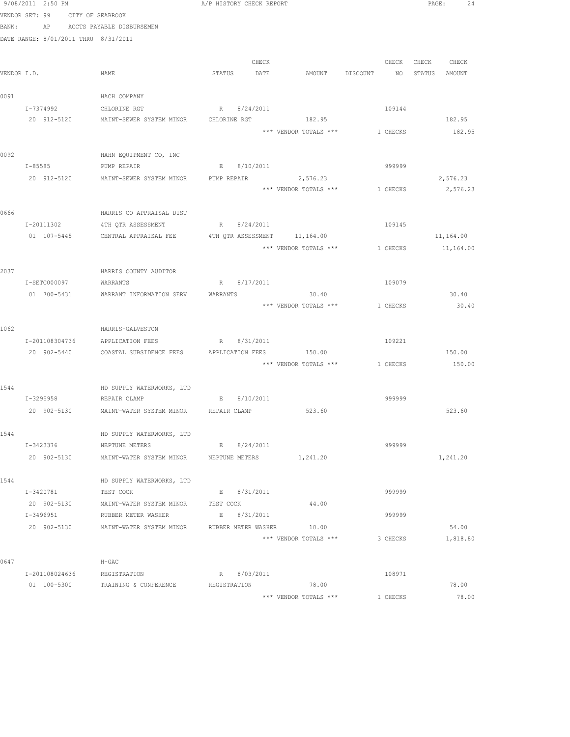9/08/2011 2:50 PM A/P HISTORY CHECK REPORT

VENDOR SET: 99 CITY OF SEABROOK
BANK: AP ACCTS PAYABLE DISBURSEMEN
DATE RANGE: 8/01/2011 THRU 8/31/2011

| VENDOR I.D. | NAME | STATUS | CHECK DATE | AMOUNT | DISCOUNT | CHECK NO | CHECK STATUS | CHECK AMOUNT |
|---|---|---|---|---|---|---|---|---|
| 0091 | HACH COMPANY | | | | | | | |
| I-7374992 | CHLORINE RGT | R | 8/24/2011 | | | 109144 | | |
| 20 912-5120 | MAINT-SEWER SYSTEM MINOR | CHLORINE RGT | | 182.95 | | | | 182.95 |
| | | | | *** VENDOR TOTALS *** | | 1 CHECKS | | 182.95 |
| 0092 | HAHN EQUIPMENT CO, INC | | | | | | | |
| I-85585 | PUMP REPAIR | E | 8/10/2011 | | | 999999 | | |
| 20 912-5120 | MAINT-SEWER SYSTEM MINOR | PUMP REPAIR | | 2,576.23 | | | | 2,576.23 |
| | | | | *** VENDOR TOTALS *** | | 1 CHECKS | | 2,576.23 |
| 0666 | HARRIS CO APPRAISAL DIST | | | | | | | |
| I-20111302 | 4TH QTR ASSESSMENT | R | 8/24/2011 | | | 109145 | | |
| 01 107-5445 | CENTRAL APPRAISAL FEE | 4TH QTR ASSESSMENT | | 11,164.00 | | | | 11,164.00 |
| | | | | *** VENDOR TOTALS *** | | 1 CHECKS | | 11,164.00 |
| 2037 | HARRIS COUNTY AUDITOR | | | | | | | |
| I-SETC000097 | WARRANTS | R | 8/17/2011 | | | 109079 | | |
| 01 700-5431 | WARRANT INFORMATION SERV | WARRANTS | | 30.40 | | | | 30.40 |
| | | | | *** VENDOR TOTALS *** | | 1 CHECKS | | 30.40 |
| 1062 | HARRIS-GALVESTON | | | | | | | |
| I-201108304736 | APPLICATION FEES | R | 8/31/2011 | | | 109221 | | |
| 20 902-5440 | COASTAL SUBSIDENCE FEES | APPLICATION FEES | | 150.00 | | | | 150.00 |
| | | | | *** VENDOR TOTALS *** | | 1 CHECKS | | 150.00 |
| 1544 | HD SUPPLY WATERWORKS, LTD | | | | | | | |
| I-3295958 | REPAIR CLAMP | E | 8/10/2011 | | | 999999 | | |
| 20 902-5130 | MAINT-WATER SYSTEM MINOR | REPAIR CLAMP | | 523.60 | | | | 523.60 |
| 1544 | HD SUPPLY WATERWORKS, LTD | | | | | | | |
| I-3423376 | NEPTUNE METERS | E | 8/24/2011 | | | 999999 | | |
| 20 902-5130 | MAINT-WATER SYSTEM MINOR | NEPTUNE METERS | | 1,241.20 | | | | 1,241.20 |
| 1544 | HD SUPPLY WATERWORKS, LTD | | | | | | | |
| I-3420781 | TEST COCK | E | 8/31/2011 | | | 999999 | | |
| 20 902-5130 | MAINT-WATER SYSTEM MINOR | TEST COCK | | 44.00 | | | | |
| I-3496951 | RUBBER METER WASHER | E | 8/31/2011 | | | 999999 | | |
| 20 902-5130 | MAINT-WATER SYSTEM MINOR | RUBBER METER WASHER | | 10.00 | | | | 54.00 |
| | | | | *** VENDOR TOTALS *** | | 3 CHECKS | | 1,818.80 |
| 0647 | H-GAC | | | | | | | |
| I-201108024636 | REGISTRATION | R | 8/03/2011 | | | 108971 | | |
| 01 100-5300 | TRAINING & CONFERENCE | REGISTRATION | | 78.00 | | | | 78.00 |
| | | | | *** VENDOR TOTALS *** | | 1 CHECKS | | 78.00 |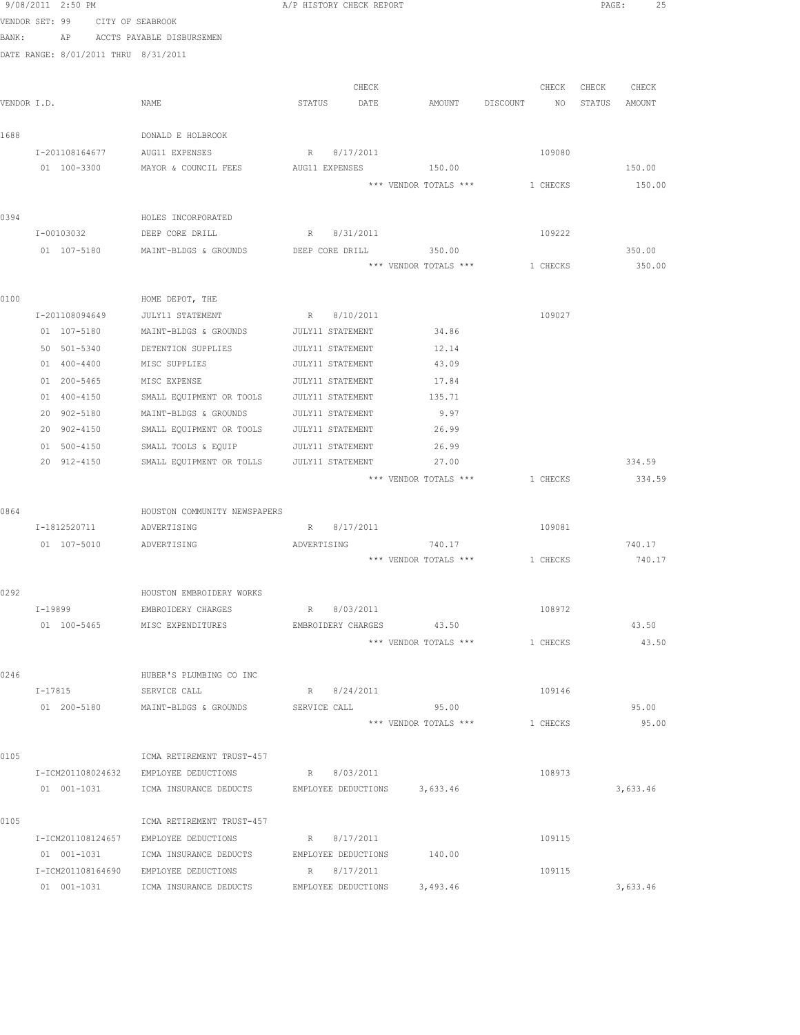9/08/2011 2:50 PM A/P HISTORY CHECK REPORT

VENDOR SET: 99 CITY OF SEABROOK

BANK: AP ACCTS PAYABLE DISBURSEMEN

DATE RANGE: 8/01/2011 THRU 8/31/2011

| VENDOR I.D. | NAME | STATUS | CHECK DATE | AMOUNT | DISCOUNT | CHECK NO | CHECK STATUS | CHECK AMOUNT |
|---|---|---|---|---|---|---|---|---|
| 1688 | DONALD E HOLBROOK | | | | | | | |
| I-201108164677 | AUG11 EXPENSES | R | 8/17/2011 | | | 109080 | | |
| 01 100-3300 | MAYOR & COUNCIL FEES | AUG11 EXPENSES | | 150.00 | | | | 150.00 |
| | | | | *** VENDOR TOTALS *** | | 1 CHECKS | | 150.00 |
| 0394 | HOLES INCORPORATED | | | | | | | |
| I-00103032 | DEEP CORE DRILL | R | 8/31/2011 | | | 109222 | | |
| 01 107-5180 | MAINT-BLDGS & GROUNDS | DEEP CORE DRILL | | 350.00 | | | | 350.00 |
| | | | | *** VENDOR TOTALS *** | | 1 CHECKS | | 350.00 |
| 0100 | HOME DEPOT, THE | | | | | | | |
| I-201108094649 | JULY11 STATEMENT | R | 8/10/2011 | | | 109027 | | |
| 01 107-5180 | MAINT-BLDGS & GROUNDS | JULY11 STATEMENT | | 34.86 | | | | |
| 50 501-5340 | DETENTION SUPPLIES | JULY11 STATEMENT | | 12.14 | | | | |
| 01 400-4400 | MISC SUPPLIES | JULY11 STATEMENT | | 43.09 | | | | |
| 01 200-5465 | MISC EXPENSE | JULY11 STATEMENT | | 17.84 | | | | |
| 01 400-4150 | SMALL EQUIPMENT OR TOOLS | JULY11 STATEMENT | | 135.71 | | | | |
| 20 902-5180 | MAINT-BLDGS & GROUNDS | JULY11 STATEMENT | | 9.97 | | | | |
| 20 902-4150 | SMALL EQUIPMENT OR TOOLS | JULY11 STATEMENT | | 26.99 | | | | |
| 01 500-4150 | SMALL TOOLS & EQUIP | JULY11 STATEMENT | | 26.99 | | | | |
| 20 912-4150 | SMALL EQUIPMENT OR TOLLS | JULY11 STATEMENT | | 27.00 | | | | 334.59 |
| | | | | *** VENDOR TOTALS *** | | 1 CHECKS | | 334.59 |
| 0864 | HOUSTON COMMUNITY NEWSPAPERS | | | | | | | |
| I-1812520711 | ADVERTISING | R | 8/17/2011 | | | 109081 | | |
| 01 107-5010 | ADVERTISING | ADVERTISING | | 740.17 | | | | 740.17 |
| | | | | *** VENDOR TOTALS *** | | 1 CHECKS | | 740.17 |
| 0292 | HOUSTON EMBROIDERY WORKS | | | | | | | |
| I-19899 | EMBROIDERY CHARGES | R | 8/03/2011 | | | 108972 | | |
| 01 100-5465 | MISC EXPENDITURES | EMBROIDERY CHARGES | | 43.50 | | | | 43.50 |
| | | | | *** VENDOR TOTALS *** | | 1 CHECKS | | 43.50 |
| 0246 | HUBER'S PLUMBING CO INC | | | | | | | |
| I-17815 | SERVICE CALL | R | 8/24/2011 | | | 109146 | | |
| 01 200-5180 | MAINT-BLDGS & GROUNDS | SERVICE CALL | | 95.00 | | | | 95.00 |
| | | | | *** VENDOR TOTALS *** | | 1 CHECKS | | 95.00 |
| 0105 | ICMA RETIREMENT TRUST-457 | | | | | | | |
| I-ICM201108024632 | EMPLOYEE DEDUCTIONS | R | 8/03/2011 | | | 108973 | | |
| 01 001-1031 | ICMA INSURANCE DEDUCTS | EMPLOYEE DEDUCTIONS | | 3,633.46 | | | | 3,633.46 |
| 0105 | ICMA RETIREMENT TRUST-457 | | | | | | | |
| I-ICM201108124657 | EMPLOYEE DEDUCTIONS | R | 8/17/2011 | | | 109115 | | |
| 01 001-1031 | ICMA INSURANCE DEDUCTS | EMPLOYEE DEDUCTIONS | | 140.00 | | | | |
| I-ICM201108164690 | EMPLOYEE DEDUCTIONS | R | 8/17/2011 | | | 109115 | | |
| 01 001-1031 | ICMA INSURANCE DEDUCTS | EMPLOYEE DEDUCTIONS | | 3,493.46 | | | | 3,633.46 |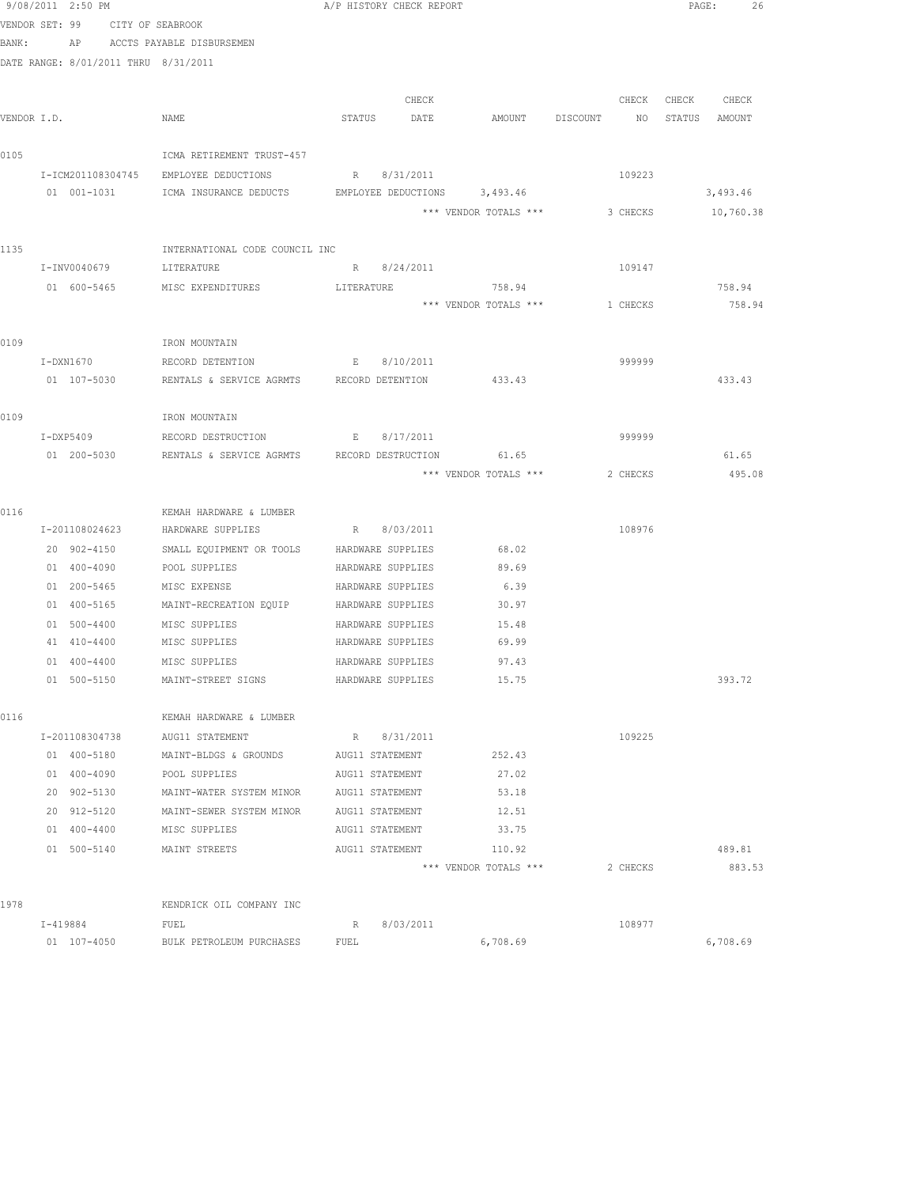9/08/2011 2:50 PM A/P HISTORY CHECK REPORT

VENDOR SET: 99 CITY OF SEABROOK

BANK: AP ACCTS PAYABLE DISBURSEMEN

DATE RANGE: 8/01/2011 THRU 8/31/2011

| VENDOR I.D. | NAME | STATUS | CHECK DATE | AMOUNT | DISCOUNT | CHECK NO | CHECK STATUS | CHECK AMOUNT |
|---|---|---|---|---|---|---|---|---|
| 0105 | ICMA RETIREMENT TRUST-457 | | | | | | | |
| I-ICM201108304745 | EMPLOYEE DEDUCTIONS | R | 8/31/2011 | | | 109223 | | |
| 01 001-1031 | ICMA INSURANCE DEDUCTS | EMPLOYEE DEDUCTIONS | | 3,493.46 | | | | 3,493.46 |
| | | | | *** VENDOR TOTALS *** | | 3 CHECKS | | 10,760.38 |
| 1135 | INTERNATIONAL CODE COUNCIL INC | | | | | | | |
| I-INV0040679 | LITERATURE | R | 8/24/2011 | | | 109147 | | |
| 01 600-5465 | MISC EXPENDITURES | LITERATURE | | 758.94 | | | | 758.94 |
| | | | | *** VENDOR TOTALS *** | | 1 CHECKS | | 758.94 |
| 0109 | IRON MOUNTAIN | | | | | | | |
| I-DXN1670 | RECORD DETENTION | E | 8/10/2011 | | | 999999 | | |
| 01 107-5030 | RENTALS & SERVICE AGRMTS | RECORD DETENTION | | 433.43 | | | | 433.43 |
| 0109 | IRON MOUNTAIN | | | | | | | |
| I-DXP5409 | RECORD DESTRUCTION | E | 8/17/2011 | | | 999999 | | |
| 01 200-5030 | RENTALS & SERVICE AGRMTS | RECORD DESTRUCTION | | 61.65 | | | | 61.65 |
| | | | | *** VENDOR TOTALS *** | | 2 CHECKS | | 495.08 |
| 0116 | KEMAH HARDWARE & LUMBER | | | | | | | |
| I-201108024623 | HARDWARE SUPPLIES | R | 8/03/2011 | | | 108976 | | |
| 20 902-4150 | SMALL EQUIPMENT OR TOOLS | HARDWARE SUPPLIES | | 68.02 | | | | |
| 01 400-4090 | POOL SUPPLIES | HARDWARE SUPPLIES | | 89.69 | | | | |
| 01 200-5465 | MISC EXPENSE | HARDWARE SUPPLIES | | 6.39 | | | | |
| 01 400-5165 | MAINT-RECREATION EQUIP | HARDWARE SUPPLIES | | 30.97 | | | | |
| 01 500-4400 | MISC SUPPLIES | HARDWARE SUPPLIES | | 15.48 | | | | |
| 41 410-4400 | MISC SUPPLIES | HARDWARE SUPPLIES | | 69.99 | | | | |
| 01 400-4400 | MISC SUPPLIES | HARDWARE SUPPLIES | | 97.43 | | | | |
| 01 500-5150 | MAINT-STREET SIGNS | HARDWARE SUPPLIES | | 15.75 | | | | 393.72 |
| 0116 | KEMAH HARDWARE & LUMBER | | | | | | | |
| I-201108304738 | AUG11 STATEMENT | R | 8/31/2011 | | | 109225 | | |
| 01 400-5180 | MAINT-BLDGS & GROUNDS | AUG11 STATEMENT | | 252.43 | | | | |
| 01 400-4090 | POOL SUPPLIES | AUG11 STATEMENT | | 27.02 | | | | |
| 20 902-5130 | MAINT-WATER SYSTEM MINOR | AUG11 STATEMENT | | 53.18 | | | | |
| 20 912-5120 | MAINT-SEWER SYSTEM MINOR | AUG11 STATEMENT | | 12.51 | | | | |
| 01 400-4400 | MISC SUPPLIES | AUG11 STATEMENT | | 33.75 | | | | |
| 01 500-5140 | MAINT STREETS | AUG11 STATEMENT | | 110.92 | | | | 489.81 |
| | | | | *** VENDOR TOTALS *** | | 2 CHECKS | | 883.53 |
| 1978 | KENDRICK OIL COMPANY INC | | | | | | | |
| I-419884 | FUEL | R | 8/03/2011 | | | 108977 | | |
| 01 107-4050 | BULK PETROLEUM PURCHASES | FUEL | | 6,708.69 | | | | 6,708.69 |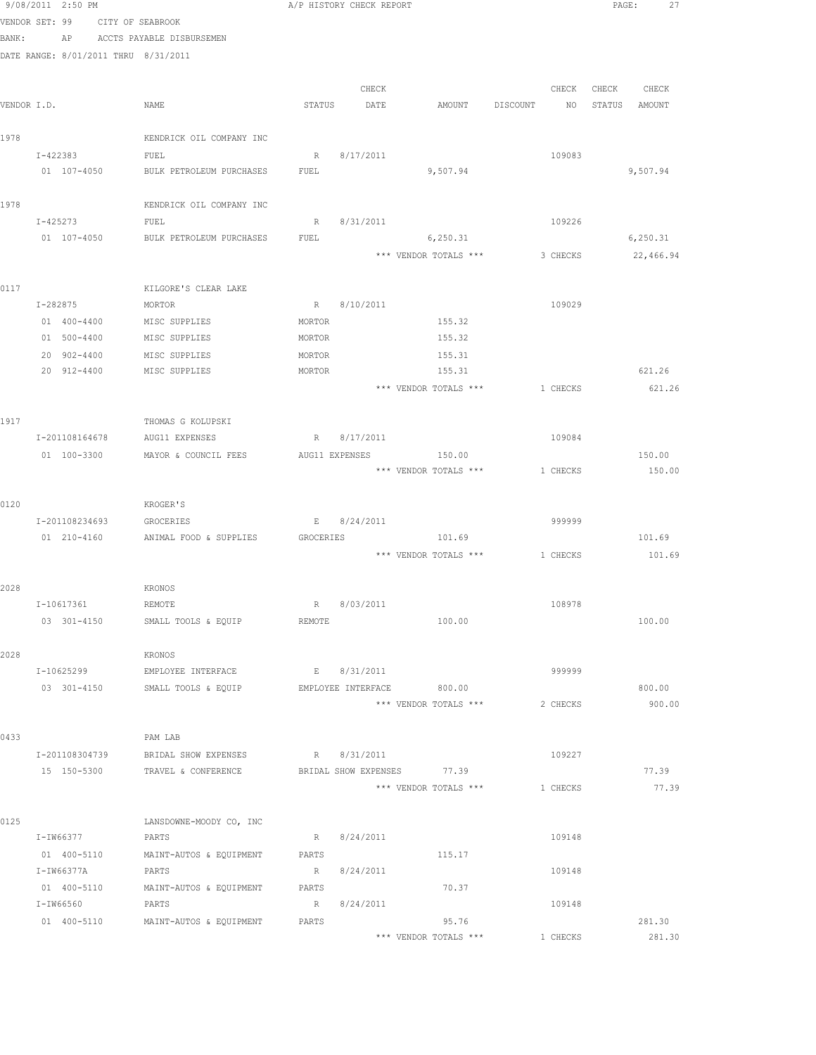9/08/2011 2:50 PM A/P HISTORY CHECK REPORT

VENDOR SET: 99 CITY OF SEABROOK
BANK: AP ACCTS PAYABLE DISBURSEMEN
DATE RANGE: 8/01/2011 THRU 8/31/2011

| VENDOR I.D. | NAME | STATUS | CHECK DATE | AMOUNT | DISCOUNT | CHECK NO | CHECK STATUS | CHECK AMOUNT |
|---|---|---|---|---|---|---|---|---|
| 1978 | KENDRICK OIL COMPANY INC | | | | | | | |
| I-422383 | FUEL | R | 8/17/2011 | | | 109083 | | |
| 01 107-4050 | BULK PETROLEUM PURCHASES | FUEL | | 9,507.94 | | | | 9,507.94 |
| 1978 | KENDRICK OIL COMPANY INC | | | | | | | |
| I-425273 | FUEL | R | 8/31/2011 | | | 109226 | | |
| 01 107-4050 | BULK PETROLEUM PURCHASES | FUEL | | 6,250.31 | | | | 6,250.31 |
| | | | | *** VENDOR TOTALS *** | | 3 CHECKS | | 22,466.94 |
| 0117 | KILGORE'S CLEAR LAKE | | | | | | | |
| I-282875 | MORTOR | R | 8/10/2011 | | | 109029 | | |
| 01 400-4400 | MISC SUPPLIES | MORTOR | | 155.32 | | | | |
| 01 500-4400 | MISC SUPPLIES | MORTOR | | 155.32 | | | | |
| 20 902-4400 | MISC SUPPLIES | MORTOR | | 155.31 | | | | |
| 20 912-4400 | MISC SUPPLIES | MORTOR | | 155.31 | | | | 621.26 |
| | | | | *** VENDOR TOTALS *** | | 1 CHECKS | | 621.26 |
| 1917 | THOMAS G KOLUPSKI | | | | | | | |
| I-201108164678 | AUG11 EXPENSES | R | 8/17/2011 | | | 109084 | | |
| 01 100-3300 | MAYOR & COUNCIL FEES | AUG11 EXPENSES | | 150.00 | | | | 150.00 |
| | | | | *** VENDOR TOTALS *** | | 1 CHECKS | | 150.00 |
| 0120 | KROGER'S | | | | | | | |
| I-201108234693 | GROCERIES | E | 8/24/2011 | | | 999999 | | |
| 01 210-4160 | ANIMAL FOOD & SUPPLIES | GROCERIES | | 101.69 | | | | 101.69 |
| | | | | *** VENDOR TOTALS *** | | 1 CHECKS | | 101.69 |
| 2028 | KRONOS | | | | | | | |
| I-10617361 | REMOTE | R | 8/03/2011 | | | 108978 | | |
| 03 301-4150 | SMALL TOOLS & EQUIP | REMOTE | | 100.00 | | | | 100.00 |
| 2028 | KRONOS | | | | | | | |
| I-10625299 | EMPLOYEE INTERFACE | E | 8/31/2011 | | | 999999 | | |
| 03 301-4150 | SMALL TOOLS & EQUIP | EMPLOYEE INTERFACE | | 800.00 | | | | 800.00 |
| | | | | *** VENDOR TOTALS *** | | 2 CHECKS | | 900.00 |
| 0433 | PAM LAB | | | | | | | |
| I-201108304739 | BRIDAL SHOW EXPENSES | R | 8/31/2011 | | | 109227 | | |
| 15 150-5300 | TRAVEL & CONFERENCE | BRIDAL SHOW EXPENSES | | 77.39 | | | | 77.39 |
| | | | | *** VENDOR TOTALS *** | | 1 CHECKS | | 77.39 |
| 0125 | LANSDOWNE-MOODY CO, INC | | | | | | | |
| I-IW66377 | PARTS | R | 8/24/2011 | | | 109148 | | |
| 01 400-5110 | MAINT-AUTOS & EQUIPMENT | PARTS | | 115.17 | | | | |
| I-IW66377A | PARTS | R | 8/24/2011 | | | 109148 | | |
| 01 400-5110 | MAINT-AUTOS & EQUIPMENT | PARTS | | 70.37 | | | | |
| I-IW66560 | PARTS | R | 8/24/2011 | | | 109148 | | |
| 01 400-5110 | MAINT-AUTOS & EQUIPMENT | PARTS | | 95.76 | | | | 281.30 |
| | | | | *** VENDOR TOTALS *** | | 1 CHECKS | | 281.30 |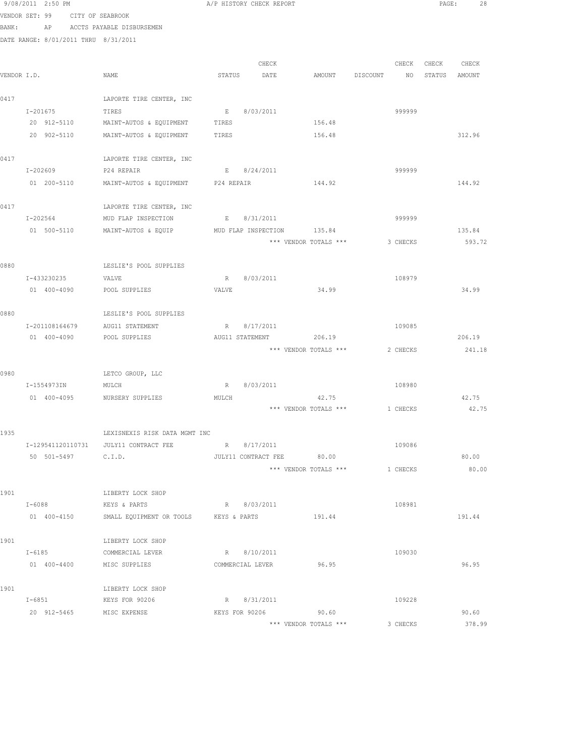9/08/2011 2:50 PM A/P HISTORY CHECK REPORT

VENDOR SET: 99 CITY OF SEABROOK
BANK: AP ACCTS PAYABLE DISBURSEMEN
DATE RANGE: 8/01/2011 THRU 8/31/2011

| VENDOR I.D. | NAME | STATUS | CHECK DATE | AMOUNT | DISCOUNT | CHECK NO | CHECK STATUS | CHECK AMOUNT |
|---|---|---|---|---|---|---|---|---|
| 0417 | LAPORTE TIRE CENTER, INC | | | | | | | |
| I-201675 | TIRES | E | 8/03/2011 | | | 999999 | | |
| 20 912-5110 | MAINT-AUTOS & EQUIPMENT | TIRES | | 156.48 | | | | |
| 20 902-5110 | MAINT-AUTOS & EQUIPMENT | TIRES | | 156.48 | | | | 312.96 |
| 0417 | LAPORTE TIRE CENTER, INC | | | | | | | |
| I-202609 | P24 REPAIR | E | 8/24/2011 | | | 999999 | | |
| 01 200-5110 | MAINT-AUTOS & EQUIPMENT | P24 REPAIR | | 144.92 | | | | 144.92 |
| 0417 | LAPORTE TIRE CENTER, INC | | | | | | | |
| I-202564 | MUD FLAP INSPECTION | E | 8/31/2011 | | | 999999 | | |
| 01 500-5110 | MAINT-AUTOS & EQUIP | MUD FLAP INSPECTION | | 135.84 | | | | 135.84 |
| | | | | *** VENDOR TOTALS *** | | 3 CHECKS | | 593.72 |
| 0880 | LESLIE'S POOL SUPPLIES | | | | | | | |
| I-433230235 | VALVE | R | 8/03/2011 | | | 108979 | | |
| 01 400-4090 | POOL SUPPLIES | VALVE | | 34.99 | | | | 34.99 |
| 0880 | LESLIE'S POOL SUPPLIES | | | | | | | |
| I-201108164679 | AUG11 STATEMENT | R | 8/17/2011 | | | 109085 | | |
| 01 400-4090 | POOL SUPPLIES | AUG11 STATEMENT | | 206.19 | | | | 206.19 |
| | | | | *** VENDOR TOTALS *** | | 2 CHECKS | | 241.18 |
| 0980 | LETCO GROUP, LLC | | | | | | | |
| I-1554973IN | MULCH | R | 8/03/2011 | | | 108980 | | |
| 01 400-4095 | NURSERY SUPPLIES | MULCH | | 42.75 | | | | 42.75 |
| | | | | *** VENDOR TOTALS *** | | 1 CHECKS | | 42.75 |
| 1935 | LEXISNEXIS RISK DATA MGMT INC | | | | | | | |
| I-129541120110731 | JULY11 CONTRACT FEE | R | 8/17/2011 | | | 109086 | | |
| 50 501-5497 | C.I.D. | JULY11 CONTRACT FEE | | 80.00 | | | | 80.00 |
| | | | | *** VENDOR TOTALS *** | | 1 CHECKS | | 80.00 |
| 1901 | LIBERTY LOCK SHOP | | | | | | | |
| I-6088 | KEYS & PARTS | R | 8/03/2011 | | | 108981 | | |
| 01 400-4150 | SMALL EQUIPMENT OR TOOLS | KEYS & PARTS | | 191.44 | | | | 191.44 |
| 1901 | LIBERTY LOCK SHOP | | | | | | | |
| I-6185 | COMMERCIAL LEVER | R | 8/10/2011 | | | 109030 | | |
| 01 400-4400 | MISC SUPPLIES | COMMERCIAL LEVER | | 96.95 | | | | 96.95 |
| 1901 | LIBERTY LOCK SHOP | | | | | | | |
| I-6851 | KEYS FOR 90206 | R | 8/31/2011 | | | 109228 | | |
| 20 912-5465 | MISC EXPENSE | KEYS FOR 90206 | | 90.60 | | | | 90.60 |
| | | | | *** VENDOR TOTALS *** | | 3 CHECKS | | 378.99 |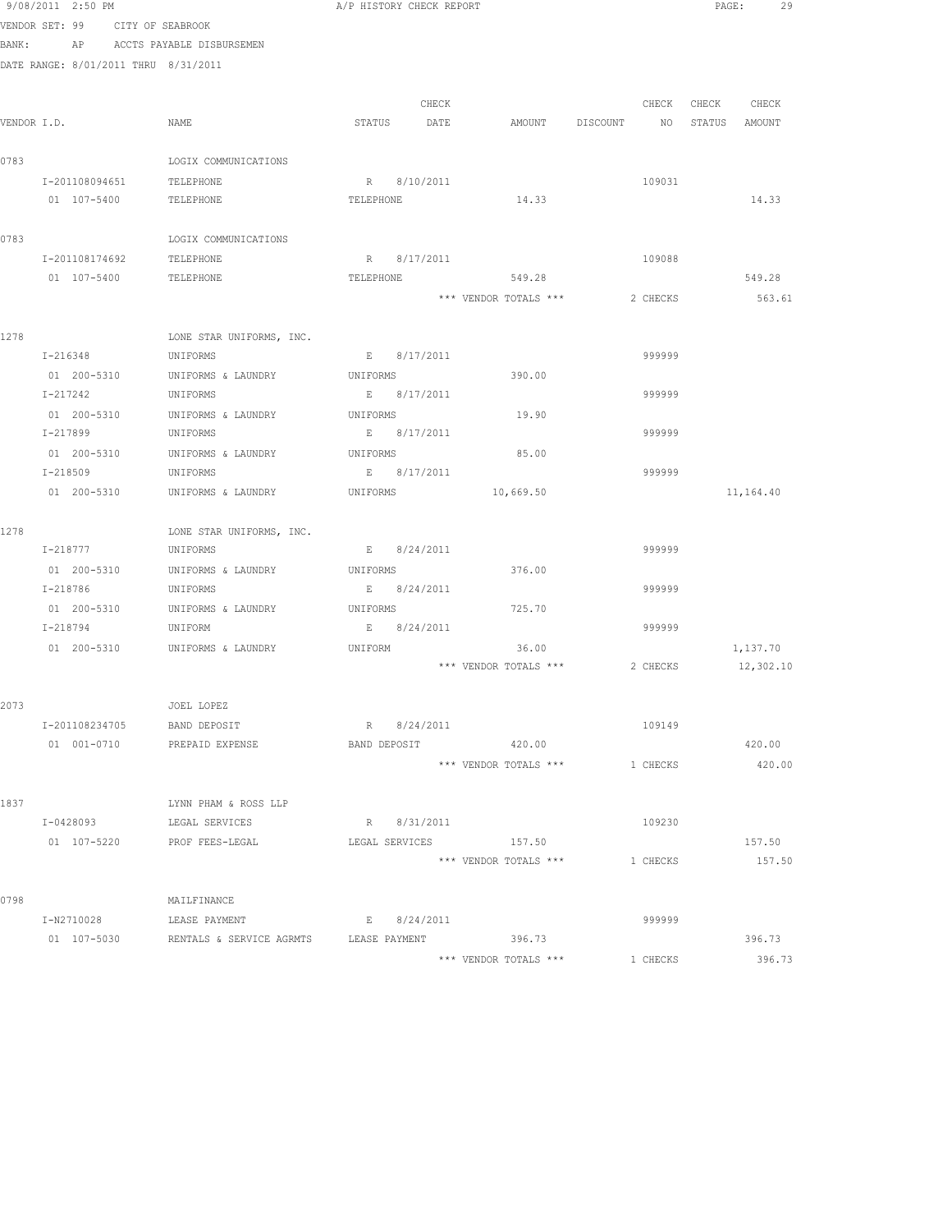9/08/2011 2:50 PM A/P HISTORY CHECK REPORT

VENDOR SET: 99 CITY OF SEABROOK
BANK: AP ACCTS PAYABLE DISBURSEMEN
DATE RANGE: 8/01/2011 THRU 8/31/2011

| VENDOR I.D. | NAME | STATUS | CHECK DATE | AMOUNT | DISCOUNT | CHECK NO | CHECK STATUS | CHECK AMOUNT |
|---|---|---|---|---|---|---|---|---|
| 0783 | LOGIX COMMUNICATIONS | | | | | | | |
| I-201108094651 | TELEPHONE | R | 8/10/2011 | | | 109031 | | |
| 01 107-5400 | TELEPHONE | TELEPHONE | | 14.33 | | | | 14.33 |
| 0783 | LOGIX COMMUNICATIONS | | | | | | | |
| I-201108174692 | TELEPHONE | R | 8/17/2011 | | | 109088 | | |
| 01 107-5400 | TELEPHONE | TELEPHONE | | 549.28 | | | | 549.28 |
| | | | | *** VENDOR TOTALS *** | | 2 CHECKS | | 563.61 |
| 1278 | LONE STAR UNIFORMS, INC. | | | | | | | |
| I-216348 | UNIFORMS | E | 8/17/2011 | | | 999999 | | |
| 01 200-5310 | UNIFORMS & LAUNDRY | UNIFORMS | | 390.00 | | | | |
| I-217242 | UNIFORMS | E | 8/17/2011 | | | 999999 | | |
| 01 200-5310 | UNIFORMS & LAUNDRY | UNIFORMS | | 19.90 | | | | |
| I-217899 | UNIFORMS | E | 8/17/2011 | | | 999999 | | |
| 01 200-5310 | UNIFORMS & LAUNDRY | UNIFORMS | | 85.00 | | | | |
| I-218509 | UNIFORMS | E | 8/17/2011 | | | 999999 | | |
| 01 200-5310 | UNIFORMS & LAUNDRY | UNIFORMS | | 10,669.50 | | | | 11,164.40 |
| 1278 | LONE STAR UNIFORMS, INC. | | | | | | | |
| I-218777 | UNIFORMS | E | 8/24/2011 | | | 999999 | | |
| 01 200-5310 | UNIFORMS & LAUNDRY | UNIFORMS | | 376.00 | | | | |
| I-218786 | UNIFORMS | E | 8/24/2011 | | | 999999 | | |
| 01 200-5310 | UNIFORMS & LAUNDRY | UNIFORMS | | 725.70 | | | | |
| I-218794 | UNIFORM | E | 8/24/2011 | | | 999999 | | |
| 01 200-5310 | UNIFORMS & LAUNDRY | UNIFORM | | 36.00 | | | | 1,137.70 |
| | | | | *** VENDOR TOTALS *** | | 2 CHECKS | | 12,302.10 |
| 2073 | JOEL LOPEZ | | | | | | | |
| I-201108234705 | BAND DEPOSIT | R | 8/24/2011 | | | 109149 | | |
| 01 001-0710 | PREPAID EXPENSE | BAND DEPOSIT | | 420.00 | | | | 420.00 |
| | | | | *** VENDOR TOTALS *** | | 1 CHECKS | | 420.00 |
| 1837 | LYNN PHAM & ROSS LLP | | | | | | | |
| I-0428093 | LEGAL SERVICES | R | 8/31/2011 | | | 109230 | | |
| 01 107-5220 | PROF FEES-LEGAL | LEGAL SERVICES | | 157.50 | | | | 157.50 |
| | | | | *** VENDOR TOTALS *** | | 1 CHECKS | | 157.50 |
| 0798 | MAILFINANCE | | | | | | | |
| I-N2710028 | LEASE PAYMENT | E | 8/24/2011 | | | 999999 | | |
| 01 107-5030 | RENTALS & SERVICE AGRMTS | LEASE PAYMENT | | 396.73 | | | | 396.73 |
| | | | | *** VENDOR TOTALS *** | | 1 CHECKS | | 396.73 |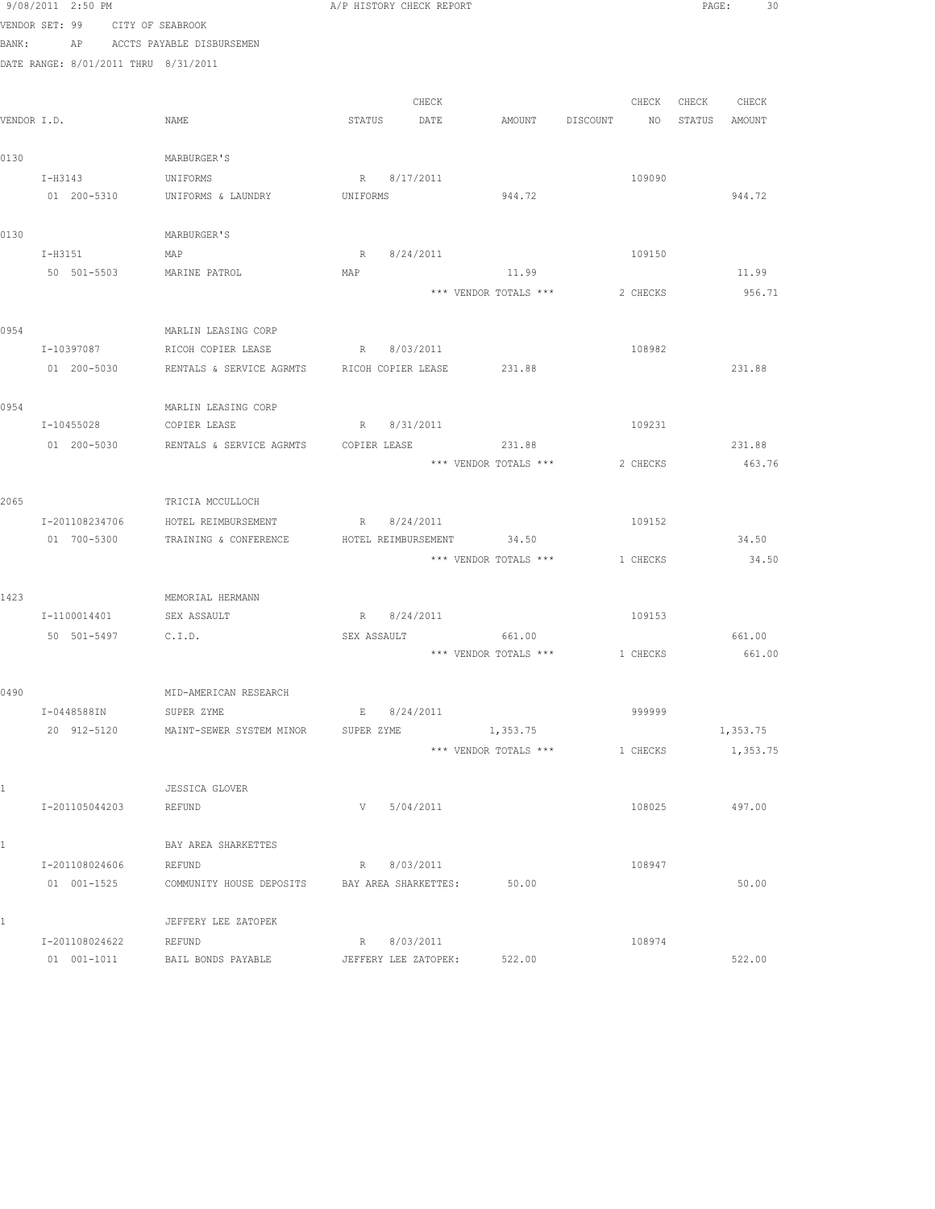A/P HISTORY CHECK REPORT

VENDOR SET: 99 CITY OF SEABROOK
BANK: AP ACCTS PAYABLE DISBURSEMEN
DATE RANGE: 8/01/2011 THRU 8/31/2011

| VENDOR I.D. | NAME | STATUS | CHECK DATE | AMOUNT | DISCOUNT | CHECK NO | CHECK STATUS | CHECK AMOUNT |
|---|---|---|---|---|---|---|---|---|
| 0130 | MARBURGER'S | | | | | | | |
| I-H3143 | UNIFORMS | R | 8/17/2011 | | | 109090 | | |
| 01 200-5310 | UNIFORMS & LAUNDRY | UNIFORMS | | 944.72 | | | | 944.72 |
| 0130 | MARBURGER'S | | | | | | | |
| I-H3151 | MAP | R | 8/24/2011 | | | 109150 | | |
| 50 501-5503 | MARINE PATROL | MAP | | 11.99 | | | | 11.99 |
| | | | | *** VENDOR TOTALS *** | | 2 CHECKS | | 956.71 |
| 0954 | MARLIN LEASING CORP | | | | | | | |
| I-10397087 | RICOH COPIER LEASE | R | 8/03/2011 | | | 108982 | | |
| 01 200-5030 | RENTALS & SERVICE AGRMTS | RICOH COPIER LEASE | | 231.88 | | | | 231.88 |
| 0954 | MARLIN LEASING CORP | | | | | | | |
| I-10455028 | COPIER LEASE | R | 8/31/2011 | | | 109231 | | |
| 01 200-5030 | RENTALS & SERVICE AGRMTS | COPIER LEASE | | 231.88 | | | | 231.88 |
| | | | | *** VENDOR TOTALS *** | | 2 CHECKS | | 463.76 |
| 2065 | TRICIA MCCULLOCH | | | | | | | |
| I-201108234706 | HOTEL REIMBURSEMENT | R | 8/24/2011 | | | 109152 | | |
| 01 700-5300 | TRAINING & CONFERENCE | HOTEL REIMBURSEMENT | | 34.50 | | | | 34.50 |
| | | | | *** VENDOR TOTALS *** | | 1 CHECKS | | 34.50 |
| 1423 | MEMORIAL HERMANN | | | | | | | |
| I-1100014401 | SEX ASSAULT | R | 8/24/2011 | | | 109153 | | |
| 50 501-5497 | C.I.D. | SEX ASSAULT | | 661.00 | | | | 661.00 |
| | | | | *** VENDOR TOTALS *** | | 1 CHECKS | | 661.00 |
| 0490 | MID-AMERICAN RESEARCH | | | | | | | |
| I-0448588IN | SUPER ZYME | E | 8/24/2011 | | | 999999 | | |
| 20 912-5120 | MAINT-SEWER SYSTEM MINOR | SUPER ZYME | | 1,353.75 | | | | 1,353.75 |
| | | | | *** VENDOR TOTALS *** | | 1 CHECKS | | 1,353.75 |
| 1 | JESSICA GLOVER | | | | | | | |
| I-201105044203 | REFUND | V | 5/04/2011 | | | 108025 | | 497.00 |
| 1 | BAY AREA SHARKETTES | | | | | | | |
| I-201108024606 | REFUND | R | 8/03/2011 | | | 108947 | | |
| 01 001-1525 | COMMUNITY HOUSE DEPOSITS | BAY AREA SHARKETTES: | | 50.00 | | | | 50.00 |
| 1 | JEFFERY LEE ZATOPEK | | | | | | | |
| I-201108024622 | REFUND | R | 8/03/2011 | | | 108974 | | |
| 01 001-1011 | BAIL BONDS PAYABLE | JEFFERY LEE ZATOPEK: | | 522.00 | | | | 522.00 |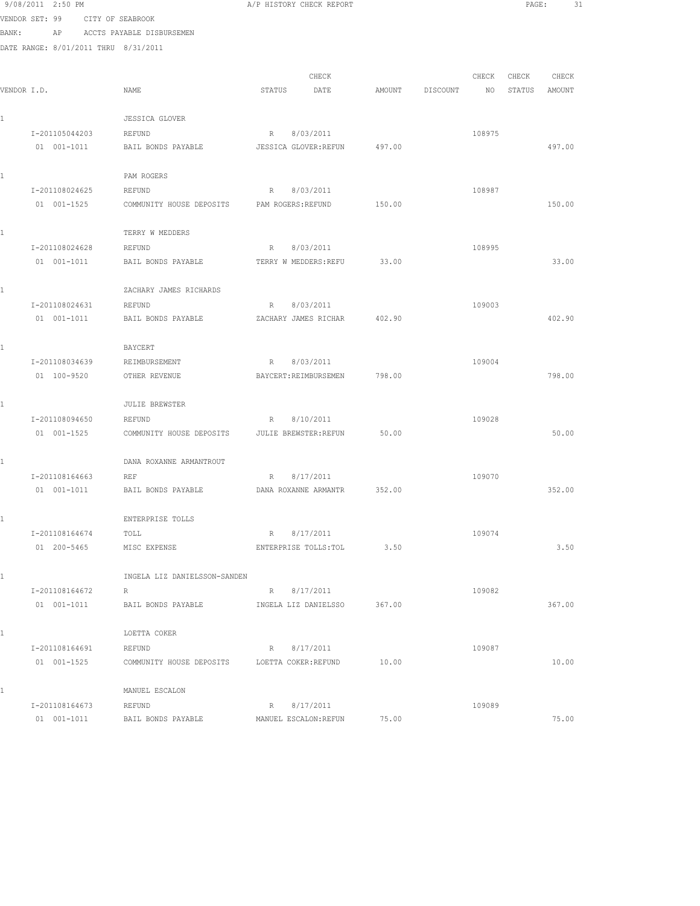9/08/2011 2:50 PM A/P HISTORY CHECK REPORT

VENDOR SET: 99 CITY OF SEABROOK
BANK: AP ACCTS PAYABLE DISBURSEMEN
DATE RANGE: 8/01/2011 THRU 8/31/2011

| VENDOR I.D. | NAME | STATUS | CHECK DATE | AMOUNT | DISCOUNT | CHECK NO | CHECK STATUS | CHECK AMOUNT |
|---|---|---|---|---|---|---|---|---|
| 1 | JESSICA GLOVER | | | | | | | |
| I-201105044203 | REFUND | R | 8/03/2011 | | | 108975 | | |
| 01 001-1011 | BAIL BONDS PAYABLE | JESSICA GLOVER:REFUN | | 497.00 | | | | 497.00 |
| 1 | PAM ROGERS | | | | | | | |
| I-201108024625 | REFUND | R | 8/03/2011 | | | 108987 | | |
| 01 001-1525 | COMMUNITY HOUSE DEPOSITS | PAM ROGERS:REFUND | | 150.00 | | | | 150.00 |
| 1 | TERRY W MEDDERS | | | | | | | |
| I-201108024628 | REFUND | R | 8/03/2011 | | | 108995 | | |
| 01 001-1011 | BAIL BONDS PAYABLE | TERRY W MEDDERS:REFU | | 33.00 | | | | 33.00 |
| 1 | ZACHARY JAMES RICHARDS | | | | | | | |
| I-201108024631 | REFUND | R | 8/03/2011 | | | 109003 | | |
| 01 001-1011 | BAIL BONDS PAYABLE | ZACHARY JAMES RICHAR | | 402.90 | | | | 402.90 |
| 1 | BAYCERT | | | | | | | |
| I-201108034639 | REIMBURSEMENT | R | 8/03/2011 | | | 109004 | | |
| 01 100-9520 | OTHER REVENUE | BAYCERT:REIMBURSEMEN | | 798.00 | | | | 798.00 |
| 1 | JULIE BREWSTER | | | | | | | |
| I-201108094650 | REFUND | R | 8/10/2011 | | | 109028 | | |
| 01 001-1525 | COMMUNITY HOUSE DEPOSITS | JULIE BREWSTER:REFUN | | 50.00 | | | | 50.00 |
| 1 | DANA ROXANNE ARMANTROUT | | | | | | | |
| I-201108164663 | REF | R | 8/17/2011 | | | 109070 | | |
| 01 001-1011 | BAIL BONDS PAYABLE | DANA ROXANNE ARMANTR | | 352.00 | | | | 352.00 |
| 1 | ENTERPRISE TOLLS | | | | | | | |
| I-201108164674 | TOLL | R | 8/17/2011 | | | 109074 | | |
| 01 200-5465 | MISC EXPENSE | ENTERPRISE TOLLS:TOL | | 3.50 | | | | 3.50 |
| 1 | INGELA LIZ DANIELSSON-SANDEN | | | | | | | |
| I-201108164672 | R | R | 8/17/2011 | | | 109082 | | |
| 01 001-1011 | BAIL BONDS PAYABLE | INGELA LIZ DANIELSSO | | 367.00 | | | | 367.00 |
| 1 | LOETTA COKER | | | | | | | |
| I-201108164691 | REFUND | R | 8/17/2011 | | | 109087 | | |
| 01 001-1525 | COMMUNITY HOUSE DEPOSITS | LOETTA COKER:REFUND | | 10.00 | | | | 10.00 |
| 1 | MANUEL ESCALON | | | | | | | |
| I-201108164673 | REFUND | R | 8/17/2011 | | | 109089 | | |
| 01 001-1011 | BAIL BONDS PAYABLE | MANUEL ESCALON:REFUN | | 75.00 | | | | 75.00 |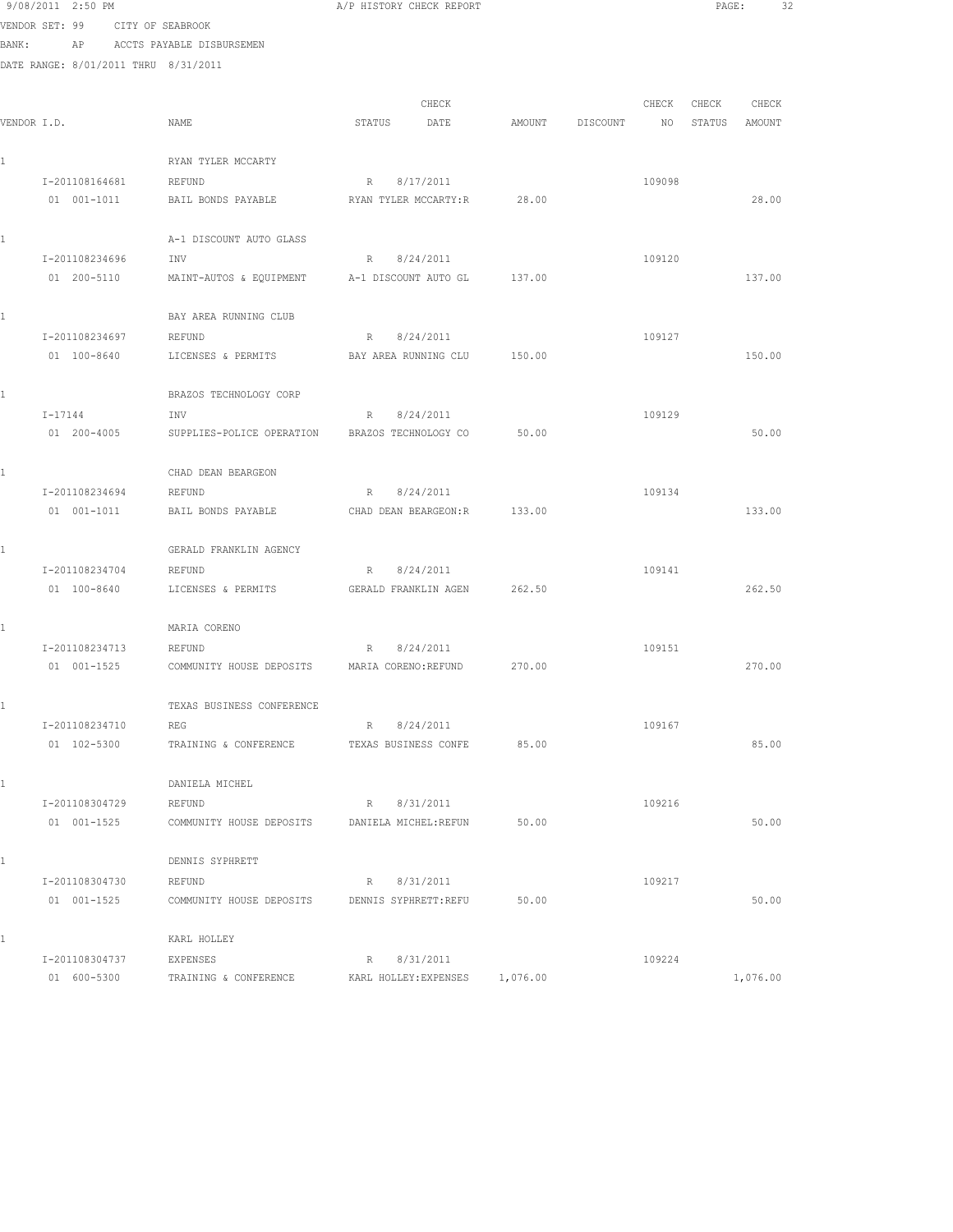9/08/2011 2:50 PM A/P HISTORY CHECK REPORT

VENDOR SET: 99 CITY OF SEABROOK

BANK: AP ACCTS PAYABLE DISBURSEMEN

DATE RANGE: 8/01/2011 THRU 8/31/2011

| VENDOR I.D. | NAME | STATUS | CHECK DATE | | AMOUNT | DISCOUNT | CHECK NO | CHECK STATUS | CHECK AMOUNT |
|---|---|---|---|---|---|---|---|---|---|
| 1 | RYAN TYLER MCCARTY | | | | | | | | |
| I-201108164681 | REFUND | R | 8/17/2011 | | | | 109098 | | |
| 01 001-1011 | BAIL BONDS PAYABLE | RYAN TYLER MCCARTY:R | | | 28.00 | | | | 28.00 |
| 1 | A-1 DISCOUNT AUTO GLASS | | | | | | | | |
| I-201108234696 | INV | R | 8/24/2011 | | | | 109120 | | |
| 01 200-5110 | MAINT-AUTOS & EQUIPMENT | A-1 DISCOUNT AUTO GL | | | 137.00 | | | | 137.00 |
| 1 | BAY AREA RUNNING CLUB | | | | | | | | |
| I-201108234697 | REFUND | R | 8/24/2011 | | | | 109127 | | |
| 01 100-8640 | LICENSES & PERMITS | BAY AREA RUNNING CLU | | | 150.00 | | | | 150.00 |
| 1 | BRAZOS TECHNOLOGY CORP | | | | | | | | |
| I-17144 | INV | R | 8/24/2011 | | | | 109129 | | |
| 01 200-4005 | SUPPLIES-POLICE OPERATION | BRAZOS TECHNOLOGY CO | | | 50.00 | | | | 50.00 |
| 1 | CHAD DEAN BEARGEON | | | | | | | | |
| I-201108234694 | REFUND | R | 8/24/2011 | | | | 109134 | | |
| 01 001-1011 | BAIL BONDS PAYABLE | CHAD DEAN BEARGEON:R | | | 133.00 | | | | 133.00 |
| 1 | GERALD FRANKLIN AGENCY | | | | | | | | |
| I-201108234704 | REFUND | R | 8/24/2011 | | | | 109141 | | |
| 01 100-8640 | LICENSES & PERMITS | GERALD FRANKLIN AGEN | | | 262.50 | | | | 262.50 |
| 1 | MARIA CORENO | | | | | | | | |
| I-201108234713 | REFUND | R | 8/24/2011 | | | | 109151 | | |
| 01 001-1525 | COMMUNITY HOUSE DEPOSITS | MARIA CORENO:REFUND | | | 270.00 | | | | 270.00 |
| 1 | TEXAS BUSINESS CONFERENCE | | | | | | | | |
| I-201108234710 | REG | R | 8/24/2011 | | | | 109167 | | |
| 01 102-5300 | TRAINING & CONFERENCE | TEXAS BUSINESS CONFE | | | 85.00 | | | | 85.00 |
| 1 | DANIELA MICHEL | | | | | | | | |
| I-201108304729 | REFUND | R | 8/31/2011 | | | | 109216 | | |
| 01 001-1525 | COMMUNITY HOUSE DEPOSITS | DANIELA MICHEL:REFUN | | | 50.00 | | | | 50.00 |
| 1 | DENNIS SYPHRETT | | | | | | | | |
| I-201108304730 | REFUND | R | 8/31/2011 | | | | 109217 | | |
| 01 001-1525 | COMMUNITY HOUSE DEPOSITS | DENNIS SYPHRETT:REFU | | | 50.00 | | | | 50.00 |
| 1 | KARL HOLLEY | | | | | | | | |
| I-201108304737 | EXPENSES | R | 8/31/2011 | | | | 109224 | | |
| 01 600-5300 | TRAINING & CONFERENCE | KARL HOLLEY:EXPENSES | | | 1,076.00 | | | | 1,076.00 |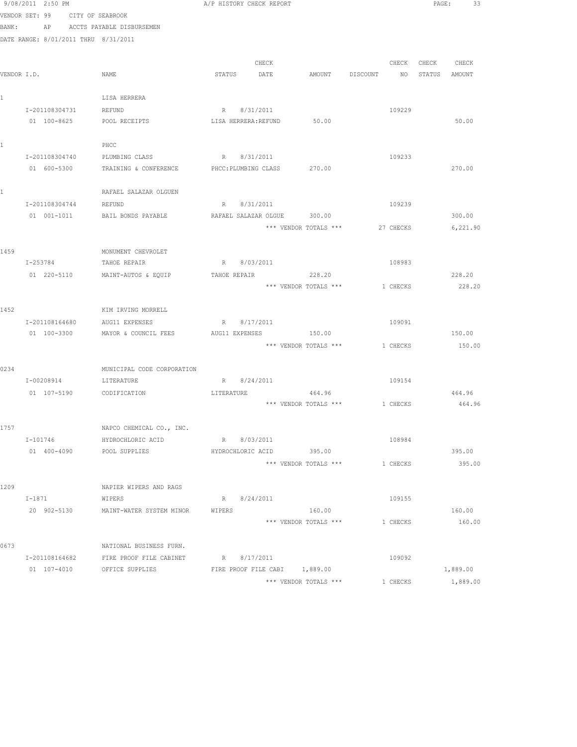VENDOR SET: 99 CITY OF SEABROOK
BANK: AP ACCTS PAYABLE DISBURSEMEN
DATE RANGE: 8/01/2011 THRU 8/31/2011

| VENDOR I.D. | NAME | STATUS | CHECK DATE | AMOUNT | DISCOUNT | CHECK NO | CHECK STATUS | CHECK AMOUNT |
|---|---|---|---|---|---|---|---|---|
| 1 | LISA HERRERA | | | | | | | |
| I-201108304731 | REFUND | R | 8/31/2011 | | | 109229 | | |
| 01 100-8625 | POOL RECEIPTS | LISA HERRERA:REFUND | | 50.00 | | | | 50.00 |
| 1 | PHCC | | | | | | | |
| I-201108304740 | PLUMBING CLASS | R | 8/31/2011 | | | 109233 | | |
| 01 600-5300 | TRAINING & CONFERENCE | PHCC:PLUMBING CLASS | | 270.00 | | | | 270.00 |
| 1 | RAFAEL SALAZAR OLGUEN | | | | | | | |
| I-201108304744 | REFUND | R | 8/31/2011 | | | 109239 | | |
| 01 001-1011 | BAIL BONDS PAYABLE | RAFAEL SALAZAR OLGUE | | 300.00 | | | | 300.00 |
| | | | | *** VENDOR TOTALS *** | | 27 CHECKS | | 6,221.90 |
| 1459 | MONUMENT CHEVROLET | | | | | | | |
| I-253784 | TAHOE REPAIR | R | 8/03/2011 | | | 108983 | | |
| 01 220-5110 | MAINT-AUTOS & EQUIP | TAHOE REPAIR | | 228.20 | | | | 228.20 |
| | | | | *** VENDOR TOTALS *** | | 1 CHECKS | | 228.20 |
| 1452 | KIM IRVING MORRELL | | | | | | | |
| I-201108164680 | AUG11 EXPENSES | R | 8/17/2011 | | | 109091 | | |
| 01 100-3300 | MAYOR & COUNCIL FEES | AUG11 EXPENSES | | 150.00 | | | | 150.00 |
| | | | | *** VENDOR TOTALS *** | | 1 CHECKS | | 150.00 |
| 0234 | MUNICIPAL CODE CORPORATION | | | | | | | |
| I-00208914 | LITERATURE | R | 8/24/2011 | | | 109154 | | |
| 01 107-5190 | CODIFICATION | LITERATURE | | 464.96 | | | | 464.96 |
| | | | | *** VENDOR TOTALS *** | | 1 CHECKS | | 464.96 |
| 1757 | NAPCO CHEMICAL CO., INC. | | | | | | | |
| I-101746 | HYDROCHLORIC ACID | R | 8/03/2011 | | | 108984 | | |
| 01 400-4090 | POOL SUPPLIES | HYDROCHLORIC ACID | | 395.00 | | | | 395.00 |
| | | | | *** VENDOR TOTALS *** | | 1 CHECKS | | 395.00 |
| 1209 | NAPIER WIPERS AND RAGS | | | | | | | |
| I-1871 | WIPERS | R | 8/24/2011 | | | 109155 | | |
| 20 902-5130 | MAINT-WATER SYSTEM MINOR | WIPERS | | 160.00 | | | | 160.00 |
| | | | | *** VENDOR TOTALS *** | | 1 CHECKS | | 160.00 |
| 0673 | NATIONAL BUSINESS FURN. | | | | | | | |
| I-201108164682 | FIRE PROOF FILE CABINET | R | 8/17/2011 | | | 109092 | | |
| 01 107-4010 | OFFICE SUPPLIES | FIRE PROOF FILE CABI | | 1,889.00 | | | | 1,889.00 |
| | | | | *** VENDOR TOTALS *** | | 1 CHECKS | | 1,889.00 |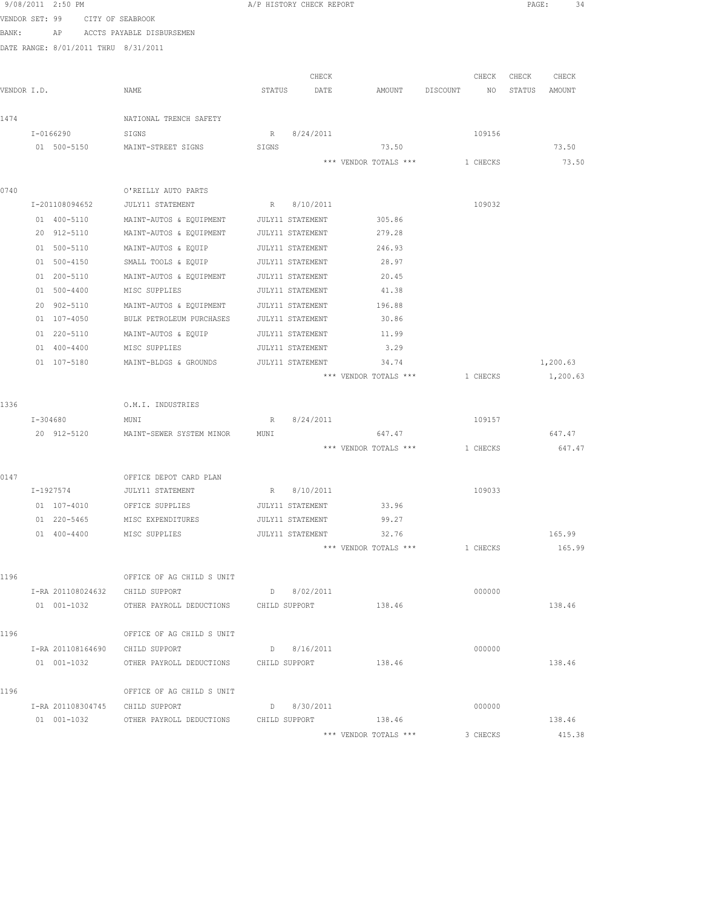9/08/2011 2:50 PM A/P HISTORY CHECK REPORT

VENDOR SET: 99 CITY OF SEABROOK
BANK: AP ACCTS PAYABLE DISBURSEMEN
DATE RANGE: 8/01/2011 THRU 8/31/2011

| VENDOR I.D. | NAME | STATUS | CHECK DATE | AMOUNT | DISCOUNT | CHECK NO | CHECK STATUS | CHECK AMOUNT |
|---|---|---|---|---|---|---|---|---|
| 1474 | NATIONAL TRENCH SAFETY | | | | | | | |
| I-0166290 | SIGNS | R | 8/24/2011 | | | 109156 | | |
| 01 500-5150 | MAINT-STREET SIGNS | SIGNS | | 73.50 | | | | 73.50 |
| | | | | *** VENDOR TOTALS *** | | 1 CHECKS | | 73.50 |
| 0740 | O'REILLY AUTO PARTS | | | | | | | |
| I-201108094652 | JULY11 STATEMENT | R | 8/10/2011 | | | 109032 | | |
| 01 400-5110 | MAINT-AUTOS & EQUIPMENT | JULY11 STATEMENT | | 305.86 | | | | |
| 20 912-5110 | MAINT-AUTOS & EQUIPMENT | JULY11 STATEMENT | | 279.28 | | | | |
| 01 500-5110 | MAINT-AUTOS & EQUIP | JULY11 STATEMENT | | 246.93 | | | | |
| 01 500-4150 | SMALL TOOLS & EQUIP | JULY11 STATEMENT | | 28.97 | | | | |
| 01 200-5110 | MAINT-AUTOS & EQUIPMENT | JULY11 STATEMENT | | 20.45 | | | | |
| 01 500-4400 | MISC SUPPLIES | JULY11 STATEMENT | | 41.38 | | | | |
| 20 902-5110 | MAINT-AUTOS & EQUIPMENT | JULY11 STATEMENT | | 196.88 | | | | |
| 01 107-4050 | BULK PETROLEUM PURCHASES | JULY11 STATEMENT | | 30.86 | | | | |
| 01 220-5110 | MAINT-AUTOS & EQUIP | JULY11 STATEMENT | | 11.99 | | | | |
| 01 400-4400 | MISC SUPPLIES | JULY11 STATEMENT | | 3.29 | | | | |
| 01 107-5180 | MAINT-BLDGS & GROUNDS | JULY11 STATEMENT | | 34.74 | | | | 1,200.63 |
| | | | | *** VENDOR TOTALS *** | | 1 CHECKS | | 1,200.63 |
| 1336 | O.M.I. INDUSTRIES | | | | | | | |
| I-304680 | MUNI | R | 8/24/2011 | | | 109157 | | |
| 20 912-5120 | MAINT-SEWER SYSTEM MINOR | MUNI | | 647.47 | | | | 647.47 |
| | | | | *** VENDOR TOTALS *** | | 1 CHECKS | | 647.47 |
| 0147 | OFFICE DEPOT CARD PLAN | | | | | | | |
| I-1927574 | JULY11 STATEMENT | R | 8/10/2011 | | | 109033 | | |
| 01 107-4010 | OFFICE SUPPLIES | JULY11 STATEMENT | | 33.96 | | | | |
| 01 220-5465 | MISC EXPENDITURES | JULY11 STATEMENT | | 99.27 | | | | |
| 01 400-4400 | MISC SUPPLIES | JULY11 STATEMENT | | 32.76 | | | | 165.99 |
| | | | | *** VENDOR TOTALS *** | | 1 CHECKS | | 165.99 |
| 1196 | OFFICE OF AG CHILD S UNIT | | | | | | | |
| I-RA 201108024632 | CHILD SUPPORT | D | 8/02/2011 | | | 000000 | | |
| 01 001-1032 | OTHER PAYROLL DEDUCTIONS | CHILD SUPPORT | | 138.46 | | | | 138.46 |
| 1196 | OFFICE OF AG CHILD S UNIT | | | | | | | |
| I-RA 201108164690 | CHILD SUPPORT | D | 8/16/2011 | | | 000000 | | |
| 01 001-1032 | OTHER PAYROLL DEDUCTIONS | CHILD SUPPORT | | 138.46 | | | | 138.46 |
| 1196 | OFFICE OF AG CHILD S UNIT | | | | | | | |
| I-RA 201108304745 | CHILD SUPPORT | D | 8/30/2011 | | | 000000 | | |
| 01 001-1032 | OTHER PAYROLL DEDUCTIONS | CHILD SUPPORT | | 138.46 | | | | 138.46 |
| | | | | *** VENDOR TOTALS *** | | 3 CHECKS | | 415.38 |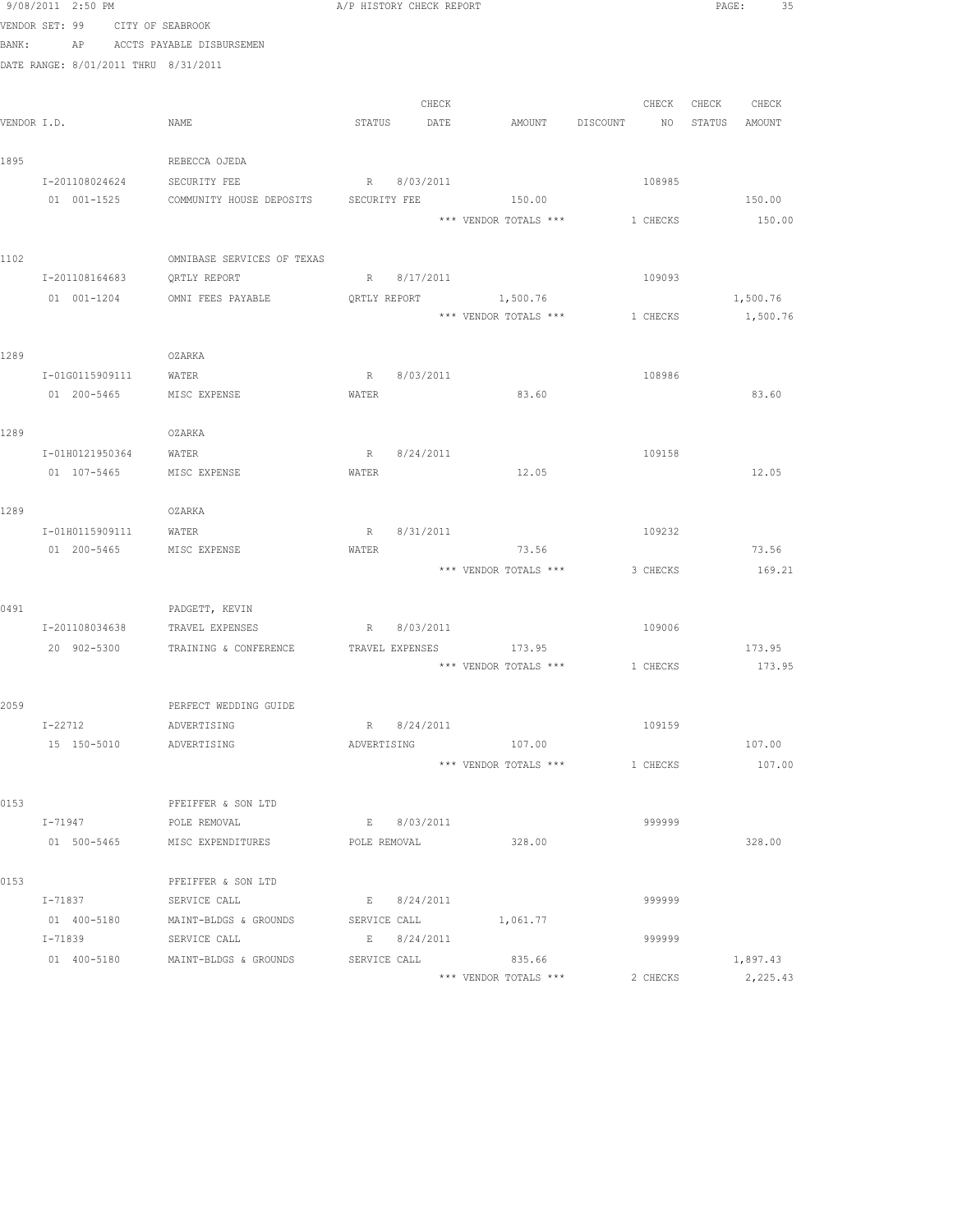9/08/2011 2:50 PM A/P HISTORY CHECK REPORT

VENDOR SET: 99 CITY OF SEABROOK

BANK: AP ACCTS PAYABLE DISBURSEMEN

DATE RANGE: 8/01/2011 THRU 8/31/2011

| VENDOR I.D. | NAME | STATUS | CHECK DATE | AMOUNT | DISCOUNT | CHECK NO | CHECK STATUS | CHECK AMOUNT |
|---|---|---|---|---|---|---|---|---|
| 1895 | REBECCA OJEDA | | | | | | | |
| I-201108024624 | SECURITY FEE | R | 8/03/2011 | | | 108985 | | |
| 01 001-1525 | COMMUNITY HOUSE DEPOSITS | SECURITY FEE | | 150.00 | | | | 150.00 |
| | | | | *** VENDOR TOTALS *** | | 1 CHECKS | | 150.00 |
| 1102 | OMNIBASE SERVICES OF TEXAS | | | | | | | |
| I-201108164683 | QRTLY REPORT | R | 8/17/2011 | | | 109093 | | |
| 01 001-1204 | OMNI FEES PAYABLE | QRTLY REPORT | | 1,500.76 | | | | 1,500.76 |
| | | | | *** VENDOR TOTALS *** | | 1 CHECKS | | 1,500.76 |
| 1289 | OZARKA | | | | | | | |
| I-01G0115909111 | WATER | R | 8/03/2011 | | | 108986 | | |
| 01 200-5465 | MISC EXPENSE | WATER | | 83.60 | | | | 83.60 |
| 1289 | OZARKA | | | | | | | |
| I-01H0121950364 | WATER | R | 8/24/2011 | | | 109158 | | |
| 01 107-5465 | MISC EXPENSE | WATER | | 12.05 | | | | 12.05 |
| 1289 | OZARKA | | | | | | | |
| I-01H0115909111 | WATER | R | 8/31/2011 | | | 109232 | | |
| 01 200-5465 | MISC EXPENSE | WATER | | 73.56 | | | | 73.56 |
| | | | | *** VENDOR TOTALS *** | | 3 CHECKS | | 169.21 |
| 0491 | PADGETT, KEVIN | | | | | | | |
| I-201108034638 | TRAVEL EXPENSES | R | 8/03/2011 | | | 109006 | | |
| 20 902-5300 | TRAINING & CONFERENCE | TRAVEL EXPENSES | | 173.95 | | | | 173.95 |
| | | | | *** VENDOR TOTALS *** | | 1 CHECKS | | 173.95 |
| 2059 | PERFECT WEDDING GUIDE | | | | | | | |
| I-22712 | ADVERTISING | R | 8/24/2011 | | | 109159 | | |
| 15 150-5010 | ADVERTISING | ADVERTISING | | 107.00 | | | | 107.00 |
| | | | | *** VENDOR TOTALS *** | | 1 CHECKS | | 107.00 |
| 0153 | PFEIFFER & SON LTD | | | | | | | |
| I-71947 | POLE REMOVAL | E | 8/03/2011 | | | 999999 | | |
| 01 500-5465 | MISC EXPENDITURES | POLE REMOVAL | | 328.00 | | | | 328.00 |
| 0153 | PFEIFFER & SON LTD | | | | | | | |
| I-71837 | SERVICE CALL | E | 8/24/2011 | | | 999999 | | |
| 01 400-5180 | MAINT-BLDGS & GROUNDS | SERVICE CALL | | 1,061.77 | | | | |
| I-71839 | SERVICE CALL | E | 8/24/2011 | | | 999999 | | |
| 01 400-5180 | MAINT-BLDGS & GROUNDS | SERVICE CALL | | 835.66 | | | | 1,897.43 |
| | | | | *** VENDOR TOTALS *** | | 2 CHECKS | | 2,225.43 |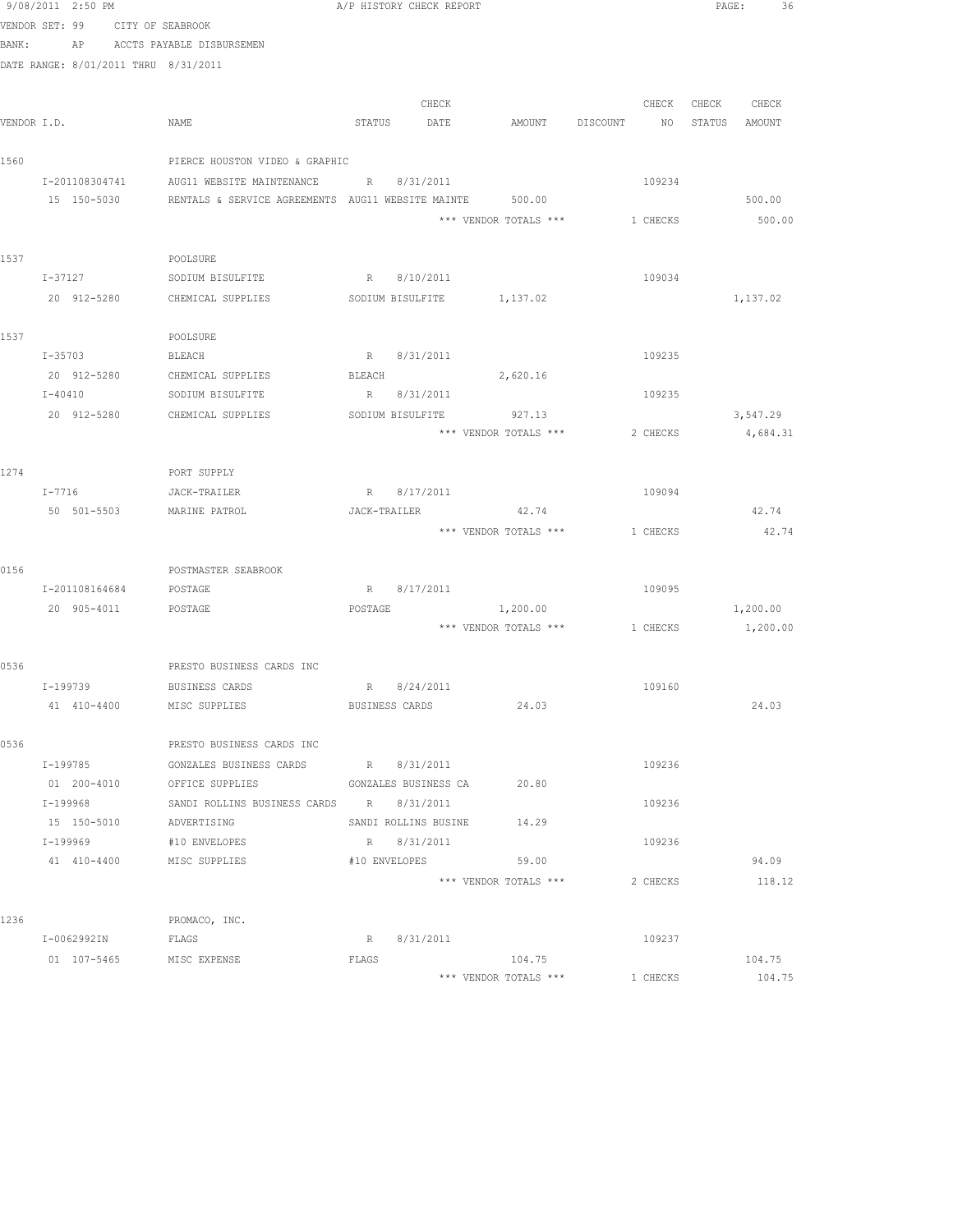9/08/2011 2:50 PM A/P HISTORY CHECK REPORT

VENDOR SET: 99 CITY OF SEABROOK
BANK: AP ACCTS PAYABLE DISBURSEMEN
DATE RANGE: 8/01/2011 THRU 8/31/2011

| VENDOR I.D. | NAME | STATUS | CHECK DATE | AMOUNT | DISCOUNT | CHECK NO | CHECK STATUS | CHECK AMOUNT |
|---|---|---|---|---|---|---|---|---|
| 1560 | PIERCE HOUSTON VIDEO & GRAPHIC | | | | | | | |
| I-201108304741 | AUG11 WEBSITE MAINTENANCE | R | 8/31/2011 | | | 109234 | | |
| 15 150-5030 | RENTALS & SERVICE AGREEMENTS | AUG11 WEBSITE MAINTE | | 500.00 | | | | 500.00 |
| | | | | *** VENDOR TOTALS *** | | 1 CHECKS | | 500.00 |
| 1537 | POOLSURE | | | | | | | |
| I-37127 | SODIUM BISULFITE | R | 8/10/2011 | | | 109034 | | |
| 20 912-5280 | CHEMICAL SUPPLIES | SODIUM BISULFITE | | 1,137.02 | | | | 1,137.02 |
| 1537 | POOLSURE | | | | | | | |
| I-35703 | BLEACH | R | 8/31/2011 | | | 109235 | | |
| 20 912-5280 | CHEMICAL SUPPLIES | BLEACH | | 2,620.16 | | | | |
| I-40410 | SODIUM BISULFITE | R | 8/31/2011 | | | 109235 | | |
| 20 912-5280 | CHEMICAL SUPPLIES | SODIUM BISULFITE | | 927.13 | | | | 3,547.29 |
| | | | | *** VENDOR TOTALS *** | | 2 CHECKS | | 4,684.31 |
| 1274 | PORT SUPPLY | | | | | | | |
| I-7716 | JACK-TRAILER | R | 8/17/2011 | | | 109094 | | |
| 50 501-5503 | MARINE PATROL | JACK-TRAILER | | 42.74 | | | | 42.74 |
| | | | | *** VENDOR TOTALS *** | | 1 CHECKS | | 42.74 |
| 0156 | POSTMASTER SEABROOK | | | | | | | |
| I-201108164684 | POSTAGE | R | 8/17/2011 | | | 109095 | | |
| 20 905-4011 | POSTAGE | POSTAGE | | 1,200.00 | | | | 1,200.00 |
| | | | | *** VENDOR TOTALS *** | | 1 CHECKS | | 1,200.00 |
| 0536 | PRESTO BUSINESS CARDS INC | | | | | | | |
| I-199739 | BUSINESS CARDS | R | 8/24/2011 | | | 109160 | | |
| 41 410-4400 | MISC SUPPLIES | BUSINESS CARDS | | 24.03 | | | | 24.03 |
| 0536 | PRESTO BUSINESS CARDS INC | | | | | | | |
| I-199785 | GONZALES BUSINESS CARDS | R | 8/31/2011 | | | 109236 | | |
| 01 200-4010 | OFFICE SUPPLIES | GONZALES BUSINESS CA | | 20.80 | | | | |
| I-199968 | SANDI ROLLINS BUSINESS CARDS | R | 8/31/2011 | | | 109236 | | |
| 15 150-5010 | ADVERTISING | SANDI ROLLINS BUSINE | | 14.29 | | | | |
| I-199969 | #10 ENVELOPES | R | 8/31/2011 | | | 109236 | | |
| 41 410-4400 | MISC SUPPLIES | #10 ENVELOPES | | 59.00 | | | | 94.09 |
| | | | | *** VENDOR TOTALS *** | | 2 CHECKS | | 118.12 |
| 1236 | PROMACO, INC. | | | | | | | |
| I-0062992IN | FLAGS | R | 8/31/2011 | | | 109237 | | |
| 01 107-5465 | MISC EXPENSE | FLAGS | | 104.75 | | | | 104.75 |
| | | | | *** VENDOR TOTALS *** | | 1 CHECKS | | 104.75 |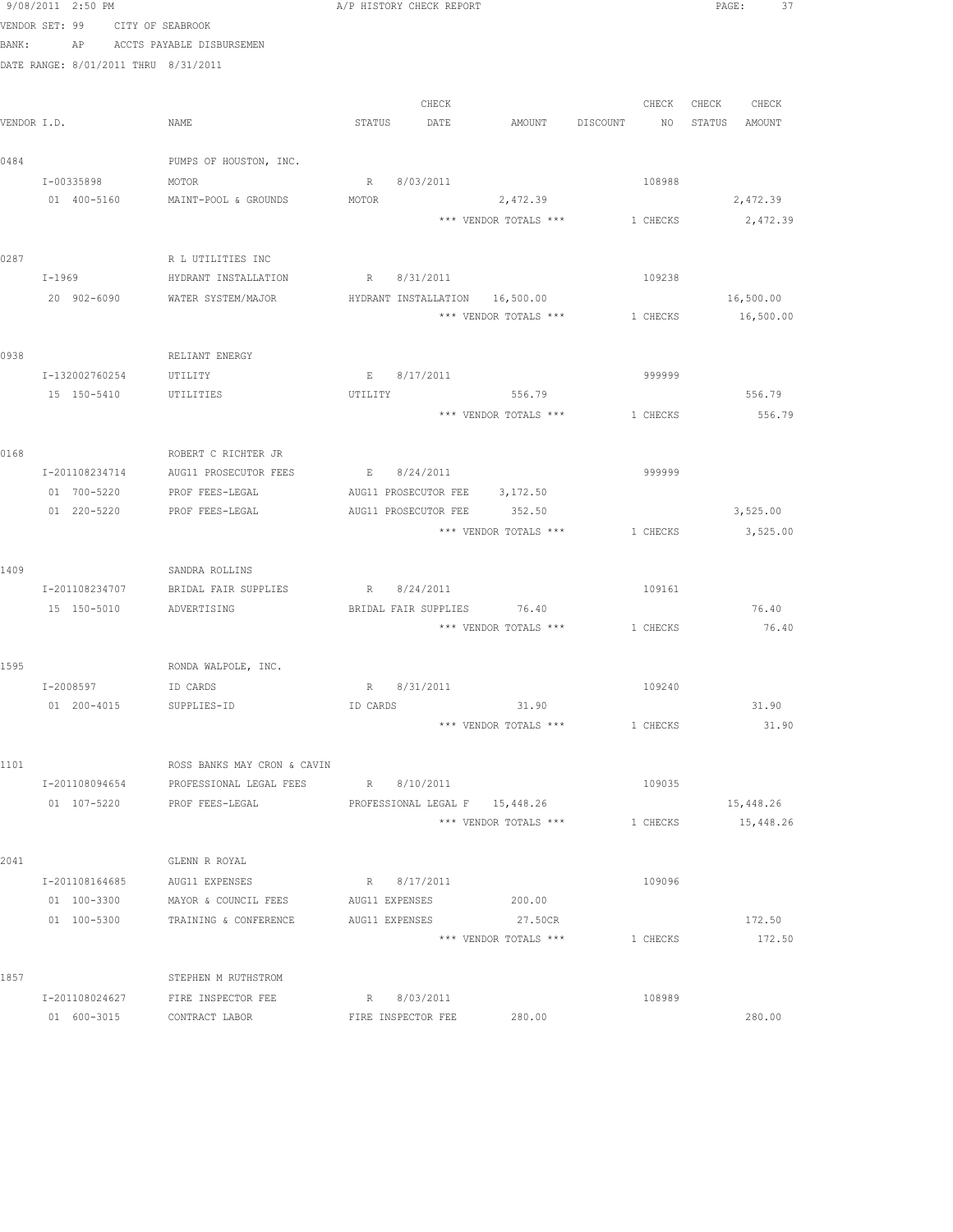9/08/2011 2:50 PM A/P HISTORY CHECK REPORT

VENDOR SET: 99 CITY OF SEABROOK

BANK: AP ACCTS PAYABLE DISBURSEMEN

DATE RANGE: 8/01/2011 THRU 8/31/2011

| VENDOR I.D. | NAME | STATUS | CHECK DATE | AMOUNT | DISCOUNT | CHECK NO | CHECK STATUS | CHECK AMOUNT |
|---|---|---|---|---|---|---|---|---|
| 0484 | PUMPS OF HOUSTON, INC. | | | | | | | |
| I-00335898 | MOTOR | R | 8/03/2011 | | | 108988 | | |
| 01 400-5160 | MAINT-POOL & GROUNDS | MOTOR | | 2,472.39 | | | | 2,472.39 |
| | | | | *** VENDOR TOTALS *** | | 1 CHECKS | | 2,472.39 |
| 0287 | R L UTILITIES INC | | | | | | | |
| I-1969 | HYDRANT INSTALLATION | R | 8/31/2011 | | | 109238 | | |
| 20 902-6090 | WATER SYSTEM/MAJOR | HYDRANT INSTALLATION | | 16,500.00 | | | | 16,500.00 |
| | | | | *** VENDOR TOTALS *** | | 1 CHECKS | | 16,500.00 |
| 0938 | RELIANT ENERGY | | | | | | | |
| I-132002760254 | UTILITY | E | 8/17/2011 | | | 999999 | | |
| 15 150-5410 | UTILITIES | UTILITY | | 556.79 | | | | 556.79 |
| | | | | *** VENDOR TOTALS *** | | 1 CHECKS | | 556.79 |
| 0168 | ROBERT C RICHTER JR | | | | | | | |
| I-201108234714 | AUG11 PROSECUTOR FEES | E | 8/24/2011 | | | 999999 | | |
| 01 700-5220 | PROF FEES-LEGAL | AUG11 PROSECUTOR FEE | | 3,172.50 | | | | |
| 01 220-5220 | PROF FEES-LEGAL | AUG11 PROSECUTOR FEE | | 352.50 | | | | 3,525.00 |
| | | | | *** VENDOR TOTALS *** | | 1 CHECKS | | 3,525.00 |
| 1409 | SANDRA ROLLINS | | | | | | | |
| I-201108234707 | BRIDAL FAIR SUPPLIES | R | 8/24/2011 | | | 109161 | | |
| 15 150-5010 | ADVERTISING | BRIDAL FAIR SUPPLIES | | 76.40 | | | | 76.40 |
| | | | | *** VENDOR TOTALS *** | | 1 CHECKS | | 76.40 |
| 1595 | RONDA WALPOLE, INC. | | | | | | | |
| I-2008597 | ID CARDS | R | 8/31/2011 | | | 109240 | | |
| 01 200-4015 | SUPPLIES-ID | ID CARDS | | 31.90 | | | | 31.90 |
| | | | | *** VENDOR TOTALS *** | | 1 CHECKS | | 31.90 |
| 1101 | ROSS BANKS MAY CRON & CAVIN | | | | | | | |
| I-201108094654 | PROFESSIONAL LEGAL FEES | R | 8/10/2011 | | | 109035 | | |
| 01 107-5220 | PROF FEES-LEGAL | PROFESSIONAL LEGAL F | | 15,448.26 | | | | 15,448.26 |
| | | | | *** VENDOR TOTALS *** | | 1 CHECKS | | 15,448.26 |
| 2041 | GLENN R ROYAL | | | | | | | |
| I-201108164685 | AUG11 EXPENSES | R | 8/17/2011 | | | 109096 | | |
| 01 100-3300 | MAYOR & COUNCIL FEES | AUG11 EXPENSES | | 200.00 | | | | |
| 01 100-5300 | TRAINING & CONFERENCE | AUG11 EXPENSES | | 27.50CR | | | | 172.50 |
| | | | | *** VENDOR TOTALS *** | | 1 CHECKS | | 172.50 |
| 1857 | STEPHEN M RUTHSTROM | | | | | | | |
| I-201108024627 | FIRE INSPECTOR FEE | R | 8/03/2011 | | | 108989 | | |
| 01 600-3015 | CONTRACT LABOR | FIRE INSPECTOR FEE | | 280.00 | | | | 280.00 |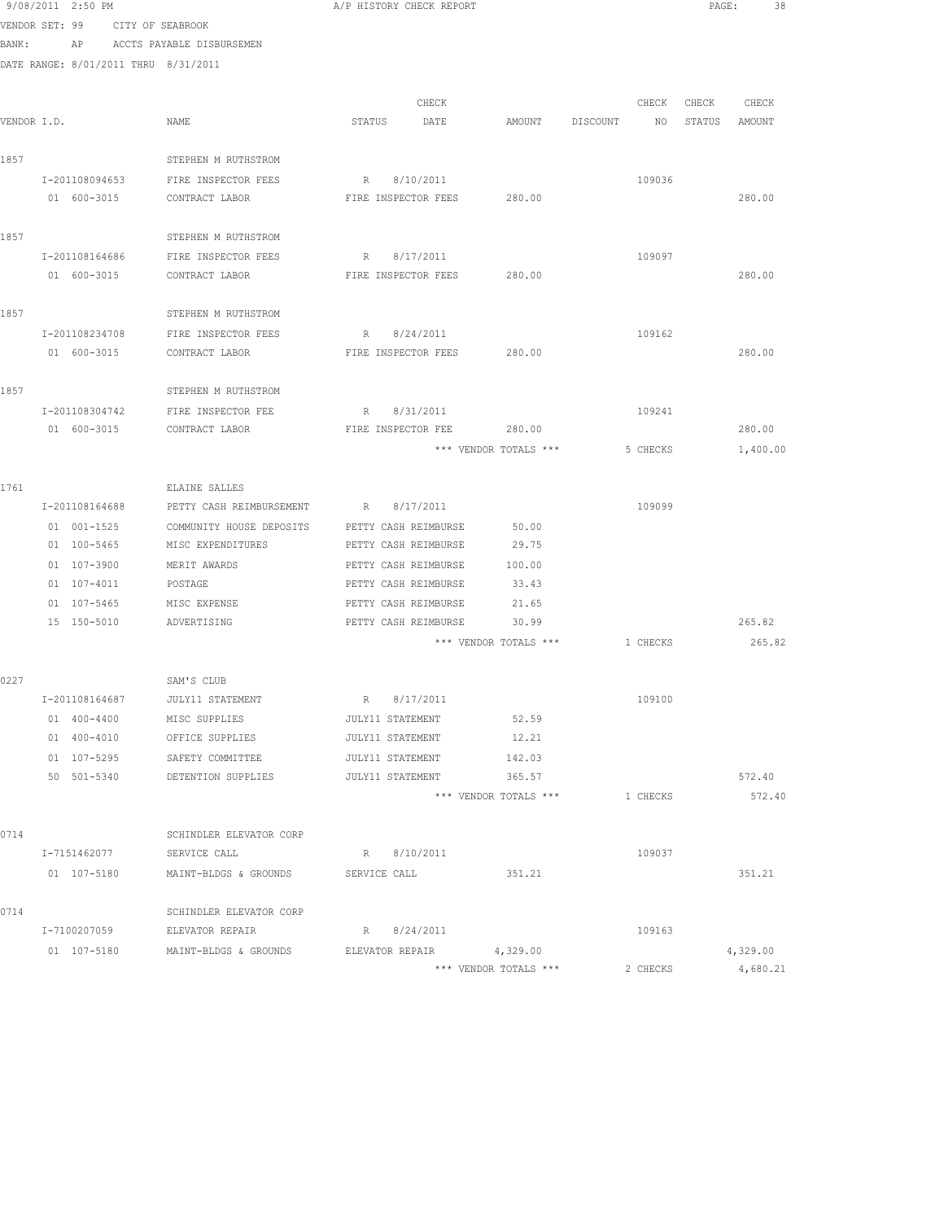9/08/2011 2:50 PM A/P HISTORY CHECK REPORT

VENDOR SET: 99 CITY OF SEABROOK
BANK: AP ACCTS PAYABLE DISBURSEMEN
DATE RANGE: 8/01/2011 THRU 8/31/2011

| VENDOR I.D. | NAME | STATUS | CHECK DATE | AMOUNT | DISCOUNT | CHECK NO | CHECK STATUS | CHECK AMOUNT |
|---|---|---|---|---|---|---|---|---|
| 1857 | STEPHEN M RUTHSTROM | | | | | | | |
| I-201108094653 | FIRE INSPECTOR FEES | R | 8/10/2011 | | | 109036 | | |
| 01 600-3015 | CONTRACT LABOR | FIRE INSPECTOR FEES | | 280.00 | | | | 280.00 |
| 1857 | STEPHEN M RUTHSTROM | | | | | | | |
| I-201108164686 | FIRE INSPECTOR FEES | R | 8/17/2011 | | | 109097 | | |
| 01 600-3015 | CONTRACT LABOR | FIRE INSPECTOR FEES | | 280.00 | | | | 280.00 |
| 1857 | STEPHEN M RUTHSTROM | | | | | | | |
| I-201108234708 | FIRE INSPECTOR FEES | R | 8/24/2011 | | | 109162 | | |
| 01 600-3015 | CONTRACT LABOR | FIRE INSPECTOR FEES | | 280.00 | | | | 280.00 |
| 1857 | STEPHEN M RUTHSTROM | | | | | | | |
| I-201108304742 | FIRE INSPECTOR FEE | R | 8/31/2011 | | | 109241 | | |
| 01 600-3015 | CONTRACT LABOR | FIRE INSPECTOR FEE | | 280.00 | | | | 280.00 |
| | | | | *** VENDOR TOTALS *** | | 5 CHECKS | | 1,400.00 |
| 1761 | ELAINE SALLES | | | | | | | |
| I-201108164688 | PETTY CASH REIMBURSEMENT | R | 8/17/2011 | | | 109099 | | |
| 01 001-1525 | COMMUNITY HOUSE DEPOSITS | PETTY CASH REIMBURSE | | 50.00 | | | | |
| 01 100-5465 | MISC EXPENDITURES | PETTY CASH REIMBURSE | | 29.75 | | | | |
| 01 107-3900 | MERIT AWARDS | PETTY CASH REIMBURSE | | 100.00 | | | | |
| 01 107-4011 | POSTAGE | PETTY CASH REIMBURSE | | 33.43 | | | | |
| 01 107-5465 | MISC EXPENSE | PETTY CASH REIMBURSE | | 21.65 | | | | |
| 15 150-5010 | ADVERTISING | PETTY CASH REIMBURSE | | 30.99 | | | | 265.82 |
| | | | | *** VENDOR TOTALS *** | | 1 CHECKS | | 265.82 |
| 0227 | SAM'S CLUB | | | | | | | |
| I-201108164687 | JULY11 STATEMENT | R | 8/17/2011 | | | 109100 | | |
| 01 400-4400 | MISC SUPPLIES | JULY11 STATEMENT | | 52.59 | | | | |
| 01 400-4010 | OFFICE SUPPLIES | JULY11 STATEMENT | | 12.21 | | | | |
| 01 107-5295 | SAFETY COMMITTEE | JULY11 STATEMENT | | 142.03 | | | | |
| 50 501-5340 | DETENTION SUPPLIES | JULY11 STATEMENT | | 365.57 | | | | 572.40 |
| | | | | *** VENDOR TOTALS *** | | 1 CHECKS | | 572.40 |
| 0714 | SCHINDLER ELEVATOR CORP | | | | | | | |
| I-7151462077 | SERVICE CALL | R | 8/10/2011 | | | 109037 | | |
| 01 107-5180 | MAINT-BLDGS & GROUNDS | SERVICE CALL | | 351.21 | | | | 351.21 |
| 0714 | SCHINDLER ELEVATOR CORP | | | | | | | |
| I-7100207059 | ELEVATOR REPAIR | R | 8/24/2011 | | | 109163 | | |
| 01 107-5180 | MAINT-BLDGS & GROUNDS | ELEVATOR REPAIR | | 4,329.00 | | | | 4,329.00 |
| | | | | *** VENDOR TOTALS *** | | 2 CHECKS | | 4,680.21 |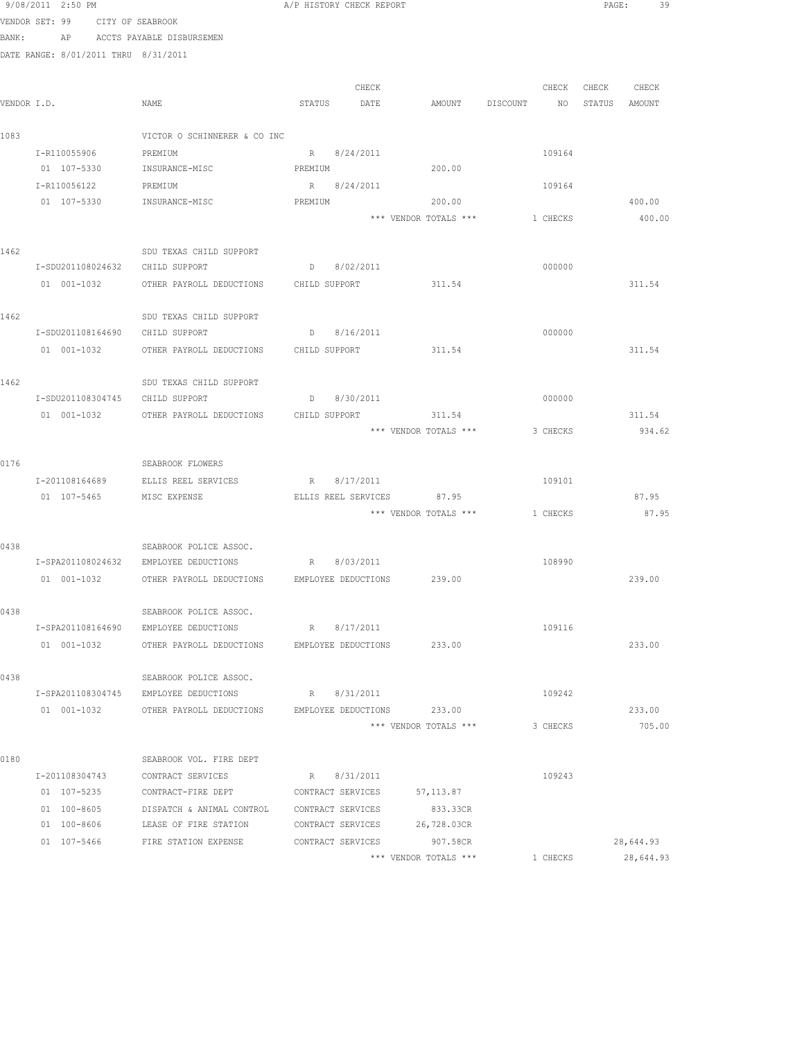9/08/2011 2:50 PM A/P HISTORY CHECK REPORT

VENDOR SET: 99 CITY OF SEABROOK

BANK: AP ACCTS PAYABLE DISBURSEMEN

DATE RANGE: 8/01/2011 THRU 8/31/2011

| VENDOR I.D. | NAME | STATUS | CHECK DATE | AMOUNT | DISCOUNT | CHECK NO | CHECK STATUS | CHECK AMOUNT |
|---|---|---|---|---|---|---|---|---|
| 1083 | VICTOR O SCHINNERER & CO INC | | | | | | | |
| I-R110055906 | PREMIUM | R | 8/24/2011 | | | 109164 | | |
| 01 107-5330 | INSURANCE-MISC | PREMIUM | | 200.00 | | | | |
| I-R110056122 | PREMIUM | R | 8/24/2011 | | | 109164 | | |
| 01 107-5330 | INSURANCE-MISC | PREMIUM | | 200.00 | | | | 400.00 |
| | | | | *** VENDOR TOTALS *** | | 1 CHECKS | | 400.00 |
| 1462 | SDU TEXAS CHILD SUPPORT | | | | | | | |
| I-SDU201108024632 | CHILD SUPPORT | D | 8/02/2011 | | | 000000 | | |
| 01 001-1032 | OTHER PAYROLL DEDUCTIONS | CHILD SUPPORT | | 311.54 | | | | 311.54 |
| 1462 | SDU TEXAS CHILD SUPPORT | | | | | | | |
| I-SDU201108164690 | CHILD SUPPORT | D | 8/16/2011 | | | 000000 | | |
| 01 001-1032 | OTHER PAYROLL DEDUCTIONS | CHILD SUPPORT | | 311.54 | | | | 311.54 |
| 1462 | SDU TEXAS CHILD SUPPORT | | | | | | | |
| I-SDU201108304745 | CHILD SUPPORT | D | 8/30/2011 | | | 000000 | | |
| 01 001-1032 | OTHER PAYROLL DEDUCTIONS | CHILD SUPPORT | | 311.54 | | | | 311.54 |
| | | | | *** VENDOR TOTALS *** | | 3 CHECKS | | 934.62 |
| 0176 | SEABROOK FLOWERS | | | | | | | |
| I-201108164689 | ELLIS REEL SERVICES | R | 8/17/2011 | | | 109101 | | |
| 01 107-5465 | MISC EXPENSE | ELLIS REEL SERVICES | | 87.95 | | | | 87.95 |
| | | | | *** VENDOR TOTALS *** | | 1 CHECKS | | 87.95 |
| 0438 | SEABROOK POLICE ASSOC. | | | | | | | |
| I-SPA201108024632 | EMPLOYEE DEDUCTIONS | R | 8/03/2011 | | | 108990 | | |
| 01 001-1032 | OTHER PAYROLL DEDUCTIONS | EMPLOYEE DEDUCTIONS | | 239.00 | | | | 239.00 |
| 0438 | SEABROOK POLICE ASSOC. | | | | | | | |
| I-SPA201108164690 | EMPLOYEE DEDUCTIONS | R | 8/17/2011 | | | 109116 | | |
| 01 001-1032 | OTHER PAYROLL DEDUCTIONS | EMPLOYEE DEDUCTIONS | | 233.00 | | | | 233.00 |
| 0438 | SEABROOK POLICE ASSOC. | | | | | | | |
| I-SPA201108304745 | EMPLOYEE DEDUCTIONS | R | 8/31/2011 | | | 109242 | | |
| 01 001-1032 | OTHER PAYROLL DEDUCTIONS | EMPLOYEE DEDUCTIONS | | 233.00 | | | | 233.00 |
| | | | | *** VENDOR TOTALS *** | | 3 CHECKS | | 705.00 |
| 0180 | SEABROOK VOL. FIRE DEPT | | | | | | | |
| I-201108304743 | CONTRACT SERVICES | R | 8/31/2011 | | | 109243 | | |
| 01 107-5235 | CONTRACT-FIRE DEPT | CONTRACT SERVICES | | 57,113.87 | | | | |
| 01 100-8605 | DISPATCH & ANIMAL CONTROL | CONTRACT SERVICES | | 833.33CR | | | | |
| 01 100-8606 | LEASE OF FIRE STATION | CONTRACT SERVICES | | 26,728.03CR | | | | |
| 01 107-5466 | FIRE STATION EXPENSE | CONTRACT SERVICES | | 907.58CR | | | | 28,644.93 |
| | | | | *** VENDOR TOTALS *** | | 1 CHECKS | | 28,644.93 |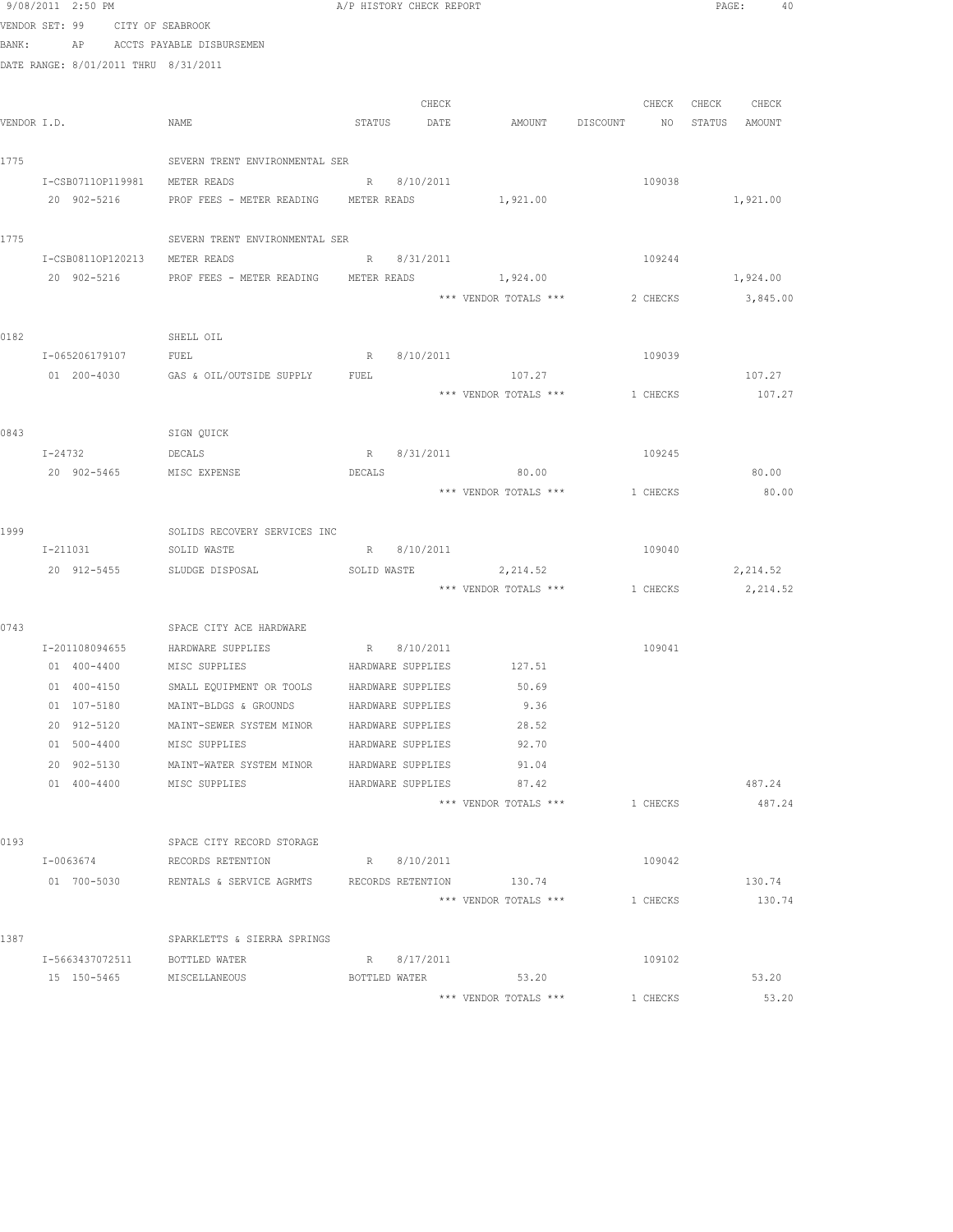9/08/2011 2:50 PM A/P HISTORY CHECK REPORT

VENDOR SET: 99 CITY OF SEABROOK
BANK: AP ACCTS PAYABLE DISBURSEMEN
DATE RANGE: 8/01/2011 THRU 8/31/2011

| VENDOR I.D. | NAME | STATUS | CHECK DATE | AMOUNT | DISCOUNT | CHECK NO | CHECK STATUS | CHECK AMOUNT |
|---|---|---|---|---|---|---|---|---|
| 1775 | SEVERN TRENT ENVIRONMENTAL SER | | | | | | | |
| I-CSB0711OP119981 | METER READS | R | 8/10/2011 | | | 109038 | | |
| 20 902-5216 | PROF FEES - METER READING | METER READS | | 1,921.00 | | | | 1,921.00 |
| 1775 | SEVERN TRENT ENVIRONMENTAL SER | | | | | | | |
| I-CSB0811OP120213 | METER READS | R | 8/31/2011 | | | 109244 | | |
| 20 902-5216 | PROF FEES - METER READING | METER READS | | 1,924.00 | | | | 1,924.00 |
| | | | | *** VENDOR TOTALS *** | | 2 CHECKS | | 3,845.00 |
| 0182 | SHELL OIL | | | | | | | |
| I-065206179107 | FUEL | R | 8/10/2011 | | | 109039 | | |
| 01 200-4030 | GAS & OIL/OUTSIDE SUPPLY | FUEL | | 107.27 | | | | 107.27 |
| | | | | *** VENDOR TOTALS *** | | 1 CHECKS | | 107.27 |
| 0843 | SIGN QUICK | | | | | | | |
| I-24732 | DECALS | R | 8/31/2011 | | | 109245 | | |
| 20 902-5465 | MISC EXPENSE | DECALS | | 80.00 | | | | 80.00 |
| | | | | *** VENDOR TOTALS *** | | 1 CHECKS | | 80.00 |
| 1999 | SOLIDS RECOVERY SERVICES INC | | | | | | | |
| I-211031 | SOLID WASTE | R | 8/10/2011 | | | 109040 | | |
| 20 912-5455 | SLUDGE DISPOSAL | SOLID WASTE | | 2,214.52 | | | | 2,214.52 |
| | | | | *** VENDOR TOTALS *** | | 1 CHECKS | | 2,214.52 |
| 0743 | SPACE CITY ACE HARDWARE | | | | | | | |
| I-201108094655 | HARDWARE SUPPLIES | R | 8/10/2011 | | | 109041 | | |
| 01 400-4400 | MISC SUPPLIES | HARDWARE SUPPLIES | | 127.51 | | | | |
| 01 400-4150 | SMALL EQUIPMENT OR TOOLS | HARDWARE SUPPLIES | | 50.69 | | | | |
| 01 107-5180 | MAINT-BLDGS & GROUNDS | HARDWARE SUPPLIES | | 9.36 | | | | |
| 20 912-5120 | MAINT-SEWER SYSTEM MINOR | HARDWARE SUPPLIES | | 28.52 | | | | |
| 01 500-4400 | MISC SUPPLIES | HARDWARE SUPPLIES | | 92.70 | | | | |
| 20 902-5130 | MAINT-WATER SYSTEM MINOR | HARDWARE SUPPLIES | | 91.04 | | | | |
| 01 400-4400 | MISC SUPPLIES | HARDWARE SUPPLIES | | 87.42 | | | | 487.24 |
| | | | | *** VENDOR TOTALS *** | | 1 CHECKS | | 487.24 |
| 0193 | SPACE CITY RECORD STORAGE | | | | | | | |
| I-0063674 | RECORDS RETENTION | R | 8/10/2011 | | | 109042 | | |
| 01 700-5030 | RENTALS & SERVICE AGRMTS | RECORDS RETENTION | | 130.74 | | | | 130.74 |
| | | | | *** VENDOR TOTALS *** | | 1 CHECKS | | 130.74 |
| 1387 | SPARKLETTS & SIERRA SPRINGS | | | | | | | |
| I-5663437072511 | BOTTLED WATER | R | 8/17/2011 | | | 109102 | | |
| 15 150-5465 | MISCELLANEOUS | BOTTLED WATER | | 53.20 | | | | 53.20 |
| | | | | *** VENDOR TOTALS *** | | 1 CHECKS | | 53.20 |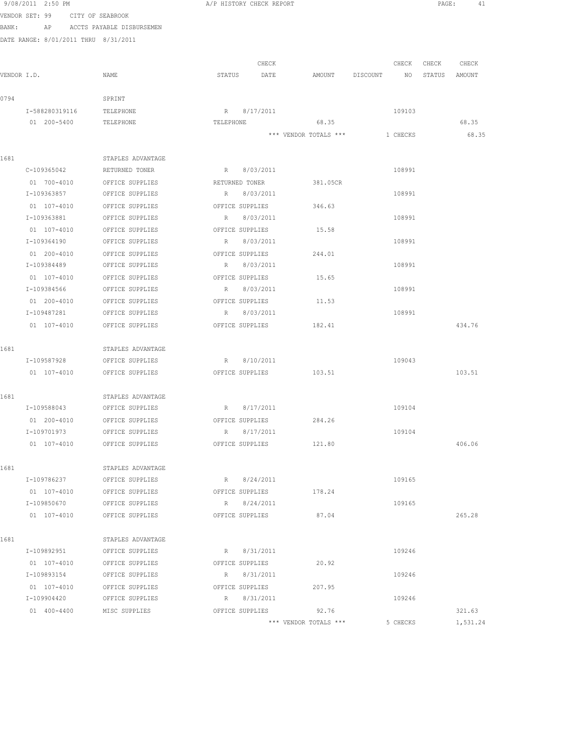9/08/2011 2:50 PM A/P HISTORY CHECK REPORT

VENDOR SET: 99 CITY OF SEABROOK
BANK: AP ACCTS PAYABLE DISBURSEMEN
DATE RANGE: 8/01/2011 THRU 8/31/2011

| VENDOR I.D. | NAME | STATUS | CHECK DATE | AMOUNT | DISCOUNT | CHECK NO | CHECK STATUS | CHECK AMOUNT |
|---|---|---|---|---|---|---|---|---|
| 0794 | SPRINT | | | | | | | |
| I-588280319116 | TELEPHONE | R | 8/17/2011 | | | 109103 | | |
| 01 200-5400 | TELEPHONE | TELEPHONE | | 68.35 | | | | 68.35 |
| | | | | *** VENDOR TOTALS *** | | 1 CHECKS | | 68.35 |
| 1681 | STAPLES ADVANTAGE | | | | | | | |
| C-109365042 | RETURNED TONER | R | 8/03/2011 | | | 108991 | | |
| 01 700-4010 | OFFICE SUPPLIES | RETURNED TONER | | 381.05CR | | | | |
| I-109363857 | OFFICE SUPPLIES | R | 8/03/2011 | | | 108991 | | |
| 01 107-4010 | OFFICE SUPPLIES | OFFICE SUPPLIES | | 346.63 | | | | |
| I-109363881 | OFFICE SUPPLIES | R | 8/03/2011 | | | 108991 | | |
| 01 107-4010 | OFFICE SUPPLIES | OFFICE SUPPLIES | | 15.58 | | | | |
| I-109364190 | OFFICE SUPPLIES | R | 8/03/2011 | | | 108991 | | |
| 01 200-4010 | OFFICE SUPPLIES | OFFICE SUPPLIES | | 244.01 | | | | |
| I-109384489 | OFFICE SUPPLIES | R | 8/03/2011 | | | 108991 | | |
| 01 107-4010 | OFFICE SUPPLIES | OFFICE SUPPLIES | | 15.65 | | | | |
| I-109384566 | OFFICE SUPPLIES | R | 8/03/2011 | | | 108991 | | |
| 01 200-4010 | OFFICE SUPPLIES | OFFICE SUPPLIES | | 11.53 | | | | |
| I-109487281 | OFFICE SUPPLIES | R | 8/03/2011 | | | 108991 | | |
| 01 107-4010 | OFFICE SUPPLIES | OFFICE SUPPLIES | | 182.41 | | | | 434.76 |
| 1681 | STAPLES ADVANTAGE | | | | | | | |
| I-109587928 | OFFICE SUPPLIES | R | 8/10/2011 | | | 109043 | | |
| 01 107-4010 | OFFICE SUPPLIES | OFFICE SUPPLIES | | 103.51 | | | | 103.51 |
| 1681 | STAPLES ADVANTAGE | | | | | | | |
| I-109588043 | OFFICE SUPPLIES | R | 8/17/2011 | | | 109104 | | |
| 01 200-4010 | OFFICE SUPPLIES | OFFICE SUPPLIES | | 284.26 | | | | |
| I-109701973 | OFFICE SUPPLIES | R | 8/17/2011 | | | 109104 | | |
| 01 107-4010 | OFFICE SUPPLIES | OFFICE SUPPLIES | | 121.80 | | | | 406.06 |
| 1681 | STAPLES ADVANTAGE | | | | | | | |
| I-109786237 | OFFICE SUPPLIES | R | 8/24/2011 | | | 109165 | | |
| 01 107-4010 | OFFICE SUPPLIES | OFFICE SUPPLIES | | 178.24 | | | | |
| I-109850670 | OFFICE SUPPLIES | R | 8/24/2011 | | | 109165 | | |
| 01 107-4010 | OFFICE SUPPLIES | OFFICE SUPPLIES | | 87.04 | | | | 265.28 |
| 1681 | STAPLES ADVANTAGE | | | | | | | |
| I-109892951 | OFFICE SUPPLIES | R | 8/31/2011 | | | 109246 | | |
| 01 107-4010 | OFFICE SUPPLIES | OFFICE SUPPLIES | | 20.92 | | | | |
| I-109893154 | OFFICE SUPPLIES | R | 8/31/2011 | | | 109246 | | |
| 01 107-4010 | OFFICE SUPPLIES | OFFICE SUPPLIES | | 207.95 | | | | |
| I-109904420 | OFFICE SUPPLIES | R | 8/31/2011 | | | 109246 | | |
| 01 400-4400 | MISC SUPPLIES | OFFICE SUPPLIES | | 92.76 | | | | 321.63 |
| | | | | *** VENDOR TOTALS *** | | 5 CHECKS | | 1,531.24 |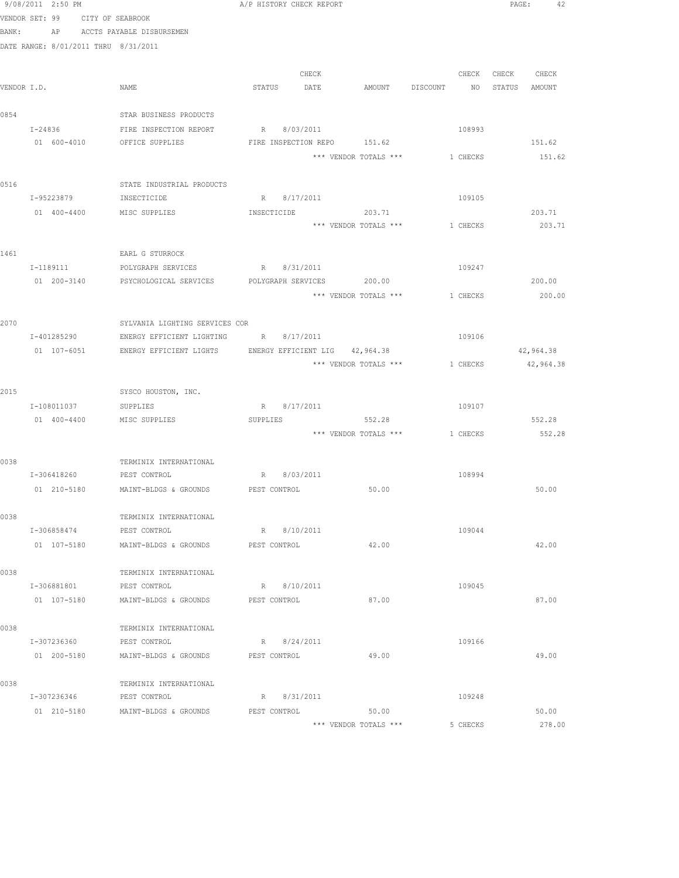A/P HISTORY CHECK REPORT

VENDOR SET: 99 CITY OF SEABROOK
BANK: AP ACCTS PAYABLE DISBURSEMEN
DATE RANGE: 8/01/2011 THRU 8/31/2011

| VENDOR I.D. | NAME | STATUS | CHECK DATE | AMOUNT | DISCOUNT | CHECK NO | CHECK STATUS | CHECK AMOUNT |
|---|---|---|---|---|---|---|---|---|
| 0854 | STAR BUSINESS PRODUCTS | | | | | | | |
| I-24836 | FIRE INSPECTION REPORT | R | 8/03/2011 | | | 108993 | | |
| 01 600-4010 | OFFICE SUPPLIES | FIRE INSPECTION REPO | | 151.62 | | | | 151.62 |
| | | | | *** VENDOR TOTALS *** | | 1 CHECKS | | 151.62 |
| 0516 | STATE INDUSTRIAL PRODUCTS | | | | | | | |
| I-95223879 | INSECTICIDE | R | 8/17/2011 | | | 109105 | | |
| 01 400-4400 | MISC SUPPLIES | INSECTICIDE | | 203.71 | | | | 203.71 |
| | | | | *** VENDOR TOTALS *** | | 1 CHECKS | | 203.71 |
| 1461 | EARL G STURROCK | | | | | | | |
| I-1189111 | POLYGRAPH SERVICES | R | 8/31/2011 | | | 109247 | | |
| 01 200-3140 | PSYCHOLOGICAL SERVICES | POLYGRAPH SERVICES | | 200.00 | | | | 200.00 |
| | | | | *** VENDOR TOTALS *** | | 1 CHECKS | | 200.00 |
| 2070 | SYLVANIA LIGHTING SERVICES COR | | | | | | | |
| I-401285290 | ENERGY EFFICIENT LIGHTING | R | 8/17/2011 | | | 109106 | | |
| 01 107-6051 | ENERGY EFFICIENT LIGHTS | ENERGY EFFICIENT LIG | | 42,964.38 | | | | 42,964.38 |
| | | | | *** VENDOR TOTALS *** | | 1 CHECKS | | 42,964.38 |
| 2015 | SYSCO HOUSTON, INC. | | | | | | | |
| I-108011037 | SUPPLIES | R | 8/17/2011 | | | 109107 | | |
| 01 400-4400 | MISC SUPPLIES | SUPPLIES | | 552.28 | | | | 552.28 |
| | | | | *** VENDOR TOTALS *** | | 1 CHECKS | | 552.28 |
| 0038 | TERMINIX INTERNATIONAL | | | | | | | |
| I-306418260 | PEST CONTROL | R | 8/03/2011 | | | 108994 | | |
| 01 210-5180 | MAINT-BLDGS & GROUNDS | PEST CONTROL | | 50.00 | | | | 50.00 |
| 0038 | TERMINIX INTERNATIONAL | | | | | | | |
| I-306858474 | PEST CONTROL | R | 8/10/2011 | | | 109044 | | |
| 01 107-5180 | MAINT-BLDGS & GROUNDS | PEST CONTROL | | 42.00 | | | | 42.00 |
| 0038 | TERMINIX INTERNATIONAL | | | | | | | |
| I-306881801 | PEST CONTROL | R | 8/10/2011 | | | 109045 | | |
| 01 107-5180 | MAINT-BLDGS & GROUNDS | PEST CONTROL | | 87.00 | | | | 87.00 |
| 0038 | TERMINIX INTERNATIONAL | | | | | | | |
| I-307236360 | PEST CONTROL | R | 8/24/2011 | | | 109166 | | |
| 01 200-5180 | MAINT-BLDGS & GROUNDS | PEST CONTROL | | 49.00 | | | | 49.00 |
| 0038 | TERMINIX INTERNATIONAL | | | | | | | |
| I-307236346 | PEST CONTROL | R | 8/31/2011 | | | 109248 | | |
| 01 210-5180 | MAINT-BLDGS & GROUNDS | PEST CONTROL | | 50.00 | | | | 50.00 |
| | | | | *** VENDOR TOTALS *** | | 5 CHECKS | | 278.00 |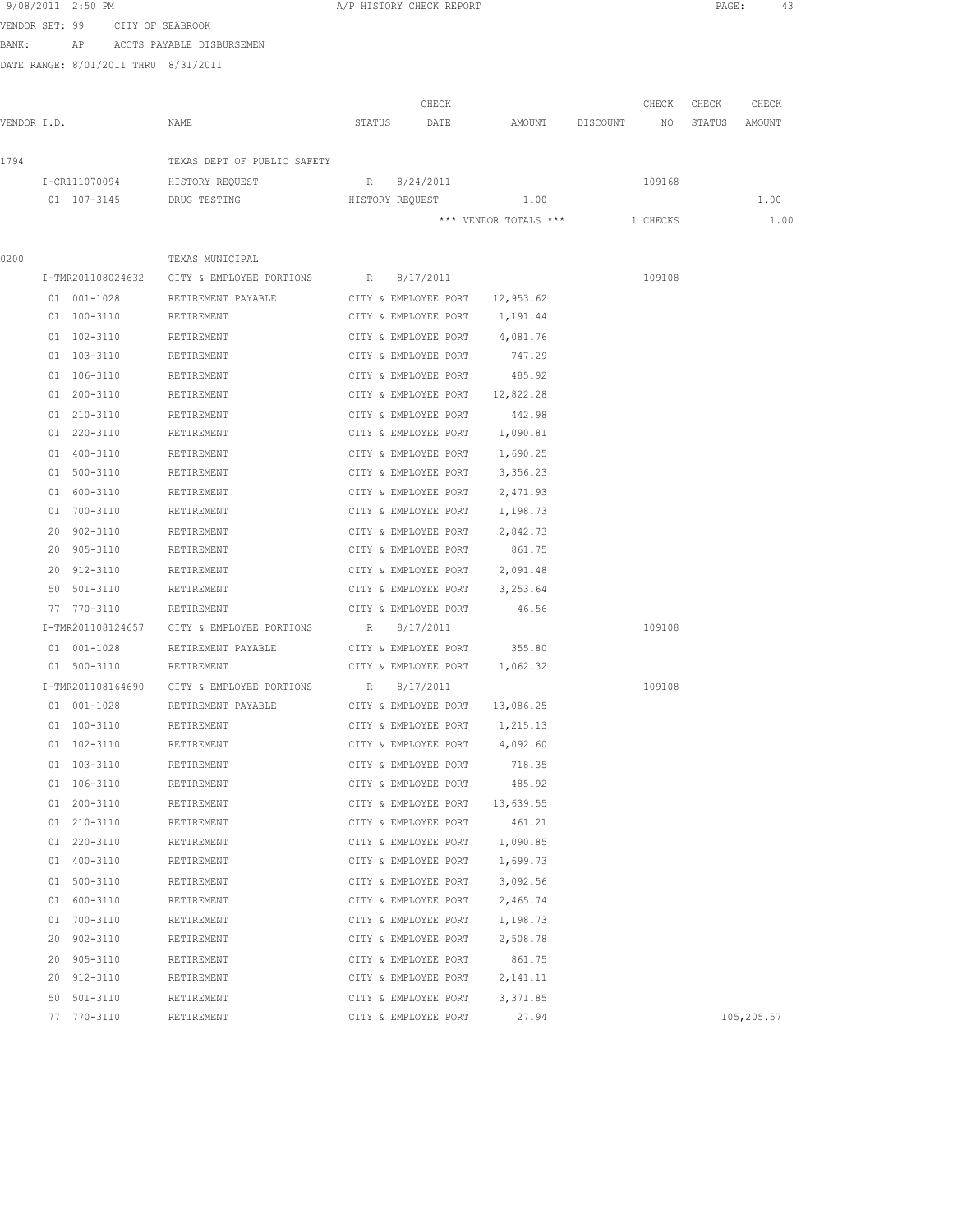9/08/2011 2:50 PM A/P HISTORY CHECK REPORT

VENDOR SET: 99 CITY OF SEABROOK

BANK: AP ACCTS PAYABLE DISBURSEMEN

DATE RANGE: 8/01/2011 THRU 8/31/2011

| VENDOR I.D. | NAME | STATUS | CHECK DATE | AMOUNT | DISCOUNT | CHECK NO | CHECK STATUS | CHECK AMOUNT |
|---|---|---|---|---|---|---|---|---|
| 1794 | TEXAS DEPT OF PUBLIC SAFETY | | | | | | | |
| I-CR111070094 | HISTORY REQUEST | R | 8/24/2011 | | | 109168 | | |
| 01 107-3145 | DRUG TESTING | HISTORY REQUEST | | 1.00 | | | | 1.00 |
| | | | | *** VENDOR TOTALS *** | | 1 CHECKS | | 1.00 |
| 0200 | TEXAS MUNICIPAL | | | | | | | |
| I-TMR201108024632 | CITY & EMPLOYEE PORTIONS | R | 8/17/2011 | | | 109108 | | |
| 01 001-1028 | RETIREMENT PAYABLE | CITY & EMPLOYEE PORT | | 12,953.62 | | | | |
| 01 100-3110 | RETIREMENT | CITY & EMPLOYEE PORT | | 1,191.44 | | | | |
| 01 102-3110 | RETIREMENT | CITY & EMPLOYEE PORT | | 4,081.76 | | | | |
| 01 103-3110 | RETIREMENT | CITY & EMPLOYEE PORT | | 747.29 | | | | |
| 01 106-3110 | RETIREMENT | CITY & EMPLOYEE PORT | | 485.92 | | | | |
| 01 200-3110 | RETIREMENT | CITY & EMPLOYEE PORT | | 12,822.28 | | | | |
| 01 210-3110 | RETIREMENT | CITY & EMPLOYEE PORT | | 442.98 | | | | |
| 01 220-3110 | RETIREMENT | CITY & EMPLOYEE PORT | | 1,090.81 | | | | |
| 01 400-3110 | RETIREMENT | CITY & EMPLOYEE PORT | | 1,690.25 | | | | |
| 01 500-3110 | RETIREMENT | CITY & EMPLOYEE PORT | | 3,356.23 | | | | |
| 01 600-3110 | RETIREMENT | CITY & EMPLOYEE PORT | | 2,471.93 | | | | |
| 01 700-3110 | RETIREMENT | CITY & EMPLOYEE PORT | | 1,198.73 | | | | |
| 20 902-3110 | RETIREMENT | CITY & EMPLOYEE PORT | | 2,842.73 | | | | |
| 20 905-3110 | RETIREMENT | CITY & EMPLOYEE PORT | | 861.75 | | | | |
| 20 912-3110 | RETIREMENT | CITY & EMPLOYEE PORT | | 2,091.48 | | | | |
| 50 501-3110 | RETIREMENT | CITY & EMPLOYEE PORT | | 3,253.64 | | | | |
| 77 770-3110 | RETIREMENT | CITY & EMPLOYEE PORT | | 46.56 | | | | |
| I-TMR201108124657 | CITY & EMPLOYEE PORTIONS | R | 8/17/2011 | | | 109108 | | |
| 01 001-1028 | RETIREMENT PAYABLE | CITY & EMPLOYEE PORT | | 355.80 | | | | |
| 01 500-3110 | RETIREMENT | CITY & EMPLOYEE PORT | | 1,062.32 | | | | |
| I-TMR201108164690 | CITY & EMPLOYEE PORTIONS | R | 8/17/2011 | | | 109108 | | |
| 01 001-1028 | RETIREMENT PAYABLE | CITY & EMPLOYEE PORT | | 13,086.25 | | | | |
| 01 100-3110 | RETIREMENT | CITY & EMPLOYEE PORT | | 1,215.13 | | | | |
| 01 102-3110 | RETIREMENT | CITY & EMPLOYEE PORT | | 4,092.60 | | | | |
| 01 103-3110 | RETIREMENT | CITY & EMPLOYEE PORT | | 718.35 | | | | |
| 01 106-3110 | RETIREMENT | CITY & EMPLOYEE PORT | | 485.92 | | | | |
| 01 200-3110 | RETIREMENT | CITY & EMPLOYEE PORT | | 13,639.55 | | | | |
| 01 210-3110 | RETIREMENT | CITY & EMPLOYEE PORT | | 461.21 | | | | |
| 01 220-3110 | RETIREMENT | CITY & EMPLOYEE PORT | | 1,090.85 | | | | |
| 01 400-3110 | RETIREMENT | CITY & EMPLOYEE PORT | | 1,699.73 | | | | |
| 01 500-3110 | RETIREMENT | CITY & EMPLOYEE PORT | | 3,092.56 | | | | |
| 01 600-3110 | RETIREMENT | CITY & EMPLOYEE PORT | | 2,465.74 | | | | |
| 01 700-3110 | RETIREMENT | CITY & EMPLOYEE PORT | | 1,198.73 | | | | |
| 20 902-3110 | RETIREMENT | CITY & EMPLOYEE PORT | | 2,508.78 | | | | |
| 20 905-3110 | RETIREMENT | CITY & EMPLOYEE PORT | | 861.75 | | | | |
| 20 912-3110 | RETIREMENT | CITY & EMPLOYEE PORT | | 2,141.11 | | | | |
| 50 501-3110 | RETIREMENT | CITY & EMPLOYEE PORT | | 3,371.85 | | | | |
| 77 770-3110 | RETIREMENT | CITY & EMPLOYEE PORT | | 27.94 | | | | 105,205.57 |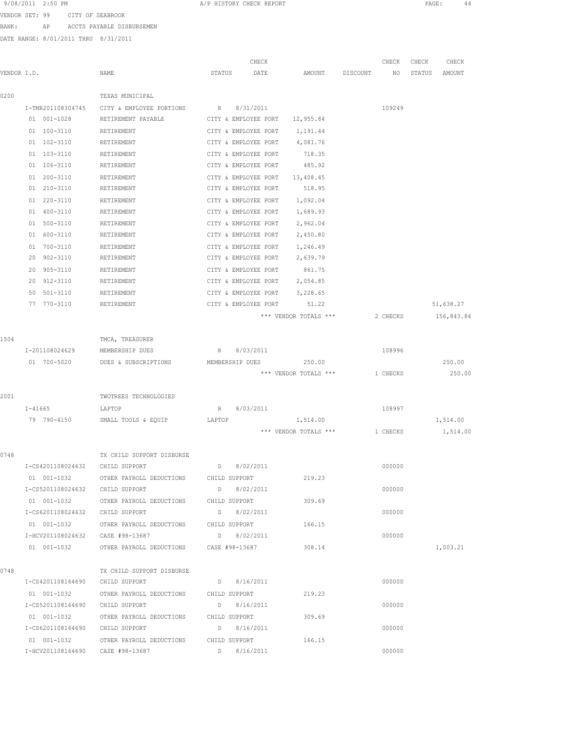9/08/2011 2:50 PM A/P HISTORY CHECK REPORT

VENDOR SET: 99 CITY OF SEABROOK

BANK: AP ACCTS PAYABLE DISBURSEMEN

DATE RANGE: 8/01/2011 THRU 8/31/2011

| VENDOR I.D. | NAME | STATUS | CHECK DATE | AMOUNT | DISCOUNT | CHECK NO | CHECK STATUS | CHECK AMOUNT |
|---|---|---|---|---|---|---|---|---|
| 0200 | TEXAS MUNICIPAL | | | | | | | |
| I-TMR201108304745 | CITY & EMPLOYEE PORTIONS | R | 8/31/2011 | | | 109249 | | |
| 01 001-1028 | RETIREMENT PAYABLE | CITY & EMPLOYEE PORT | | 12,955.84 | | | | |
| 01 100-3110 | RETIREMENT | CITY & EMPLOYEE PORT | | 1,191.44 | | | | |
| 01 102-3110 | RETIREMENT | CITY & EMPLOYEE PORT | | 4,081.76 | | | | |
| 01 103-3110 | RETIREMENT | CITY & EMPLOYEE PORT | | 718.35 | | | | |
| 01 106-3110 | RETIREMENT | CITY & EMPLOYEE PORT | | 485.92 | | | | |
| 01 200-3110 | RETIREMENT | CITY & EMPLOYEE PORT | | 13,408.45 | | | | |
| 01 210-3110 | RETIREMENT | CITY & EMPLOYEE PORT | | 518.95 | | | | |
| 01 220-3110 | RETIREMENT | CITY & EMPLOYEE PORT | | 1,092.04 | | | | |
| 01 400-3110 | RETIREMENT | CITY & EMPLOYEE PORT | | 1,689.93 | | | | |
| 01 500-3110 | RETIREMENT | CITY & EMPLOYEE PORT | | 2,962.04 | | | | |
| 01 600-3110 | RETIREMENT | CITY & EMPLOYEE PORT | | 2,450.80 | | | | |
| 01 700-3110 | RETIREMENT | CITY & EMPLOYEE PORT | | 1,246.49 | | | | |
| 20 902-3110 | RETIREMENT | CITY & EMPLOYEE PORT | | 2,639.79 | | | | |
| 20 905-3110 | RETIREMENT | CITY & EMPLOYEE PORT | | 861.75 | | | | |
| 20 912-3110 | RETIREMENT | CITY & EMPLOYEE PORT | | 2,054.85 | | | | |
| 50 501-3110 | RETIREMENT | CITY & EMPLOYEE PORT | | 3,228.65 | | | | |
| 77 770-3110 | RETIREMENT | CITY & EMPLOYEE PORT | | 51.22 | | | | 51,638.27 |
| | | | | *** VENDOR TOTALS *** | | 2 CHECKS | | 156,843.84 |
| 1504 | TMCA, TREASURER | | | | | | | |
| I-201108024629 | MEMBERSHIP DUES | R | 8/03/2011 | | | 108996 | | |
| 01 700-5020 | DUES & SUBSCRIPTIONS | MEMBERSHIP DUES | | 250.00 | | | | 250.00 |
| | | | | *** VENDOR TOTALS *** | | 1 CHECKS | | 250.00 |
| 2001 | TWOTREES TECHNOLOGIES | | | | | | | |
| I-41665 | LAPTOP | R | 8/03/2011 | | | 108997 | | |
| 79 790-4150 | SMALL TOOLS & EQUIP | LAPTOP | | 1,514.00 | | | | 1,514.00 |
| | | | | *** VENDOR TOTALS *** | | 1 CHECKS | | 1,514.00 |
| 0748 | TX CHILD SUPPORT DISBURSE | | | | | | | |
| I-CS4201108024632 | CHILD SUPPORT | D | 8/02/2011 | | | 000000 | | |
| 01 001-1032 | OTHER PAYROLL DEDUCTIONS | CHILD SUPPORT | | 219.23 | | | | |
| I-CS5201108024632 | CHILD SUPPORT | D | 8/02/2011 | | | 000000 | | |
| 01 001-1032 | OTHER PAYROLL DEDUCTIONS | CHILD SUPPORT | | 309.69 | | | | |
| I-CS6201108024632 | CHILD SUPPORT | D | 8/02/2011 | | | 000000 | | |
| 01 001-1032 | OTHER PAYROLL DEDUCTIONS | CHILD SUPPORT | | 166.15 | | | | |
| I-HCV201108024632 | CASE #98-13687 | D | 8/02/2011 | | | 000000 | | |
| 01 001-1032 | OTHER PAYROLL DEDUCTIONS | CASE #98-13687 | | 308.14 | | | | 1,003.21 |
| 0748 | TX CHILD SUPPORT DISBURSE | | | | | | | |
| I-CS4201108164690 | CHILD SUPPORT | D | 8/16/2011 | | | 000000 | | |
| 01 001-1032 | OTHER PAYROLL DEDUCTIONS | CHILD SUPPORT | | 219.23 | | | | |
| I-CS5201108164690 | CHILD SUPPORT | D | 8/16/2011 | | | 000000 | | |
| 01 001-1032 | OTHER PAYROLL DEDUCTIONS | CHILD SUPPORT | | 309.69 | | | | |
| I-CS6201108164690 | CHILD SUPPORT | D | 8/16/2011 | | | 000000 | | |
| 01 001-1032 | OTHER PAYROLL DEDUCTIONS | CHILD SUPPORT | | 166.15 | | | | |
| I-HCV201108164690 | CASE #98-13687 | D | 8/16/2011 | | | 000000 | | |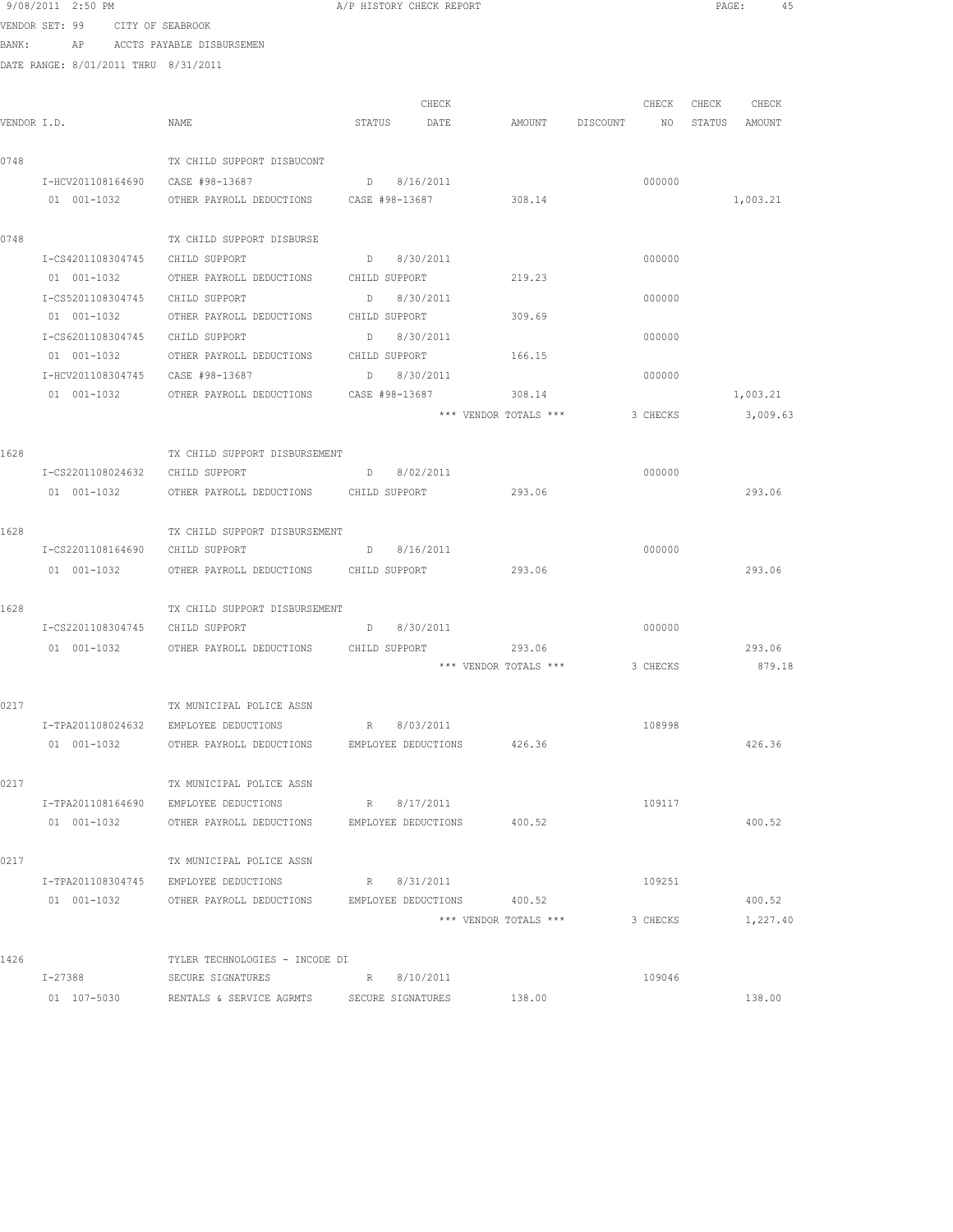9/08/2011 2:50 PM A/P HISTORY CHECK REPORT

VENDOR SET: 99 CITY OF SEABROOK
BANK: AP ACCTS PAYABLE DISBURSEMEN
DATE RANGE: 8/01/2011 THRU 8/31/2011

| VENDOR I.D. | NAME | STATUS | CHECK DATE | AMOUNT | DISCOUNT | CHECK NO | CHECK STATUS | CHECK AMOUNT |
|---|---|---|---|---|---|---|---|---|
| 0748 | TX CHILD SUPPORT DISBUCONT | | | | | | | |
| I-HCV201108164690 | CASE #98-13687 | D | 8/16/2011 | | | 000000 | | |
| 01 001-1032 | OTHER PAYROLL DEDUCTIONS | CASE #98-13687 | | 308.14 | | | | 1,003.21 |
| 0748 | TX CHILD SUPPORT DISBURSE | | | | | | | |
| I-CS4201108304745 | CHILD SUPPORT | D | 8/30/2011 | | | 000000 | | |
| 01 001-1032 | OTHER PAYROLL DEDUCTIONS | CHILD SUPPORT | | 219.23 | | | | |
| I-CS5201108304745 | CHILD SUPPORT | D | 8/30/2011 | | | 000000 | | |
| 01 001-1032 | OTHER PAYROLL DEDUCTIONS | CHILD SUPPORT | | 309.69 | | | | |
| I-CS6201108304745 | CHILD SUPPORT | D | 8/30/2011 | | | 000000 | | |
| 01 001-1032 | OTHER PAYROLL DEDUCTIONS | CHILD SUPPORT | | 166.15 | | | | |
| I-HCV201108304745 | CASE #98-13687 | D | 8/30/2011 | | | 000000 | | |
| 01 001-1032 | OTHER PAYROLL DEDUCTIONS | CASE #98-13687 | | 308.14 | | | | 1,003.21 |
| | | | | *** VENDOR TOTALS *** | | 3 CHECKS | | 3,009.63 |
| 1628 | TX CHILD SUPPORT DISBURSEMENT | | | | | | | |
| I-CS2201108024632 | CHILD SUPPORT | D | 8/02/2011 | | | 000000 | | |
| 01 001-1032 | OTHER PAYROLL DEDUCTIONS | CHILD SUPPORT | | 293.06 | | | | 293.06 |
| 1628 | TX CHILD SUPPORT DISBURSEMENT | | | | | | | |
| I-CS2201108164690 | CHILD SUPPORT | D | 8/16/2011 | | | 000000 | | |
| 01 001-1032 | OTHER PAYROLL DEDUCTIONS | CHILD SUPPORT | | 293.06 | | | | 293.06 |
| 1628 | TX CHILD SUPPORT DISBURSEMENT | | | | | | | |
| I-CS2201108304745 | CHILD SUPPORT | D | 8/30/2011 | | | 000000 | | |
| 01 001-1032 | OTHER PAYROLL DEDUCTIONS | CHILD SUPPORT | | 293.06 | | | | 293.06 |
| | | | | *** VENDOR TOTALS *** | | 3 CHECKS | | 879.18 |
| 0217 | TX MUNICIPAL POLICE ASSN | | | | | | | |
| I-TPA201108024632 | EMPLOYEE DEDUCTIONS | R | 8/03/2011 | | | 108998 | | |
| 01 001-1032 | OTHER PAYROLL DEDUCTIONS | EMPLOYEE DEDUCTIONS | | 426.36 | | | | 426.36 |
| 0217 | TX MUNICIPAL POLICE ASSN | | | | | | | |
| I-TPA201108164690 | EMPLOYEE DEDUCTIONS | R | 8/17/2011 | | | 109117 | | |
| 01 001-1032 | OTHER PAYROLL DEDUCTIONS | EMPLOYEE DEDUCTIONS | | 400.52 | | | | 400.52 |
| 0217 | TX MUNICIPAL POLICE ASSN | | | | | | | |
| I-TPA201108304745 | EMPLOYEE DEDUCTIONS | R | 8/31/2011 | | | 109251 | | |
| 01 001-1032 | OTHER PAYROLL DEDUCTIONS | EMPLOYEE DEDUCTIONS | | 400.52 | | | | 400.52 |
| | | | | *** VENDOR TOTALS *** | | 3 CHECKS | | 1,227.40 |
| 1426 | TYLER TECHNOLOGIES - INCODE DI | | | | | | | |
| I-27388 | SECURE SIGNATURES | R | 8/10/2011 | | | 109046 | | |
| 01 107-5030 | RENTALS & SERVICE AGRMTS | SECURE SIGNATURES | | 138.00 | | | | 138.00 |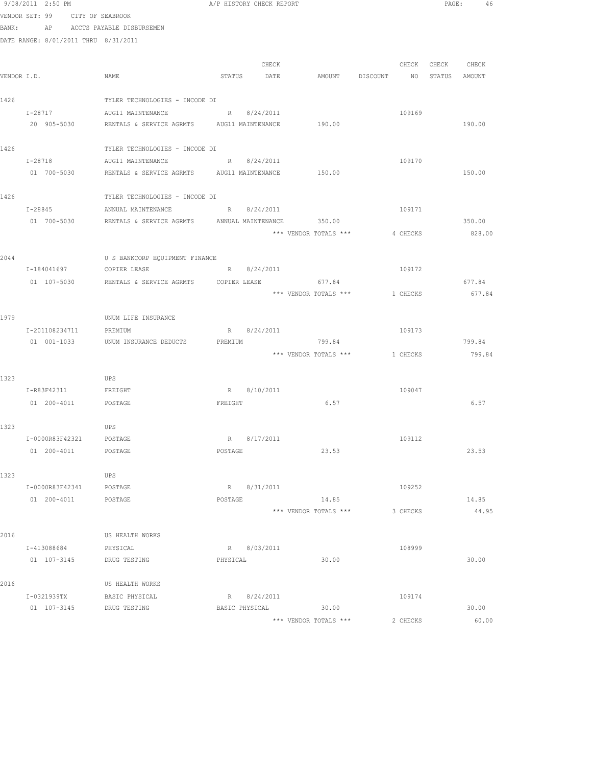9/08/2011 2:50 PM A/P HISTORY CHECK REPORT

VENDOR SET: 99 CITY OF SEABROOK
BANK: AP ACCTS PAYABLE DISBURSEMEN
DATE RANGE: 8/01/2011 THRU 8/31/2011

| VENDOR I.D. | NAME | STATUS | CHECK DATE | AMOUNT | DISCOUNT | CHECK NO | CHECK STATUS | CHECK AMOUNT |
|---|---|---|---|---|---|---|---|---|
| 1426 | TYLER TECHNOLOGIES - INCODE DI | | | | | | | |
| I-28717 | AUG11 MAINTENANCE | R | 8/24/2011 | | | 109169 | | |
| 20 905-5030 | RENTALS & SERVICE AGRMTS | AUG11 MAINTENANCE | | 190.00 | | | | 190.00 |
| 1426 | TYLER TECHNOLOGIES - INCODE DI | | | | | | | |
| I-28718 | AUG11 MAINTENANCE | R | 8/24/2011 | | | 109170 | | |
| 01 700-5030 | RENTALS & SERVICE AGRMTS | AUG11 MAINTENANCE | | 150.00 | | | | 150.00 |
| 1426 | TYLER TECHNOLOGIES - INCODE DI | | | | | | | |
| I-28845 | ANNUAL MAINTENANCE | R | 8/24/2011 | | | 109171 | | |
| 01 700-5030 | RENTALS & SERVICE AGRMTS | ANNUAL MAINTENANCE | | 350.00 | | | | 350.00 |
| | | | | *** VENDOR TOTALS *** | | 4 CHECKS | | 828.00 |
| 2044 | U S BANKCORP EQUIPMENT FINANCE | | | | | | | |
| I-184041697 | COPIER LEASE | R | 8/24/2011 | | | 109172 | | |
| 01 107-5030 | RENTALS & SERVICE AGRMTS | COPIER LEASE | | 677.84 | | | | 677.84 |
| | | | | *** VENDOR TOTALS *** | | 1 CHECKS | | 677.84 |
| 1979 | UNUM LIFE INSURANCE | | | | | | | |
| I-201108234711 | PREMIUM | R | 8/24/2011 | | | 109173 | | |
| 01 001-1033 | UNUM INSURANCE DEDUCTS | PREMIUM | | 799.84 | | | | 799.84 |
| | | | | *** VENDOR TOTALS *** | | 1 CHECKS | | 799.84 |
| 1323 | UPS | | | | | | | |
| I-R83F42311 | FREIGHT | R | 8/10/2011 | | | 109047 | | |
| 01 200-4011 | POSTAGE | FREIGHT | | 6.57 | | | | 6.57 |
| 1323 | UPS | | | | | | | |
| I-0000R83F42321 | POSTAGE | R | 8/17/2011 | | | 109112 | | |
| 01 200-4011 | POSTAGE | POSTAGE | | 23.53 | | | | 23.53 |
| 1323 | UPS | | | | | | | |
| I-0000R83F42341 | POSTAGE | R | 8/31/2011 | | | 109252 | | |
| 01 200-4011 | POSTAGE | POSTAGE | | 14.85 | | | | 14.85 |
| | | | | *** VENDOR TOTALS *** | | 3 CHECKS | | 44.95 |
| 2016 | US HEALTH WORKS | | | | | | | |
| I-413088684 | PHYSICAL | R | 8/03/2011 | | | 108999 | | |
| 01 107-3145 | DRUG TESTING | PHYSICAL | | 30.00 | | | | 30.00 |
| 2016 | US HEALTH WORKS | | | | | | | |
| I-0321939TX | BASIC PHYSICAL | R | 8/24/2011 | | | 109174 | | |
| 01 107-3145 | DRUG TESTING | BASIC PHYSICAL | | 30.00 | | | | 30.00 |
| | | | | *** VENDOR TOTALS *** | | 2 CHECKS | | 60.00 |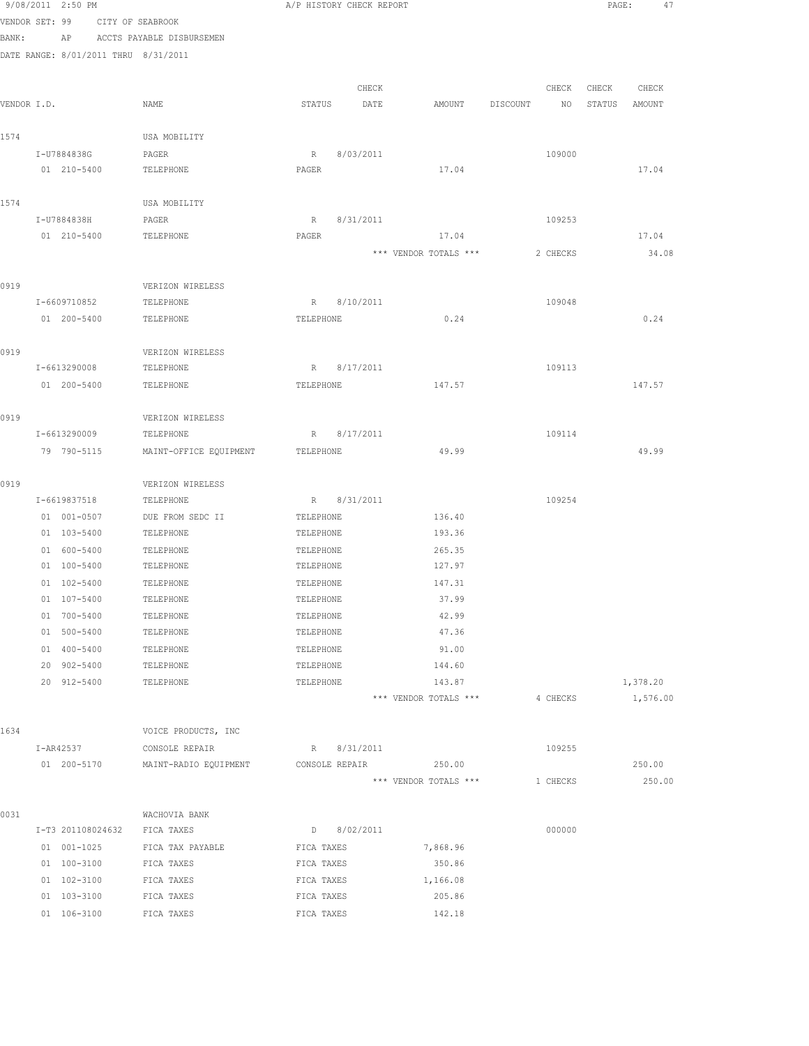9/08/2011 2:50 PM A/P HISTORY CHECK REPORT

VENDOR SET: 99 CITY OF SEABROOK
BANK: AP ACCTS PAYABLE DISBURSEMEN
DATE RANGE: 8/01/2011 THRU 8/31/2011

| VENDOR I.D. | NAME | STATUS | CHECK DATE | AMOUNT | DISCOUNT | CHECK NO | CHECK STATUS | CHECK AMOUNT |
|---|---|---|---|---|---|---|---|---|
| 1574 | USA MOBILITY | | | | | | | |
| I-U7884838G | PAGER | R | 8/03/2011 | | | 109000 | | |
| 01 210-5400 | TELEPHONE | PAGER | | 17.04 | | | | 17.04 |
| 1574 | USA MOBILITY | | | | | | | |
| I-U7884838H | PAGER | R | 8/31/2011 | | | 109253 | | |
| 01 210-5400 | TELEPHONE | PAGER | | 17.04 | | | | 17.04 |
| | | | | *** VENDOR TOTALS *** | | 2 CHECKS | | 34.08 |
| 0919 | VERIZON WIRELESS | | | | | | | |
| I-6609710852 | TELEPHONE | R | 8/10/2011 | | | 109048 | | |
| 01 200-5400 | TELEPHONE | TELEPHONE | | 0.24 | | | | 0.24 |
| 0919 | VERIZON WIRELESS | | | | | | | |
| I-6613290008 | TELEPHONE | R | 8/17/2011 | | | 109113 | | |
| 01 200-5400 | TELEPHONE | TELEPHONE | | 147.57 | | | | 147.57 |
| 0919 | VERIZON WIRELESS | | | | | | | |
| I-6613290009 | TELEPHONE | R | 8/17/2011 | | | 109114 | | |
| 79 790-5115 | MAINT-OFFICE EQUIPMENT | TELEPHONE | | 49.99 | | | | 49.99 |
| 0919 | VERIZON WIRELESS | | | | | | | |
| I-6619837518 | TELEPHONE | R | 8/31/2011 | | | 109254 | | |
| 01 001-0507 | DUE FROM SEDC II | TELEPHONE | | 136.40 | | | | |
| 01 103-5400 | TELEPHONE | TELEPHONE | | 193.36 | | | | |
| 01 600-5400 | TELEPHONE | TELEPHONE | | 265.35 | | | | |
| 01 100-5400 | TELEPHONE | TELEPHONE | | 127.97 | | | | |
| 01 102-5400 | TELEPHONE | TELEPHONE | | 147.31 | | | | |
| 01 107-5400 | TELEPHONE | TELEPHONE | | 37.99 | | | | |
| 01 700-5400 | TELEPHONE | TELEPHONE | | 42.99 | | | | |
| 01 500-5400 | TELEPHONE | TELEPHONE | | 47.36 | | | | |
| 01 400-5400 | TELEPHONE | TELEPHONE | | 91.00 | | | | |
| 20 902-5400 | TELEPHONE | TELEPHONE | | 144.60 | | | | |
| 20 912-5400 | TELEPHONE | TELEPHONE | | 143.87 | | | | 1,378.20 |
| | | | | *** VENDOR TOTALS *** | | 4 CHECKS | | 1,576.00 |
| 1634 | VOICE PRODUCTS, INC | | | | | | | |
| I-AR42537 | CONSOLE REPAIR | R | 8/31/2011 | | | 109255 | | |
| 01 200-5170 | MAINT-RADIO EQUIPMENT | CONSOLE REPAIR | | 250.00 | | | | 250.00 |
| | | | | *** VENDOR TOTALS *** | | 1 CHECKS | | 250.00 |
| 0031 | WACHOVIA BANK | | | | | | | |
| I-T3 201108024632 | FICA TAXES | D | 8/02/2011 | | | 000000 | | |
| 01 001-1025 | FICA TAX PAYABLE | FICA TAXES | | 7,868.96 | | | | |
| 01 100-3100 | FICA TAXES | FICA TAXES | | 350.86 | | | | |
| 01 102-3100 | FICA TAXES | FICA TAXES | | 1,166.08 | | | | |
| 01 103-3100 | FICA TAXES | FICA TAXES | | 205.86 | | | | |
| 01 106-3100 | FICA TAXES | FICA TAXES | | 142.18 | | | | |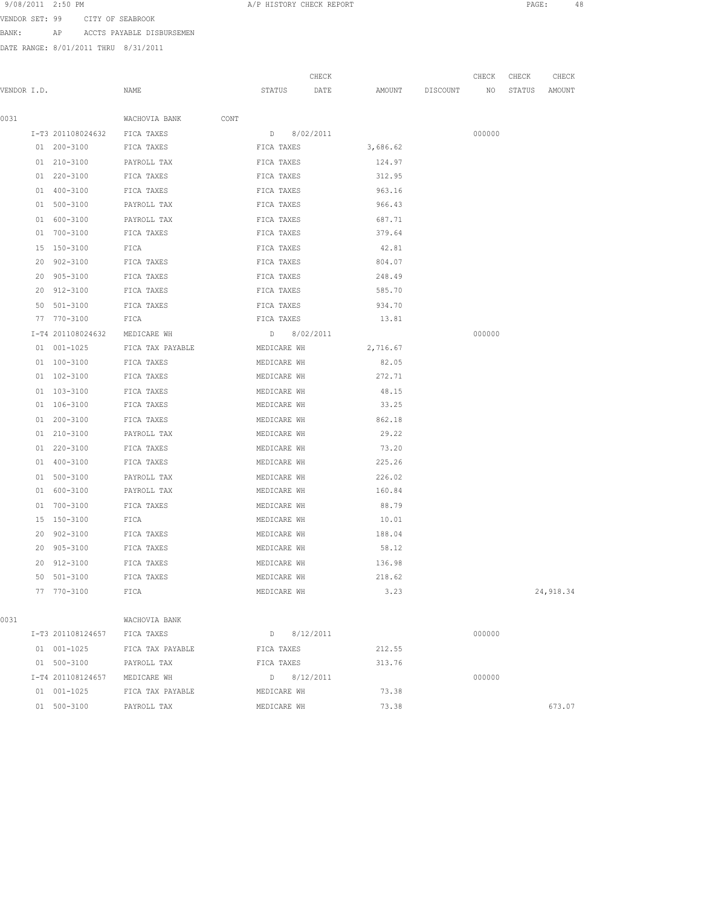9/08/2011 2:50 PM A/P HISTORY CHECK REPORT

VENDOR SET: 99 CITY OF SEABROOK

BANK: AP ACCTS PAYABLE DISBURSEMEN

DATE RANGE: 8/01/2011 THRU 8/31/2011

| VENDOR I.D. | NAME | STATUS | CHECK DATE | AMOUNT | DISCOUNT | CHECK NO | CHECK STATUS | CHECK AMOUNT |
|---|---|---|---|---|---|---|---|---|
| 0031 | WACHOVIA BANK CONT | | | | | | | |
| I-T3 201108024632 | FICA TAXES | D | 8/02/2011 | | | 000000 | | |
| 01 200-3100 | FICA TAXES | FICA TAXES | | 3,686.62 | | | | |
| 01 210-3100 | PAYROLL TAX | FICA TAXES | | 124.97 | | | | |
| 01 220-3100 | FICA TAXES | FICA TAXES | | 312.95 | | | | |
| 01 400-3100 | FICA TAXES | FICA TAXES | | 963.16 | | | | |
| 01 500-3100 | PAYROLL TAX | FICA TAXES | | 966.43 | | | | |
| 01 600-3100 | PAYROLL TAX | FICA TAXES | | 687.71 | | | | |
| 01 700-3100 | FICA TAXES | FICA TAXES | | 379.64 | | | | |
| 15 150-3100 | FICA | FICA TAXES | | 42.81 | | | | |
| 20 902-3100 | FICA TAXES | FICA TAXES | | 804.07 | | | | |
| 20 905-3100 | FICA TAXES | FICA TAXES | | 248.49 | | | | |
| 20 912-3100 | FICA TAXES | FICA TAXES | | 585.70 | | | | |
| 50 501-3100 | FICA TAXES | FICA TAXES | | 934.70 | | | | |
| 77 770-3100 | FICA | FICA TAXES | | 13.81 | | | | |
| I-T4 201108024632 | MEDICARE WH | D | 8/02/2011 | | | 000000 | | |
| 01 001-1025 | FICA TAX PAYABLE | MEDICARE WH | | 2,716.67 | | | | |
| 01 100-3100 | FICA TAXES | MEDICARE WH | | 82.05 | | | | |
| 01 102-3100 | FICA TAXES | MEDICARE WH | | 272.71 | | | | |
| 01 103-3100 | FICA TAXES | MEDICARE WH | | 48.15 | | | | |
| 01 106-3100 | FICA TAXES | MEDICARE WH | | 33.25 | | | | |
| 01 200-3100 | FICA TAXES | MEDICARE WH | | 862.18 | | | | |
| 01 210-3100 | PAYROLL TAX | MEDICARE WH | | 29.22 | | | | |
| 01 220-3100 | FICA TAXES | MEDICARE WH | | 73.20 | | | | |
| 01 400-3100 | FICA TAXES | MEDICARE WH | | 225.26 | | | | |
| 01 500-3100 | PAYROLL TAX | MEDICARE WH | | 226.02 | | | | |
| 01 600-3100 | PAYROLL TAX | MEDICARE WH | | 160.84 | | | | |
| 01 700-3100 | FICA TAXES | MEDICARE WH | | 88.79 | | | | |
| 15 150-3100 | FICA | MEDICARE WH | | 10.01 | | | | |
| 20 902-3100 | FICA TAXES | MEDICARE WH | | 188.04 | | | | |
| 20 905-3100 | FICA TAXES | MEDICARE WH | | 58.12 | | | | |
| 20 912-3100 | FICA TAXES | MEDICARE WH | | 136.98 | | | | |
| 50 501-3100 | FICA TAXES | MEDICARE WH | | 218.62 | | | | |
| 77 770-3100 | FICA | MEDICARE WH | | 3.23 | | | | 24,918.34 |
| 0031 | WACHOVIA BANK | | | | | | | |
| I-T3 201108124657 | FICA TAXES | D | 8/12/2011 | | | 000000 | | |
| 01 001-1025 | FICA TAX PAYABLE | FICA TAXES | | 212.55 | | | | |
| 01 500-3100 | PAYROLL TAX | FICA TAXES | | 313.76 | | | | |
| I-T4 201108124657 | MEDICARE WH | D | 8/12/2011 | | | 000000 | | |
| 01 001-1025 | FICA TAX PAYABLE | MEDICARE WH | | 73.38 | | | | |
| 01 500-3100 | PAYROLL TAX | MEDICARE WH | | 73.38 | | | | 673.07 |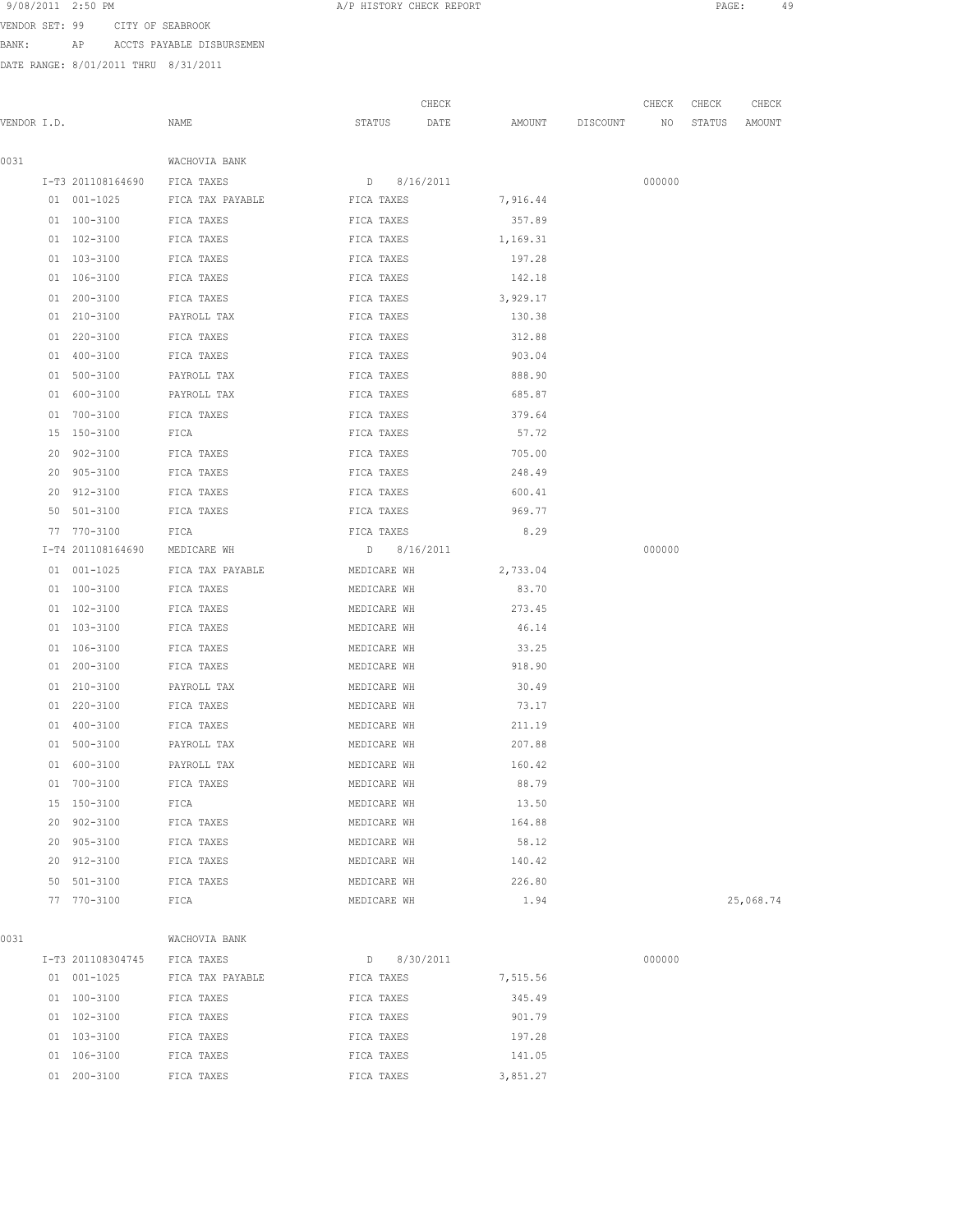9/08/2011 2:50 PM A/P HISTORY CHECK REPORT

VENDOR SET: 99 CITY OF SEABROOK

BANK: AP ACCTS PAYABLE DISBURSEMEN

DATE RANGE: 8/01/2011 THRU 8/31/2011

| VENDOR I.D. | NAME | STATUS | CHECK DATE | AMOUNT | DISCOUNT | CHECK NO | CHECK STATUS | CHECK AMOUNT |
|---|---|---|---|---|---|---|---|---|
| 0031 | WACHOVIA BANK | | | | | | | |
| I-T3 201108164690 | FICA TAXES | D | 8/16/2011 | | | 000000 | | |
| 01 001-1025 | FICA TAX PAYABLE | FICA TAXES | | 7,916.44 | | | | |
| 01 100-3100 | FICA TAXES | FICA TAXES | | 357.89 | | | | |
| 01 102-3100 | FICA TAXES | FICA TAXES | | 1,169.31 | | | | |
| 01 103-3100 | FICA TAXES | FICA TAXES | | 197.28 | | | | |
| 01 106-3100 | FICA TAXES | FICA TAXES | | 142.18 | | | | |
| 01 200-3100 | FICA TAXES | FICA TAXES | | 3,929.17 | | | | |
| 01 210-3100 | PAYROLL TAX | FICA TAXES | | 130.38 | | | | |
| 01 220-3100 | FICA TAXES | FICA TAXES | | 312.88 | | | | |
| 01 400-3100 | FICA TAXES | FICA TAXES | | 903.04 | | | | |
| 01 500-3100 | PAYROLL TAX | FICA TAXES | | 888.90 | | | | |
| 01 600-3100 | PAYROLL TAX | FICA TAXES | | 685.87 | | | | |
| 01 700-3100 | FICA TAXES | FICA TAXES | | 379.64 | | | | |
| 15 150-3100 | FICA | FICA TAXES | | 57.72 | | | | |
| 20 902-3100 | FICA TAXES | FICA TAXES | | 705.00 | | | | |
| 20 905-3100 | FICA TAXES | FICA TAXES | | 248.49 | | | | |
| 20 912-3100 | FICA TAXES | FICA TAXES | | 600.41 | | | | |
| 50 501-3100 | FICA TAXES | FICA TAXES | | 969.77 | | | | |
| 77 770-3100 | FICA | FICA TAXES | | 8.29 | | | | |
| I-T4 201108164690 | MEDICARE WH | D | 8/16/2011 | | | 000000 | | |
| 01 001-1025 | FICA TAX PAYABLE | MEDICARE WH | | 2,733.04 | | | | |
| 01 100-3100 | FICA TAXES | MEDICARE WH | | 83.70 | | | | |
| 01 102-3100 | FICA TAXES | MEDICARE WH | | 273.45 | | | | |
| 01 103-3100 | FICA TAXES | MEDICARE WH | | 46.14 | | | | |
| 01 106-3100 | FICA TAXES | MEDICARE WH | | 33.25 | | | | |
| 01 200-3100 | FICA TAXES | MEDICARE WH | | 918.90 | | | | |
| 01 210-3100 | PAYROLL TAX | MEDICARE WH | | 30.49 | | | | |
| 01 220-3100 | FICA TAXES | MEDICARE WH | | 73.17 | | | | |
| 01 400-3100 | FICA TAXES | MEDICARE WH | | 211.19 | | | | |
| 01 500-3100 | PAYROLL TAX | MEDICARE WH | | 207.88 | | | | |
| 01 600-3100 | PAYROLL TAX | MEDICARE WH | | 160.42 | | | | |
| 01 700-3100 | FICA TAXES | MEDICARE WH | | 88.79 | | | | |
| 15 150-3100 | FICA | MEDICARE WH | | 13.50 | | | | |
| 20 902-3100 | FICA TAXES | MEDICARE WH | | 164.88 | | | | |
| 20 905-3100 | FICA TAXES | MEDICARE WH | | 58.12 | | | | |
| 20 912-3100 | FICA TAXES | MEDICARE WH | | 140.42 | | | | |
| 50 501-3100 | FICA TAXES | MEDICARE WH | | 226.80 | | | | |
| 77 770-3100 | FICA | MEDICARE WH | | 1.94 | | | | 25,068.74 |
| 0031 | WACHOVIA BANK | | | | | | | |
| I-T3 201108304745 | FICA TAXES | D | 8/30/2011 | | | 000000 | | |
| 01 001-1025 | FICA TAX PAYABLE | FICA TAXES | | 7,515.56 | | | | |
| 01 100-3100 | FICA TAXES | FICA TAXES | | 345.49 | | | | |
| 01 102-3100 | FICA TAXES | FICA TAXES | | 901.79 | | | | |
| 01 103-3100 | FICA TAXES | FICA TAXES | | 197.28 | | | | |
| 01 106-3100 | FICA TAXES | FICA TAXES | | 141.05 | | | | |
| 01 200-3100 | FICA TAXES | FICA TAXES | | 3,851.27 | | | | |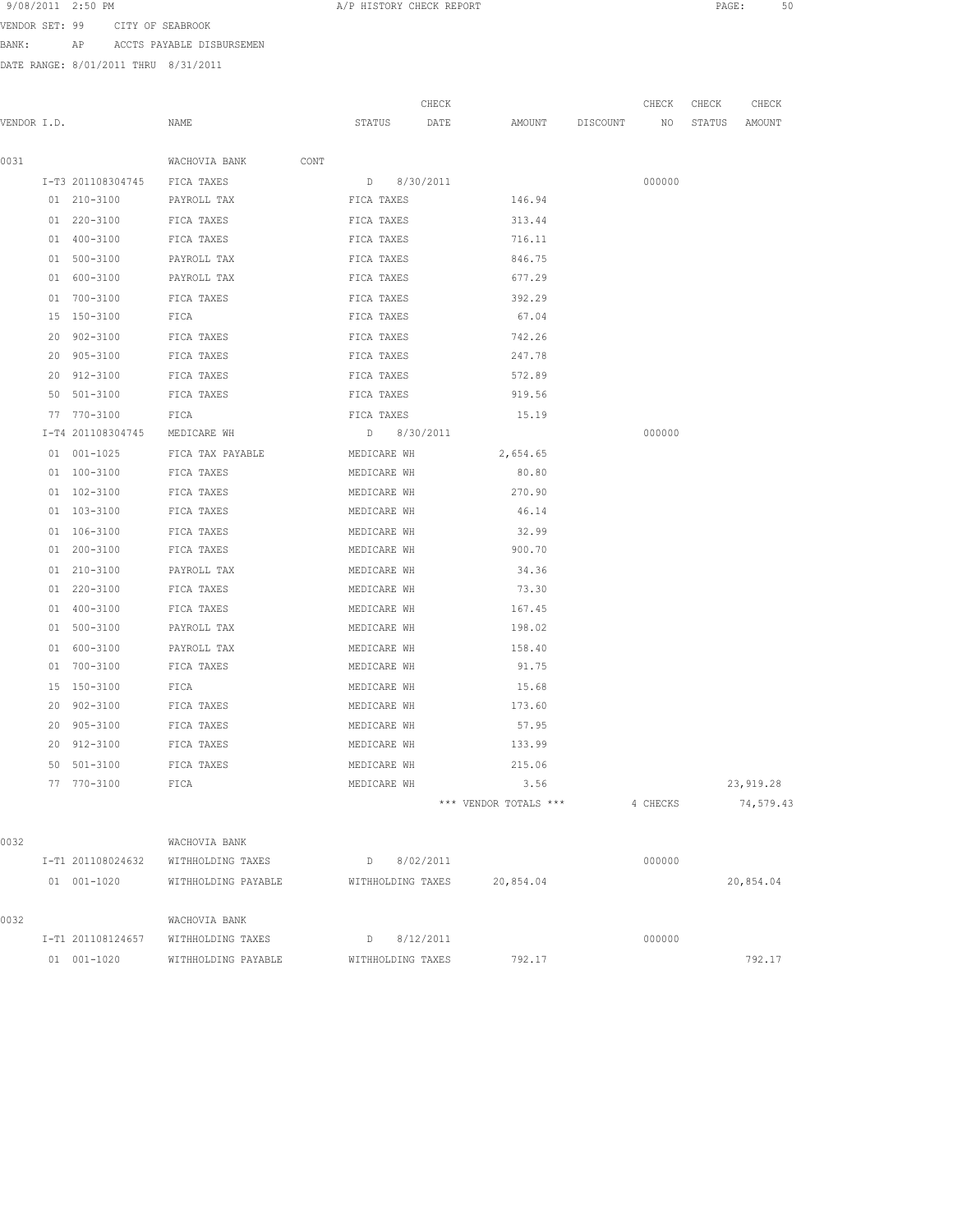9/08/2011 2:50 PM A/P HISTORY CHECK REPORT

VENDOR SET: 99 CITY OF SEABROOK

BANK: AP ACCTS PAYABLE DISBURSEMEN

DATE RANGE: 8/01/2011 THRU 8/31/2011

| VENDOR I.D. | NAME | STATUS | CHECK DATE | AMOUNT | DISCOUNT | CHECK NO | CHECK STATUS | CHECK AMOUNT |
|---|---|---|---|---|---|---|---|---|
| 0031 | WACHOVIA BANK CONT | | | | | | | |
| I-T3 201108304745 | FICA TAXES | D | 8/30/2011 | | | 000000 | | |
| 01 210-3100 | PAYROLL TAX | FICA TAXES | | 146.94 | | | | |
| 01 220-3100 | FICA TAXES | FICA TAXES | | 313.44 | | | | |
| 01 400-3100 | FICA TAXES | FICA TAXES | | 716.11 | | | | |
| 01 500-3100 | PAYROLL TAX | FICA TAXES | | 846.75 | | | | |
| 01 600-3100 | PAYROLL TAX | FICA TAXES | | 677.29 | | | | |
| 01 700-3100 | FICA TAXES | FICA TAXES | | 392.29 | | | | |
| 15 150-3100 | FICA | FICA TAXES | | 67.04 | | | | |
| 20 902-3100 | FICA TAXES | FICA TAXES | | 742.26 | | | | |
| 20 905-3100 | FICA TAXES | FICA TAXES | | 247.78 | | | | |
| 20 912-3100 | FICA TAXES | FICA TAXES | | 572.89 | | | | |
| 50 501-3100 | FICA TAXES | FICA TAXES | | 919.56 | | | | |
| 77 770-3100 | FICA | FICA TAXES | | 15.19 | | | | |
| I-T4 201108304745 | MEDICARE WH | D | 8/30/2011 | | | 000000 | | |
| 01 001-1025 | FICA TAX PAYABLE | MEDICARE WH | | 2,654.65 | | | | |
| 01 100-3100 | FICA TAXES | MEDICARE WH | | 80.80 | | | | |
| 01 102-3100 | FICA TAXES | MEDICARE WH | | 270.90 | | | | |
| 01 103-3100 | FICA TAXES | MEDICARE WH | | 46.14 | | | | |
| 01 106-3100 | FICA TAXES | MEDICARE WH | | 32.99 | | | | |
| 01 200-3100 | FICA TAXES | MEDICARE WH | | 900.70 | | | | |
| 01 210-3100 | PAYROLL TAX | MEDICARE WH | | 34.36 | | | | |
| 01 220-3100 | FICA TAXES | MEDICARE WH | | 73.30 | | | | |
| 01 400-3100 | FICA TAXES | MEDICARE WH | | 167.45 | | | | |
| 01 500-3100 | PAYROLL TAX | MEDICARE WH | | 198.02 | | | | |
| 01 600-3100 | PAYROLL TAX | MEDICARE WH | | 158.40 | | | | |
| 01 700-3100 | FICA TAXES | MEDICARE WH | | 91.75 | | | | |
| 15 150-3100 | FICA | MEDICARE WH | | 15.68 | | | | |
| 20 902-3100 | FICA TAXES | MEDICARE WH | | 173.60 | | | | |
| 20 905-3100 | FICA TAXES | MEDICARE WH | | 57.95 | | | | |
| 20 912-3100 | FICA TAXES | MEDICARE WH | | 133.99 | | | | |
| 50 501-3100 | FICA TAXES | MEDICARE WH | | 215.06 | | | | |
| 77 770-3100 | FICA | MEDICARE WH | | 3.56 | | | | 23,919.28 |
| | | | | *** VENDOR TOTALS *** | | 4 CHECKS | | 74,579.43 |
| 0032 | WACHOVIA BANK | | | | | | | |
| I-T1 201108024632 | WITHHOLDING TAXES | D | 8/02/2011 | | | 000000 | | |
| 01 001-1020 | WITHHOLDING PAYABLE | WITHHOLDING TAXES | | 20,854.04 | | | | 20,854.04 |
| 0032 | WACHOVIA BANK | | | | | | | |
| I-T1 201108124657 | WITHHOLDING TAXES | D | 8/12/2011 | | | 000000 | | |
| 01 001-1020 | WITHHOLDING PAYABLE | WITHHOLDING TAXES | | 792.17 | | | | 792.17 |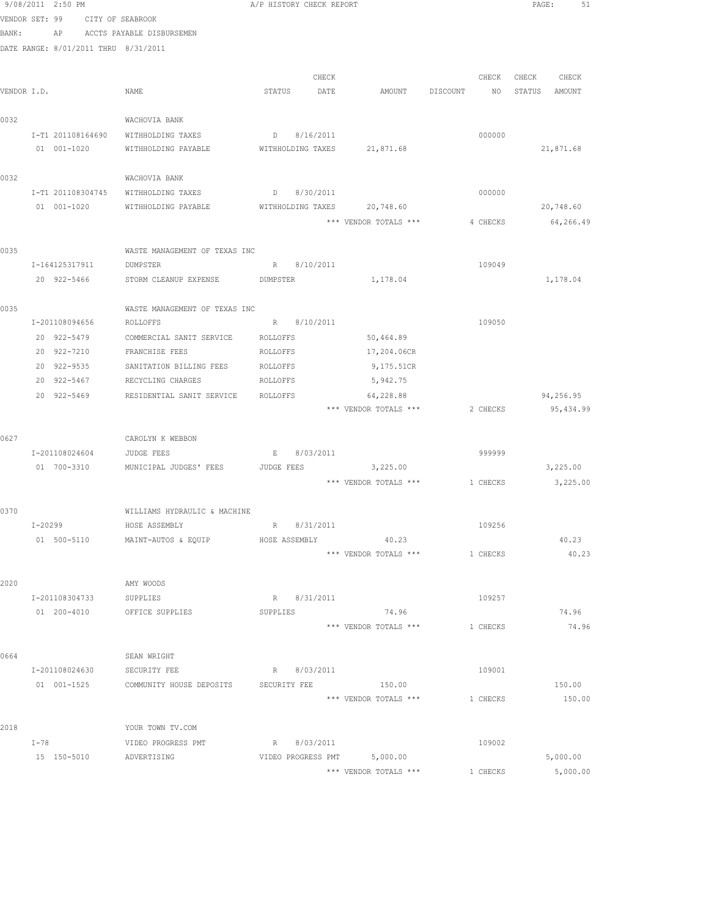9/08/2011 2:50 PM A/P HISTORY CHECK REPORT

VENDOR SET: 99 CITY OF SEABROOK
BANK: AP ACCTS PAYABLE DISBURSEMEN
DATE RANGE: 8/01/2011 THRU 8/31/2011

| VENDOR I.D. | NAME | STATUS | CHECK DATE | AMOUNT | DISCOUNT | CHECK NO | CHECK STATUS | CHECK AMOUNT |
|---|---|---|---|---|---|---|---|---|
| 0032 | WACHOVIA BANK | | | | | | | |
| I-T1 201108164690 | WITHHOLDING TAXES | D | 8/16/2011 | | | 000000 | | |
| 01 001-1020 | WITHHOLDING PAYABLE | WITHHOLDING TAXES | | 21,871.68 | | | | 21,871.68 |
| 0032 | WACHOVIA BANK | | | | | | | |
| I-T1 201108304745 | WITHHOLDING TAXES | D | 8/30/2011 | | | 000000 | | |
| 01 001-1020 | WITHHOLDING PAYABLE | WITHHOLDING TAXES | | 20,748.60 | | | | 20,748.60 |
| | | | | *** VENDOR TOTALS *** | | 4 CHECKS | | 64,266.49 |
| 0035 | WASTE MANAGEMENT OF TEXAS INC | | | | | | | |
| I-164125317911 | DUMPSTER | R | 8/10/2011 | | | 109049 | | |
| 20 922-5466 | STORM CLEANUP EXPENSE | DUMPSTER | | 1,178.04 | | | | 1,178.04 |
| 0035 | WASTE MANAGEMENT OF TEXAS INC | | | | | | | |
| I-201108094656 | ROLLOFFS | R | 8/10/2011 | | | 109050 | | |
| 20 922-5479 | COMMERCIAL SANIT SERVICE | ROLLOFFS | | 50,464.89 | | | | |
| 20 922-7210 | FRANCHISE FEES | ROLLOFFS | | 17,204.06CR | | | | |
| 20 922-9535 | SANITATION BILLING FEES | ROLLOFFS | | 9,175.51CR | | | | |
| 20 922-5467 | RECYCLING CHARGES | ROLLOFFS | | 5,942.75 | | | | |
| 20 922-5469 | RESIDENTIAL SANIT SERVICE | ROLLOFFS | | 64,228.88 | | | | 94,256.95 |
| | | | | *** VENDOR TOTALS *** | | 2 CHECKS | | 95,434.99 |
| 0627 | CAROLYN K WEBBON | | | | | | | |
| I-201108024604 | JUDGE FEES | E | 8/03/2011 | | | 999999 | | |
| 01 700-3310 | MUNICIPAL JUDGES' FEES | JUDGE FEES | | 3,225.00 | | | | 3,225.00 |
| | | | | *** VENDOR TOTALS *** | | 1 CHECKS | | 3,225.00 |
| 0370 | WILLIAMS HYDRAULIC & MACHINE | | | | | | | |
| I-20299 | HOSE ASSEMBLY | R | 8/31/2011 | | | 109256 | | |
| 01 500-5110 | MAINT-AUTOS & EQUIP | HOSE ASSEMBLY | | 40.23 | | | | 40.23 |
| | | | | *** VENDOR TOTALS *** | | 1 CHECKS | | 40.23 |
| 2020 | AMY WOODS | | | | | | | |
| I-201108304733 | SUPPLIES | R | 8/31/2011 | | | 109257 | | |
| 01 200-4010 | OFFICE SUPPLIES | SUPPLIES | | 74.96 | | | | 74.96 |
| | | | | *** VENDOR TOTALS *** | | 1 CHECKS | | 74.96 |
| 0664 | SEAN WRIGHT | | | | | | | |
| I-201108024630 | SECURITY FEE | R | 8/03/2011 | | | 109001 | | |
| 01 001-1525 | COMMUNITY HOUSE DEPOSITS | SECURITY FEE | | 150.00 | | | | 150.00 |
| | | | | *** VENDOR TOTALS *** | | 1 CHECKS | | 150.00 |
| 2018 | YOUR TOWN TV.COM | | | | | | | |
| I-78 | VIDEO PROGRESS PMT | R | 8/03/2011 | | | 109002 | | |
| 15 150-5010 | ADVERTISING | VIDEO PROGRESS PMT | | 5,000.00 | | | | 5,000.00 |
| | | | | *** VENDOR TOTALS *** | | 1 CHECKS | | 5,000.00 |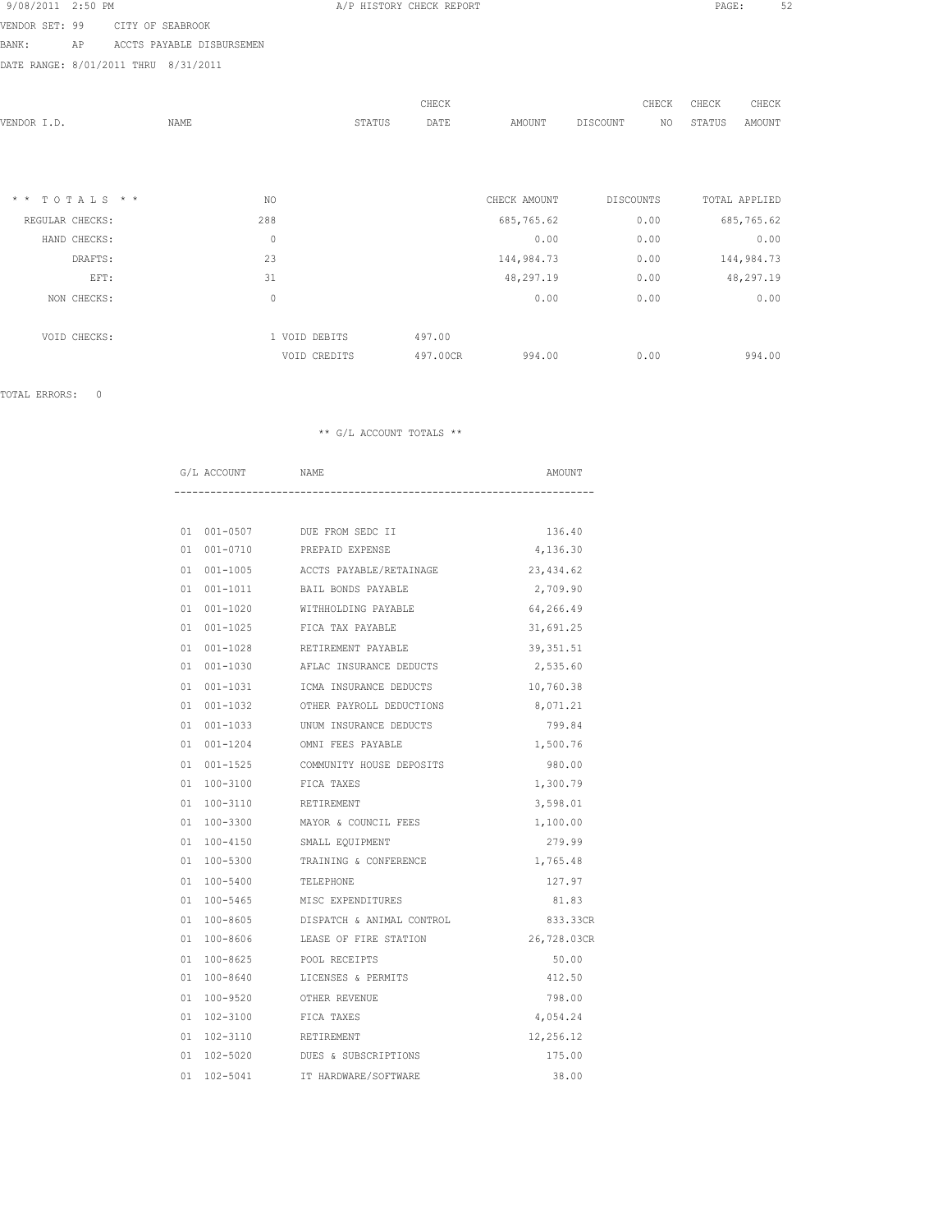9/08/2011 2:50 PM A/P HISTORY CHECK REPORT

VENDOR SET: 99 CITY OF SEABROOK

BANK: AP ACCTS PAYABLE DISBURSEMEN

DATE RANGE: 8/01/2011 THRU 8/31/2011

| VENDOR I.D. | NAME | STATUS | CHECK DATE | AMOUNT | DISCOUNT | CHECK NO | CHECK STATUS | CHECK AMOUNT |
|---|---|---|---|---|---|---|---|---|

| * * T O T A L S * * | NO | | | CHECK AMOUNT | DISCOUNTS | TOTAL APPLIED |
|---|---|---|---|---|---|---|
| REGULAR CHECKS: | 288 | | | 685,765.62 | 0.00 | 685,765.62 |
| HAND CHECKS: | 0 | | | 0.00 | 0.00 | 0.00 |
| DRAFTS: | 23 | | | 144,984.73 | 0.00 | 144,984.73 |
| EFT: | 31 | | | 48,297.19 | 0.00 | 48,297.19 |
| NON CHECKS: | 0 | | | 0.00 | 0.00 | 0.00 |
| VOID CHECKS: | 1 | VOID DEBITS | 497.00 | | | |
| | | VOID CREDITS | 497.00CR | 994.00 | 0.00 | 994.00 |

TOTAL ERRORS: 0

** G/L ACCOUNT TOTALS **

| G/L ACCOUNT | NAME | AMOUNT |
|---|---|---|
| 01 001-0507 | DUE FROM SEDC II | 136.40 |
| 01 001-0710 | PREPAID EXPENSE | 4,136.30 |
| 01 001-1005 | ACCTS PAYABLE/RETAINAGE | 23,434.62 |
| 01 001-1011 | BAIL BONDS PAYABLE | 2,709.90 |
| 01 001-1020 | WITHHOLDING PAYABLE | 64,266.49 |
| 01 001-1025 | FICA TAX PAYABLE | 31,691.25 |
| 01 001-1028 | RETIREMENT PAYABLE | 39,351.51 |
| 01 001-1030 | AFLAC INSURANCE DEDUCTS | 2,535.60 |
| 01 001-1031 | ICMA INSURANCE DEDUCTS | 10,760.38 |
| 01 001-1032 | OTHER PAYROLL DEDUCTIONS | 8,071.21 |
| 01 001-1033 | UNUM INSURANCE DEDUCTS | 799.84 |
| 01 001-1204 | OMNI FEES PAYABLE | 1,500.76 |
| 01 001-1525 | COMMUNITY HOUSE DEPOSITS | 980.00 |
| 01 100-3100 | FICA TAXES | 1,300.79 |
| 01 100-3110 | RETIREMENT | 3,598.01 |
| 01 100-3300 | MAYOR & COUNCIL FEES | 1,100.00 |
| 01 100-4150 | SMALL EQUIPMENT | 279.99 |
| 01 100-5300 | TRAINING & CONFERENCE | 1,765.48 |
| 01 100-5400 | TELEPHONE | 127.97 |
| 01 100-5465 | MISC EXPENDITURES | 81.83 |
| 01 100-8605 | DISPATCH & ANIMAL CONTROL | 833.33CR |
| 01 100-8606 | LEASE OF FIRE STATION | 26,728.03CR |
| 01 100-8625 | POOL RECEIPTS | 50.00 |
| 01 100-8640 | LICENSES & PERMITS | 412.50 |
| 01 100-9520 | OTHER REVENUE | 798.00 |
| 01 102-3100 | FICA TAXES | 4,054.24 |
| 01 102-3110 | RETIREMENT | 12,256.12 |
| 01 102-5020 | DUES & SUBSCRIPTIONS | 175.00 |
| 01 102-5041 | IT HARDWARE/SOFTWARE | 38.00 |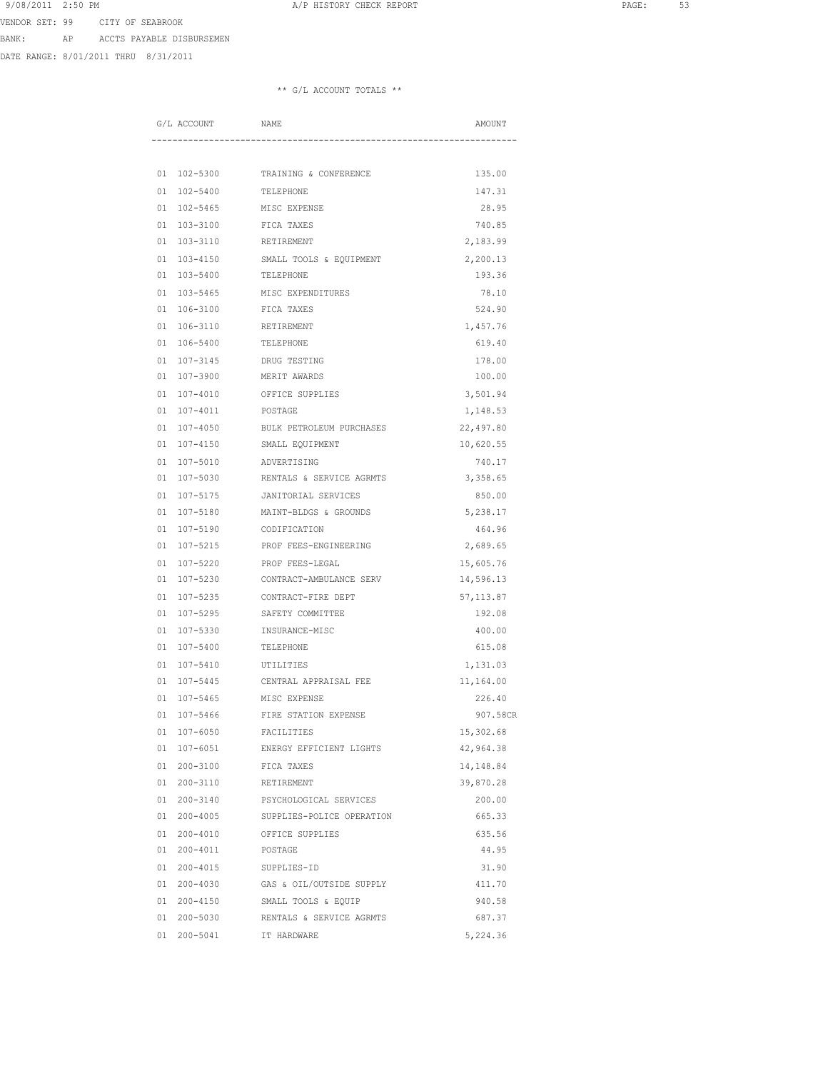VENDOR SET: 99 CITY OF SEABROOK

BANK: AP ACCTS PAYABLE DISBURSEMEN

DATE RANGE: 8/01/2011 THRU 8/31/2011

** G/L ACCOUNT TOTALS **

| G/L ACCOUNT | NAME | AMOUNT |
|---|---|---|
| 01 102-5300 | TRAINING & CONFERENCE | 135.00 |
| 01 102-5400 | TELEPHONE | 147.31 |
| 01 102-5465 | MISC EXPENSE | 28.95 |
| 01 103-3100 | FICA TAXES | 740.85 |
| 01 103-3110 | RETIREMENT | 2,183.99 |
| 01 103-4150 | SMALL TOOLS & EQUIPMENT | 2,200.13 |
| 01 103-5400 | TELEPHONE | 193.36 |
| 01 103-5465 | MISC EXPENDITURES | 78.10 |
| 01 106-3100 | FICA TAXES | 524.90 |
| 01 106-3110 | RETIREMENT | 1,457.76 |
| 01 106-5400 | TELEPHONE | 619.40 |
| 01 107-3145 | DRUG TESTING | 178.00 |
| 01 107-3900 | MERIT AWARDS | 100.00 |
| 01 107-4010 | OFFICE SUPPLIES | 3,501.94 |
| 01 107-4011 | POSTAGE | 1,148.53 |
| 01 107-4050 | BULK PETROLEUM PURCHASES | 22,497.80 |
| 01 107-4150 | SMALL EQUIPMENT | 10,620.55 |
| 01 107-5010 | ADVERTISING | 740.17 |
| 01 107-5030 | RENTALS & SERVICE AGRMTS | 3,358.65 |
| 01 107-5175 | JANITORIAL SERVICES | 850.00 |
| 01 107-5180 | MAINT-BLDGS & GROUNDS | 5,238.17 |
| 01 107-5190 | CODIFICATION | 464.96 |
| 01 107-5215 | PROF FEES-ENGINEERING | 2,689.65 |
| 01 107-5220 | PROF FEES-LEGAL | 15,605.76 |
| 01 107-5230 | CONTRACT-AMBULANCE SERV | 14,596.13 |
| 01 107-5235 | CONTRACT-FIRE DEPT | 57,113.87 |
| 01 107-5295 | SAFETY COMMITTEE | 192.08 |
| 01 107-5330 | INSURANCE-MISC | 400.00 |
| 01 107-5400 | TELEPHONE | 615.08 |
| 01 107-5410 | UTILITIES | 1,131.03 |
| 01 107-5445 | CENTRAL APPRAISAL FEE | 11,164.00 |
| 01 107-5465 | MISC EXPENSE | 226.40 |
| 01 107-5466 | FIRE STATION EXPENSE | 907.58CR |
| 01 107-6050 | FACILITIES | 15,302.68 |
| 01 107-6051 | ENERGY EFFICIENT LIGHTS | 42,964.38 |
| 01 200-3100 | FICA TAXES | 14,148.84 |
| 01 200-3110 | RETIREMENT | 39,870.28 |
| 01 200-3140 | PSYCHOLOGICAL SERVICES | 200.00 |
| 01 200-4005 | SUPPLIES-POLICE OPERATION | 665.33 |
| 01 200-4010 | OFFICE SUPPLIES | 635.56 |
| 01 200-4011 | POSTAGE | 44.95 |
| 01 200-4015 | SUPPLIES-ID | 31.90 |
| 01 200-4030 | GAS & OIL/OUTSIDE SUPPLY | 411.70 |
| 01 200-4150 | SMALL TOOLS & EQUIP | 940.58 |
| 01 200-5030 | RENTALS & SERVICE AGRMTS | 687.37 |
| 01 200-5041 | IT HARDWARE | 5,224.36 |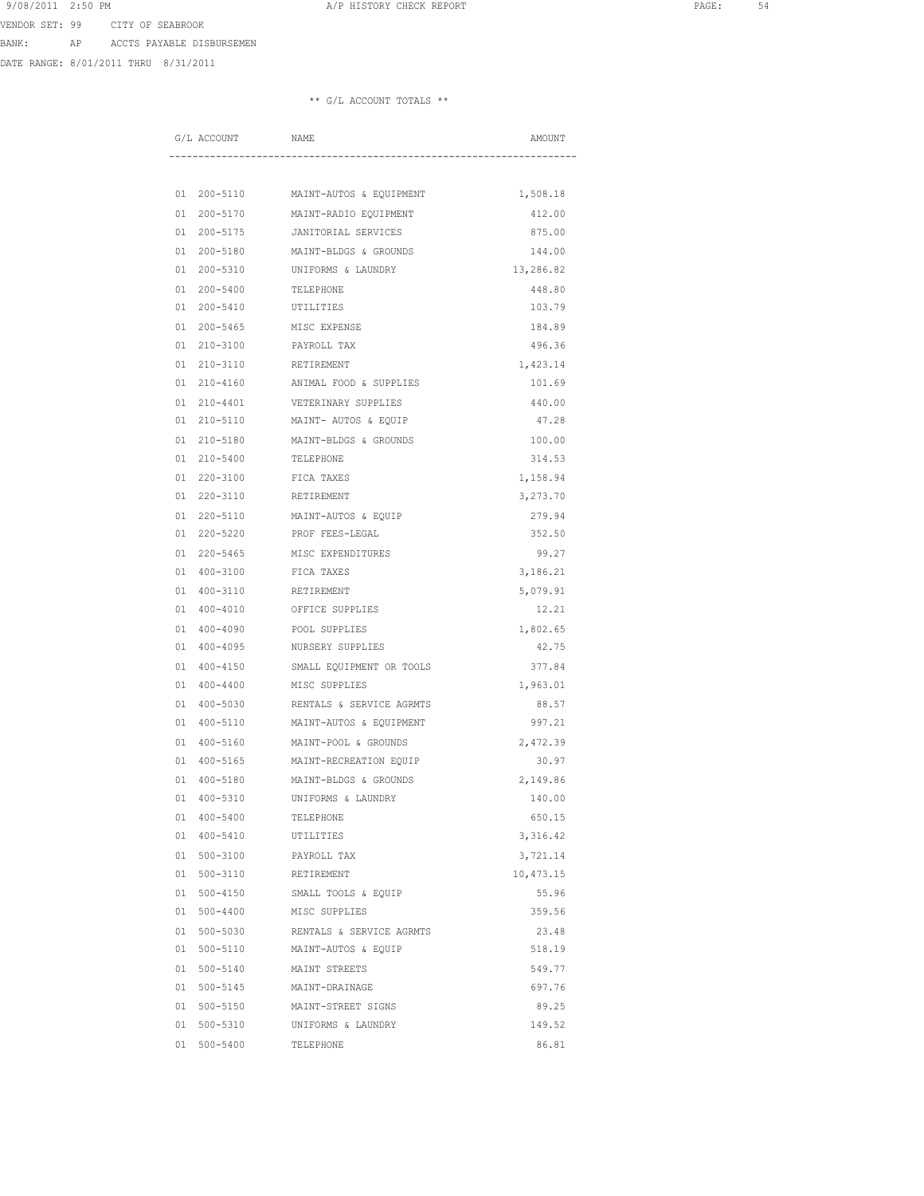VENDOR SET: 99 CITY OF SEABROOK

BANK: AP ACCTS PAYABLE DISBURSEMEN

DATE RANGE: 8/01/2011 THRU 8/31/2011

** G/L ACCOUNT TOTALS **

| G/L ACCOUNT | NAME | AMOUNT |
|---|---|---|
| 01 200-5110 | MAINT-AUTOS & EQUIPMENT | 1,508.18 |
| 01 200-5170 | MAINT-RADIO EQUIPMENT | 412.00 |
| 01 200-5175 | JANITORIAL SERVICES | 875.00 |
| 01 200-5180 | MAINT-BLDGS & GROUNDS | 144.00 |
| 01 200-5310 | UNIFORMS & LAUNDRY | 13,286.82 |
| 01 200-5400 | TELEPHONE | 448.80 |
| 01 200-5410 | UTILITIES | 103.79 |
| 01 200-5465 | MISC EXPENSE | 184.89 |
| 01 210-3100 | PAYROLL TAX | 496.36 |
| 01 210-3110 | RETIREMENT | 1,423.14 |
| 01 210-4160 | ANIMAL FOOD & SUPPLIES | 101.69 |
| 01 210-4401 | VETERINARY SUPPLIES | 440.00 |
| 01 210-5110 | MAINT- AUTOS & EQUIP | 47.28 |
| 01 210-5180 | MAINT-BLDGS & GROUNDS | 100.00 |
| 01 210-5400 | TELEPHONE | 314.53 |
| 01 220-3100 | FICA TAXES | 1,158.94 |
| 01 220-3110 | RETIREMENT | 3,273.70 |
| 01 220-5110 | MAINT-AUTOS & EQUIP | 279.94 |
| 01 220-5220 | PROF FEES-LEGAL | 352.50 |
| 01 220-5465 | MISC EXPENDITURES | 99.27 |
| 01 400-3100 | FICA TAXES | 3,186.21 |
| 01 400-3110 | RETIREMENT | 5,079.91 |
| 01 400-4010 | OFFICE SUPPLIES | 12.21 |
| 01 400-4090 | POOL SUPPLIES | 1,802.65 |
| 01 400-4095 | NURSERY SUPPLIES | 42.75 |
| 01 400-4150 | SMALL EQUIPMENT OR TOOLS | 377.84 |
| 01 400-4400 | MISC SUPPLIES | 1,963.01 |
| 01 400-5030 | RENTALS & SERVICE AGRMTS | 88.57 |
| 01 400-5110 | MAINT-AUTOS & EQUIPMENT | 997.21 |
| 01 400-5160 | MAINT-POOL & GROUNDS | 2,472.39 |
| 01 400-5165 | MAINT-RECREATION EQUIP | 30.97 |
| 01 400-5180 | MAINT-BLDGS & GROUNDS | 2,149.86 |
| 01 400-5310 | UNIFORMS & LAUNDRY | 140.00 |
| 01 400-5400 | TELEPHONE | 650.15 |
| 01 400-5410 | UTILITIES | 3,316.42 |
| 01 500-3100 | PAYROLL TAX | 3,721.14 |
| 01 500-3110 | RETIREMENT | 10,473.15 |
| 01 500-4150 | SMALL TOOLS & EQUIP | 55.96 |
| 01 500-4400 | MISC SUPPLIES | 359.56 |
| 01 500-5030 | RENTALS & SERVICE AGRMTS | 23.48 |
| 01 500-5110 | MAINT-AUTOS & EQUIP | 518.19 |
| 01 500-5140 | MAINT STREETS | 549.77 |
| 01 500-5145 | MAINT-DRAINAGE | 697.76 |
| 01 500-5150 | MAINT-STREET SIGNS | 89.25 |
| 01 500-5310 | UNIFORMS & LAUNDRY | 149.52 |
| 01 500-5400 | TELEPHONE | 86.81 |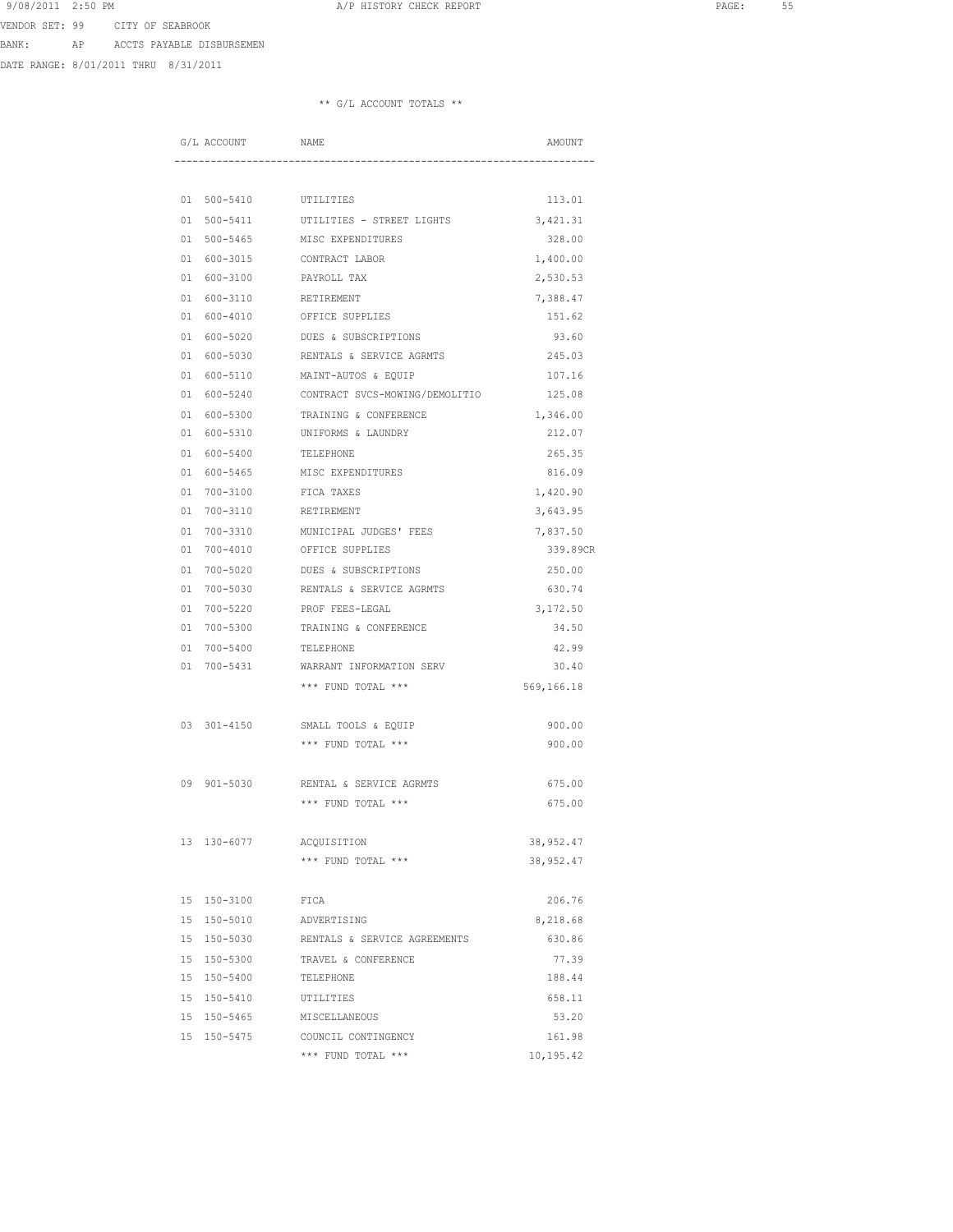VENDOR SET: 99 CITY OF SEABROOK

BANK: AP ACCTS PAYABLE DISBURSEMEN

DATE RANGE: 8/01/2011 THRU 8/31/2011

** G/L ACCOUNT TOTALS **

| G/L ACCOUNT | NAME | AMOUNT |
|---|---|---|
| 01 500-5410 | UTILITIES | 113.01 |
| 01 500-5411 | UTILITIES - STREET LIGHTS | 3,421.31 |
| 01 500-5465 | MISC EXPENDITURES | 328.00 |
| 01 600-3015 | CONTRACT LABOR | 1,400.00 |
| 01 600-3100 | PAYROLL TAX | 2,530.53 |
| 01 600-3110 | RETIREMENT | 7,388.47 |
| 01 600-4010 | OFFICE SUPPLIES | 151.62 |
| 01 600-5020 | DUES & SUBSCRIPTIONS | 93.60 |
| 01 600-5030 | RENTALS & SERVICE AGRMTS | 245.03 |
| 01 600-5110 | MAINT-AUTOS & EQUIP | 107.16 |
| 01 600-5240 | CONTRACT SVCS-MOWING/DEMOLITIO | 125.08 |
| 01 600-5300 | TRAINING & CONFERENCE | 1,346.00 |
| 01 600-5310 | UNIFORMS & LAUNDRY | 212.07 |
| 01 600-5400 | TELEPHONE | 265.35 |
| 01 600-5465 | MISC EXPENDITURES | 816.09 |
| 01 700-3100 | FICA TAXES | 1,420.90 |
| 01 700-3110 | RETIREMENT | 3,643.95 |
| 01 700-3310 | MUNICIPAL JUDGES' FEES | 7,837.50 |
| 01 700-4010 | OFFICE SUPPLIES | 339.89CR |
| 01 700-5020 | DUES & SUBSCRIPTIONS | 250.00 |
| 01 700-5030 | RENTALS & SERVICE AGRMTS | 630.74 |
| 01 700-5220 | PROF FEES-LEGAL | 3,172.50 |
| 01 700-5300 | TRAINING & CONFERENCE | 34.50 |
| 01 700-5400 | TELEPHONE | 42.99 |
| 01 700-5431 | WARRANT INFORMATION SERV | 30.40 |
| | *** FUND TOTAL *** | 569,166.18 |
| 03 301-4150 | SMALL TOOLS & EQUIP | 900.00 |
| | *** FUND TOTAL *** | 900.00 |
| 09 901-5030 | RENTAL & SERVICE AGRMTS | 675.00 |
| | *** FUND TOTAL *** | 675.00 |
| 13 130-6077 | ACQUISITION | 38,952.47 |
| | *** FUND TOTAL *** | 38,952.47 |
| 15 150-3100 | FICA | 206.76 |
| 15 150-5010 | ADVERTISING | 8,218.68 |
| 15 150-5030 | RENTALS & SERVICE AGREEMENTS | 630.86 |
| 15 150-5300 | TRAVEL & CONFERENCE | 77.39 |
| 15 150-5400 | TELEPHONE | 188.44 |
| 15 150-5410 | UTILITIES | 658.11 |
| 15 150-5465 | MISCELLANEOUS | 53.20 |
| 15 150-5475 | COUNCIL CONTINGENCY | 161.98 |
| | *** FUND TOTAL *** | 10,195.42 |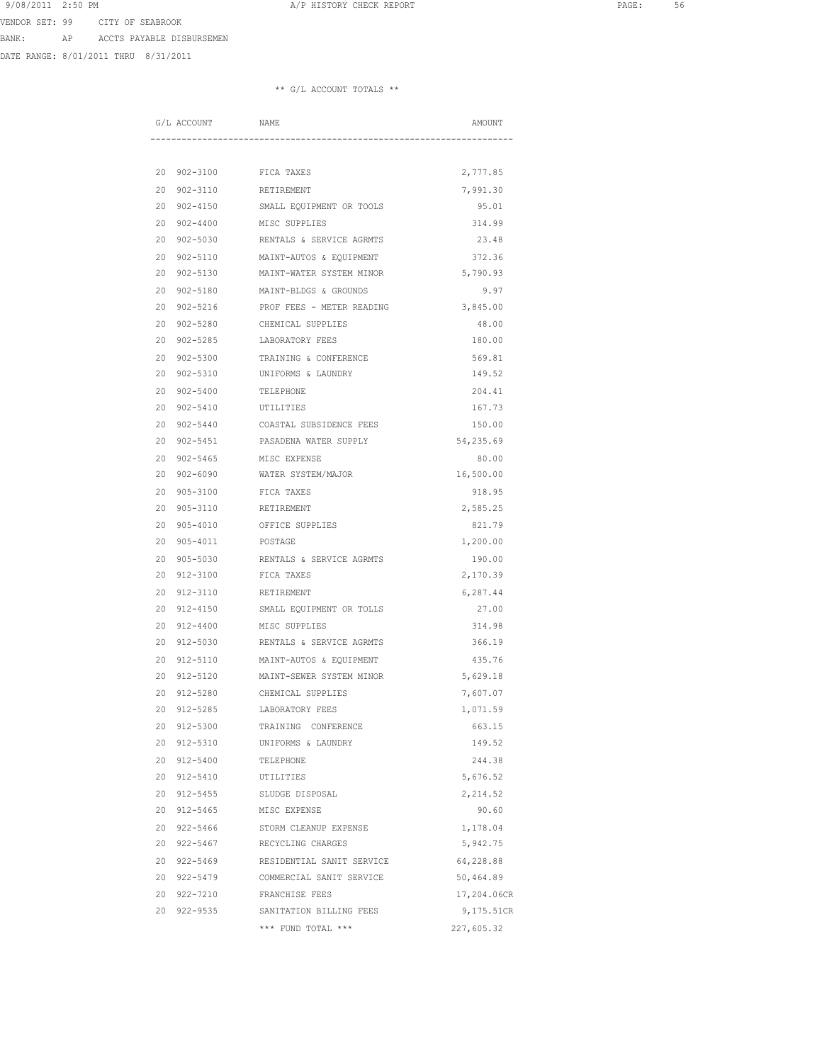VENDOR SET: 99 CITY OF SEABROOK
BANK: AP ACCTS PAYABLE DISBURSEMEN
DATE RANGE: 8/01/2011 THRU 8/31/2011

** G/L ACCOUNT TOTALS **

| G/L ACCOUNT | NAME | AMOUNT |
|---|---|---|
| 20 902-3100 | FICA TAXES | 2,777.85 |
| 20 902-3110 | RETIREMENT | 7,991.30 |
| 20 902-4150 | SMALL EQUIPMENT OR TOOLS | 95.01 |
| 20 902-4400 | MISC SUPPLIES | 314.99 |
| 20 902-5030 | RENTALS & SERVICE AGRMTS | 23.48 |
| 20 902-5110 | MAINT-AUTOS & EQUIPMENT | 372.36 |
| 20 902-5130 | MAINT-WATER SYSTEM MINOR | 5,790.93 |
| 20 902-5180 | MAINT-BLDGS & GROUNDS | 9.97 |
| 20 902-5216 | PROF FEES - METER READING | 3,845.00 |
| 20 902-5280 | CHEMICAL SUPPLIES | 48.00 |
| 20 902-5285 | LABORATORY FEES | 180.00 |
| 20 902-5300 | TRAINING & CONFERENCE | 569.81 |
| 20 902-5310 | UNIFORMS & LAUNDRY | 149.52 |
| 20 902-5400 | TELEPHONE | 204.41 |
| 20 902-5410 | UTILITIES | 167.73 |
| 20 902-5440 | COASTAL SUBSIDENCE FEES | 150.00 |
| 20 902-5451 | PASADENA WATER SUPPLY | 54,235.69 |
| 20 902-5465 | MISC EXPENSE | 80.00 |
| 20 902-6090 | WATER SYSTEM/MAJOR | 16,500.00 |
| 20 905-3100 | FICA TAXES | 918.95 |
| 20 905-3110 | RETIREMENT | 2,585.25 |
| 20 905-4010 | OFFICE SUPPLIES | 821.79 |
| 20 905-4011 | POSTAGE | 1,200.00 |
| 20 905-5030 | RENTALS & SERVICE AGRMTS | 190.00 |
| 20 912-3100 | FICA TAXES | 2,170.39 |
| 20 912-3110 | RETIREMENT | 6,287.44 |
| 20 912-4150 | SMALL EQUIPMENT OR TOLLS | 27.00 |
| 20 912-4400 | MISC SUPPLIES | 314.98 |
| 20 912-5030 | RENTALS & SERVICE AGRMTS | 366.19 |
| 20 912-5110 | MAINT-AUTOS & EQUIPMENT | 435.76 |
| 20 912-5120 | MAINT-SEWER SYSTEM MINOR | 5,629.18 |
| 20 912-5280 | CHEMICAL SUPPLIES | 7,607.07 |
| 20 912-5285 | LABORATORY FEES | 1,071.59 |
| 20 912-5300 | TRAINING CONFERENCE | 663.15 |
| 20 912-5310 | UNIFORMS & LAUNDRY | 149.52 |
| 20 912-5400 | TELEPHONE | 244.38 |
| 20 912-5410 | UTILITIES | 5,676.52 |
| 20 912-5455 | SLUDGE DISPOSAL | 2,214.52 |
| 20 912-5465 | MISC EXPENSE | 90.60 |
| 20 922-5466 | STORM CLEANUP EXPENSE | 1,178.04 |
| 20 922-5467 | RECYCLING CHARGES | 5,942.75 |
| 20 922-5469 | RESIDENTIAL SANIT SERVICE | 64,228.88 |
| 20 922-5479 | COMMERCIAL SANIT SERVICE | 50,464.89 |
| 20 922-7210 | FRANCHISE FEES | 17,204.06CR |
| 20 922-9535 | SANITATION BILLING FEES | 9,175.51CR |
| | *** FUND TOTAL *** | 227,605.32 |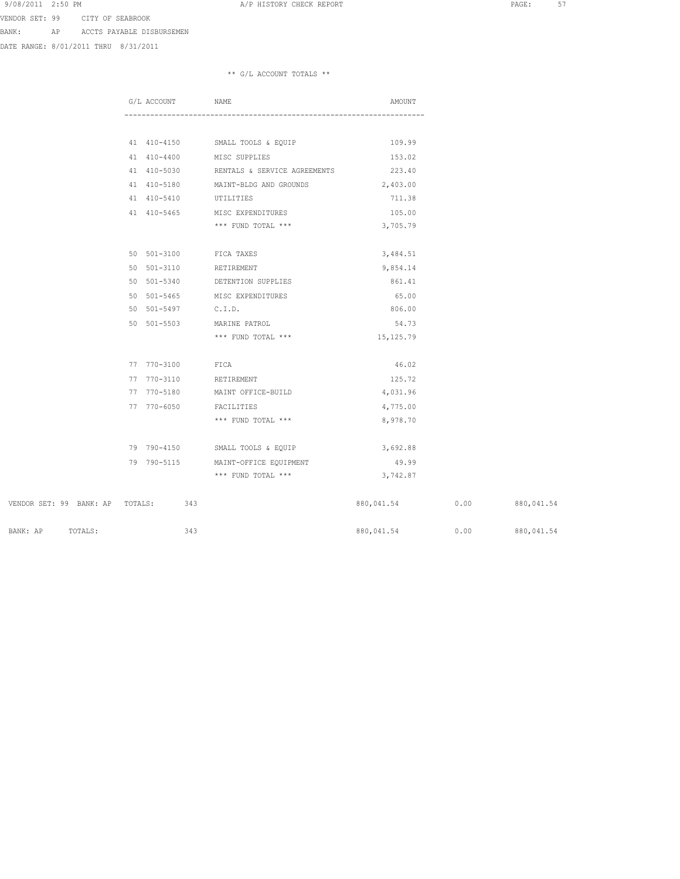VENDOR SET: 99 CITY OF SEABROOK
BANK: AP ACCTS PAYABLE DISBURSEMEN
DATE RANGE: 8/01/2011 THRU 8/31/2011

** G/L ACCOUNT TOTALS **

| G/L ACCOUNT | NAME | AMOUNT |
|---|---|---|
| 41 410-4150 | SMALL TOOLS & EQUIP | 109.99 |
| 41 410-4400 | MISC SUPPLIES | 153.02 |
| 41 410-5030 | RENTALS & SERVICE AGREEMENTS | 223.40 |
| 41 410-5180 | MAINT-BLDG AND GROUNDS | 2,403.00 |
| 41 410-5410 | UTILITIES | 711.38 |
| 41 410-5465 | MISC EXPENDITURES | 105.00 |
| | *** FUND TOTAL *** | 3,705.79 |
| 50 501-3100 | FICA TAXES | 3,484.51 |
| 50 501-3110 | RETIREMENT | 9,854.14 |
| 50 501-5340 | DETENTION SUPPLIES | 861.41 |
| 50 501-5465 | MISC EXPENDITURES | 65.00 |
| 50 501-5497 | C.I.D. | 806.00 |
| 50 501-5503 | MARINE PATROL | 54.73 |
| | *** FUND TOTAL *** | 15,125.79 |
| 77 770-3100 | FICA | 46.02 |
| 77 770-3110 | RETIREMENT | 125.72 |
| 77 770-5180 | MAINT OFFICE-BUILD | 4,031.96 |
| 77 770-6050 | FACILITIES | 4,775.00 |
| | *** FUND TOTAL *** | 8,978.70 |
| 79 790-4150 | SMALL TOOLS & EQUIP | 3,692.88 |
| 79 790-5115 | MAINT-OFFICE EQUIPMENT | 49.99 |
| | *** FUND TOTAL *** | 3,742.87 |

| | | | | |
|---|---|---|---|---|
| VENDOR SET: 99 BANK: AP TOTALS: | 343 | 880,041.54 | 0.00 | 880,041.54 |
| BANK: AP TOTALS: | 343 | 880,041.54 | 0.00 | 880,041.54 |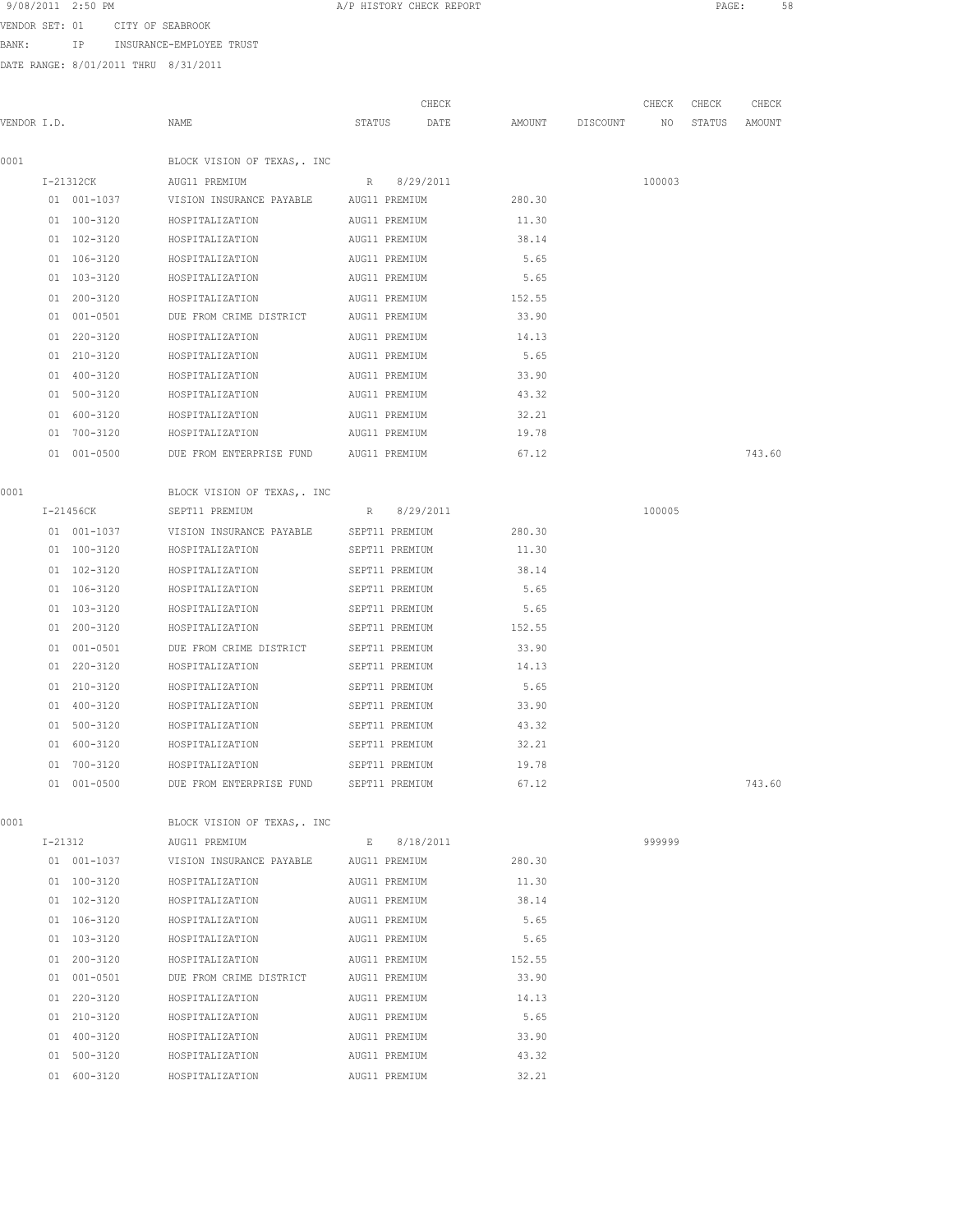9/08/2011 2:50 PM A/P HISTORY CHECK REPORT

VENDOR SET: 01 CITY OF SEABROOK

BANK: IP INSURANCE-EMPLOYEE TRUST

DATE RANGE: 8/01/2011 THRU 8/31/2011

| VENDOR I.D. | NAME | STATUS | CHECK DATE | AMOUNT | DISCOUNT | CHECK NO | CHECK STATUS | CHECK AMOUNT |
|---|---|---|---|---|---|---|---|---|
| 0001 | BLOCK VISION OF TEXAS,. INC | | | | | | | |
| I-21312CK | AUG11 PREMIUM | R | 8/29/2011 | | | 100003 | | |
| 01 001-1037 | VISION INSURANCE PAYABLE | AUG11 PREMIUM | | 280.30 | | | | |
| 01 100-3120 | HOSPITALIZATION | AUG11 PREMIUM | | 11.30 | | | | |
| 01 102-3120 | HOSPITALIZATION | AUG11 PREMIUM | | 38.14 | | | | |
| 01 106-3120 | HOSPITALIZATION | AUG11 PREMIUM | | 5.65 | | | | |
| 01 103-3120 | HOSPITALIZATION | AUG11 PREMIUM | | 5.65 | | | | |
| 01 200-3120 | HOSPITALIZATION | AUG11 PREMIUM | | 152.55 | | | | |
| 01 001-0501 | DUE FROM CRIME DISTRICT | AUG11 PREMIUM | | 33.90 | | | | |
| 01 220-3120 | HOSPITALIZATION | AUG11 PREMIUM | | 14.13 | | | | |
| 01 210-3120 | HOSPITALIZATION | AUG11 PREMIUM | | 5.65 | | | | |
| 01 400-3120 | HOSPITALIZATION | AUG11 PREMIUM | | 33.90 | | | | |
| 01 500-3120 | HOSPITALIZATION | AUG11 PREMIUM | | 43.32 | | | | |
| 01 600-3120 | HOSPITALIZATION | AUG11 PREMIUM | | 32.21 | | | | |
| 01 700-3120 | HOSPITALIZATION | AUG11 PREMIUM | | 19.78 | | | | |
| 01 001-0500 | DUE FROM ENTERPRISE FUND | AUG11 PREMIUM | | 67.12 | | | | 743.60 |
| 0001 | BLOCK VISION OF TEXAS,. INC | | | | | | | |
| I-21456CK | SEPT11 PREMIUM | R | 8/29/2011 | | | 100005 | | |
| 01 001-1037 | VISION INSURANCE PAYABLE | SEPT11 PREMIUM | | 280.30 | | | | |
| 01 100-3120 | HOSPITALIZATION | SEPT11 PREMIUM | | 11.30 | | | | |
| 01 102-3120 | HOSPITALIZATION | SEPT11 PREMIUM | | 38.14 | | | | |
| 01 106-3120 | HOSPITALIZATION | SEPT11 PREMIUM | | 5.65 | | | | |
| 01 103-3120 | HOSPITALIZATION | SEPT11 PREMIUM | | 5.65 | | | | |
| 01 200-3120 | HOSPITALIZATION | SEPT11 PREMIUM | | 152.55 | | | | |
| 01 001-0501 | DUE FROM CRIME DISTRICT | SEPT11 PREMIUM | | 33.90 | | | | |
| 01 220-3120 | HOSPITALIZATION | SEPT11 PREMIUM | | 14.13 | | | | |
| 01 210-3120 | HOSPITALIZATION | SEPT11 PREMIUM | | 5.65 | | | | |
| 01 400-3120 | HOSPITALIZATION | SEPT11 PREMIUM | | 33.90 | | | | |
| 01 500-3120 | HOSPITALIZATION | SEPT11 PREMIUM | | 43.32 | | | | |
| 01 600-3120 | HOSPITALIZATION | SEPT11 PREMIUM | | 32.21 | | | | |
| 01 700-3120 | HOSPITALIZATION | SEPT11 PREMIUM | | 19.78 | | | | |
| 01 001-0500 | DUE FROM ENTERPRISE FUND | SEPT11 PREMIUM | | 67.12 | | | | 743.60 |
| 0001 | BLOCK VISION OF TEXAS,. INC | | | | | | | |
| I-21312 | AUG11 PREMIUM | E | 8/18/2011 | | | 999999 | | |
| 01 001-1037 | VISION INSURANCE PAYABLE | AUG11 PREMIUM | | 280.30 | | | | |
| 01 100-3120 | HOSPITALIZATION | AUG11 PREMIUM | | 11.30 | | | | |
| 01 102-3120 | HOSPITALIZATION | AUG11 PREMIUM | | 38.14 | | | | |
| 01 106-3120 | HOSPITALIZATION | AUG11 PREMIUM | | 5.65 | | | | |
| 01 103-3120 | HOSPITALIZATION | AUG11 PREMIUM | | 5.65 | | | | |
| 01 200-3120 | HOSPITALIZATION | AUG11 PREMIUM | | 152.55 | | | | |
| 01 001-0501 | DUE FROM CRIME DISTRICT | AUG11 PREMIUM | | 33.90 | | | | |
| 01 220-3120 | HOSPITALIZATION | AUG11 PREMIUM | | 14.13 | | | | |
| 01 210-3120 | HOSPITALIZATION | AUG11 PREMIUM | | 5.65 | | | | |
| 01 400-3120 | HOSPITALIZATION | AUG11 PREMIUM | | 33.90 | | | | |
| 01 500-3120 | HOSPITALIZATION | AUG11 PREMIUM | | 43.32 | | | | |
| 01 600-3120 | HOSPITALIZATION | AUG11 PREMIUM | | 32.21 | | | | |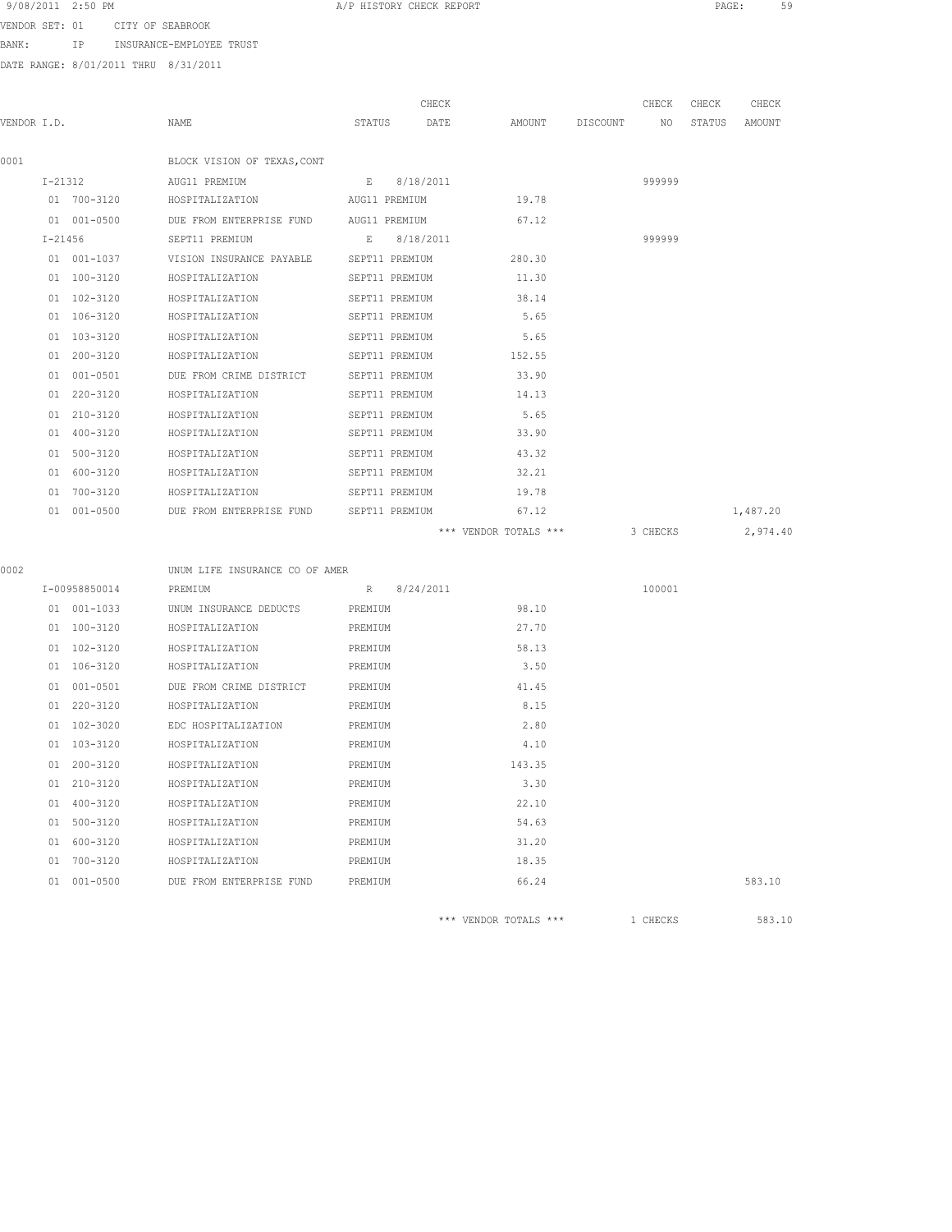9/08/2011 2:50 PM A/P HISTORY CHECK REPORT

VENDOR SET: 01 CITY OF SEABROOK

BANK: IP INSURANCE-EMPLOYEE TRUST

DATE RANGE: 8/01/2011 THRU 8/31/2011

| VENDOR I.D. | NAME | STATUS | CHECK DATE | AMOUNT | DISCOUNT | CHECK NO | CHECK STATUS | CHECK AMOUNT |
|---|---|---|---|---|---|---|---|---|
| 0001 | BLOCK VISION OF TEXAS,CONT | | | | | | | |
| I-21312 | AUG11 PREMIUM | E | 8/18/2011 | | | 999999 | | |
| 01 700-3120 | HOSPITALIZATION | AUG11 PREMIUM | | 19.78 | | | | |
| 01 001-0500 | DUE FROM ENTERPRISE FUND | AUG11 PREMIUM | | 67.12 | | | | |
| I-21456 | SEPT11 PREMIUM | E | 8/18/2011 | | | 999999 | | |
| 01 001-1037 | VISION INSURANCE PAYABLE | SEPT11 PREMIUM | | 280.30 | | | | |
| 01 100-3120 | HOSPITALIZATION | SEPT11 PREMIUM | | 11.30 | | | | |
| 01 102-3120 | HOSPITALIZATION | SEPT11 PREMIUM | | 38.14 | | | | |
| 01 106-3120 | HOSPITALIZATION | SEPT11 PREMIUM | | 5.65 | | | | |
| 01 103-3120 | HOSPITALIZATION | SEPT11 PREMIUM | | 5.65 | | | | |
| 01 200-3120 | HOSPITALIZATION | SEPT11 PREMIUM | | 152.55 | | | | |
| 01 001-0501 | DUE FROM CRIME DISTRICT | SEPT11 PREMIUM | | 33.90 | | | | |
| 01 220-3120 | HOSPITALIZATION | SEPT11 PREMIUM | | 14.13 | | | | |
| 01 210-3120 | HOSPITALIZATION | SEPT11 PREMIUM | | 5.65 | | | | |
| 01 400-3120 | HOSPITALIZATION | SEPT11 PREMIUM | | 33.90 | | | | |
| 01 500-3120 | HOSPITALIZATION | SEPT11 PREMIUM | | 43.32 | | | | |
| 01 600-3120 | HOSPITALIZATION | SEPT11 PREMIUM | | 32.21 | | | | |
| 01 700-3120 | HOSPITALIZATION | SEPT11 PREMIUM | | 19.78 | | | | |
| 01 001-0500 | DUE FROM ENTERPRISE FUND | SEPT11 PREMIUM | | 67.12 | | | | 1,487.20 |
| | | | | *** VENDOR TOTALS *** | | 3 CHECKS | | 2,974.40 |
| 0002 | UNUM LIFE INSURANCE CO OF AMER | | | | | | | |
| I-00958850014 | PREMIUM | R | 8/24/2011 | | | 100001 | | |
| 01 001-1033 | UNUM INSURANCE DEDUCTS | PREMIUM | | 98.10 | | | | |
| 01 100-3120 | HOSPITALIZATION | PREMIUM | | 27.70 | | | | |
| 01 102-3120 | HOSPITALIZATION | PREMIUM | | 58.13 | | | | |
| 01 106-3120 | HOSPITALIZATION | PREMIUM | | 3.50 | | | | |
| 01 001-0501 | DUE FROM CRIME DISTRICT | PREMIUM | | 41.45 | | | | |
| 01 220-3120 | HOSPITALIZATION | PREMIUM | | 8.15 | | | | |
| 01 102-3020 | EDC HOSPITALIZATION | PREMIUM | | 2.80 | | | | |
| 01 103-3120 | HOSPITALIZATION | PREMIUM | | 4.10 | | | | |
| 01 200-3120 | HOSPITALIZATION | PREMIUM | | 143.35 | | | | |
| 01 210-3120 | HOSPITALIZATION | PREMIUM | | 3.30 | | | | |
| 01 400-3120 | HOSPITALIZATION | PREMIUM | | 22.10 | | | | |
| 01 500-3120 | HOSPITALIZATION | PREMIUM | | 54.63 | | | | |
| 01 600-3120 | HOSPITALIZATION | PREMIUM | | 31.20 | | | | |
| 01 700-3120 | HOSPITALIZATION | PREMIUM | | 18.35 | | | | |
| 01 001-0500 | DUE FROM ENTERPRISE FUND | PREMIUM | | 66.24 | | | | 583.10 |
| | | | | *** VENDOR TOTALS *** | | 1 CHECKS | | 583.10 |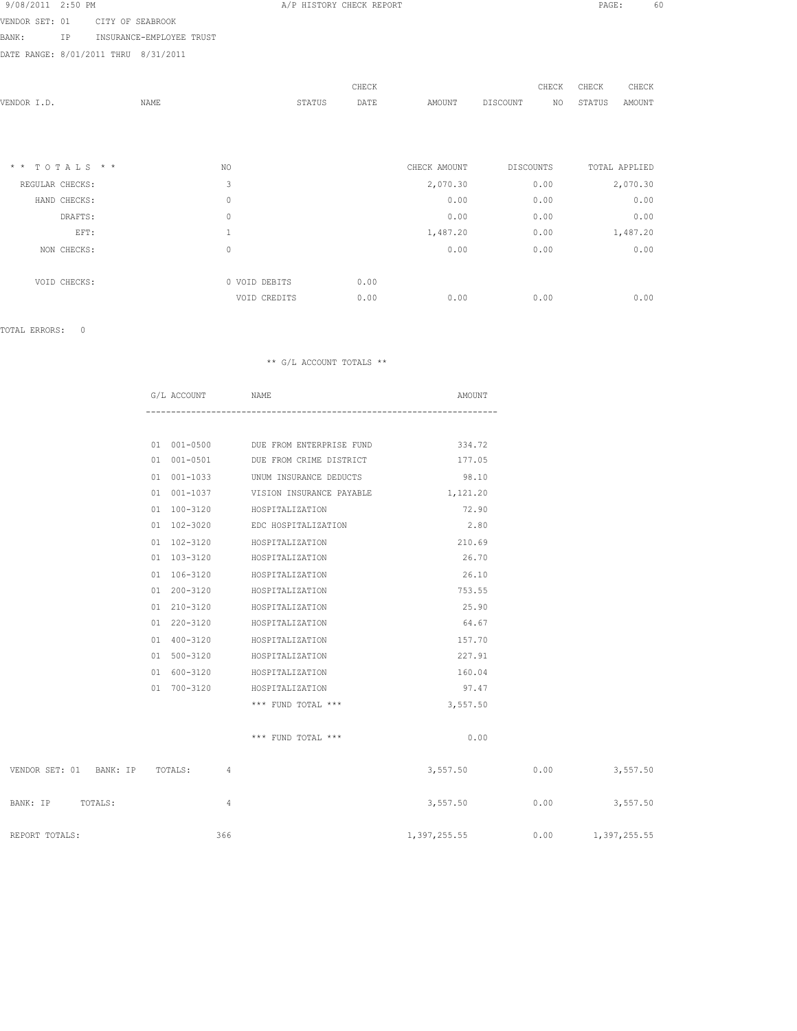9/08/2011 2:50 PM A/P HISTORY CHECK REPORT

VENDOR SET: 01 CITY OF SEABROOK

BANK: IP INSURANCE-EMPLOYEE TRUST

DATE RANGE: 8/01/2011 THRU 8/31/2011

| VENDOR I.D. | NAME | STATUS | CHECK DATE | AMOUNT | DISCOUNT | CHECK NO | CHECK STATUS | CHECK AMOUNT |
|---|---|---|---|---|---|---|---|---|

| * * T O T A L S * * | NO | | | CHECK AMOUNT | DISCOUNTS | TOTAL APPLIED |
|---|---|---|---|---|---|---|
| REGULAR CHECKS: | 3 | | | 2,070.30 | 0.00 | 2,070.30 |
| HAND CHECKS: | 0 | | | 0.00 | 0.00 | 0.00 |
| DRAFTS: | 0 | | | 0.00 | 0.00 | 0.00 |
| EFT: | 1 | | | 1,487.20 | 0.00 | 1,487.20 |
| NON CHECKS: | 0 | | | 0.00 | 0.00 | 0.00 |
| VOID CHECKS: | 0 | VOID DEBITS | 0.00 | | | |
| | | VOID CREDITS | 0.00 | 0.00 | 0.00 | 0.00 |

TOTAL ERRORS: 0

** G/L ACCOUNT TOTALS **

| G/L ACCOUNT | NAME | AMOUNT |
|---|---|---|
| 01 001-0500 | DUE FROM ENTERPRISE FUND | 334.72 |
| 01 001-0501 | DUE FROM CRIME DISTRICT | 177.05 |
| 01 001-1033 | UNUM INSURANCE DEDUCTS | 98.10 |
| 01 001-1037 | VISION INSURANCE PAYABLE | 1,121.20 |
| 01 100-3120 | HOSPITALIZATION | 72.90 |
| 01 102-3020 | EDC HOSPITALIZATION | 2.80 |
| 01 102-3120 | HOSPITALIZATION | 210.69 |
| 01 103-3120 | HOSPITALIZATION | 26.70 |
| 01 106-3120 | HOSPITALIZATION | 26.10 |
| 01 200-3120 | HOSPITALIZATION | 753.55 |
| 01 210-3120 | HOSPITALIZATION | 25.90 |
| 01 220-3120 | HOSPITALIZATION | 64.67 |
| 01 400-3120 | HOSPITALIZATION | 157.70 |
| 01 500-3120 | HOSPITALIZATION | 227.91 |
| 01 600-3120 | HOSPITALIZATION | 160.04 |
| 01 700-3120 | HOSPITALIZATION | 97.47 |
| | *** FUND TOTAL *** | 3,557.50 |
| | *** FUND TOTAL *** | 0.00 |

| | NO | CHECK AMOUNT | DISCOUNTS | TOTAL APPLIED |
|---|---|---|---|---|
| VENDOR SET: 01 BANK: IP TOTALS: | 4 | 3,557.50 | 0.00 | 3,557.50 |
| BANK: IP TOTALS: | 4 | 3,557.50 | 0.00 | 3,557.50 |
| REPORT TOTALS: | 366 | 1,397,255.55 | 0.00 | 1,397,255.55 |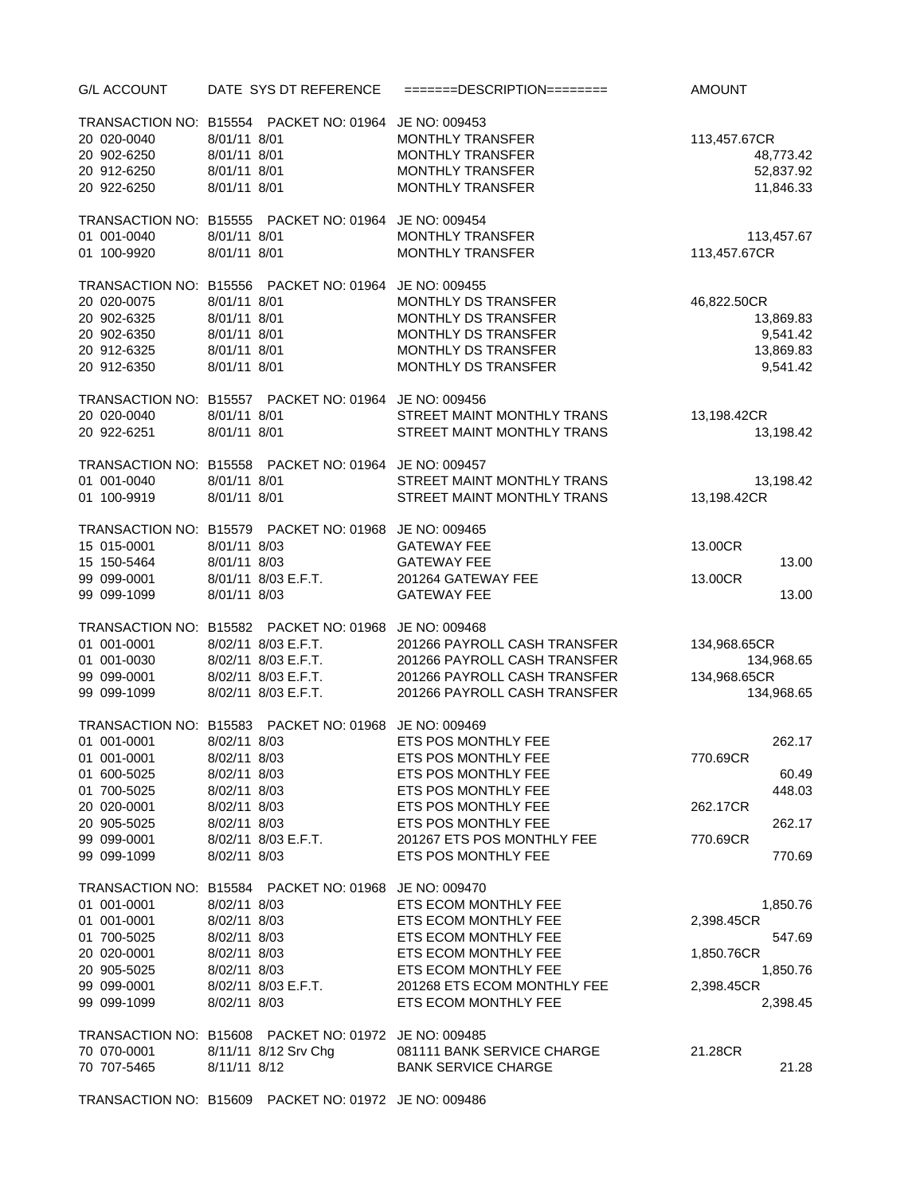| G/L ACCOUNT | DATE | SYS DT | REFERENCE | =======DESCRIPTION======== | AMOUNT |
|---|---|---|---|---|---|
| TRANSACTION NO: B15554 | PACKET NO: 01964 | | | JE NO: 009453 | |
| 20 020-0040 | 8/01/11 | 8/01 | | MONTHLY TRANSFER | 113,457.67CR |
| 20 902-6250 | 8/01/11 | 8/01 | | MONTHLY TRANSFER | 48,773.42 |
| 20 912-6250 | 8/01/11 | 8/01 | | MONTHLY TRANSFER | 52,837.92 |
| 20 922-6250 | 8/01/11 | 8/01 | | MONTHLY TRANSFER | 11,846.33 |
| TRANSACTION NO: B15555 | PACKET NO: 01964 | | | JE NO: 009454 | |
| 01 001-0040 | 8/01/11 | 8/01 | | MONTHLY TRANSFER | 113,457.67 |
| 01 100-9920 | 8/01/11 | 8/01 | | MONTHLY TRANSFER | 113,457.67CR |
| TRANSACTION NO: B15556 | PACKET NO: 01964 | | | JE NO: 009455 | |
| 20 020-0075 | 8/01/11 | 8/01 | | MONTHLY DS TRANSFER | 46,822.50CR |
| 20 902-6325 | 8/01/11 | 8/01 | | MONTHLY DS TRANSFER | 13,869.83 |
| 20 902-6350 | 8/01/11 | 8/01 | | MONTHLY DS TRANSFER | 9,541.42 |
| 20 912-6325 | 8/01/11 | 8/01 | | MONTHLY DS TRANSFER | 13,869.83 |
| 20 912-6350 | 8/01/11 | 8/01 | | MONTHLY DS TRANSFER | 9,541.42 |
| TRANSACTION NO: B15557 | PACKET NO: 01964 | | | JE NO: 009456 | |
| 20 020-0040 | 8/01/11 | 8/01 | | STREET MAINT MONTHLY TRANS | 13,198.42CR |
| 20 922-6251 | 8/01/11 | 8/01 | | STREET MAINT MONTHLY TRANS | 13,198.42 |
| TRANSACTION NO: B15558 | PACKET NO: 01964 | | | JE NO: 009457 | |
| 01 001-0040 | 8/01/11 | 8/01 | | STREET MAINT MONTHLY TRANS | 13,198.42 |
| 01 100-9919 | 8/01/11 | 8/01 | | STREET MAINT MONTHLY TRANS | 13,198.42CR |
| TRANSACTION NO: B15579 | PACKET NO: 01968 | | | JE NO: 009465 | |
| 15 015-0001 | 8/01/11 | 8/03 | | GATEWAY FEE | 13.00CR |
| 15 150-5464 | 8/01/11 | 8/03 | | GATEWAY FEE | 13.00 |
| 99 099-0001 | 8/01/11 | 8/03 | E.F.T. | 201264 GATEWAY FEE | 13.00CR |
| 99 099-1099 | 8/01/11 | 8/03 | | GATEWAY FEE | 13.00 |
| TRANSACTION NO: B15582 | PACKET NO: 01968 | | | JE NO: 009468 | |
| 01 001-0001 | 8/02/11 | 8/03 | E.F.T. | 201266 PAYROLL CASH TRANSFER | 134,968.65CR |
| 01 001-0030 | 8/02/11 | 8/03 | E.F.T. | 201266 PAYROLL CASH TRANSFER | 134,968.65 |
| 99 099-0001 | 8/02/11 | 8/03 | E.F.T. | 201266 PAYROLL CASH TRANSFER | 134,968.65CR |
| 99 099-1099 | 8/02/11 | 8/03 | E.F.T. | 201266 PAYROLL CASH TRANSFER | 134,968.65 |
| TRANSACTION NO: B15583 | PACKET NO: 01968 | | | JE NO: 009469 | |
| 01 001-0001 | 8/02/11 | 8/03 | | ETS POS MONTHLY FEE | 262.17 |
| 01 001-0001 | 8/02/11 | 8/03 | | ETS POS MONTHLY FEE | 770.69CR |
| 01 600-5025 | 8/02/11 | 8/03 | | ETS POS MONTHLY FEE | 60.49 |
| 01 700-5025 | 8/02/11 | 8/03 | | ETS POS MONTHLY FEE | 448.03 |
| 20 020-0001 | 8/02/11 | 8/03 | | ETS POS MONTHLY FEE | 262.17CR |
| 20 905-5025 | 8/02/11 | 8/03 | | ETS POS MONTHLY FEE | 262.17 |
| 99 099-0001 | 8/02/11 | 8/03 | E.F.T. | 201267 ETS POS MONTHLY FEE | 770.69CR |
| 99 099-1099 | 8/02/11 | 8/03 | | ETS POS MONTHLY FEE | 770.69 |
| TRANSACTION NO: B15584 | PACKET NO: 01968 | | | JE NO: 009470 | |
| 01 001-0001 | 8/02/11 | 8/03 | | ETS ECOM MONTHLY FEE | 1,850.76 |
| 01 001-0001 | 8/02/11 | 8/03 | | ETS ECOM MONTHLY FEE | 2,398.45CR |
| 01 700-5025 | 8/02/11 | 8/03 | | ETS ECOM MONTHLY FEE | 547.69 |
| 20 020-0001 | 8/02/11 | 8/03 | | ETS ECOM MONTHLY FEE | 1,850.76CR |
| 20 905-5025 | 8/02/11 | 8/03 | | ETS ECOM MONTHLY FEE | 1,850.76 |
| 99 099-0001 | 8/02/11 | 8/03 | E.F.T. | 201268 ETS ECOM MONTHLY FEE | 2,398.45CR |
| 99 099-1099 | 8/02/11 | 8/03 | | ETS ECOM MONTHLY FEE | 2,398.45 |
| TRANSACTION NO: B15608 | PACKET NO: 01972 | | | JE NO: 009485 | |
| 70 070-0001 | 8/11/11 | 8/12 | Srv Chg | 081111 BANK SERVICE CHARGE | 21.28CR |
| 70 707-5465 | 8/11/11 | 8/12 | | BANK SERVICE CHARGE | 21.28 |
| TRANSACTION NO: B15609 | PACKET NO: 01972 | | | JE NO: 009486 | |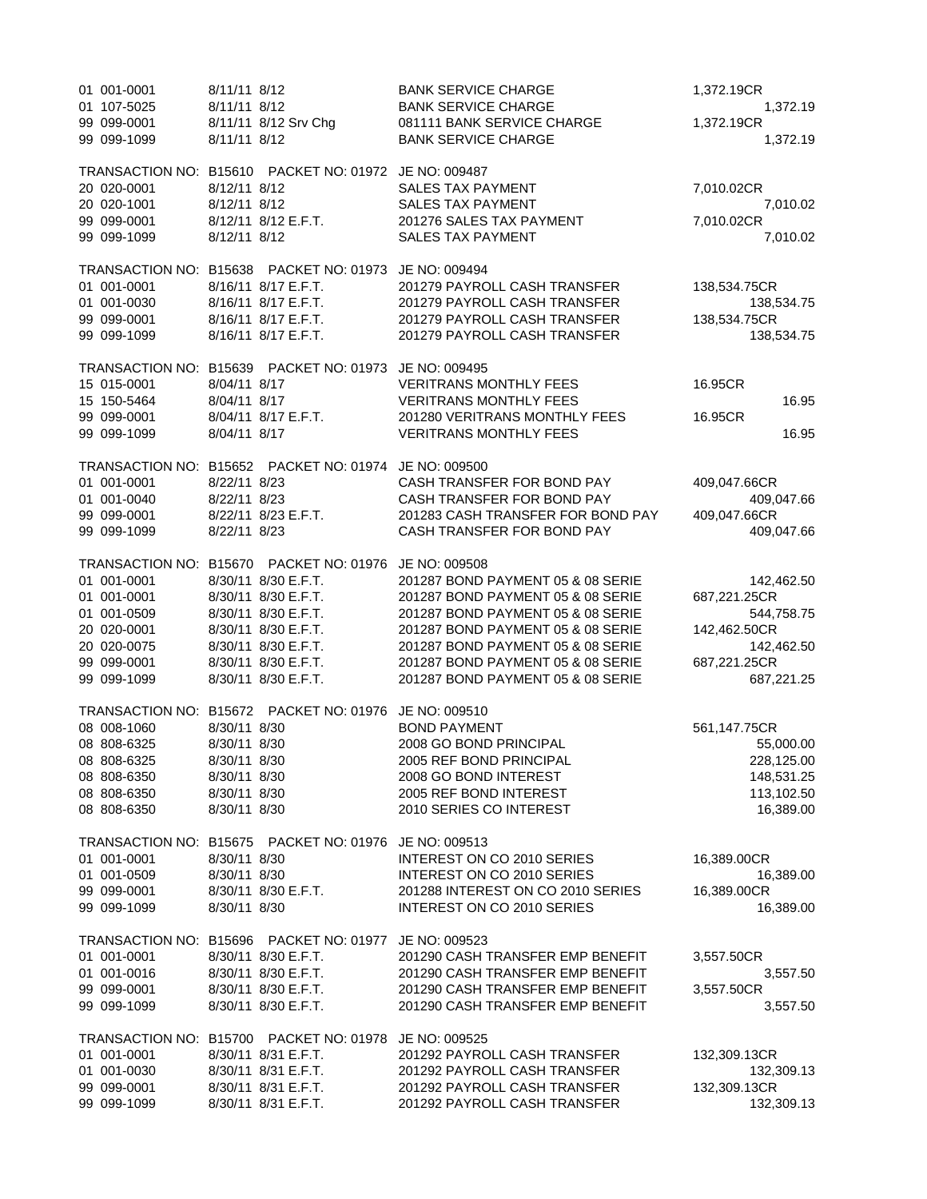| | | | | |
|---|---|---|---|---|
| 01 001-0001 | 8/11/11 8/12 | BANK SERVICE CHARGE | 1,372.19CR | |
| 01 107-5025 | 8/11/11 8/12 | BANK SERVICE CHARGE | | 1,372.19 |
| 99 099-0001 | 8/11/11 8/12 Srv Chg | 081111 BANK SERVICE CHARGE | 1,372.19CR | |
| 99 099-1099 | 8/11/11 8/12 | BANK SERVICE CHARGE | | 1,372.19 |

TRANSACTION NO: B15610 PACKET NO: 01972 JE NO: 009487

| | | | | |
|---|---|---|---|---|
| 20 020-0001 | 8/12/11 8/12 | SALES TAX PAYMENT | 7,010.02CR | |
| 20 020-1001 | 8/12/11 8/12 | SALES TAX PAYMENT | | 7,010.02 |
| 99 099-0001 | 8/12/11 8/12 E.F.T. | 201276 SALES TAX PAYMENT | 7,010.02CR | |
| 99 099-1099 | 8/12/11 8/12 | SALES TAX PAYMENT | | 7,010.02 |

TRANSACTION NO: B15638 PACKET NO: 01973 JE NO: 009494

| | | | | |
|---|---|---|---|---|
| 01 001-0001 | 8/16/11 8/17 E.F.T. | 201279 PAYROLL CASH TRANSFER | 138,534.75CR | |
| 01 001-0030 | 8/16/11 8/17 E.F.T. | 201279 PAYROLL CASH TRANSFER | | 138,534.75 |
| 99 099-0001 | 8/16/11 8/17 E.F.T. | 201279 PAYROLL CASH TRANSFER | 138,534.75CR | |
| 99 099-1099 | 8/16/11 8/17 E.F.T. | 201279 PAYROLL CASH TRANSFER | | 138,534.75 |

TRANSACTION NO: B15639 PACKET NO: 01973 JE NO: 009495

| | | | | |
|---|---|---|---|---|
| 15 015-0001 | 8/04/11 8/17 | VERITRANS MONTHLY FEES | 16.95CR | |
| 15 150-5464 | 8/04/11 8/17 | VERITRANS MONTHLY FEES | | 16.95 |
| 99 099-0001 | 8/04/11 8/17 E.F.T. | 201280 VERITRANS MONTHLY FEES | 16.95CR | |
| 99 099-1099 | 8/04/11 8/17 | VERITRANS MONTHLY FEES | | 16.95 |

TRANSACTION NO: B15652 PACKET NO: 01974 JE NO: 009500

| | | | | |
|---|---|---|---|---|
| 01 001-0001 | 8/22/11 8/23 | CASH TRANSFER FOR BOND PAY | 409,047.66CR | |
| 01 001-0040 | 8/22/11 8/23 | CASH TRANSFER FOR BOND PAY | | 409,047.66 |
| 99 099-0001 | 8/22/11 8/23 E.F.T. | 201283 CASH TRANSFER FOR BOND PAY | 409,047.66CR | |
| 99 099-1099 | 8/22/11 8/23 | CASH TRANSFER FOR BOND PAY | | 409,047.66 |

TRANSACTION NO: B15670 PACKET NO: 01976 JE NO: 009508

| | | | | |
|---|---|---|---|---|
| 01 001-0001 | 8/30/11 8/30 E.F.T. | 201287 BOND PAYMENT 05 & 08 SERIE | | 142,462.50 |
| 01 001-0001 | 8/30/11 8/30 E.F.T. | 201287 BOND PAYMENT 05 & 08 SERIE | 687,221.25CR | |
| 01 001-0509 | 8/30/11 8/30 E.F.T. | 201287 BOND PAYMENT 05 & 08 SERIE | | 544,758.75 |
| 20 020-0001 | 8/30/11 8/30 E.F.T. | 201287 BOND PAYMENT 05 & 08 SERIE | 142,462.50CR | |
| 20 020-0075 | 8/30/11 8/30 E.F.T. | 201287 BOND PAYMENT 05 & 08 SERIE | | 142,462.50 |
| 99 099-0001 | 8/30/11 8/30 E.F.T. | 201287 BOND PAYMENT 05 & 08 SERIE | 687,221.25CR | |
| 99 099-1099 | 8/30/11 8/30 E.F.T. | 201287 BOND PAYMENT 05 & 08 SERIE | | 687,221.25 |

TRANSACTION NO: B15672 PACKET NO: 01976 JE NO: 009510

| | | | | |
|---|---|---|---|---|
| 08 008-1060 | 8/30/11 8/30 | BOND PAYMENT | 561,147.75CR | |
| 08 808-6325 | 8/30/11 8/30 | 2008 GO BOND PRINCIPAL | | 55,000.00 |
| 08 808-6325 | 8/30/11 8/30 | 2005 REF BOND PRINCIPAL | | 228,125.00 |
| 08 808-6350 | 8/30/11 8/30 | 2008 GO BOND INTEREST | | 148,531.25 |
| 08 808-6350 | 8/30/11 8/30 | 2005 REF BOND INTEREST | | 113,102.50 |
| 08 808-6350 | 8/30/11 8/30 | 2010 SERIES CO INTEREST | | 16,389.00 |

TRANSACTION NO: B15675 PACKET NO: 01976 JE NO: 009513

| | | | | |
|---|---|---|---|---|
| 01 001-0001 | 8/30/11 8/30 | INTEREST ON CO 2010 SERIES | 16,389.00CR | |
| 01 001-0509 | 8/30/11 8/30 | INTEREST ON CO 2010 SERIES | | 16,389.00 |
| 99 099-0001 | 8/30/11 8/30 E.F.T. | 201288 INTEREST ON CO 2010 SERIES | 16,389.00CR | |
| 99 099-1099 | 8/30/11 8/30 | INTEREST ON CO 2010 SERIES | | 16,389.00 |

TRANSACTION NO: B15696 PACKET NO: 01977 JE NO: 009523

| | | | | |
|---|---|---|---|---|
| 01 001-0001 | 8/30/11 8/30 E.F.T. | 201290 CASH TRANSFER EMP BENEFIT | 3,557.50CR | |
| 01 001-0016 | 8/30/11 8/30 E.F.T. | 201290 CASH TRANSFER EMP BENEFIT | | 3,557.50 |
| 99 099-0001 | 8/30/11 8/30 E.F.T. | 201290 CASH TRANSFER EMP BENEFIT | 3,557.50CR | |
| 99 099-1099 | 8/30/11 8/30 E.F.T. | 201290 CASH TRANSFER EMP BENEFIT | | 3,557.50 |

TRANSACTION NO: B15700 PACKET NO: 01978 JE NO: 009525

| | | | | |
|---|---|---|---|---|
| 01 001-0001 | 8/30/11 8/31 E.F.T. | 201292 PAYROLL CASH TRANSFER | 132,309.13CR | |
| 01 001-0030 | 8/30/11 8/31 E.F.T. | 201292 PAYROLL CASH TRANSFER | | 132,309.13 |
| 99 099-0001 | 8/30/11 8/31 E.F.T. | 201292 PAYROLL CASH TRANSFER | 132,309.13CR | |
| 99 099-1099 | 8/30/11 8/31 E.F.T. | 201292 PAYROLL CASH TRANSFER | | 132,309.13 |